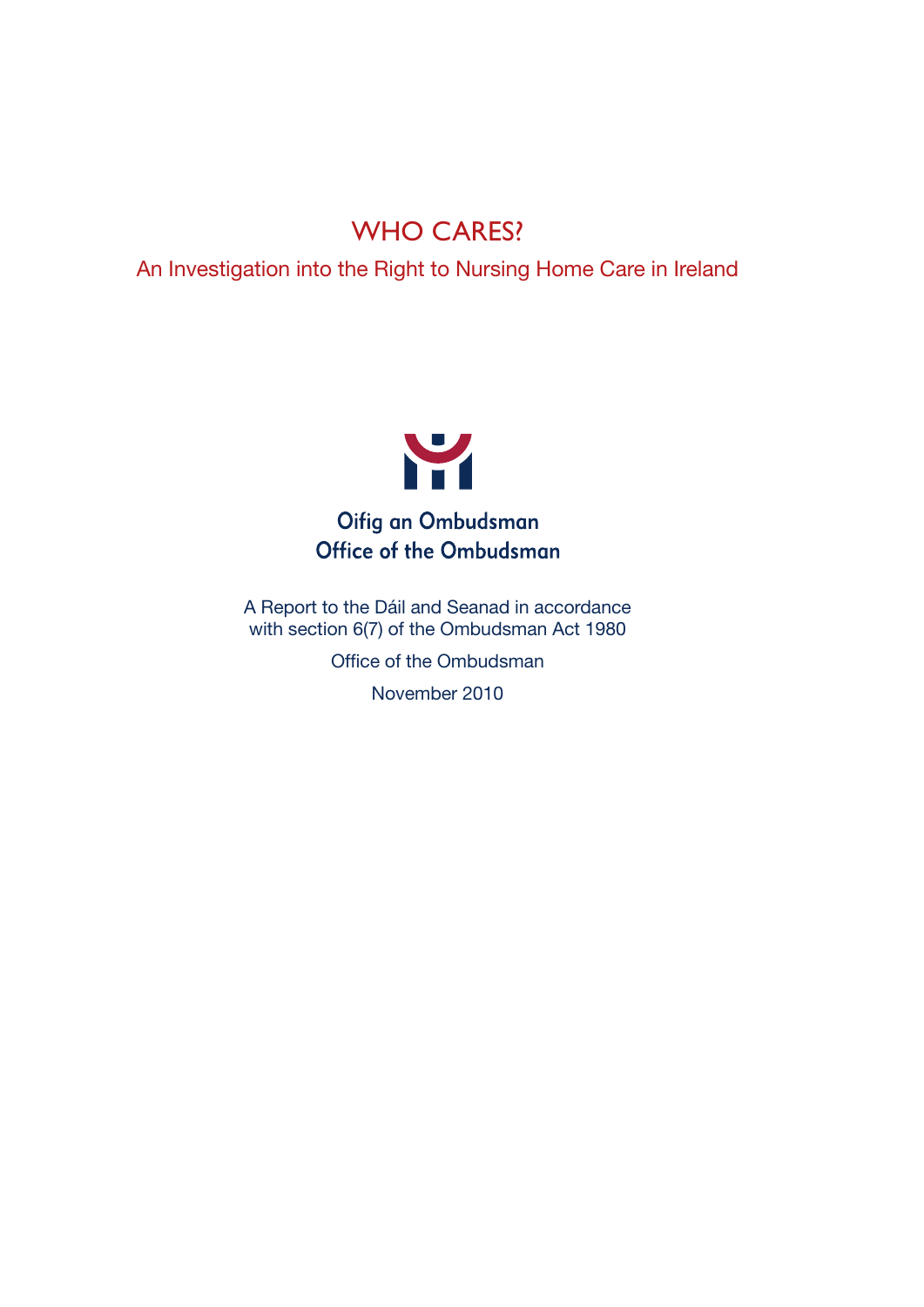# WHO CARES?

## An Investigation into the Right to Nursing Home Care in Ireland

Oifig an Ombudsman
Office of the Ombudsman

A Report to the Dáil and Seanad in accordance with section 6(7) of the Ombudsman Act 1980

Office of the Ombudsman

November 2010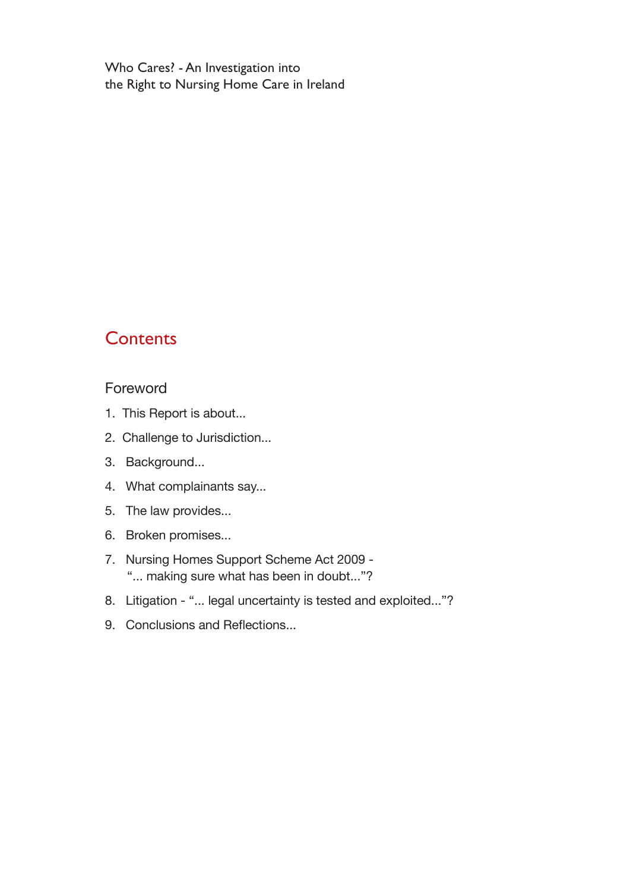Who Cares? - An Investigation into
the Right to Nursing Home Care in Ireland

# Contents

Foreword

1. This Report is about...
2. Challenge to Jurisdiction...
3. Background...
4. What complainants say...
5. The law provides...
6. Broken promises...
7. Nursing Homes Support Scheme Act 2009 - "... making sure what has been in doubt..."?
8. Litigation - "... legal uncertainty is tested and exploited..."?
9. Conclusions and Reflections...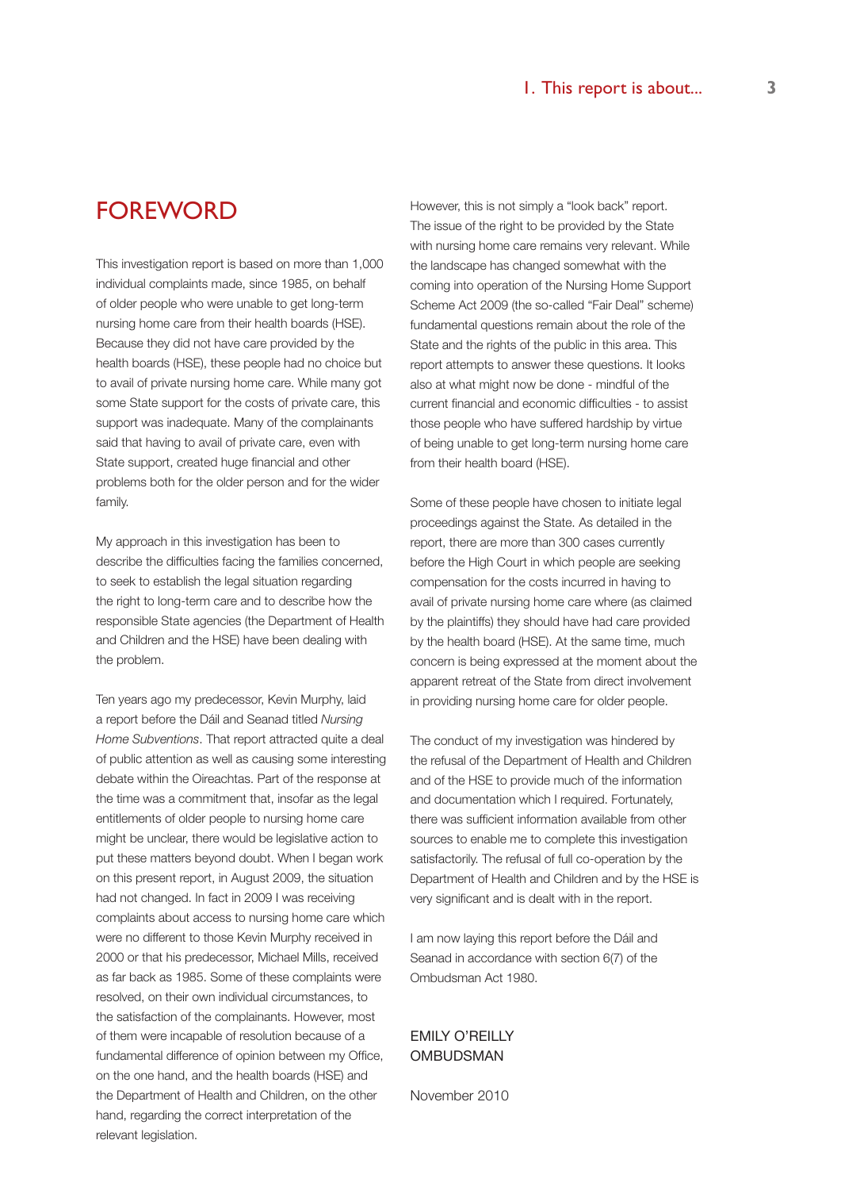# FOREWORD

This investigation report is based on more than 1,000 individual complaints made, since 1985, on behalf of older people who were unable to get long-term nursing home care from their health boards (HSE). Because they did not have care provided by the health boards (HSE), these people had no choice but to avail of private nursing home care. While many got some State support for the costs of private care, this support was inadequate. Many of the complainants said that having to avail of private care, even with State support, created huge financial and other problems both for the older person and for the wider family.

My approach in this investigation has been to describe the difficulties facing the families concerned, to seek to establish the legal situation regarding the right to long-term care and to describe how the responsible State agencies (the Department of Health and Children and the HSE) have been dealing with the problem.

Ten years ago my predecessor, Kevin Murphy, laid a report before the Dáil and Seanad titled *Nursing Home Subventions*. That report attracted quite a deal of public attention as well as causing some interesting debate within the Oireachtas. Part of the response at the time was a commitment that, insofar as the legal entitlements of older people to nursing home care might be unclear, there would be legislative action to put these matters beyond doubt. When I began work on this present report, in August 2009, the situation had not changed. In fact in 2009 I was receiving complaints about access to nursing home care which were no different to those Kevin Murphy received in 2000 or that his predecessor, Michael Mills, received as far back as 1985. Some of these complaints were resolved, on their own individual circumstances, to the satisfaction of the complainants. However, most of them were incapable of resolution because of a fundamental difference of opinion between my Office, on the one hand, and the health boards (HSE) and the Department of Health and Children, on the other hand, regarding the correct interpretation of the relevant legislation.

However, this is not simply a "look back" report. The issue of the right to be provided by the State with nursing home care remains very relevant. While the landscape has changed somewhat with the coming into operation of the Nursing Home Support Scheme Act 2009 (the so-called "Fair Deal" scheme) fundamental questions remain about the role of the State and the rights of the public in this area. This report attempts to answer these questions. It looks also at what might now be done - mindful of the current financial and economic difficulties - to assist those people who have suffered hardship by virtue of being unable to get long-term nursing home care from their health board (HSE).

Some of these people have chosen to initiate legal proceedings against the State. As detailed in the report, there are more than 300 cases currently before the High Court in which people are seeking compensation for the costs incurred in having to avail of private nursing home care where (as claimed by the plaintiffs) they should have had care provided by the health board (HSE). At the same time, much concern is being expressed at the moment about the apparent retreat of the State from direct involvement in providing nursing home care for older people.

The conduct of my investigation was hindered by the refusal of the Department of Health and Children and of the HSE to provide much of the information and documentation which I required. Fortunately, there was sufficient information available from other sources to enable me to complete this investigation satisfactorily. The refusal of full co-operation by the Department of Health and Children and by the HSE is very significant and is dealt with in the report.

I am now laying this report before the Dáil and Seanad in accordance with section 6(7) of the Ombudsman Act 1980.

EMILY O'REILLY
OMBUDSMAN

November 2010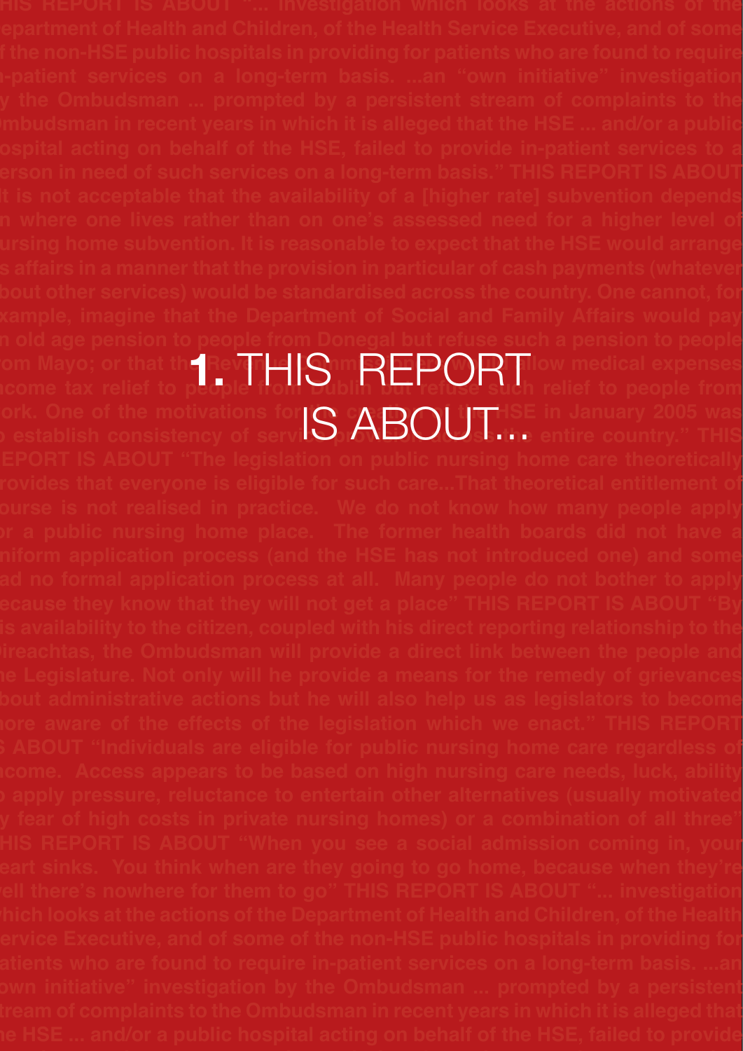# 1. THIS REPORT IS ABOUT...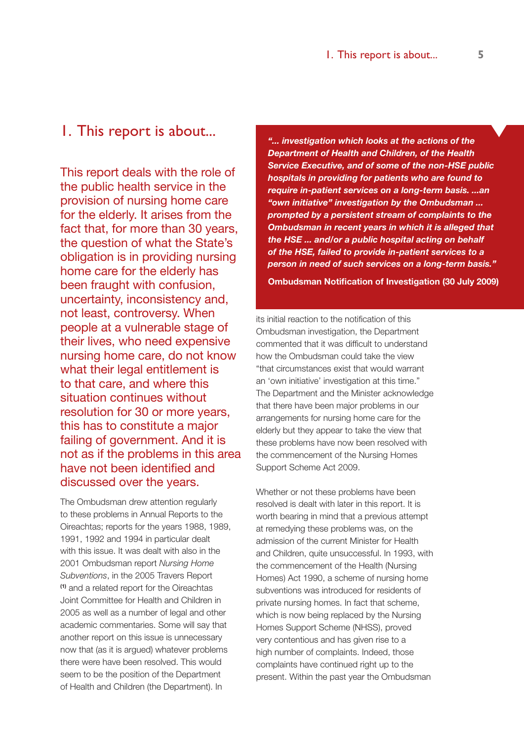# 1. This report is about...

This report deals with the role of the public health service in the provision of nursing home care for the elderly. It arises from the fact that, for more than 30 years, the question of what the State's obligation is in providing nursing home care for the elderly has been fraught with confusion, uncertainty, inconsistency and, not least, controversy. When people at a vulnerable stage of their lives, who need expensive nursing home care, do not know what their legal entitlement is to that care, and where this situation continues without resolution for 30 or more years, this has to constitute a major failing of government. And it is not as if the problems in this area have not been identified and discussed over the years.

> ***"... investigation which looks at the actions of the Department of Health and Children, of the Health Service Executive, and of some of the non-HSE public hospitals in providing for patients who are found to require in-patient services on a long-term basis. ...an "own initiative" investigation by the Ombudsman ... prompted by a persistent stream of complaints to the Ombudsman in recent years in which it is alleged that the HSE ... and/or a public hospital acting on behalf of the HSE, failed to provide in-patient services to a person in need of such services on a long-term basis."***
>
> **Ombudsman Notification of Investigation (30 July 2009)**

The Ombudsman drew attention regularly to these problems in Annual Reports to the Oireachtas; reports for the years 1988, 1989, 1991, 1992 and 1994 in particular dealt with this issue. It was dealt with also in the 2001 Ombudsman report *Nursing Home Subventions*, in the 2005 Travers Report [(1)] and a related report for the Oireachtas Joint Committee for Health and Children in 2005 as well as a number of legal and other academic commentaries. Some will say that another report on this issue is unnecessary now that (as it is argued) whatever problems there were have been resolved. This would seem to be the position of the Department of Health and Children (the Department). In its initial reaction to the notification of this Ombudsman investigation, the Department commented that it was difficult to understand how the Ombudsman could take the view "that circumstances exist that would warrant an 'own initiative' investigation at this time." The Department and the Minister acknowledge that there have been major problems in our arrangements for nursing home care for the elderly but they appear to take the view that these problems have now been resolved with the commencement of the Nursing Homes Support Scheme Act 2009.

Whether or not these problems have been resolved is dealt with later in this report. It is worth bearing in mind that a previous attempt at remedying these problems was, on the admission of the current Minister for Health and Children, quite unsuccessful. In 1993, with the commencement of the Health (Nursing Homes) Act 1990, a scheme of nursing home subventions was introduced for residents of private nursing homes. In fact that scheme, which is now being replaced by the Nursing Homes Support Scheme (NHSS), proved very contentious and has given rise to a high number of complaints. Indeed, those complaints have continued right up to the present. Within the past year the Ombudsman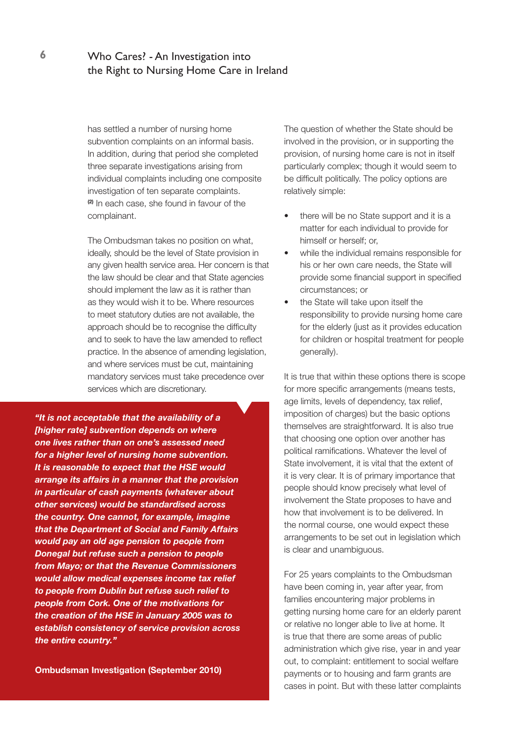has settled a number of nursing home subvention complaints on an informal basis. In addition, during that period she completed three separate investigations arising from individual complaints including one composite investigation of ten separate complaints. [2] In each case, she found in favour of the complainant.

The Ombudsman takes no position on what, ideally, should be the level of State provision in any given health service area. Her concern is that the law should be clear and that State agencies should implement the law as it is rather than as they would wish it to be. Where resources to meet statutory duties are not available, the approach should be to recognise the difficulty and to seek to have the law amended to reflect practice. In the absence of amending legislation, and where services must be cut, maintaining mandatory services must take precedence over services which are discretionary.

> ***"It is not acceptable that the availability of a [higher rate] subvention depends on where one lives rather than on one's assessed need for a higher level of nursing home subvention. It is reasonable to expect that the HSE would arrange its affairs in a manner that the provision in particular of cash payments (whatever about other services) would be standardised across the country. One cannot, for example, imagine that the Department of Social and Family Affairs would pay an old age pension to people from Donegal but refuse such a pension to people from Mayo; or that the Revenue Commissioners would allow medical expenses income tax relief to people from Dublin but refuse such relief to people from Cork. One of the motivations for the creation of the HSE in January 2005 was to establish consistency of service provision across the entire country."***
>
> **Ombudsman Investigation (September 2010)**

The question of whether the State should be involved in the provision, or in supporting the provision, of nursing home care is not in itself particularly complex; though it would seem to be difficult politically. The policy options are relatively simple:

- there will be no State support and it is a matter for each individual to provide for himself or herself; or,
- while the individual remains responsible for his or her own care needs, the State will provide some financial support in specified circumstances; or
- the State will take upon itself the responsibility to provide nursing home care for the elderly (just as it provides education for children or hospital treatment for people generally).

It is true that within these options there is scope for more specific arrangements (means tests, age limits, levels of dependency, tax relief, imposition of charges) but the basic options themselves are straightforward. It is also true that choosing one option over another has political ramifications. Whatever the level of State involvement, it is vital that the extent of it is very clear. It is of primary importance that people should know precisely what level of involvement the State proposes to have and how that involvement is to be delivered. In the normal course, one would expect these arrangements to be set out in legislation which is clear and unambiguous.

For 25 years complaints to the Ombudsman have been coming in, year after year, from families encountering major problems in getting nursing home care for an elderly parent or relative no longer able to live at home. It is true that there are some areas of public administration which give rise, year in and year out, to complaint: entitlement to social welfare payments or to housing and farm grants are cases in point. But with these latter complaints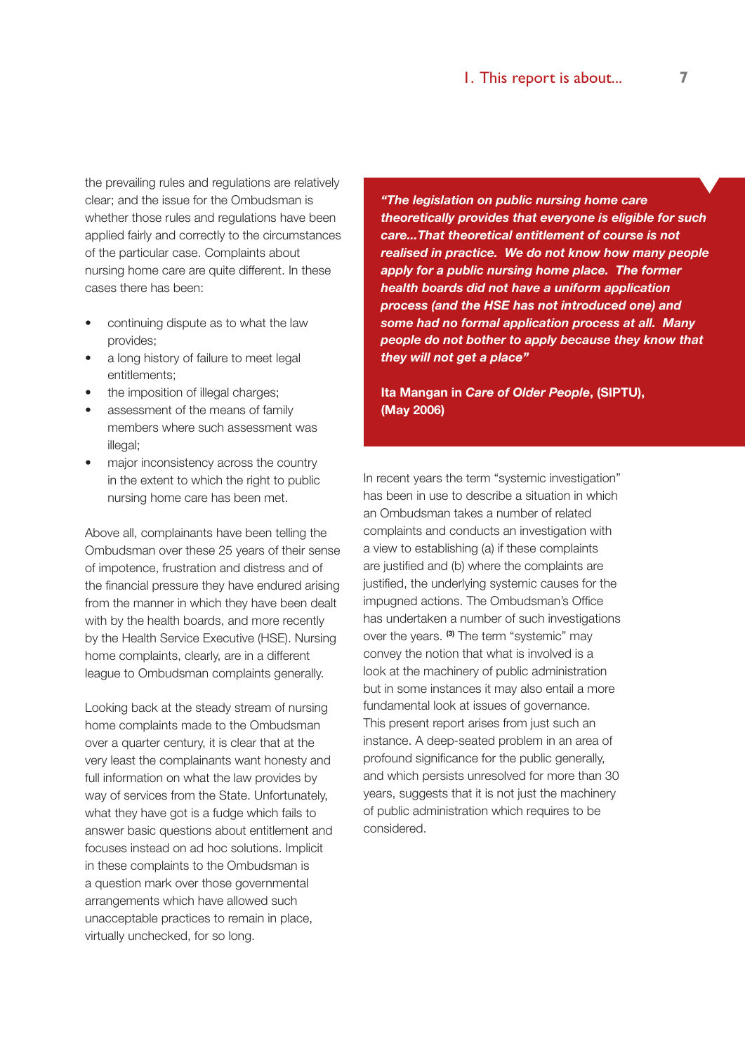the prevailing rules and regulations are relatively clear; and the issue for the Ombudsman is whether those rules and regulations have been applied fairly and correctly to the circumstances of the particular case. Complaints about nursing home care are quite different. In these cases there has been:

- continuing dispute as to what the law provides;
- a long history of failure to meet legal entitlements;
- the imposition of illegal charges;
- assessment of the means of family members where such assessment was illegal;
- major inconsistency across the country in the extent to which the right to public nursing home care has been met.

Above all, complainants have been telling the Ombudsman over these 25 years of their sense of impotence, frustration and distress and of the financial pressure they have endured arising from the manner in which they have been dealt with by the health boards, and more recently by the Health Service Executive (HSE). Nursing home complaints, clearly, are in a different league to Ombudsman complaints generally.

Looking back at the steady stream of nursing home complaints made to the Ombudsman over a quarter century, it is clear that at the very least the complainants want honesty and full information on what the law provides by way of services from the State. Unfortunately, what they have got is a fudge which fails to answer basic questions about entitlement and focuses instead on ad hoc solutions. Implicit in these complaints to the Ombudsman is a question mark over those governmental arrangements which have allowed such unacceptable practices to remain in place, virtually unchecked, for so long.

> ***"The legislation on public nursing home care theoretically provides that everyone is eligible for such care...That theoretical entitlement of course is not realised in practice. We do not know how many people apply for a public nursing home place. The former health boards did not have a uniform application process (and the HSE has not introduced one) and some had no formal application process at all. Many people do not bother to apply because they know that they will not get a place"***
>
> **Ita Mangan in *Care of Older People*, (SIPTU), (May 2006)**

In recent years the term "systemic investigation" has been in use to describe a situation in which an Ombudsman takes a number of related complaints and conducts an investigation with a view to establishing (a) if these complaints are justified and (b) where the complaints are justified, the underlying systemic causes for the impugned actions. The Ombudsman's Office has undertaken a number of such investigations over the years. [3] The term "systemic" may convey the notion that what is involved is a look at the machinery of public administration but in some instances it may also entail a more fundamental look at issues of governance. This present report arises from just such an instance. A deep-seated problem in an area of profound significance for the public generally, and which persists unresolved for more than 30 years, suggests that it is not just the machinery of public administration which requires to be considered.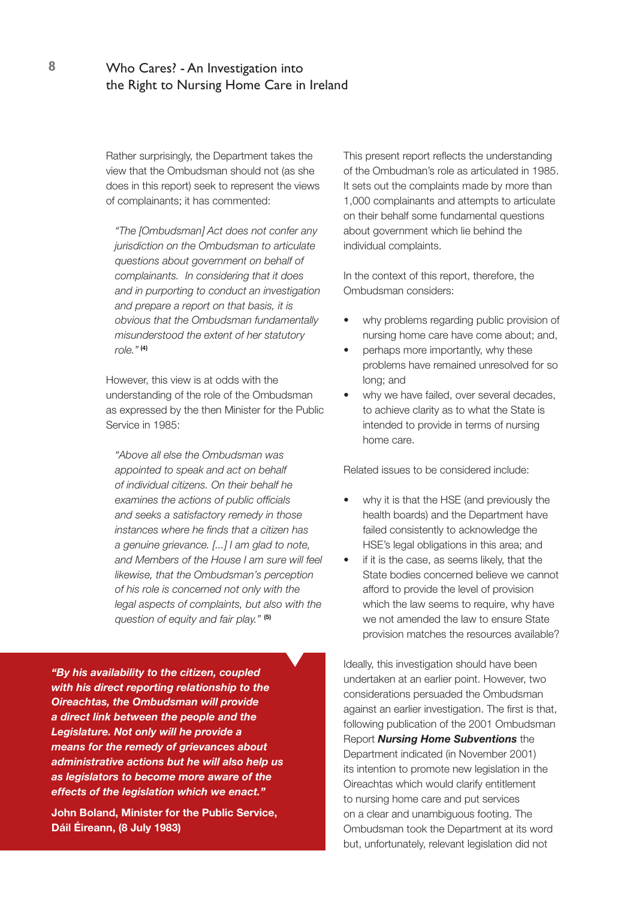Rather surprisingly, the Department takes the view that the Ombudsman should not (as she does in this report) seek to represent the views of complainants; it has commented:

> *"The [Ombudsman] Act does not confer any jurisdiction on the Ombudsman to articulate questions about government on behalf of complainants. In considering that it does and in purporting to conduct an investigation and prepare a report on that basis, it is obvious that the Ombudsman fundamentally misunderstood the extent of her statutory role."* **(4)**

However, this view is at odds with the understanding of the role of the Ombudsman as expressed by the then Minister for the Public Service in 1985:

> *"Above all else the Ombudsman was appointed to speak and act on behalf of individual citizens. On their behalf he examines the actions of public officials and seeks a satisfactory remedy in those instances where he finds that a citizen has a genuine grievance. [...] I am glad to note, and Members of the House I am sure will feel likewise, that the Ombudsman's perception of his role is concerned not only with the legal aspects of complaints, but also with the question of equity and fair play."* **(5)**

***"By his availability to the citizen, coupled with his direct reporting relationship to the Oireachtas, the Ombudsman will provide a direct link between the people and the Legislature. Not only will he provide a means for the remedy of grievances about administrative actions but he will also help us as legislators to become more aware of the effects of the legislation which we enact."***

**John Boland, Minister for the Public Service, Dáil Éireann, (8 July 1983)**

This present report reflects the understanding of the Ombudman's role as articulated in 1985. It sets out the complaints made by more than 1,000 complainants and attempts to articulate on their behalf some fundamental questions about government which lie behind the individual complaints.

In the context of this report, therefore, the Ombudsman considers:

- why problems regarding public provision of nursing home care have come about; and,
- perhaps more importantly, why these problems have remained unresolved for so long; and
- why we have failed, over several decades, to achieve clarity as to what the State is intended to provide in terms of nursing home care.

Related issues to be considered include:

- why it is that the HSE (and previously the health boards) and the Department have failed consistently to acknowledge the HSE's legal obligations in this area; and
- if it is the case, as seems likely, that the State bodies concerned believe we cannot afford to provide the level of provision which the law seems to require, why have we not amended the law to ensure State provision matches the resources available?

Ideally, this investigation should have been undertaken at an earlier point. However, two considerations persuaded the Ombudsman against an earlier investigation. The first is that, following publication of the 2001 Ombudsman Report ***Nursing Home Subventions*** the Department indicated (in November 2001) its intention to promote new legislation in the Oireachtas which would clarify entitlement to nursing home care and put services on a clear and unambiguous footing. The Ombudsman took the Department at its word but, unfortunately, relevant legislation did not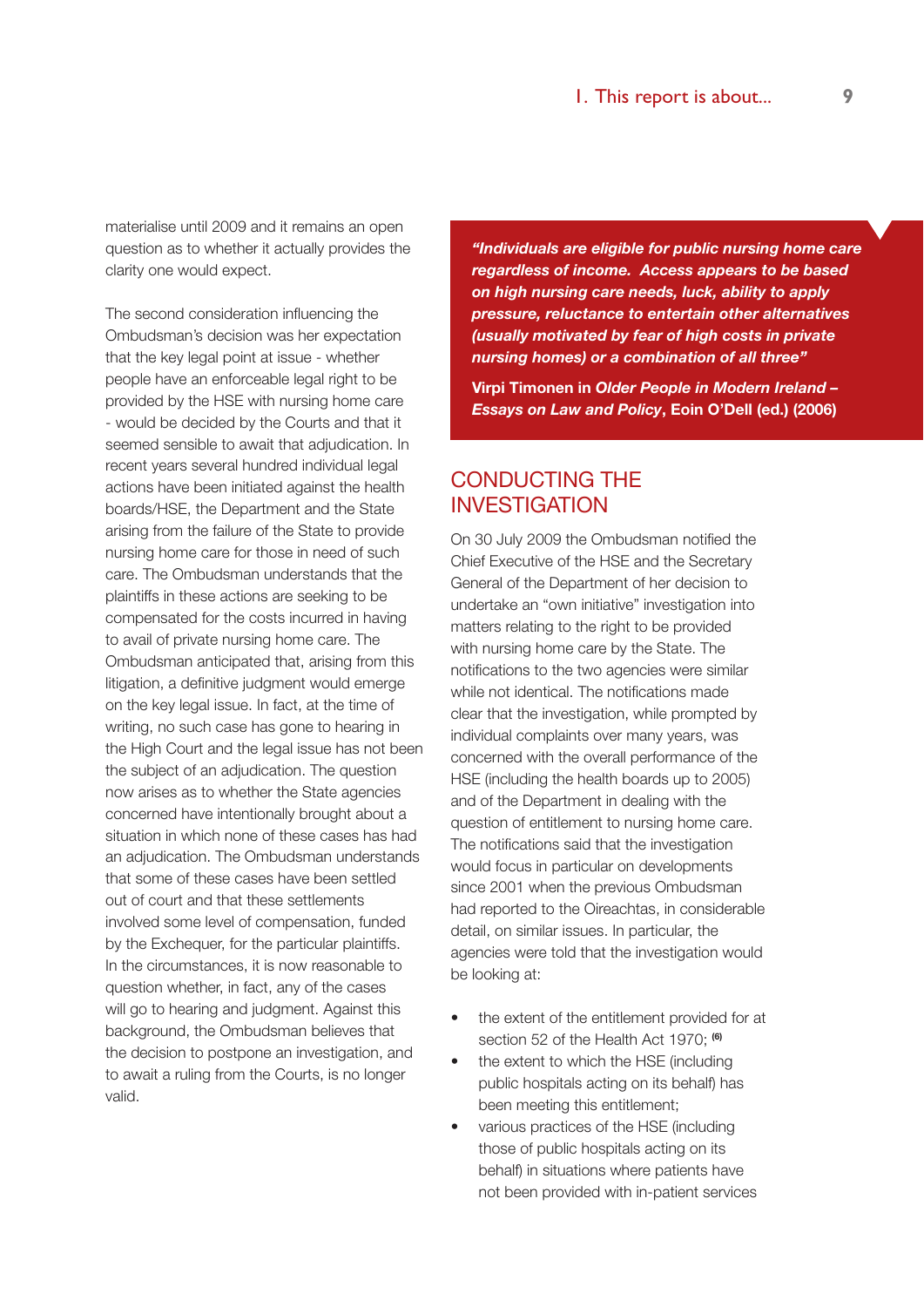materialise until 2009 and it remains an open question as to whether it actually provides the clarity one would expect.

The second consideration influencing the Ombudsman's decision was her expectation that the key legal point at issue - whether people have an enforceable legal right to be provided by the HSE with nursing home care - would be decided by the Courts and that it seemed sensible to await that adjudication. In recent years several hundred individual legal actions have been initiated against the health boards/HSE, the Department and the State arising from the failure of the State to provide nursing home care for those in need of such care. The Ombudsman understands that the plaintiffs in these actions are seeking to be compensated for the costs incurred in having to avail of private nursing home care. The Ombudsman anticipated that, arising from this litigation, a definitive judgment would emerge on the key legal issue. In fact, at the time of writing, no such case has gone to hearing in the High Court and the legal issue has not been the subject of an adjudication. The question now arises as to whether the State agencies concerned have intentionally brought about a situation in which none of these cases has had an adjudication. The Ombudsman understands that some of these cases have been settled out of court and that these settlements involved some level of compensation, funded by the Exchequer, for the particular plaintiffs. In the circumstances, it is now reasonable to question whether, in fact, any of the cases will go to hearing and judgment. Against this background, the Ombudsman believes that the decision to postpone an investigation, and to await a ruling from the Courts, is no longer valid.

> ***"Individuals are eligible for public nursing home care regardless of income. Access appears to be based on high nursing care needs, luck, ability to apply pressure, reluctance to entertain other alternatives (usually motivated by fear of high costs in private nursing homes) or a combination of all three"***
>
> **Virpi Timonen in *Older People in Modern Ireland – Essays on Law and Policy*, Eoin O'Dell (ed.) (2006)**

## CONDUCTING THE INVESTIGATION

On 30 July 2009 the Ombudsman notified the Chief Executive of the HSE and the Secretary General of the Department of her decision to undertake an "own initiative" investigation into matters relating to the right to be provided with nursing home care by the State. The notifications to the two agencies were similar while not identical. The notifications made clear that the investigation, while prompted by individual complaints over many years, was concerned with the overall performance of the HSE (including the health boards up to 2005) and of the Department in dealing with the question of entitlement to nursing home care. The notifications said that the investigation would focus in particular on developments since 2001 when the previous Ombudsman had reported to the Oireachtas, in considerable detail, on similar issues. In particular, the agencies were told that the investigation would be looking at:

- the extent of the entitlement provided for at section 52 of the Health Act 1970; [6]
- the extent to which the HSE (including public hospitals acting on its behalf) has been meeting this entitlement;
- various practices of the HSE (including those of public hospitals acting on its behalf) in situations where patients have not been provided with in-patient services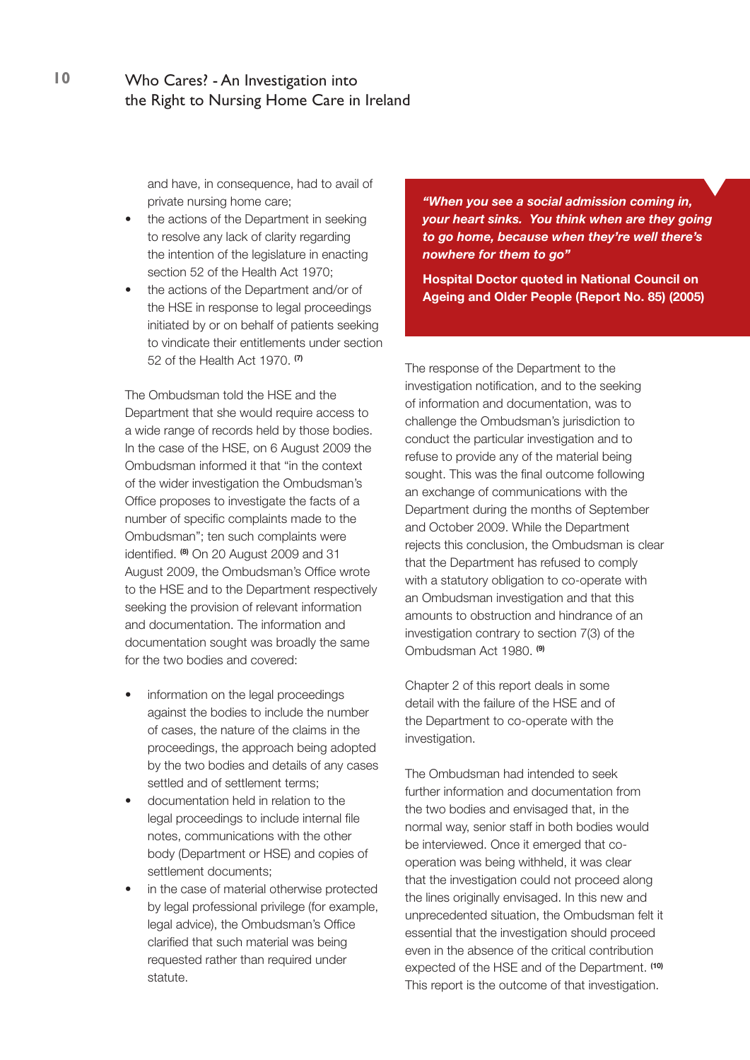and have, in consequence, had to avail of private nursing home care;

- the actions of the Department in seeking to resolve any lack of clarity regarding the intention of the legislature in enacting section 52 of the Health Act 1970;
- the actions of the Department and/or of the HSE in response to legal proceedings initiated by or on behalf of patients seeking to vindicate their entitlements under section 52 of the Health Act 1970. [7]

The Ombudsman told the HSE and the Department that she would require access to a wide range of records held by those bodies. In the case of the HSE, on 6 August 2009 the Ombudsman informed it that "in the context of the wider investigation the Ombudsman's Office proposes to investigate the facts of a number of specific complaints made to the Ombudsman"; ten such complaints were identified. [8] On 20 August 2009 and 31 August 2009, the Ombudsman's Office wrote to the HSE and to the Department respectively seeking the provision of relevant information and documentation. The information and documentation sought was broadly the same for the two bodies and covered:

- information on the legal proceedings against the bodies to include the number of cases, the nature of the claims in the proceedings, the approach being adopted by the two bodies and details of any cases settled and of settlement terms;
- documentation held in relation to the legal proceedings to include internal file notes, communications with the other body (Department or HSE) and copies of settlement documents;
- in the case of material otherwise protected by legal professional privilege (for example, legal advice), the Ombudsman's Office clarified that such material was being requested rather than required under statute.

***"When you see a social admission coming in, your heart sinks. You think when are they going to go home, because when they're well there's nowhere for them to go"***

**Hospital Doctor quoted in National Council on Ageing and Older People (Report No. 85) (2005)**

The response of the Department to the investigation notification, and to the seeking of information and documentation, was to challenge the Ombudsman's jurisdiction to conduct the particular investigation and to refuse to provide any of the material being sought. This was the final outcome following an exchange of communications with the Department during the months of September and October 2009. While the Department rejects this conclusion, the Ombudsman is clear that the Department has refused to comply with a statutory obligation to co-operate with an Ombudsman investigation and that this amounts to obstruction and hindrance of an investigation contrary to section 7(3) of the Ombudsman Act 1980. [9]

Chapter 2 of this report deals in some detail with the failure of the HSE and of the Department to co-operate with the investigation.

The Ombudsman had intended to seek further information and documentation from the two bodies and envisaged that, in the normal way, senior staff in both bodies would be interviewed. Once it emerged that co-operation was being withheld, it was clear that the investigation could not proceed along the lines originally envisaged. In this new and unprecedented situation, the Ombudsman felt it essential that the investigation should proceed even in the absence of the critical contribution expected of the HSE and of the Department. [10] This report is the outcome of that investigation.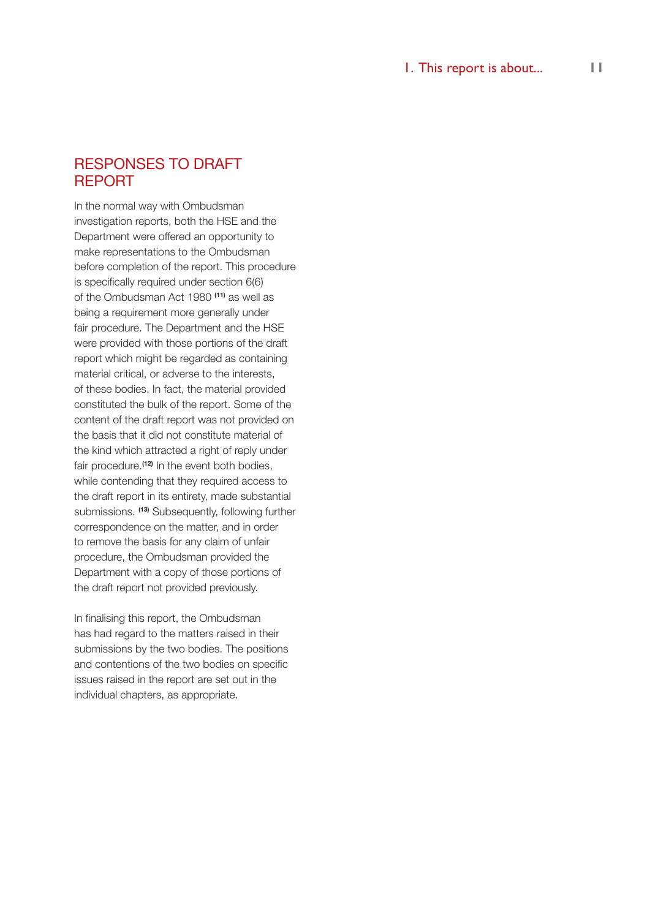## RESPONSES TO DRAFT REPORT

In the normal way with Ombudsman investigation reports, both the HSE and the Department were offered an opportunity to make representations to the Ombudsman before completion of the report. This procedure is specifically required under section 6(6) of the Ombudsman Act 1980 [11] as well as being a requirement more generally under fair procedure. The Department and the HSE were provided with those portions of the draft report which might be regarded as containing material critical, or adverse to the interests, of these bodies. In fact, the material provided constituted the bulk of the report. Some of the content of the draft report was not provided on the basis that it did not constitute material of the kind which attracted a right of reply under fair procedure.[12] In the event both bodies, while contending that they required access to the draft report in its entirety, made substantial submissions. [13] Subsequently, following further correspondence on the matter, and in order to remove the basis for any claim of unfair procedure, the Ombudsman provided the Department with a copy of those portions of the draft report not provided previously.

In finalising this report, the Ombudsman has had regard to the matters raised in their submissions by the two bodies. The positions and contentions of the two bodies on specific issues raised in the report are set out in the individual chapters, as appropriate.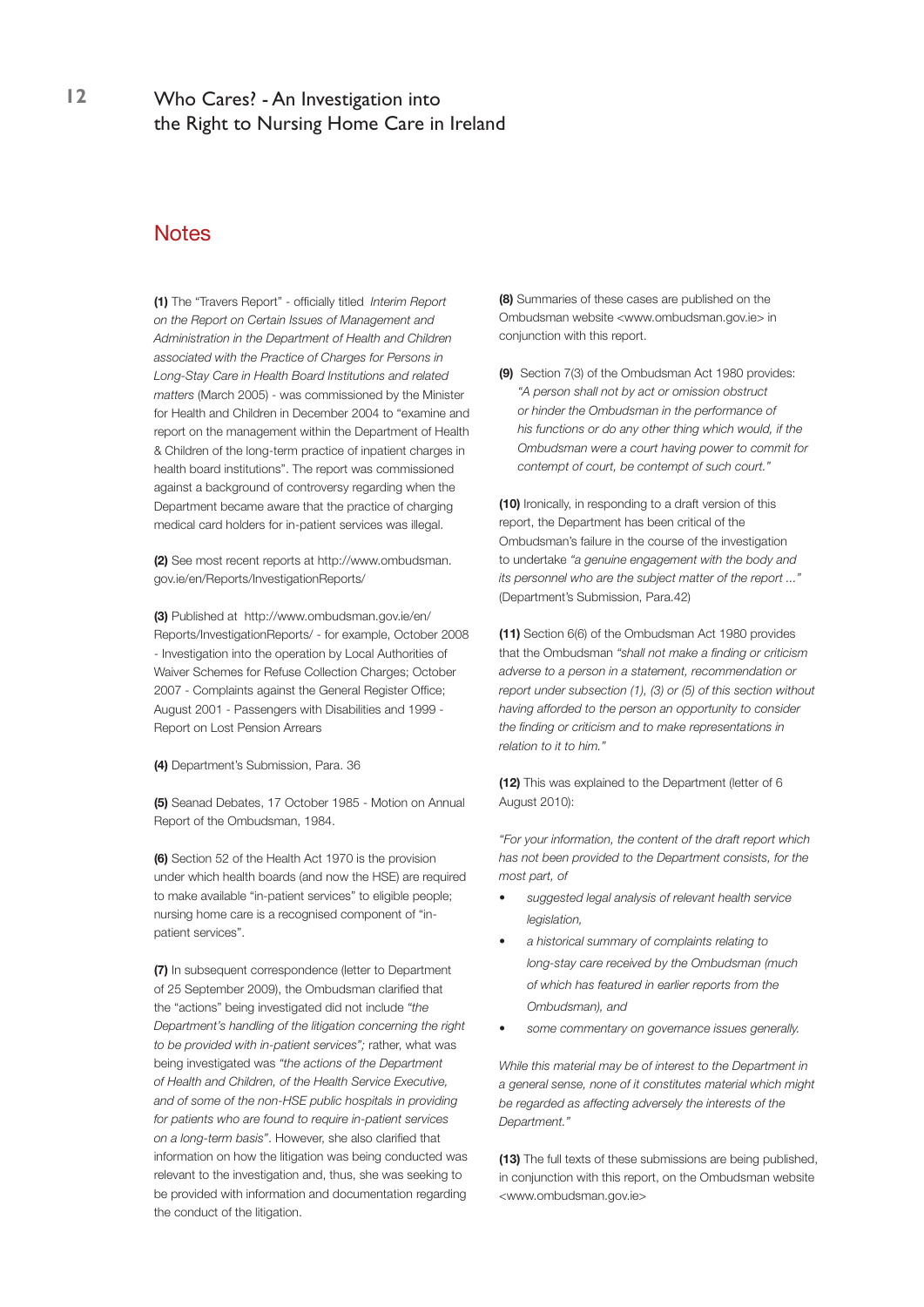## Notes

**(1)** The "Travers Report" - officially titled *Interim Report on the Report on Certain Issues of Management and Administration in the Department of Health and Children associated with the Practice of Charges for Persons in Long-Stay Care in Health Board Institutions and related matters* (March 2005) - was commissioned by the Minister for Health and Children in December 2004 to "examine and report on the management within the Department of Health & Children of the long-term practice of inpatient charges in health board institutions". The report was commissioned against a background of controversy regarding when the Department became aware that the practice of charging medical card holders for in-patient services was illegal.

**(2)** See most recent reports at http://www.ombudsman.gov.ie/en/Reports/InvestigationReports/

**(3)** Published at http://www.ombudsman.gov.ie/en/Reports/InvestigationReports/ - for example, October 2008 - Investigation into the operation by Local Authorities of Waiver Schemes for Refuse Collection Charges; October 2007 - Complaints against the General Register Office; August 2001 - Passengers with Disabilities and 1999 - Report on Lost Pension Arrears

**(4)** Department's Submission, Para. 36

**(5)** Seanad Debates, 17 October 1985 - Motion on Annual Report of the Ombudsman, 1984.

**(6)** Section 52 of the Health Act 1970 is the provision under which health boards (and now the HSE) are required to make available "in-patient services" to eligible people; nursing home care is a recognised component of "in-patient services".

**(7)** In subsequent correspondence (letter to Department of 25 September 2009), the Ombudsman clarified that the "actions" being investigated did not include *"the Department's handling of the litigation concerning the right to be provided with in-patient services";* rather, what was being investigated was *"the actions of the Department of Health and Children, of the Health Service Executive, and of some of the non-HSE public hospitals in providing for patients who are found to require in-patient services on a long-term basis"*. However, she also clarified that information on how the litigation was being conducted was relevant to the investigation and, thus, she was seeking to be provided with information and documentation regarding the conduct of the litigation.

**(8)** Summaries of these cases are published on the Ombudsman website <www.ombudsman.gov.ie> in conjunction with this report.

**(9)** Section 7(3) of the Ombudsman Act 1980 provides: *"A person shall not by act or omission obstruct or hinder the Ombudsman in the performance of his functions or do any other thing which would, if the Ombudsman were a court having power to commit for contempt of court, be contempt of such court."*

**(10)** Ironically, in responding to a draft version of this report, the Department has been critical of the Ombudsman's failure in the course of the investigation to undertake *"a genuine engagement with the body and its personnel who are the subject matter of the report ..."* (Department's Submission, Para.42)

**(11)** Section 6(6) of the Ombudsman Act 1980 provides that the Ombudsman *"shall not make a finding or criticism adverse to a person in a statement, recommendation or report under subsection (1), (3) or (5) of this section without having afforded to the person an opportunity to consider the finding or criticism and to make representations in relation to it to him."*

**(12)** This was explained to the Department (letter of 6 August 2010):

*"For your information, the content of the draft report which has not been provided to the Department consists, for the most part, of*

- *suggested legal analysis of relevant health service legislation,*
- *a historical summary of complaints relating to long-stay care received by the Ombudsman (much of which has featured in earlier reports from the Ombudsman), and*
- *some commentary on governance issues generally.*

*While this material may be of interest to the Department in a general sense, none of it constitutes material which might be regarded as affecting adversely the interests of the Department."*

**(13)** The full texts of these submissions are being published, in conjunction with this report, on the Ombudsman website <www.ombudsman.gov.ie>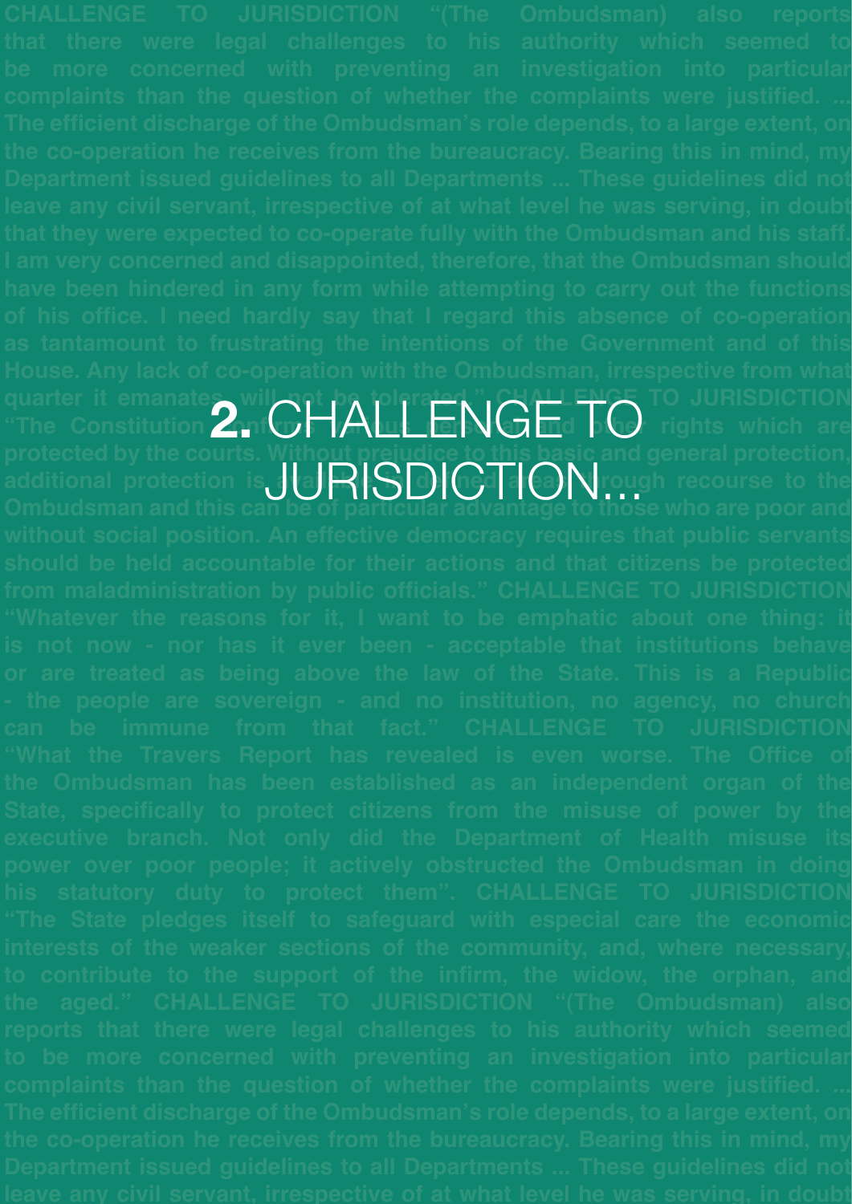# 2. CHALLENGE TO JURISDICTION...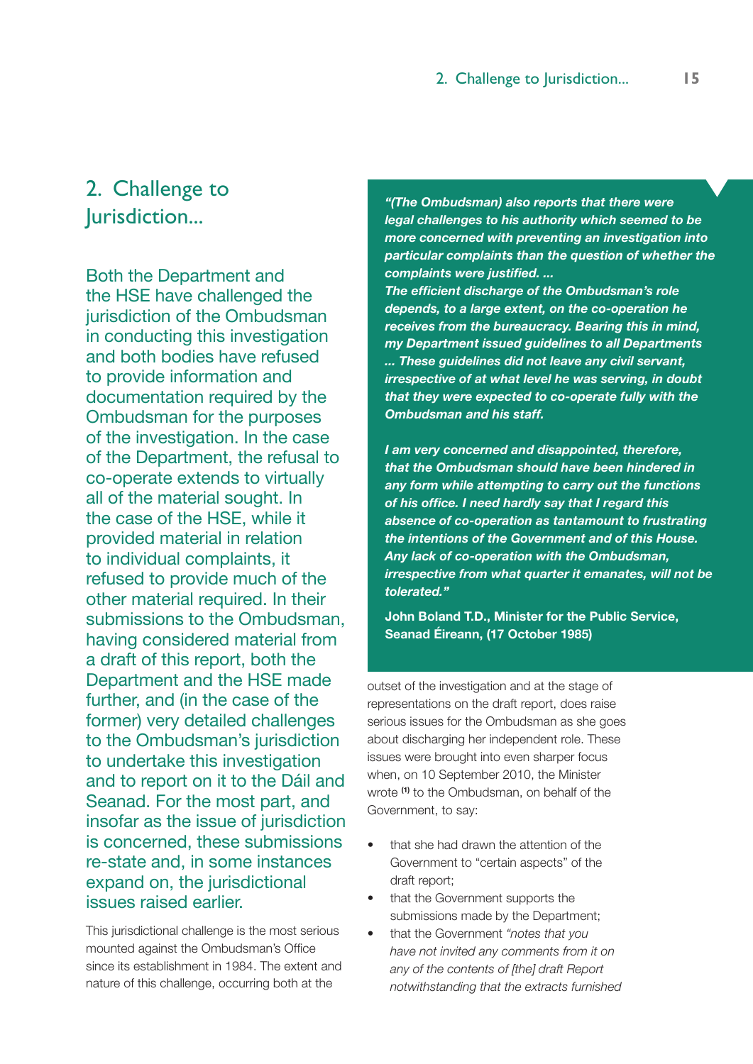## 2. Challenge to Jurisdiction...

Both the Department and the HSE have challenged the jurisdiction of the Ombudsman in conducting this investigation and both bodies have refused to provide information and documentation required by the Ombudsman for the purposes of the investigation. In the case of the Department, the refusal to co-operate extends to virtually all of the material sought. In the case of the HSE, while it provided material in relation to individual complaints, it refused to provide much of the other material required. In their submissions to the Ombudsman, having considered material from a draft of this report, both the Department and the HSE made further, and (in the case of the former) very detailed challenges to the Ombudsman's jurisdiction to undertake this investigation and to report on it to the Dáil and Seanad. For the most part, and insofar as the issue of jurisdiction is concerned, these submissions re-state and, in some instances expand on, the jurisdictional issues raised earlier.

> ***"(The Ombudsman) also reports that there were legal challenges to his authority which seemed to be more concerned with preventing an investigation into particular complaints than the question of whether the complaints were justified. ...***
> ***The efficient discharge of the Ombudsman's role depends, to a large extent, on the co-operation he receives from the bureaucracy. Bearing this in mind, my Department issued guidelines to all Departments ... These guidelines did not leave any civil servant, irrespective of at what level he was serving, in doubt that they were expected to co-operate fully with the Ombudsman and his staff.***
>
> ***I am very concerned and disappointed, therefore, that the Ombudsman should have been hindered in any form while attempting to carry out the functions of his office. I need hardly say that I regard this absence of co-operation as tantamount to frustrating the intentions of the Government and of this House. Any lack of co-operation with the Ombudsman, irrespective from what quarter it emanates, will not be tolerated."***
>
> **John Boland T.D., Minister for the Public Service, Seanad Éireann, (17 October 1985)**

This jurisdictional challenge is the most serious mounted against the Ombudsman's Office since its establishment in 1984. The extent and nature of this challenge, occurring both at the outset of the investigation and at the stage of representations on the draft report, does raise serious issues for the Ombudsman as she goes about discharging her independent role. These issues were brought into even sharper focus when, on 10 September 2010, the Minister wrote [1] to the Ombudsman, on behalf of the Government, to say:

- that she had drawn the attention of the Government to "certain aspects" of the draft report;
- that the Government supports the submissions made by the Department;
- that the Government *"notes that you have not invited any comments from it on any of the contents of [the] draft Report notwithstanding that the extracts furnished*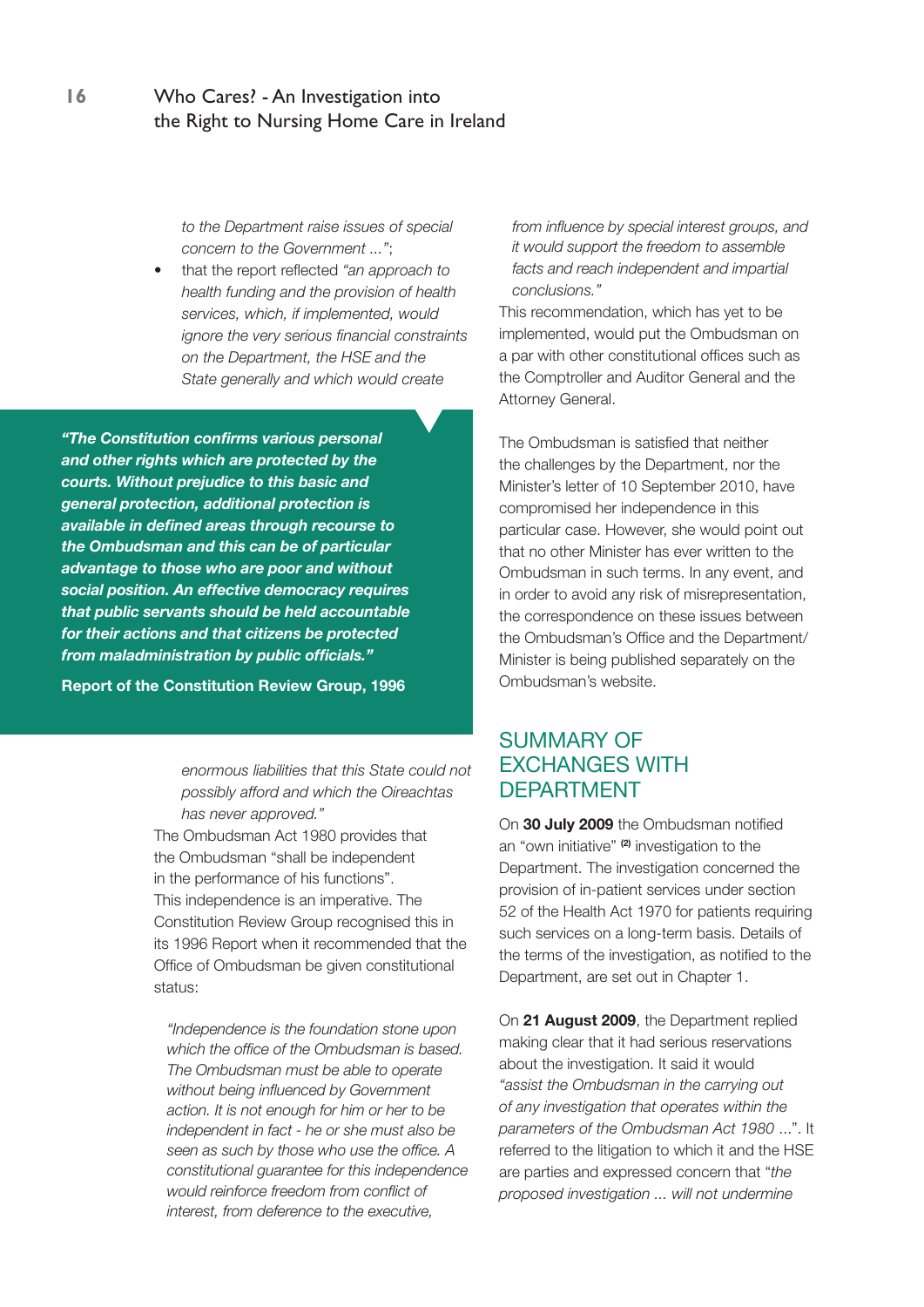to the Department raise issues of special concern to the Government ...";

- that the report reflected *"an approach to health funding and the provision of health services, which, if implemented, would ignore the very serious financial constraints on the Department, the HSE and the State generally and which would create enormous liabilities that this State could not possibly afford and which the Oireachtas has never approved."*

> ***"The Constitution confirms various personal and other rights which are protected by the courts. Without prejudice to this basic and general protection, additional protection is available in defined areas through recourse to the Ombudsman and this can be of particular advantage to those who are poor and without social position. An effective democracy requires that public servants should be held accountable for their actions and that citizens be protected from maladministration by public officials."***
>
> **Report of the Constitution Review Group, 1996**

The Ombudsman Act 1980 provides that the Ombudsman "shall be independent in the performance of his functions". This independence is an imperative. The Constitution Review Group recognised this in its 1996 Report when it recommended that the Office of Ombudsman be given constitutional status:

> *"Independence is the foundation stone upon which the office of the Ombudsman is based. The Ombudsman must be able to operate without being influenced by Government action. It is not enough for him or her to be independent in fact - he or she must also be seen as such by those who use the office. A constitutional guarantee for this independence would reinforce freedom from conflict of interest, from deference to the executive, from influence by special interest groups, and it would support the freedom to assemble facts and reach independent and impartial conclusions."*

This recommendation, which has yet to be implemented, would put the Ombudsman on a par with other constitutional offices such as the Comptroller and Auditor General and the Attorney General.

The Ombudsman is satisfied that neither the challenges by the Department, nor the Minister's letter of 10 September 2010, have compromised her independence in this particular case. However, she would point out that no other Minister has ever written to the Ombudsman in such terms. In any event, and in order to avoid any risk of misrepresentation, the correspondence on these issues between the Ombudsman's Office and the Department/Minister is being published separately on the Ombudsman's website.

## SUMMARY OF EXCHANGES WITH DEPARTMENT

On **30 July 2009** the Ombudsman notified an "own initiative" [(2)] investigation to the Department. The investigation concerned the provision of in-patient services under section 52 of the Health Act 1970 for patients requiring such services on a long-term basis. Details of the terms of the investigation, as notified to the Department, are set out in Chapter 1.

On **21 August 2009**, the Department replied making clear that it had serious reservations about the investigation. It said it would *"assist the Ombudsman in the carrying out of any investigation that operates within the parameters of the Ombudsman Act 1980 ..."*. It referred to the litigation to which it and the HSE are parties and expressed concern that "*the proposed investigation ... will not undermine*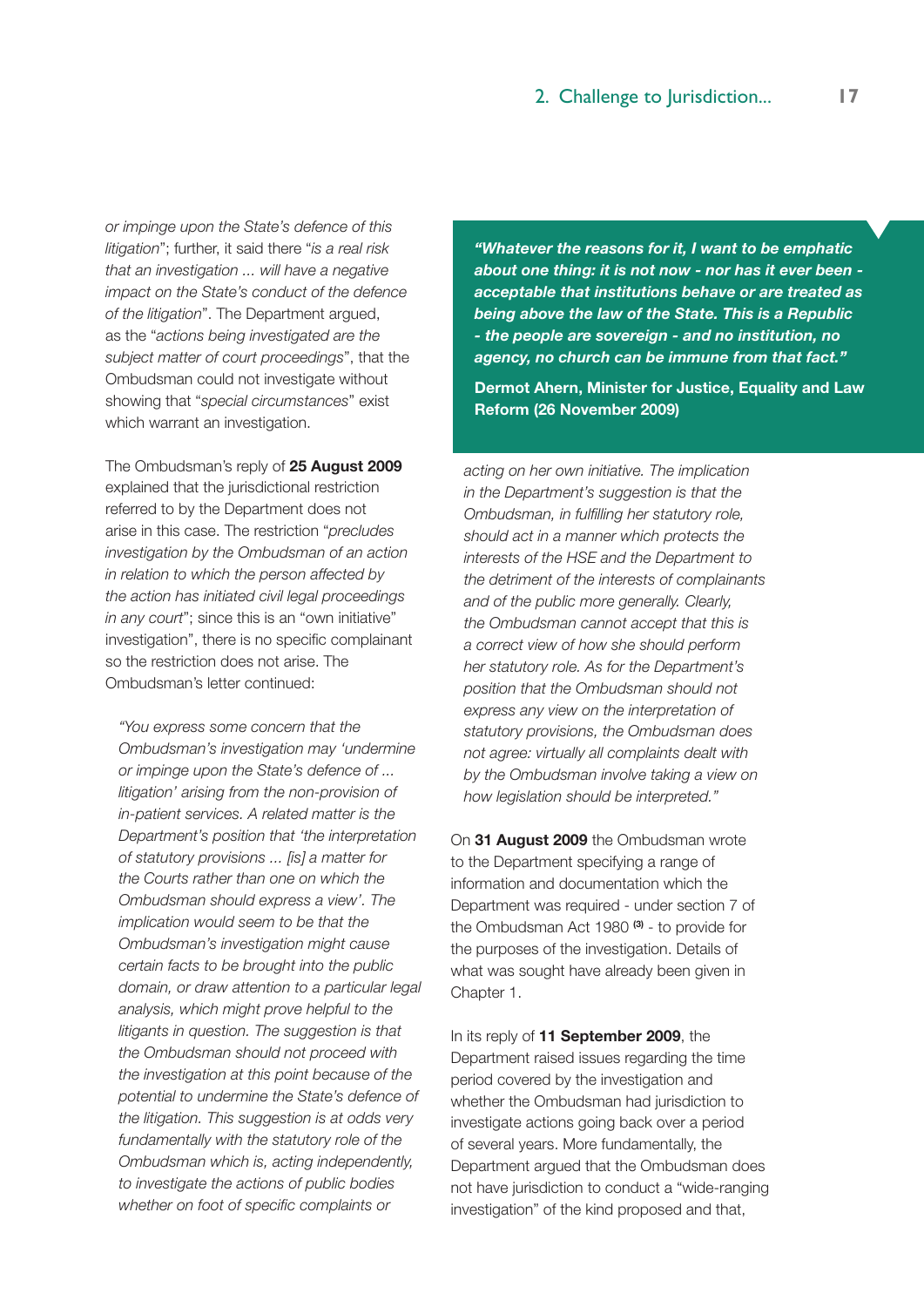*or impinge upon the State's defence of this litigation*"; further, it said there "*is a real risk that an investigation ... will have a negative impact on the State's conduct of the defence of the litigation*". The Department argued, as the "*actions being investigated are the subject matter of court proceedings*", that the Ombudsman could not investigate without showing that "*special circumstances*" exist which warrant an investigation.

The Ombudsman's reply of **25 August 2009** explained that the jurisdictional restriction referred to by the Department does not arise in this case. The restriction "*precludes investigation by the Ombudsman of an action in relation to which the person affected by the action has initiated civil legal proceedings in any court*"; since this is an "own initiative" investigation", there is no specific complainant so the restriction does not arise. The Ombudsman's letter continued:

> *"You express some concern that the Ombudsman's investigation may 'undermine or impinge upon the State's defence of ... litigation' arising from the non-provision of in-patient services. A related matter is the Department's position that 'the interpretation of statutory provisions ... [is] a matter for the Courts rather than one on which the Ombudsman should express a view'. The implication would seem to be that the Ombudsman's investigation might cause certain facts to be brought into the public domain, or draw attention to a particular legal analysis, which might prove helpful to the litigants in question. The suggestion is that the Ombudsman should not proceed with the investigation at this point because of the potential to undermine the State's defence of the litigation. This suggestion is at odds very fundamentally with the statutory role of the Ombudsman which is, acting independently, to investigate the actions of public bodies whether on foot of specific complaints or acting on her own initiative. The implication in the Department's suggestion is that the Ombudsman, in fulfilling her statutory role, should act in a manner which protects the interests of the HSE and the Department to the detriment of the interests of complainants and of the public more generally. Clearly, the Ombudsman cannot accept that this is a correct view of how she should perform her statutory role. As for the Department's position that the Ombudsman should not express any view on the interpretation of statutory provisions, the Ombudsman does not agree: virtually all complaints dealt with by the Ombudsman involve taking a view on how legislation should be interpreted."*

> ***"Whatever the reasons for it, I want to be emphatic about one thing: it is not now - nor has it ever been - acceptable that institutions behave or are treated as being above the law of the State. This is a Republic - the people are sovereign - and no institution, no agency, no church can be immune from that fact."***
>
> **Dermot Ahern, Minister for Justice, Equality and Law Reform (26 November 2009)**

On **31 August 2009** the Ombudsman wrote to the Department specifying a range of information and documentation which the Department was required - under section 7 of the Ombudsman Act 1980 [3] - to provide for the purposes of the investigation. Details of what was sought have already been given in Chapter 1.

In its reply of **11 September 2009**, the Department raised issues regarding the time period covered by the investigation and whether the Ombudsman had jurisdiction to investigate actions going back over a period of several years. More fundamentally, the Department argued that the Ombudsman does not have jurisdiction to conduct a "wide-ranging investigation" of the kind proposed and that,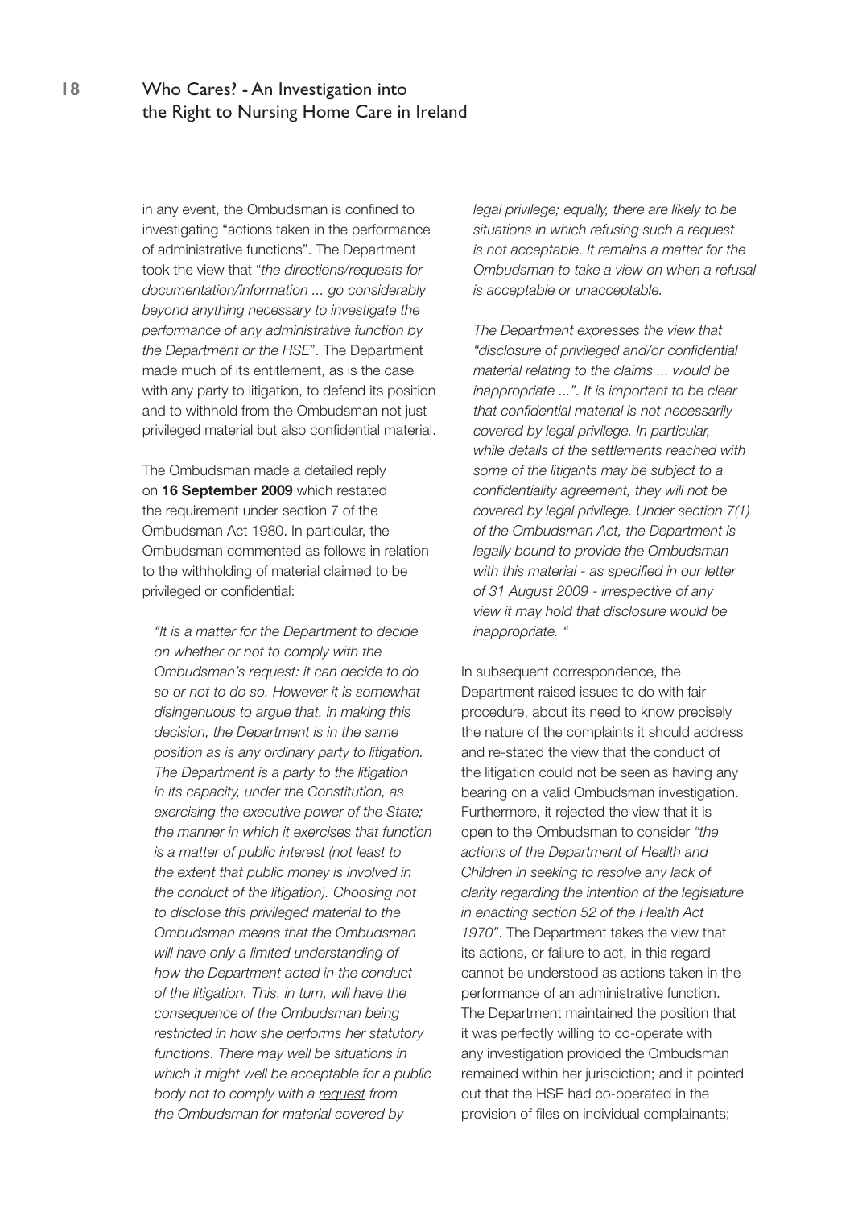in any event, the Ombudsman is confined to investigating "actions taken in the performance of administrative functions". The Department took the view that "*the directions/requests for documentation/information ... go considerably beyond anything necessary to investigate the performance of any administrative function by the Department or the HSE*". The Department made much of its entitlement, as is the case with any party to litigation, to defend its position and to withhold from the Ombudsman not just privileged material but also confidential material.

The Ombudsman made a detailed reply on **16 September 2009** which restated the requirement under section 7 of the Ombudsman Act 1980. In particular, the Ombudsman commented as follows in relation to the withholding of material claimed to be privileged or confidential:

> *"It is a matter for the Department to decide on whether or not to comply with the Ombudsman's request: it can decide to do so or not to do so. However it is somewhat disingenuous to argue that, in making this decision, the Department is in the same position as is any ordinary party to litigation. The Department is a party to the litigation in its capacity, under the Constitution, as exercising the executive power of the State; the manner in which it exercises that function is a matter of public interest (not least to the extent that public money is involved in the conduct of the litigation). Choosing not to disclose this privileged material to the Ombudsman means that the Ombudsman will have only a limited understanding of how the Department acted in the conduct of the litigation. This, in turn, will have the consequence of the Ombudsman being restricted in how she performs her statutory functions. There may well be situations in which it might well be acceptable for a public body not to comply with a <u>request</u> from the Ombudsman for material covered by legal privilege; equally, there are likely to be situations in which refusing such a request is not acceptable. It remains a matter for the Ombudsman to take a view on when a refusal is acceptable or unacceptable.*
>
> *The Department expresses the view that "disclosure of privileged and/or confidential material relating to the claims ... would be inappropriate ...". It is important to be clear that confidential material is not necessarily covered by legal privilege. In particular, while details of the settlements reached with some of the litigants may be subject to a confidentiality agreement, they will not be covered by legal privilege. Under section 7(1) of the Ombudsman Act, the Department is legally bound to provide the Ombudsman with this material - as specified in our letter of 31 August 2009 - irrespective of any view it may hold that disclosure would be inappropriate. "*

In subsequent correspondence, the Department raised issues to do with fair procedure, about its need to know precisely the nature of the complaints it should address and re-stated the view that the conduct of the litigation could not be seen as having any bearing on a valid Ombudsman investigation. Furthermore, it rejected the view that it is open to the Ombudsman to consider *"the actions of the Department of Health and Children in seeking to resolve any lack of clarity regarding the intention of the legislature in enacting section 52 of the Health Act 1970"*. The Department takes the view that its actions, or failure to act, in this regard cannot be understood as actions taken in the performance of an administrative function. The Department maintained the position that it was perfectly willing to co-operate with any investigation provided the Ombudsman remained within her jurisdiction; and it pointed out that the HSE had co-operated in the provision of files on individual complainants;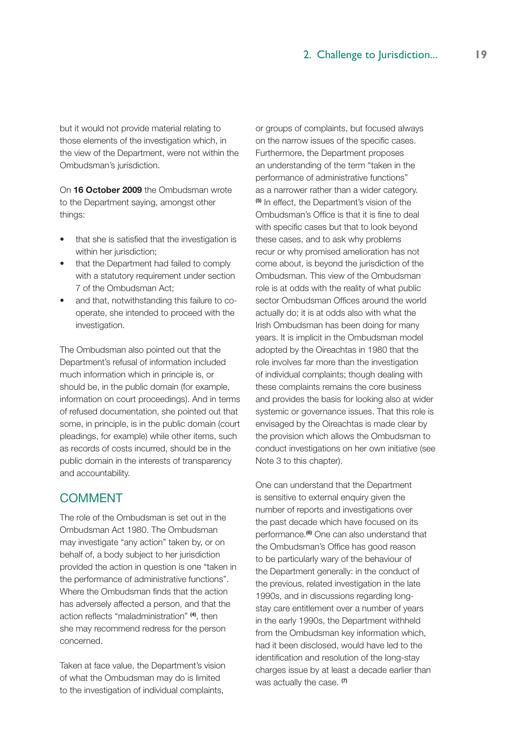but it would not provide material relating to those elements of the investigation which, in the view of the Department, were not within the Ombudsman's jurisdiction.

On **16 October 2009** the Ombudsman wrote to the Department saying, amongst other things:

- that she is satisfied that the investigation is within her jurisdiction;
- that the Department had failed to comply with a statutory requirement under section 7 of the Ombudsman Act;
- and that, notwithstanding this failure to co-operate, she intended to proceed with the investigation.

The Ombudsman also pointed out that the Department's refusal of information included much information which in principle is, or should be, in the public domain (for example, information on court proceedings). And in terms of refused documentation, she pointed out that some, in principle, is in the public domain (court pleadings, for example) while other items, such as records of costs incurred, should be in the public domain in the interests of transparency and accountability.

## COMMENT

The role of the Ombudsman is set out in the Ombudsman Act 1980. The Ombudsman may investigate "any action" taken by, or on behalf of, a body subject to her jurisdiction provided the action in question is one "taken in the performance of administrative functions". Where the Ombudsman finds that the action has adversely affected a person, and that the action reflects "maladministration" [(4)], then she may recommend redress for the person concerned.

Taken at face value, the Department's vision of what the Ombudsman may do is limited to the investigation of individual complaints, or groups of complaints, but focused always on the narrow issues of the specific cases. Furthermore, the Department proposes an understanding of the term "taken in the performance of administrative functions" as a narrower rather than a wider category. [(5)] In effect, the Department's vision of the Ombudsman's Office is that it is fine to deal with specific cases but that to look beyond these cases, and to ask why problems recur or why promised amelioration has not come about, is beyond the jurisdiction of the Ombudsman. This view of the Ombudsman role is at odds with the reality of what public sector Ombudsman Offices around the world actually do; it is at odds also with what the Irish Ombudsman has been doing for many years. It is implicit in the Ombudsman model adopted by the Oireachtas in 1980 that the role involves far more than the investigation of individual complaints; though dealing with these complaints remains the core business and provides the basis for looking also at wider systemic or governance issues. That this role is envisaged by the Oireachtas is made clear by the provision which allows the Ombudsman to conduct investigations on her own initiative (see Note 3 to this chapter).

One can understand that the Department is sensitive to external enquiry given the number of reports and investigations over the past decade which have focused on its performance.[(6)] One can also understand that the Ombudsman's Office has good reason to be particularly wary of the behaviour of the Department generally: in the conduct of the previous, related investigation in the late 1990s, and in discussions regarding long-stay care entitlement over a number of years in the early 1990s, the Department withheld from the Ombudsman key information which, had it been disclosed, would have led to the identification and resolution of the long-stay charges issue by at least a decade earlier than was actually the case. [(7)]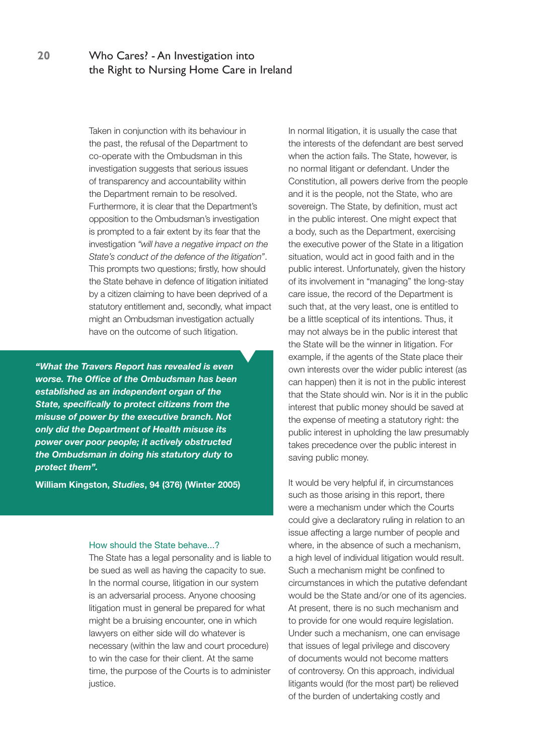Taken in conjunction with its behaviour in the past, the refusal of the Department to co-operate with the Ombudsman in this investigation suggests that serious issues of transparency and accountability within the Department remain to be resolved. Furthermore, it is clear that the Department's opposition to the Ombudsman's investigation is prompted to a fair extent by its fear that the investigation *"will have a negative impact on the State's conduct of the defence of the litigation"*. This prompts two questions; firstly, how should the State behave in defence of litigation initiated by a citizen claiming to have been deprived of a statutory entitlement and, secondly, what impact might an Ombudsman investigation actually have on the outcome of such litigation.

> ***"What the Travers Report has revealed is even worse. The Office of the Ombudsman has been established as an independent organ of the State, specifically to protect citizens from the misuse of power by the executive branch. Not only did the Department of Health misuse its power over poor people; it actively obstructed the Ombudsman in doing his statutory duty to protect them".***
>
> **William Kingston, *Studies*, 94 (376) (Winter 2005)**

### How should the State behave...?

The State has a legal personality and is liable to be sued as well as having the capacity to sue. In the normal course, litigation in our system is an adversarial process. Anyone choosing litigation must in general be prepared for what might be a bruising encounter, one in which lawyers on either side will do whatever is necessary (within the law and court procedure) to win the case for their client. At the same time, the purpose of the Courts is to administer justice.

In normal litigation, it is usually the case that the interests of the defendant are best served when the action fails. The State, however, is no normal litigant or defendant. Under the Constitution, all powers derive from the people and it is the people, not the State, who are sovereign. The State, by definition, must act in the public interest. One might expect that a body, such as the Department, exercising the executive power of the State in a litigation situation, would act in good faith and in the public interest. Unfortunately, given the history of its involvement in "managing" the long-stay care issue, the record of the Department is such that, at the very least, one is entitled to be a little sceptical of its intentions. Thus, it may not always be in the public interest that the State will be the winner in litigation. For example, if the agents of the State place their own interests over the wider public interest (as can happen) then it is not in the public interest that the State should win. Nor is it in the public interest that public money should be saved at the expense of meeting a statutory right: the public interest in upholding the law presumably takes precedence over the public interest in saving public money.

It would be very helpful if, in circumstances such as those arising in this report, there were a mechanism under which the Courts could give a declaratory ruling in relation to an issue affecting a large number of people and where, in the absence of such a mechanism, a high level of individual litigation would result. Such a mechanism might be confined to circumstances in which the putative defendant would be the State and/or one of its agencies. At present, there is no such mechanism and to provide for one would require legislation. Under such a mechanism, one can envisage that issues of legal privilege and discovery of documents would not become matters of controversy. On this approach, individual litigants would (for the most part) be relieved of the burden of undertaking costly and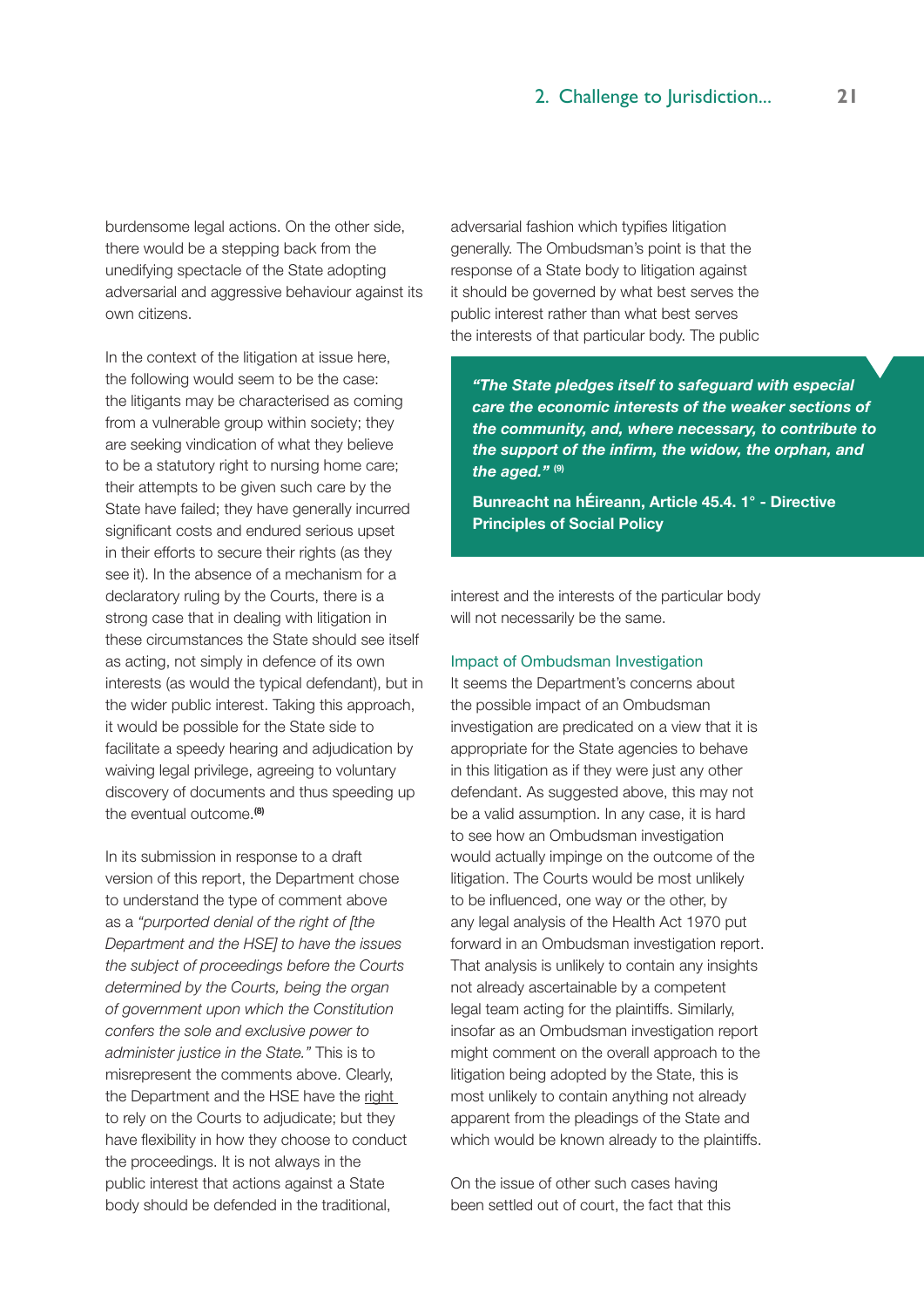burdensome legal actions. On the other side, there would be a stepping back from the unedifying spectacle of the State adopting adversarial and aggressive behaviour against its own citizens.

In the context of the litigation at issue here, the following would seem to be the case: the litigants may be characterised as coming from a vulnerable group within society; they are seeking vindication of what they believe to be a statutory right to nursing home care; their attempts to be given such care by the State have failed; they have generally incurred significant costs and endured serious upset in their efforts to secure their rights (as they see it). In the absence of a mechanism for a declaratory ruling by the Courts, there is a strong case that in dealing with litigation in these circumstances the State should see itself as acting, not simply in defence of its own interests (as would the typical defendant), but in the wider public interest. Taking this approach, it would be possible for the State side to facilitate a speedy hearing and adjudication by waiving legal privilege, agreeing to voluntary discovery of documents and thus speeding up the eventual outcome.[8]

In its submission in response to a draft version of this report, the Department chose to understand the type of comment above as a *"purported denial of the right of [the Department and the HSE] to have the issues the subject of proceedings before the Courts determined by the Courts, being the organ of government upon which the Constitution confers the sole and exclusive power to administer justice in the State."* This is to misrepresent the comments above. Clearly, the Department and the HSE have the right to rely on the Courts to adjudicate; but they have flexibility in how they choose to conduct the proceedings. It is not always in the public interest that actions against a State body should be defended in the traditional, adversarial fashion which typifies litigation generally. The Ombudsman's point is that the response of a State body to litigation against it should be governed by what best serves the public interest rather than what best serves the interests of that particular body. The public interest and the interests of the particular body will not necessarily be the same.

> ***"The State pledges itself to safeguard with especial care the economic interests of the weaker sections of the community, and, where necessary, to contribute to the support of the infirm, the widow, the orphan, and the aged."*** [9]
>
> **Bunreacht na hÉireann, Article 45.4. 1° - Directive Principles of Social Policy**

### Impact of Ombudsman Investigation

It seems the Department's concerns about the possible impact of an Ombudsman investigation are predicated on a view that it is appropriate for the State agencies to behave in this litigation as if they were just any other defendant. As suggested above, this may not be a valid assumption. In any case, it is hard to see how an Ombudsman investigation would actually impinge on the outcome of the litigation. The Courts would be most unlikely to be influenced, one way or the other, by any legal analysis of the Health Act 1970 put forward in an Ombudsman investigation report. That analysis is unlikely to contain any insights not already ascertainable by a competent legal team acting for the plaintiffs. Similarly, insofar as an Ombudsman investigation report might comment on the overall approach to the litigation being adopted by the State, this is most unlikely to contain anything not already apparent from the pleadings of the State and which would be known already to the plaintiffs.

On the issue of other such cases having been settled out of court, the fact that this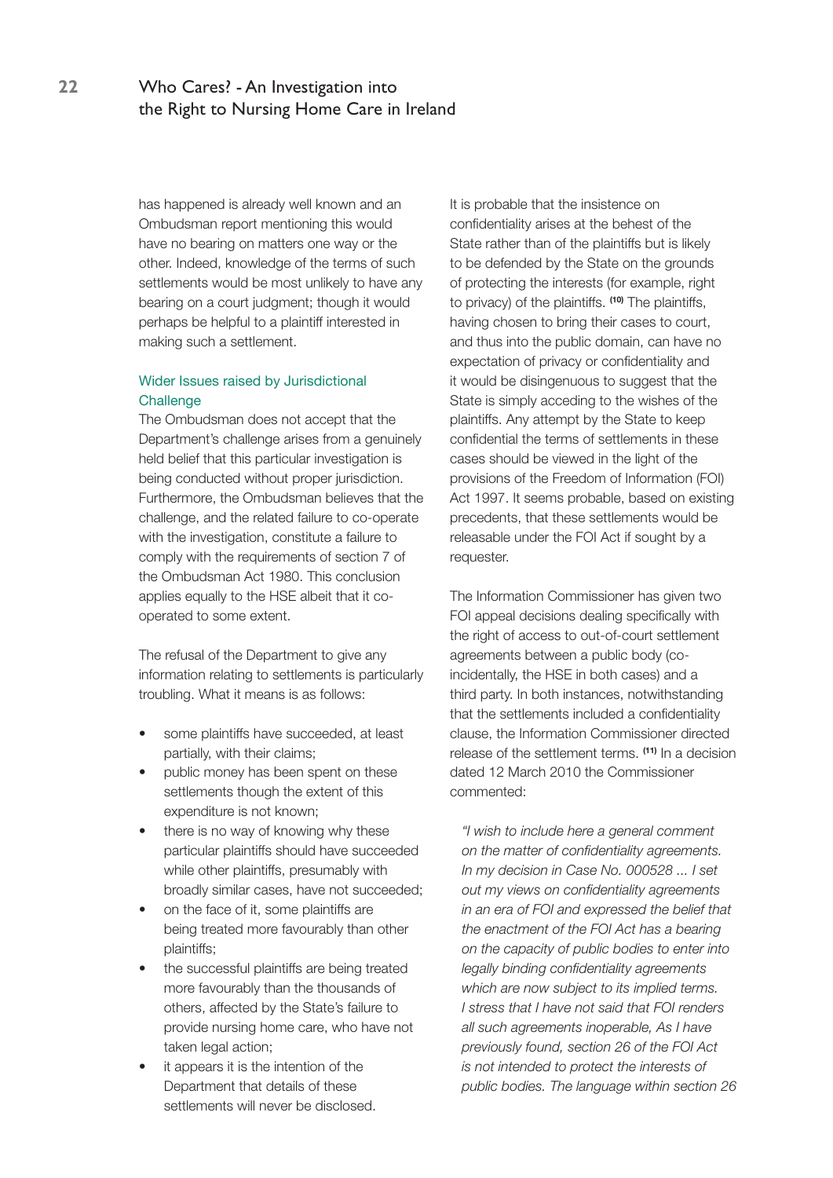has happened is already well known and an Ombudsman report mentioning this would have no bearing on matters one way or the other. Indeed, knowledge of the terms of such settlements would be most unlikely to have any bearing on a court judgment; though it would perhaps be helpful to a plaintiff interested in making such a settlement.

### Wider Issues raised by Jurisdictional Challenge

The Ombudsman does not accept that the Department's challenge arises from a genuinely held belief that this particular investigation is being conducted without proper jurisdiction. Furthermore, the Ombudsman believes that the challenge, and the related failure to co-operate with the investigation, constitute a failure to comply with the requirements of section 7 of the Ombudsman Act 1980. This conclusion applies equally to the HSE albeit that it co-operated to some extent.

The refusal of the Department to give any information relating to settlements is particularly troubling. What it means is as follows:

- some plaintiffs have succeeded, at least partially, with their claims;
- public money has been spent on these settlements though the extent of this expenditure is not known;
- there is no way of knowing why these particular plaintiffs should have succeeded while other plaintiffs, presumably with broadly similar cases, have not succeeded;
- on the face of it, some plaintiffs are being treated more favourably than other plaintiffs;
- the successful plaintiffs are being treated more favourably than the thousands of others, affected by the State's failure to provide nursing home care, who have not taken legal action;
- it appears it is the intention of the Department that details of these settlements will never be disclosed.

It is probable that the insistence on confidentiality arises at the behest of the State rather than of the plaintiffs but is likely to be defended by the State on the grounds of protecting the interests (for example, right to privacy) of the plaintiffs. [10] The plaintiffs, having chosen to bring their cases to court, and thus into the public domain, can have no expectation of privacy or confidentiality and it would be disingenuous to suggest that the State is simply acceding to the wishes of the plaintiffs. Any attempt by the State to keep confidential the terms of settlements in these cases should be viewed in the light of the provisions of the Freedom of Information (FOI) Act 1997. It seems probable, based on existing precedents, that these settlements would be releasable under the FOI Act if sought by a requester.

The Information Commissioner has given two FOI appeal decisions dealing specifically with the right of access to out-of-court settlement agreements between a public body (co-incidentally, the HSE in both cases) and a third party. In both instances, notwithstanding that the settlements included a confidentiality clause, the Information Commissioner directed release of the settlement terms. [11] In a decision dated 12 March 2010 the Commissioner commented:

> *"I wish to include here a general comment on the matter of confidentiality agreements. In my decision in Case No. 000528 ... I set out my views on confidentiality agreements in an era of FOI and expressed the belief that the enactment of the FOI Act has a bearing on the capacity of public bodies to enter into legally binding confidentiality agreements which are now subject to its implied terms. I stress that I have not said that FOI renders all such agreements inoperable, As I have previously found, section 26 of the FOI Act is not intended to protect the interests of public bodies. The language within section 26*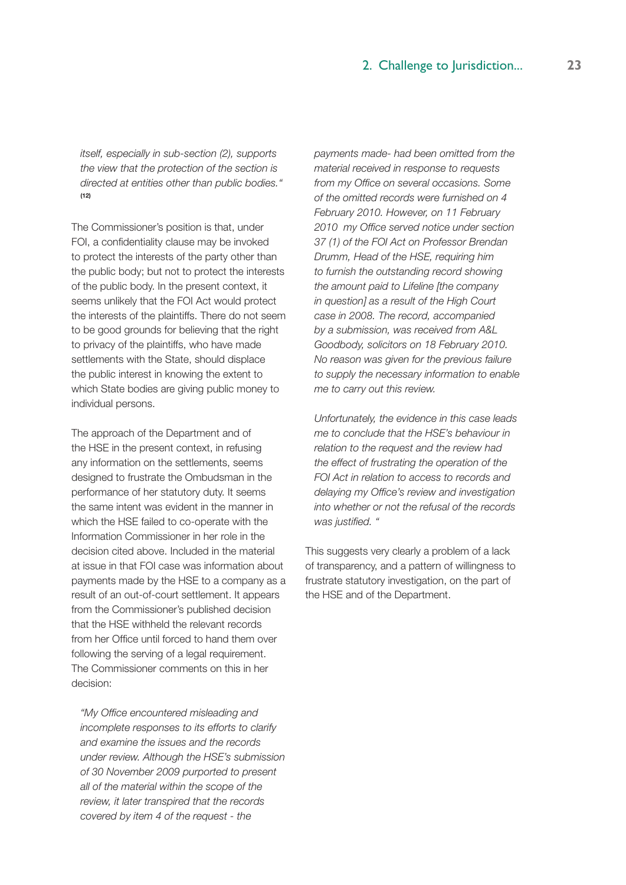*itself, especially in sub-section (2), supports the view that the protection of the section is directed at entities other than public bodies."* [12]

The Commissioner's position is that, under FOI, a confidentiality clause may be invoked to protect the interests of the party other than the public body; but not to protect the interests of the public body. In the present context, it seems unlikely that the FOI Act would protect the interests of the plaintiffs. There do not seem to be good grounds for believing that the right to privacy of the plaintiffs, who have made settlements with the State, should displace the public interest in knowing the extent to which State bodies are giving public money to individual persons.

The approach of the Department and of the HSE in the present context, in refusing any information on the settlements, seems designed to frustrate the Ombudsman in the performance of her statutory duty. It seems the same intent was evident in the manner in which the HSE failed to co-operate with the Information Commissioner in her role in the decision cited above. Included in the material at issue in that FOI case was information about payments made by the HSE to a company as a result of an out-of-court settlement. It appears from the Commissioner's published decision that the HSE withheld the relevant records from her Office until forced to hand them over following the serving of a legal requirement. The Commissioner comments on this in her decision:

*"My Office encountered misleading and incomplete responses to its efforts to clarify and examine the issues and the records under review. Although the HSE's submission of 30 November 2009 purported to present all of the material within the scope of the review, it later transpired that the records covered by item 4 of the request - the payments made- had been omitted from the material received in response to requests from my Office on several occasions. Some of the omitted records were furnished on 4 February 2010. However, on 11 February 2010 my Office served notice under section 37 (1) of the FOI Act on Professor Brendan Drumm, Head of the HSE, requiring him to furnish the outstanding record showing the amount paid to Lifeline [the company in question] as a result of the High Court case in 2008. The record, accompanied by a submission, was received from A&L Goodbody, solicitors on 18 February 2010. No reason was given for the previous failure to supply the necessary information to enable me to carry out this review.*

*Unfortunately, the evidence in this case leads me to conclude that the HSE's behaviour in relation to the request and the review had the effect of frustrating the operation of the FOI Act in relation to access to records and delaying my Office's review and investigation into whether or not the refusal of the records was justified. "*

This suggests very clearly a problem of a lack of transparency, and a pattern of willingness to frustrate statutory investigation, on the part of the HSE and of the Department.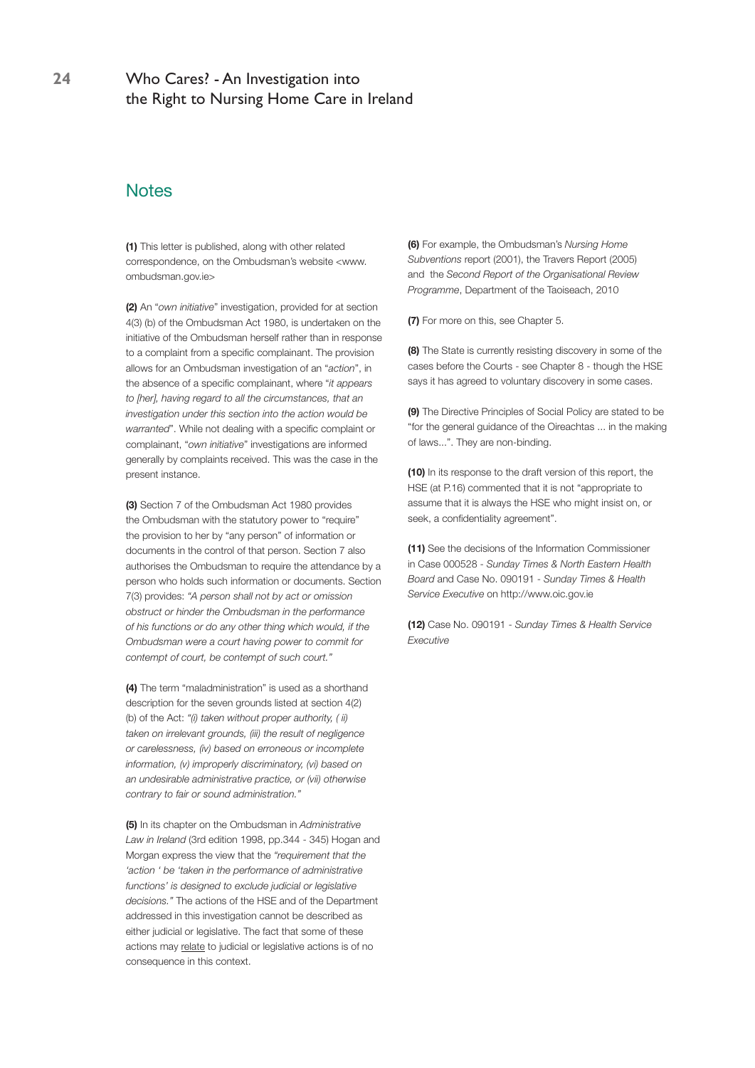## Notes

**(1)** This letter is published, along with other related correspondence, on the Ombudsman's website <www.ombudsman.gov.ie>

**(2)** An "*own initiative*" investigation, provided for at section 4(3) (b) of the Ombudsman Act 1980, is undertaken on the initiative of the Ombudsman herself rather than in response to a complaint from a specific complainant. The provision allows for an Ombudsman investigation of an "*action*", in the absence of a specific complainant, where "*it appears to [her], having regard to all the circumstances, that an investigation under this section into the action would be warranted*". While not dealing with a specific complaint or complainant, "*own initiative*" investigations are informed generally by complaints received. This was the case in the present instance.

**(3)** Section 7 of the Ombudsman Act 1980 provides the Ombudsman with the statutory power to "require" the provision to her by "any person" of information or documents in the control of that person. Section 7 also authorises the Ombudsman to require the attendance by a person who holds such information or documents. Section 7(3) provides: *"A person shall not by act or omission obstruct or hinder the Ombudsman in the performance of his functions or do any other thing which would, if the Ombudsman were a court having power to commit for contempt of court, be contempt of such court."*

**(4)** The term "maladministration" is used as a shorthand description for the seven grounds listed at section 4(2) (b) of the Act: *"(i) taken without proper authority, ( ii) taken on irrelevant grounds, (iii) the result of negligence or carelessness, (iv) based on erroneous or incomplete information, (v) improperly discriminatory, (vi) based on an undesirable administrative practice, or (vii) otherwise contrary to fair or sound administration."*

**(5)** In its chapter on the Ombudsman in *Administrative Law in Ireland* (3rd edition 1998, pp.344 - 345) Hogan and Morgan express the view that the *"requirement that the 'action ' be 'taken in the performance of administrative functions' is designed to exclude judicial or legislative decisions."* The actions of the HSE and of the Department addressed in this investigation cannot be described as either judicial or legislative. The fact that some of these actions may <u>relate</u> to judicial or legislative actions is of no consequence in this context.

**(6)** For example, the Ombudsman's *Nursing Home Subventions* report (2001), the Travers Report (2005) and the *Second Report of the Organisational Review Programme*, Department of the Taoiseach, 2010

**(7)** For more on this, see Chapter 5.

**(8)** The State is currently resisting discovery in some of the cases before the Courts - see Chapter 8 - though the HSE says it has agreed to voluntary discovery in some cases.

**(9)** The Directive Principles of Social Policy are stated to be "for the general guidance of the Oireachtas ... in the making of laws...". They are non-binding.

**(10)** In its response to the draft version of this report, the HSE (at P.16) commented that it is not "appropriate to assume that it is always the HSE who might insist on, or seek, a confidentiality agreement".

**(11)** See the decisions of the Information Commissioner in Case 000528 - *Sunday Times & North Eastern Health Board* and Case No. 090191 - *Sunday Times & Health Service Executive* on http://www.oic.gov.ie

**(12)** Case No. 090191 - *Sunday Times & Health Service Executive*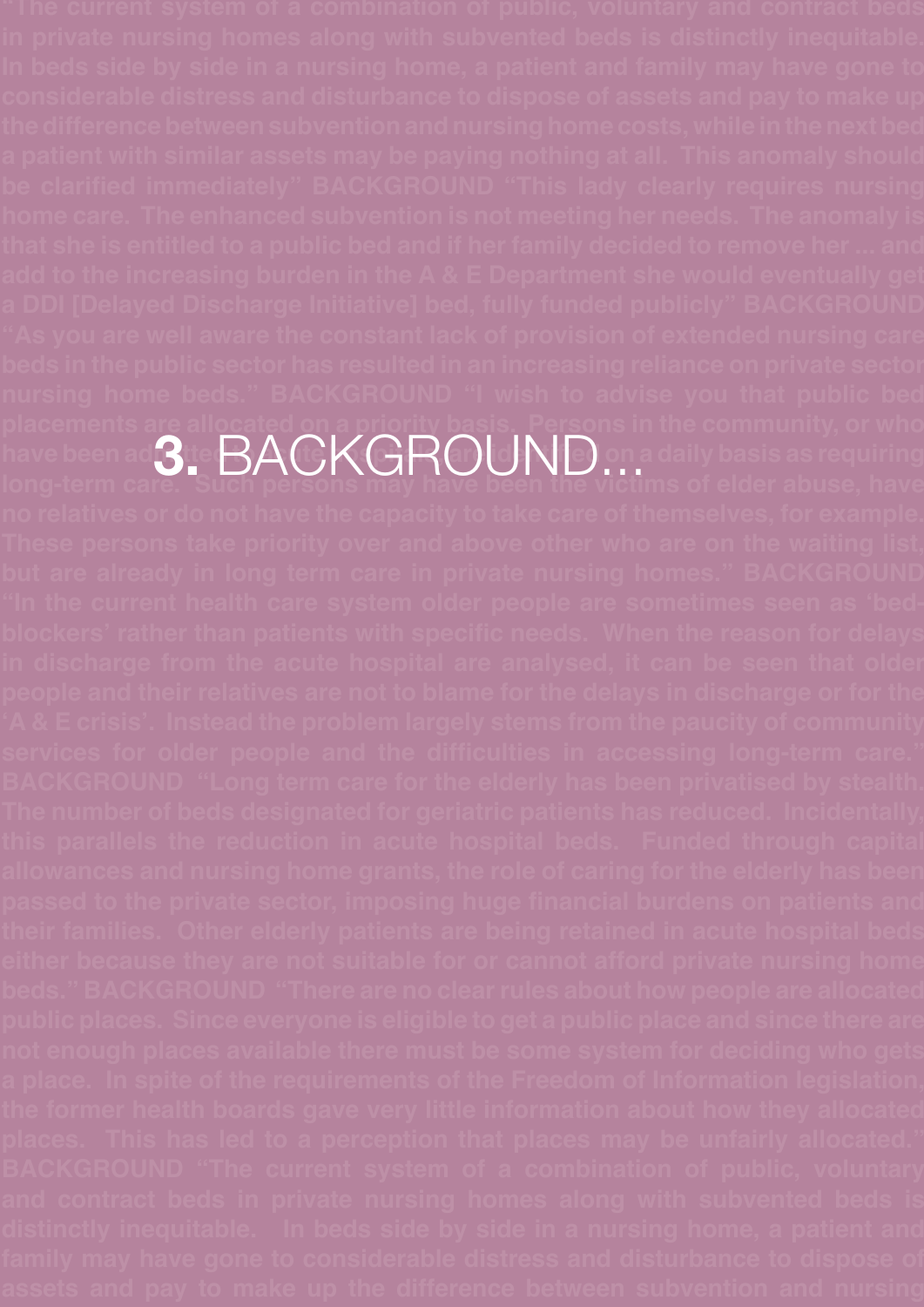# 3. BACKGROUND...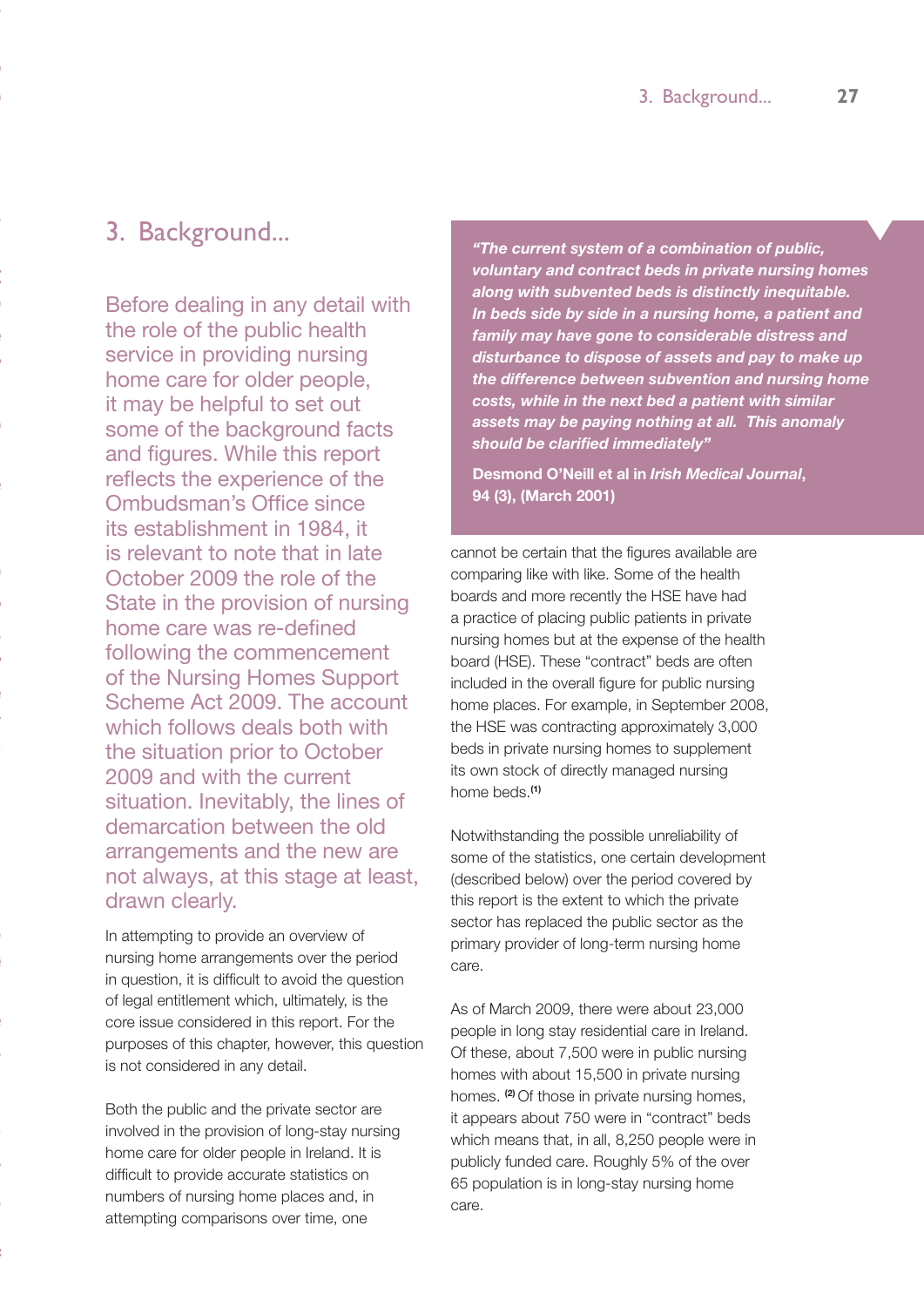# 3. Background...

Before dealing in any detail with the role of the public health service in providing nursing home care for older people, it may be helpful to set out some of the background facts and figures. While this report reflects the experience of the Ombudsman's Office since its establishment in 1984, it is relevant to note that in late October 2009 the role of the State in the provision of nursing home care was re-defined following the commencement of the Nursing Homes Support Scheme Act 2009. The account which follows deals both with the situation prior to October 2009 and with the current situation. Inevitably, the lines of demarcation between the old arrangements and the new are not always, at this stage at least, drawn clearly.

In attempting to provide an overview of nursing home arrangements over the period in question, it is difficult to avoid the question of legal entitlement which, ultimately, is the core issue considered in this report. For the purposes of this chapter, however, this question is not considered in any detail.

Both the public and the private sector are involved in the provision of long-stay nursing home care for older people in Ireland. It is difficult to provide accurate statistics on numbers of nursing home places and, in attempting comparisons over time, one cannot be certain that the figures available are comparing like with like. Some of the health boards and more recently the HSE have had a practice of placing public patients in private nursing homes but at the expense of the health board (HSE). These "contract" beds are often included in the overall figure for public nursing home places. For example, in September 2008, the HSE was contracting approximately 3,000 beds in private nursing homes to supplement its own stock of directly managed nursing home beds.[1]

> ***"The current system of a combination of public, voluntary and contract beds in private nursing homes along with subvented beds is distinctly inequitable. In beds side by side in a nursing home, a patient and family may have gone to considerable distress and disturbance to dispose of assets and pay to make up the difference between subvention and nursing home costs, while in the next bed a patient with similar assets may be paying nothing at all. This anomaly should be clarified immediately"***
>
> **Desmond O'Neill et al in *Irish Medical Journal*, 94 (3), (March 2001)**

Notwithstanding the possible unreliability of some of the statistics, one certain development (described below) over the period covered by this report is the extent to which the private sector has replaced the public sector as the primary provider of long-term nursing home care.

As of March 2009, there were about 23,000 people in long stay residential care in Ireland. Of these, about 7,500 were in public nursing homes with about 15,500 in private nursing homes.[2] Of those in private nursing homes, it appears about 750 were in "contract" beds which means that, in all, 8,250 people were in publicly funded care. Roughly 5% of the over 65 population is in long-stay nursing home care.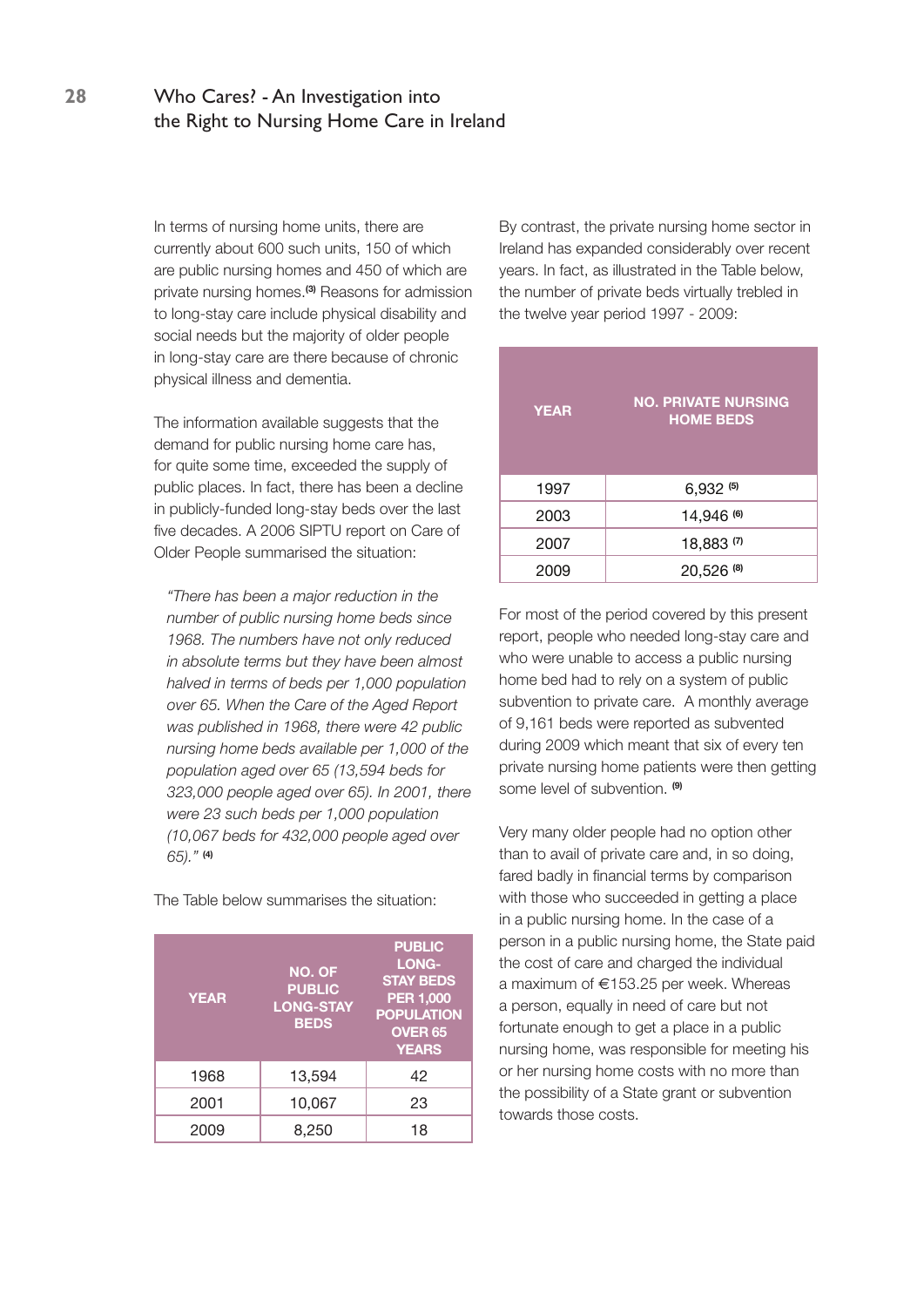In terms of nursing home units, there are currently about 600 such units, 150 of which are public nursing homes and 450 of which are private nursing homes.[3] Reasons for admission to long-stay care include physical disability and social needs but the majority of older people in long-stay care are there because of chronic physical illness and dementia.

The information available suggests that the demand for public nursing home care has, for quite some time, exceeded the supply of public places. In fact, there has been a decline in publicly-funded long-stay beds over the last five decades. A 2006 SIPTU report on Care of Older People summarised the situation:

> *"There has been a major reduction in the number of public nursing home beds since 1968. The numbers have not only reduced in absolute terms but they have been almost halved in terms of beds per 1,000 population over 65. When the Care of the Aged Report was published in 1968, there were 42 public nursing home beds available per 1,000 of the population aged over 65 (13,594 beds for 323,000 people aged over 65). In 2001, there were 23 such beds per 1,000 population (10,067 beds for 432,000 people aged over 65)."* [4]

The Table below summarises the situation:

| YEAR | NO. OF PUBLIC LONG-STAY BEDS | PUBLIC LONG-STAY BEDS PER 1,000 POPULATION OVER 65 YEARS |
|---|---|---|
| 1968 | 13,594 | 42 |
| 2001 | 10,067 | 23 |
| 2009 | 8,250 | 18 |

By contrast, the private nursing home sector in Ireland has expanded considerably over recent years. In fact, as illustrated in the Table below, the number of private beds virtually trebled in the twelve year period 1997 - 2009:

| YEAR | NO. PRIVATE NURSING HOME BEDS |
|---|---|
| 1997 | 6,932 [5] |
| 2003 | 14,946 [6] |
| 2007 | 18,883 [7] |
| 2009 | 20,526 [8] |

For most of the period covered by this present report, people who needed long-stay care and who were unable to access a public nursing home bed had to rely on a system of public subvention to private care. A monthly average of 9,161 beds were reported as subvented during 2009 which meant that six of every ten private nursing home patients were then getting some level of subvention. [9]

Very many older people had no option other than to avail of private care and, in so doing, fared badly in financial terms by comparison with those who succeeded in getting a place in a public nursing home. In the case of a person in a public nursing home, the State paid the cost of care and charged the individual a maximum of €153.25 per week. Whereas a person, equally in need of care but not fortunate enough to get a place in a public nursing home, was responsible for meeting his or her nursing home costs with no more than the possibility of a State grant or subvention towards those costs.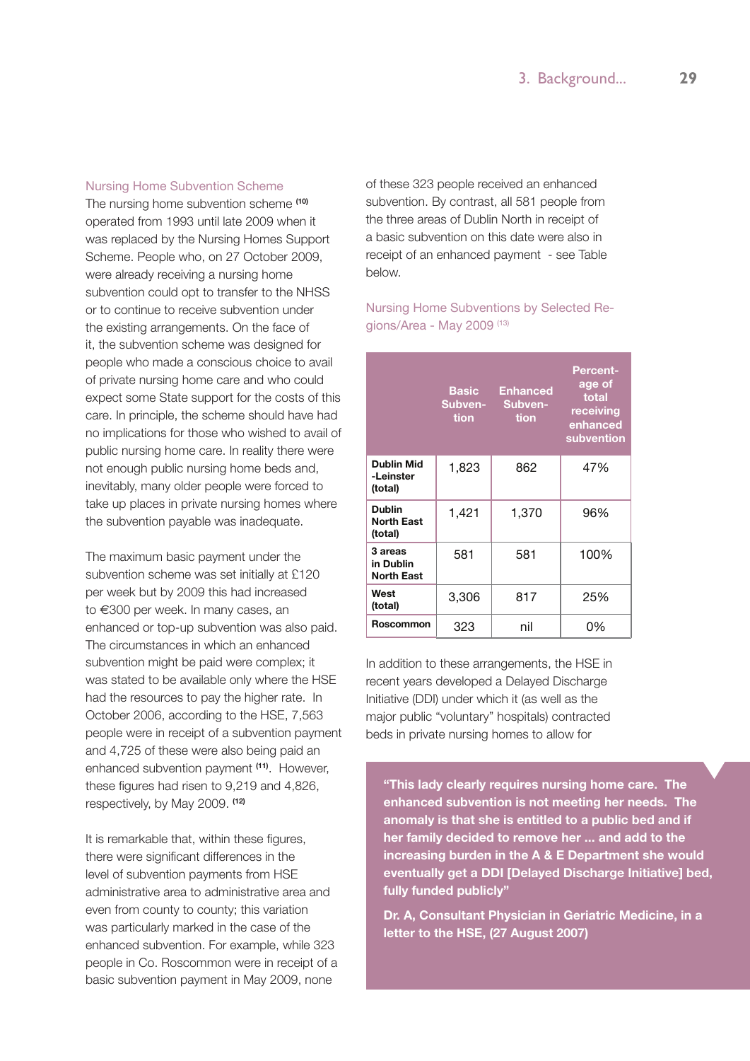### Nursing Home Subvention Scheme

The nursing home subvention scheme [10] operated from 1993 until late 2009 when it was replaced by the Nursing Homes Support Scheme. People who, on 27 October 2009, were already receiving a nursing home subvention could opt to transfer to the NHSS or to continue to receive subvention under the existing arrangements. On the face of it, the subvention scheme was designed for people who made a conscious choice to avail of private nursing home care and who could expect some State support for the costs of this care. In principle, the scheme should have had no implications for those who wished to avail of public nursing home care. In reality there were not enough public nursing home beds and, inevitably, many older people were forced to take up places in private nursing homes where the subvention payable was inadequate.

The maximum basic payment under the subvention scheme was set initially at £120 per week but by 2009 this had increased to €300 per week. In many cases, an enhanced or top-up subvention was also paid. The circumstances in which an enhanced subvention might be paid were complex; it was stated to be available only where the HSE had the resources to pay the higher rate. In October 2006, according to the HSE, 7,563 people were in receipt of a subvention payment and 4,725 of these were also being paid an enhanced subvention payment [11]. However, these figures had risen to 9,219 and 4,826, respectively, by May 2009. [12]

It is remarkable that, within these figures, there were significant differences in the level of subvention payments from HSE administrative area to administrative area and even from county to county; this variation was particularly marked in the case of the enhanced subvention. For example, while 323 people in Co. Roscommon were in receipt of a basic subvention payment in May 2009, none of these 323 people received an enhanced subvention. By contrast, all 581 people from the three areas of Dublin North in receipt of a basic subvention on this date were also in receipt of an enhanced payment - see Table below.

#### Nursing Home Subventions by Selected Regions/Area - May 2009 [13]

| | Basic Subvention | Enhanced Subvention | Percentage of total receiving enhanced subvention |
|---|---|---|---|
| **Dublin Mid -Leinster (total)** | 1,823 | 862 | 47% |
| **Dublin North East (total)** | 1,421 | 1,370 | 96% |
| **3 areas in Dublin North East** | 581 | 581 | 100% |
| **West (total)** | 3,306 | 817 | 25% |
| **Roscommon** | 323 | nil | 0% |

In addition to these arrangements, the HSE in recent years developed a Delayed Discharge Initiative (DDI) under which it (as well as the major public "voluntary" hospitals) contracted beds in private nursing homes to allow for

> **"This lady clearly requires nursing home care. The enhanced subvention is not meeting her needs. The anomaly is that she is entitled to a public bed and if her family decided to remove her ... and add to the increasing burden in the A & E Department she would eventually get a DDI [Delayed Discharge Initiative] bed, fully funded publicly"**
>
> **Dr. A, Consultant Physician in Geriatric Medicine, in a letter to the HSE, (27 August 2007)**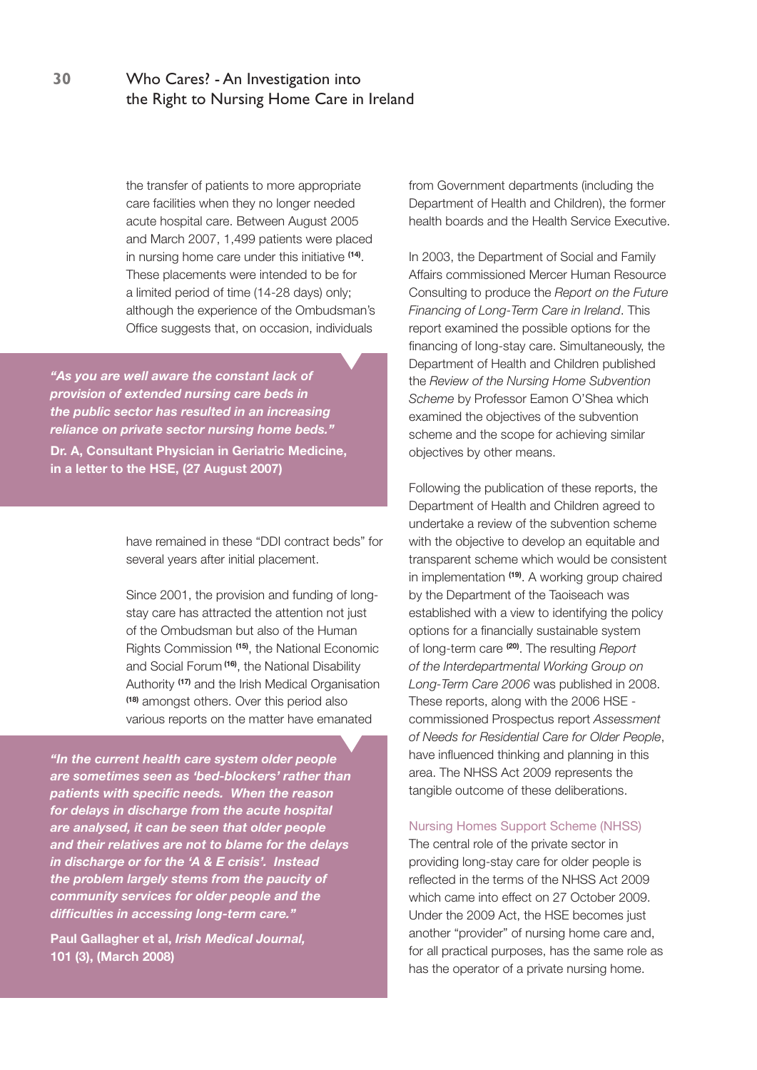the transfer of patients to more appropriate care facilities when they no longer needed acute hospital care. Between August 2005 and March 2007, 1,499 patients were placed in nursing home care under this initiative [14]. These placements were intended to be for a limited period of time (14-28 days) only; although the experience of the Ombudsman's Office suggests that, on occasion, individuals have remained in these "DDI contract beds" for several years after initial placement.

> ***"As you are well aware the constant lack of provision of extended nursing care beds in the public sector has resulted in an increasing reliance on private sector nursing home beds."***
> **Dr. A, Consultant Physician in Geriatric Medicine, in a letter to the HSE, (27 August 2007)**

Since 2001, the provision and funding of long-stay care has attracted the attention not just of the Ombudsman but also of the Human Rights Commission [15], the National Economic and Social Forum [16], the National Disability Authority [17] and the Irish Medical Organisation [18] amongst others. Over this period also various reports on the matter have emanated from Government departments (including the Department of Health and Children), the former health boards and the Health Service Executive.

> ***"In the current health care system older people are sometimes seen as 'bed-blockers' rather than patients with specific needs. When the reason for delays in discharge from the acute hospital are analysed, it can be seen that older people and their relatives are not to blame for the delays in discharge or for the 'A & E crisis'. Instead the problem largely stems from the paucity of community services for older people and the difficulties in accessing long-term care."***
> **Paul Gallagher et al, *Irish Medical Journal*, 101 (3), (March 2008)**

In 2003, the Department of Social and Family Affairs commissioned Mercer Human Resource Consulting to produce the *Report on the Future Financing of Long-Term Care in Ireland*. This report examined the possible options for the financing of long-stay care. Simultaneously, the Department of Health and Children published the *Review of the Nursing Home Subvention Scheme* by Professor Eamon O'Shea which examined the objectives of the subvention scheme and the scope for achieving similar objectives by other means.

Following the publication of these reports, the Department of Health and Children agreed to undertake a review of the subvention scheme with the objective to develop an equitable and transparent scheme which would be consistent in implementation [19]. A working group chaired by the Department of the Taoiseach was established with a view to identifying the policy options for a financially sustainable system of long-term care [20]. The resulting *Report of the Interdepartmental Working Group on Long-Term Care 2006* was published in 2008. These reports, along with the 2006 HSE - commissioned Prospectus report *Assessment of Needs for Residential Care for Older People*, have influenced thinking and planning in this area. The NHSS Act 2009 represents the tangible outcome of these deliberations.

### Nursing Homes Support Scheme (NHSS)

The central role of the private sector in providing long-stay care for older people is reflected in the terms of the NHSS Act 2009 which came into effect on 27 October 2009. Under the 2009 Act, the HSE becomes just another "provider" of nursing home care and, for all practical purposes, has the same role as has the operator of a private nursing home.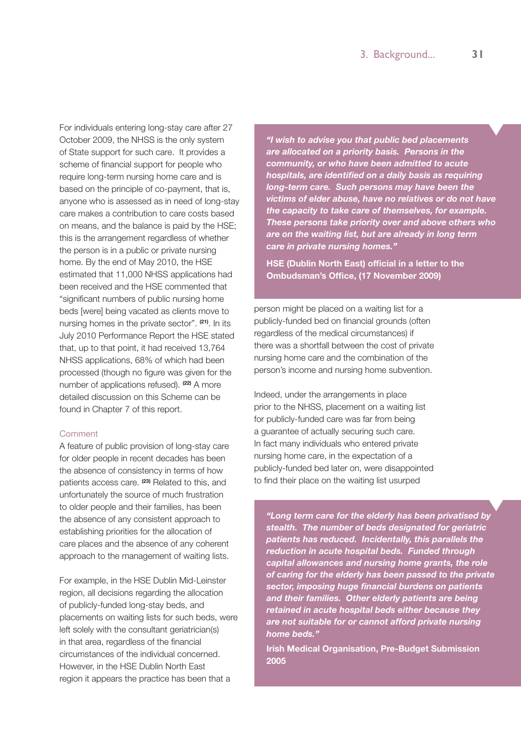For individuals entering long-stay care after 27 October 2009, the NHSS is the only system of State support for such care. It provides a scheme of financial support for people who require long-term nursing home care and is based on the principle of co-payment, that is, anyone who is assessed as in need of long-stay care makes a contribution to care costs based on means, and the balance is paid by the HSE; this is the arrangement regardless of whether the person is in a public or private nursing home. By the end of May 2010, the HSE estimated that 11,000 NHSS applications had been received and the HSE commented that "significant numbers of public nursing home beds [were] being vacated as clients move to nursing homes in the private sector". [21]. In its July 2010 Performance Report the HSE stated that, up to that point, it had received 13,764 NHSS applications, 68% of which had been processed (though no figure was given for the number of applications refused). [22] A more detailed discussion on this Scheme can be found in Chapter 7 of this report.

### Comment

A feature of public provision of long-stay care for older people in recent decades has been the absence of consistency in terms of how patients access care. [23] Related to this, and unfortunately the source of much frustration to older people and their families, has been the absence of any consistent approach to establishing priorities for the allocation of care places and the absence of any coherent approach to the management of waiting lists.

For example, in the HSE Dublin Mid-Leinster region, all decisions regarding the allocation of publicly-funded long-stay beds, and placements on waiting lists for such beds, were left solely with the consultant geriatrician(s) in that area, regardless of the financial circumstances of the individual concerned. However, in the HSE Dublin North East region it appears the practice has been that a person might be placed on a waiting list for a publicly-funded bed on financial grounds (often regardless of the medical circumstances) if there was a shortfall between the cost of private nursing home care and the combination of the person's income and nursing home subvention.

Indeed, under the arrangements in place prior to the NHSS, placement on a waiting list for publicly-funded care was far from being a guarantee of actually securing such care. In fact many individuals who entered private nursing home care, in the expectation of a publicly-funded bed later on, were disappointed to find their place on the waiting list usurped

> ***"I wish to advise you that public bed placements are allocated on a priority basis. Persons in the community, or who have been admitted to acute hospitals, are identified on a daily basis as requiring long-term care. Such persons may have been the victims of elder abuse, have no relatives or do not have the capacity to take care of themselves, for example. These persons take priority over and above others who are on the waiting list, but are already in long term care in private nursing homes."***
>
> **HSE (Dublin North East) official in a letter to the Ombudsman's Office, (17 November 2009)**

> ***"Long term care for the elderly has been privatised by stealth. The number of beds designated for geriatric patients has reduced. Incidentally, this parallels the reduction in acute hospital beds. Funded through capital allowances and nursing home grants, the role of caring for the elderly has been passed to the private sector, imposing huge financial burdens on patients and their families. Other elderly patients are being retained in acute hospital beds either because they are not suitable for or cannot afford private nursing home beds."***
>
> **Irish Medical Organisation, Pre-Budget Submission 2005**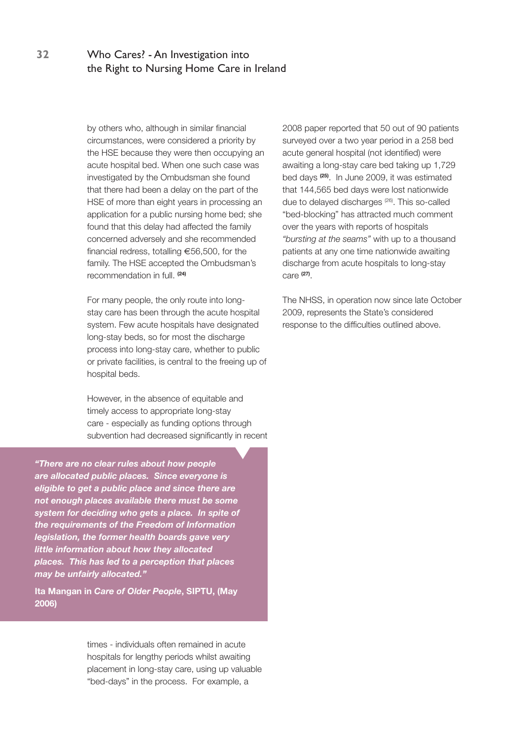by others who, although in similar financial circumstances, were considered a priority by the HSE because they were then occupying an acute hospital bed. When one such case was investigated by the Ombudsman she found that there had been a delay on the part of the HSE of more than eight years in processing an application for a public nursing home bed; she found that this delay had affected the family concerned adversely and she recommended financial redress, totalling €56,500, for the family. The HSE accepted the Ombudsman's recommendation in full. [24]

For many people, the only route into long-stay care has been through the acute hospital system. Few acute hospitals have designated long-stay beds, so for most the discharge process into long-stay care, whether to public or private facilities, is central to the freeing up of hospital beds.

However, in the absence of equitable and timely access to appropriate long-stay care - especially as funding options through subvention had decreased significantly in recent times - individuals often remained in acute hospitals for lengthy periods whilst awaiting placement in long-stay care, using up valuable "bed-days" in the process. For example, a 2008 paper reported that 50 out of 90 patients surveyed over a two year period in a 258 bed acute general hospital (not identified) were awaiting a long-stay care bed taking up 1,729 bed days [25]. In June 2009, it was estimated that 144,565 bed days were lost nationwide due to delayed discharges [26]. This so-called "bed-blocking" has attracted much comment over the years with reports of hospitals *"bursting at the seams"* with up to a thousand patients at any one time nationwide awaiting discharge from acute hospitals to long-stay care [27].

> ***"There are no clear rules about how people are allocated public places. Since everyone is eligible to get a public place and since there are not enough places available there must be some system for deciding who gets a place. In spite of the requirements of the Freedom of Information legislation, the former health boards gave very little information about how they allocated places. This has led to a perception that places may be unfairly allocated."***
>
> **Ita Mangan in *Care of Older People*, SIPTU, (May 2006)**

The NHSS, in operation now since late October 2009, represents the State's considered response to the difficulties outlined above.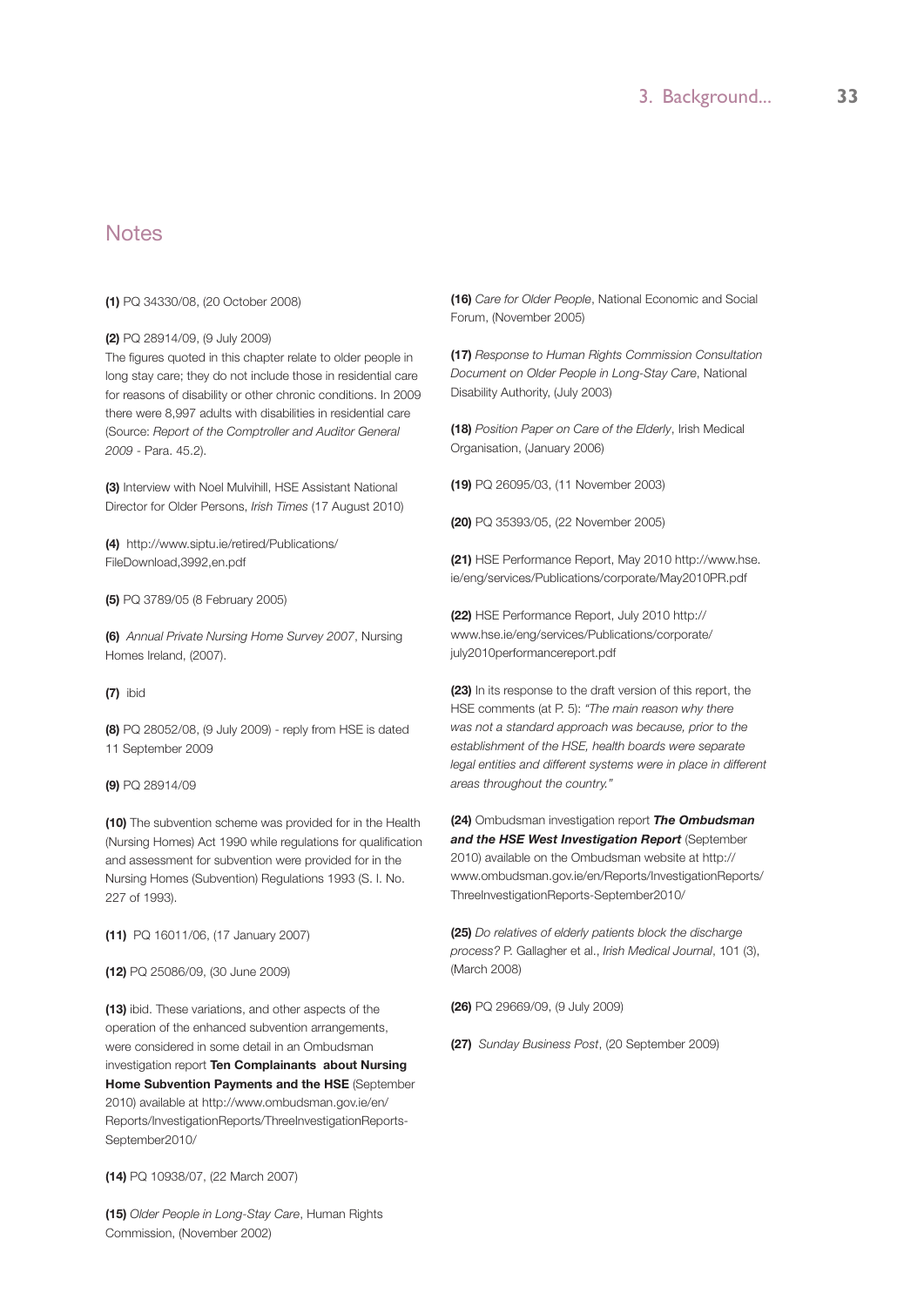## Notes

**(1)** PQ 34330/08, (20 October 2008)

**(2)** PQ 28914/09, (9 July 2009)
The figures quoted in this chapter relate to older people in long stay care; they do not include those in residential care for reasons of disability or other chronic conditions. In 2009 there were 8,997 adults with disabilities in residential care (Source: *Report of the Comptroller and Auditor General 2009* - Para. 45.2).

**(3)** Interview with Noel Mulvihill, HSE Assistant National Director for Older Persons, *Irish Times* (17 August 2010)

**(4)** http://www.siptu.ie/retired/Publications/FileDownload,3992,en.pdf

**(5)** PQ 3789/05 (8 February 2005)

**(6)** *Annual Private Nursing Home Survey 2007*, Nursing Homes Ireland, (2007).

**(7)** ibid

**(8)** PQ 28052/08, (9 July 2009) - reply from HSE is dated 11 September 2009

**(9)** PQ 28914/09

**(10)** The subvention scheme was provided for in the Health (Nursing Homes) Act 1990 while regulations for qualification and assessment for subvention were provided for in the Nursing Homes (Subvention) Regulations 1993 (S. I. No. 227 of 1993).

**(11)** PQ 16011/06, (17 January 2007)

**(12)** PQ 25086/09, (30 June 2009)

**(13)** ibid. These variations, and other aspects of the operation of the enhanced subvention arrangements, were considered in some detail in an Ombudsman investigation report **Ten Complainants about Nursing Home Subvention Payments and the HSE** (September 2010) available at http://www.ombudsman.gov.ie/en/Reports/InvestigationReports/ThreeInvestigationReports-September2010/

**(14)** PQ 10938/07, (22 March 2007)

**(15)** *Older People in Long-Stay Care*, Human Rights Commission, (November 2002)

**(16)** *Care for Older People*, National Economic and Social Forum, (November 2005)

**(17)** *Response to Human Rights Commission Consultation Document on Older People in Long-Stay Care*, National Disability Authority, (July 2003)

**(18)** *Position Paper on Care of the Elderly*, Irish Medical Organisation, (January 2006)

**(19)** PQ 26095/03, (11 November 2003)

**(20)** PQ 35393/05, (22 November 2005)

**(21)** HSE Performance Report, May 2010 http://www.hse.ie/eng/services/Publications/corporate/May2010PR.pdf

**(22)** HSE Performance Report, July 2010 http://www.hse.ie/eng/services/Publications/corporate/july2010performancereport.pdf

**(23)** In its response to the draft version of this report, the HSE comments (at P. 5): *"The main reason why there was not a standard approach was because, prior to the establishment of the HSE, health boards were separate legal entities and different systems were in place in different areas throughout the country."*

**(24)** Ombudsman investigation report ***The Ombudsman and the HSE West Investigation Report*** (September 2010) available on the Ombudsman website at http://www.ombudsman.gov.ie/en/Reports/InvestigationReports/ThreeInvestigationReports-September2010/

**(25)** *Do relatives of elderly patients block the discharge process?* P. Gallagher et al., *Irish Medical Journal*, 101 (3), (March 2008)

**(26)** PQ 29669/09, (9 July 2009)

**(27)** *Sunday Business Post*, (20 September 2009)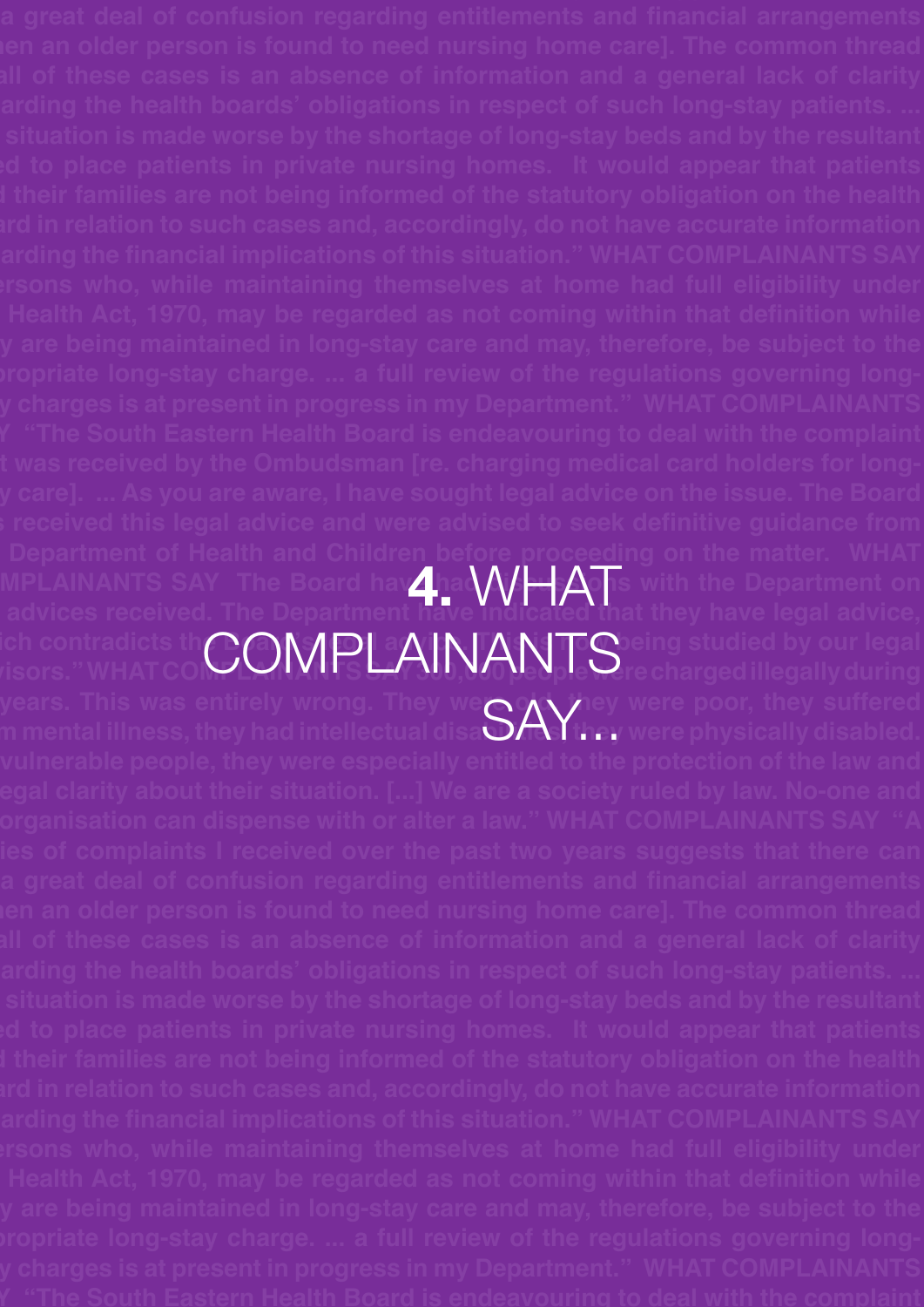# 4. WHAT COMPLAINANTS SAY...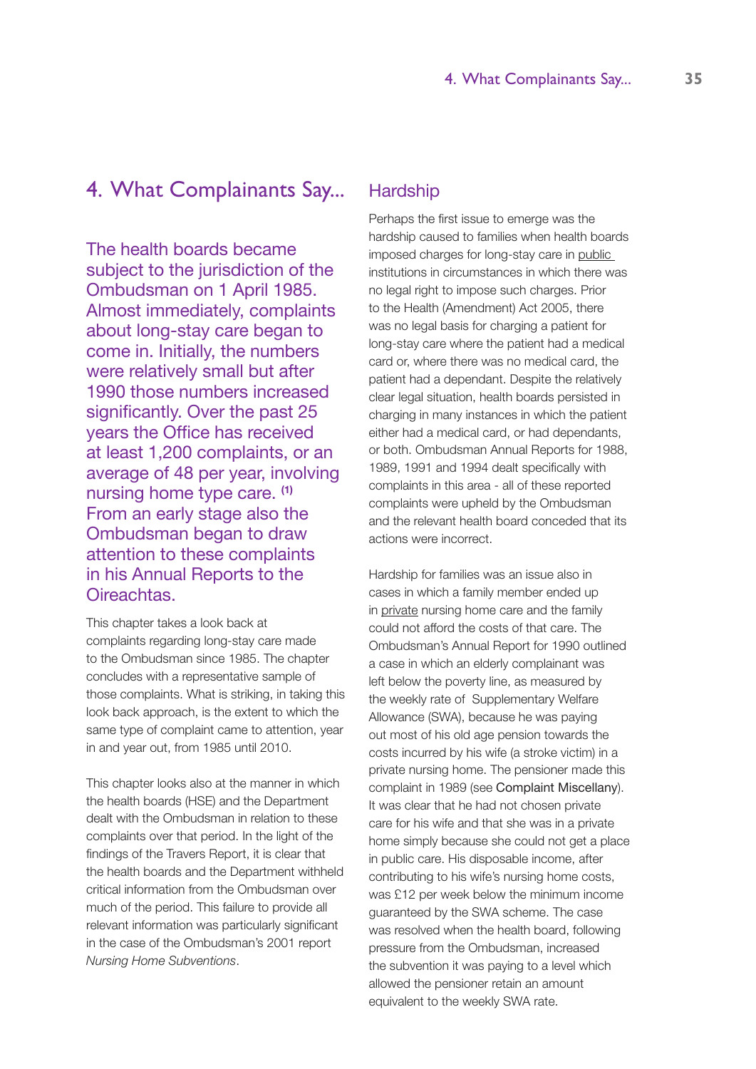# 4. What Complainants Say...

The health boards became subject to the jurisdiction of the Ombudsman on 1 April 1985. Almost immediately, complaints about long-stay care began to come in. Initially, the numbers were relatively small but after 1990 those numbers increased significantly. Over the past 25 years the Office has received at least 1,200 complaints, or an average of 48 per year, involving nursing home type care. [1] From an early stage also the Ombudsman began to draw attention to these complaints in his Annual Reports to the Oireachtas.

This chapter takes a look back at complaints regarding long-stay care made to the Ombudsman since 1985. The chapter concludes with a representative sample of those complaints. What is striking, in taking this look back approach, is the extent to which the same type of complaint came to attention, year in and year out, from 1985 until 2010.

This chapter looks also at the manner in which the health boards (HSE) and the Department dealt with the Ombudsman in relation to these complaints over that period. In the light of the findings of the Travers Report, it is clear that the health boards and the Department withheld critical information from the Ombudsman over much of the period. This failure to provide all relevant information was particularly significant in the case of the Ombudsman's 2001 report *Nursing Home Subventions*.

## Hardship

Perhaps the first issue to emerge was the hardship caused to families when health boards imposed charges for long-stay care in public institutions in circumstances in which there was no legal right to impose such charges. Prior to the Health (Amendment) Act 2005, there was no legal basis for charging a patient for long-stay care where the patient had a medical card or, where there was no medical card, the patient had a dependant. Despite the relatively clear legal situation, health boards persisted in charging in many instances in which the patient either had a medical card, or had dependants, or both. Ombudsman Annual Reports for 1988, 1989, 1991 and 1994 dealt specifically with complaints in this area - all of these reported complaints were upheld by the Ombudsman and the relevant health board conceded that its actions were incorrect.

Hardship for families was an issue also in cases in which a family member ended up in private nursing home care and the family could not afford the costs of that care. The Ombudsman's Annual Report for 1990 outlined a case in which an elderly complainant was left below the poverty line, as measured by the weekly rate of Supplementary Welfare Allowance (SWA), because he was paying out most of his old age pension towards the costs incurred by his wife (a stroke victim) in a private nursing home. The pensioner made this complaint in 1989 (see Complaint Miscellany). It was clear that he had not chosen private care for his wife and that she was in a private home simply because she could not get a place in public care. His disposable income, after contributing to his wife's nursing home costs, was £12 per week below the minimum income guaranteed by the SWA scheme. The case was resolved when the health board, following pressure from the Ombudsman, increased the subvention it was paying to a level which allowed the pensioner retain an amount equivalent to the weekly SWA rate.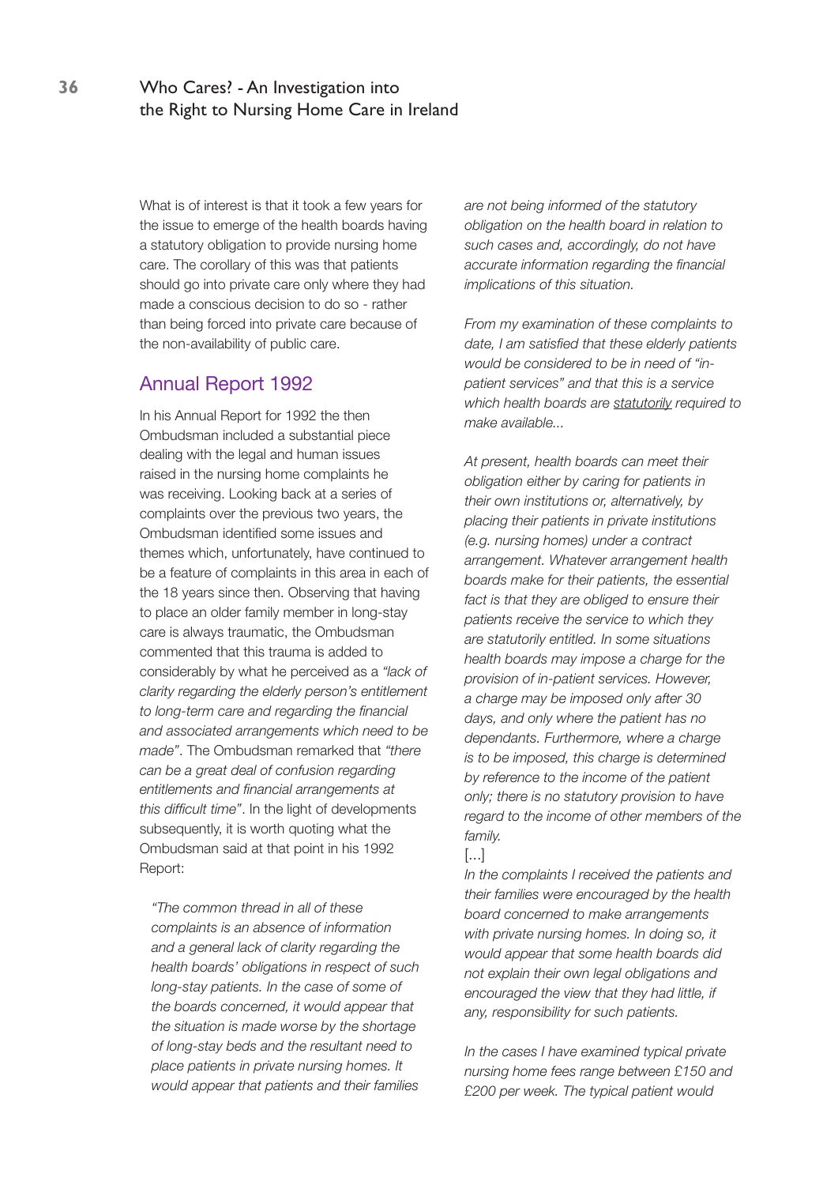What is of interest is that it took a few years for the issue to emerge of the health boards having a statutory obligation to provide nursing home care. The corollary of this was that patients should go into private care only where they had made a conscious decision to do so - rather than being forced into private care because of the non-availability of public care.

## Annual Report 1992

In his Annual Report for 1992 the then Ombudsman included a substantial piece dealing with the legal and human issues raised in the nursing home complaints he was receiving. Looking back at a series of complaints over the previous two years, the Ombudsman identified some issues and themes which, unfortunately, have continued to be a feature of complaints in this area in each of the 18 years since then. Observing that having to place an older family member in long-stay care is always traumatic, the Ombudsman commented that this trauma is added to considerably by what he perceived as a *"lack of clarity regarding the elderly person's entitlement to long-term care and regarding the financial and associated arrangements which need to be made"*. The Ombudsman remarked that *"there can be a great deal of confusion regarding entitlements and financial arrangements at this difficult time"*. In the light of developments subsequently, it is worth quoting what the Ombudsman said at that point in his 1992 Report:

> *"The common thread in all of these complaints is an absence of information and a general lack of clarity regarding the health boards' obligations in respect of such long-stay patients. In the case of some of the boards concerned, it would appear that the situation is made worse by the shortage of long-stay beds and the resultant need to place patients in private nursing homes. It would appear that patients and their families are not being informed of the statutory obligation on the health board in relation to such cases and, accordingly, do not have accurate information regarding the financial implications of this situation.*
>
> *From my examination of these complaints to date, I am satisfied that these elderly patients would be considered to be in need of "in-patient services" and that this is a service which health boards are statutorily required to make available...*
>
> *At present, health boards can meet their obligation either by caring for patients in their own institutions or, alternatively, by placing their patients in private institutions (e.g. nursing homes) under a contract arrangement. Whatever arrangement health boards make for their patients, the essential fact is that they are obliged to ensure their patients receive the service to which they are statutorily entitled. In some situations health boards may impose a charge for the provision of in-patient services. However, a charge may be imposed only after 30 days, and only where the patient has no dependants. Furthermore, where a charge is to be imposed, this charge is determined by reference to the income of the patient only; there is no statutory provision to have regard to the income of other members of the family.*
>
> [...]
>
> *In the complaints I received the patients and their families were encouraged by the health board concerned to make arrangements with private nursing homes. In doing so, it would appear that some health boards did not explain their own legal obligations and encouraged the view that they had little, if any, responsibility for such patients.*
>
> *In the cases I have examined typical private nursing home fees range between £150 and £200 per week. The typical patient would*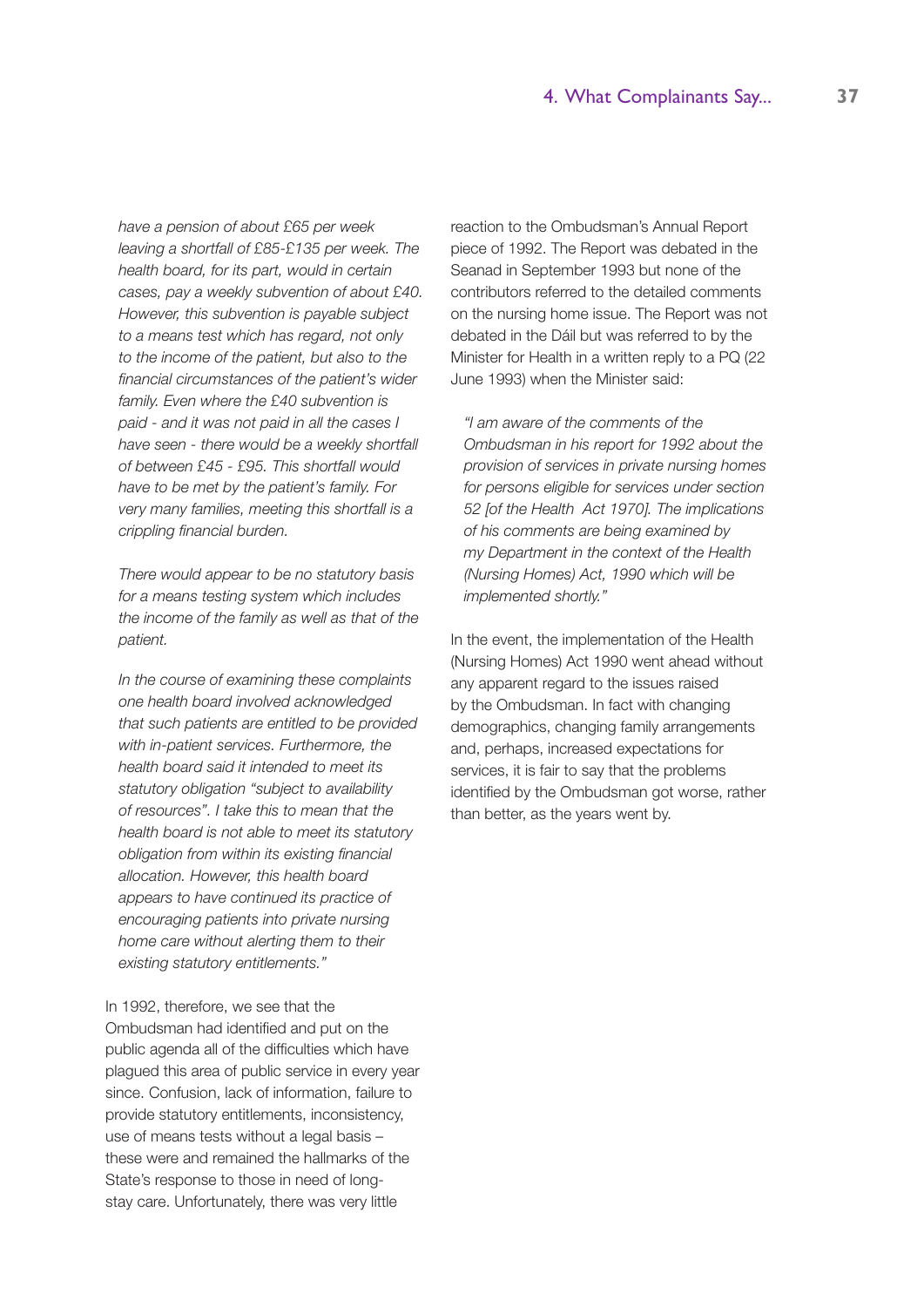*have a pension of about £65 per week leaving a shortfall of £85-£135 per week. The health board, for its part, would in certain cases, pay a weekly subvention of about £40. However, this subvention is payable subject to a means test which has regard, not only to the income of the patient, but also to the financial circumstances of the patient's wider family. Even where the £40 subvention is paid - and it was not paid in all the cases I have seen - there would be a weekly shortfall of between £45 - £95. This shortfall would have to be met by the patient's family. For very many families, meeting this shortfall is a crippling financial burden.*

*There would appear to be no statutory basis for a means testing system which includes the income of the family as well as that of the patient.*

*In the course of examining these complaints one health board involved acknowledged that such patients are entitled to be provided with in-patient services. Furthermore, the health board said it intended to meet its statutory obligation "subject to availability of resources". I take this to mean that the health board is not able to meet its statutory obligation from within its existing financial allocation. However, this health board appears to have continued its practice of encouraging patients into private nursing home care without alerting them to their existing statutory entitlements."*

In 1992, therefore, we see that the Ombudsman had identified and put on the public agenda all of the difficulties which have plagued this area of public service in every year since. Confusion, lack of information, failure to provide statutory entitlements, inconsistency, use of means tests without a legal basis – these were and remained the hallmarks of the State's response to those in need of long-stay care. Unfortunately, there was very little reaction to the Ombudsman's Annual Report piece of 1992. The Report was debated in the Seanad in September 1993 but none of the contributors referred to the detailed comments on the nursing home issue. The Report was not debated in the Dáil but was referred to by the Minister for Health in a written reply to a PQ (22 June 1993) when the Minister said:

*"I am aware of the comments of the Ombudsman in his report for 1992 about the provision of services in private nursing homes for persons eligible for services under section 52 [of the Health Act 1970]. The implications of his comments are being examined by my Department in the context of the Health (Nursing Homes) Act, 1990 which will be implemented shortly."*

In the event, the implementation of the Health (Nursing Homes) Act 1990 went ahead without any apparent regard to the issues raised by the Ombudsman. In fact with changing demographics, changing family arrangements and, perhaps, increased expectations for services, it is fair to say that the problems identified by the Ombudsman got worse, rather than better, as the years went by.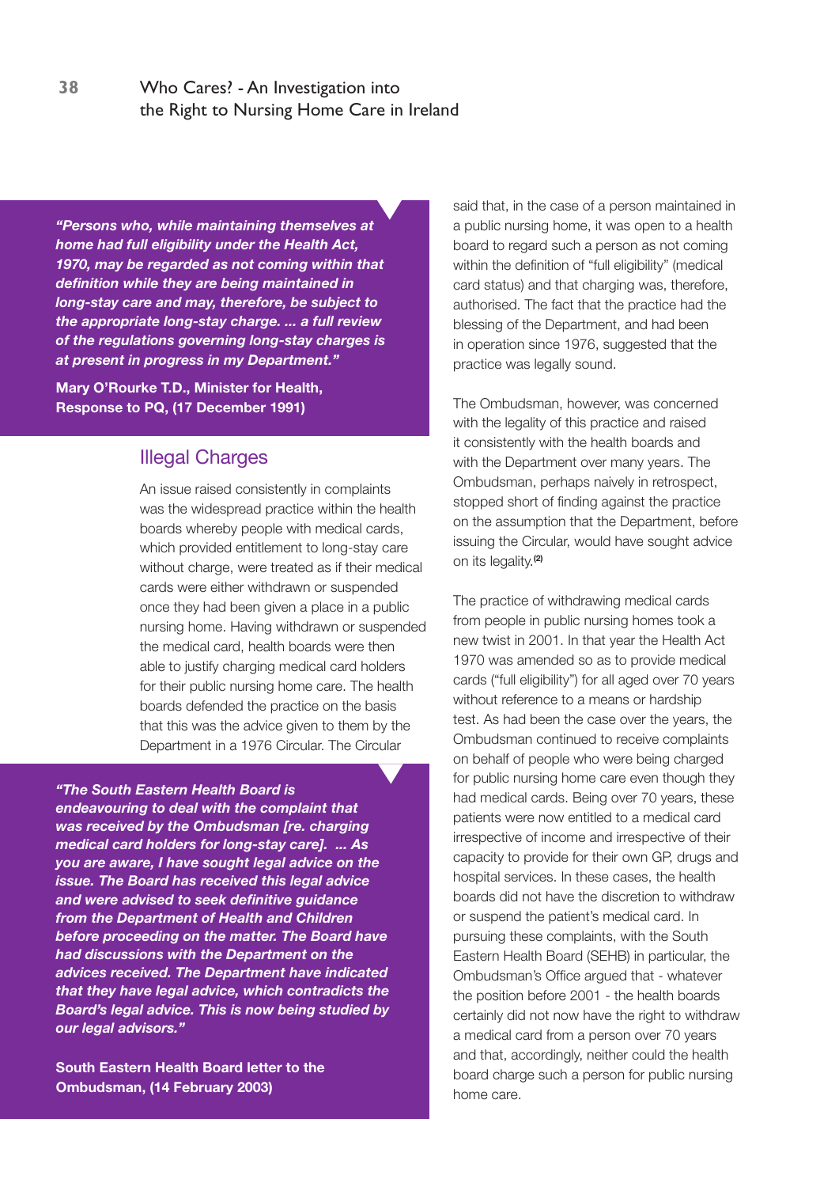> ***"Persons who, while maintaining themselves at home had full eligibility under the Health Act, 1970, may be regarded as not coming within that definition while they are being maintained in long-stay care and may, therefore, be subject to the appropriate long-stay charge. ... a full review of the regulations governing long-stay charges is at present in progress in my Department."***
>
> **Mary O'Rourke T.D., Minister for Health, Response to PQ, (17 December 1991)**

## Illegal Charges

An issue raised consistently in complaints was the widespread practice within the health boards whereby people with medical cards, which provided entitlement to long-stay care without charge, were treated as if their medical cards were either withdrawn or suspended once they had been given a place in a public nursing home. Having withdrawn or suspended the medical card, health boards were then able to justify charging medical card holders for their public nursing home care. The health boards defended the practice on the basis that this was the advice given to them by the Department in a 1976 Circular. The Circular said that, in the case of a person maintained in a public nursing home, it was open to a health board to regard such a person as not coming within the definition of "full eligibility" (medical card status) and that charging was, therefore, authorised. The fact that the practice had the blessing of the Department, and had been in operation since 1976, suggested that the practice was legally sound.

> ***"The South Eastern Health Board is endeavouring to deal with the complaint that was received by the Ombudsman [re. charging medical card holders for long-stay care]. ... As you are aware, I have sought legal advice on the issue. The Board has received this legal advice and were advised to seek definitive guidance from the Department of Health and Children before proceeding on the matter. The Board have had discussions with the Department on the advices received. The Department have indicated that they have legal advice, which contradicts the Board's legal advice. This is now being studied by our legal advisors."***
>
> **South Eastern Health Board letter to the Ombudsman, (14 February 2003)**

The Ombudsman, however, was concerned with the legality of this practice and raised it consistently with the health boards and with the Department over many years. The Ombudsman, perhaps naively in retrospect, stopped short of finding against the practice on the assumption that the Department, before issuing the Circular, would have sought advice on its legality.[2]

The practice of withdrawing medical cards from people in public nursing homes took a new twist in 2001. In that year the Health Act 1970 was amended so as to provide medical cards ("full eligibility") for all aged over 70 years without reference to a means or hardship test. As had been the case over the years, the Ombudsman continued to receive complaints on behalf of people who were being charged for public nursing home care even though they had medical cards. Being over 70 years, these patients were now entitled to a medical card irrespective of income and irrespective of their capacity to provide for their own GP, drugs and hospital services. In these cases, the health boards did not have the discretion to withdraw or suspend the patient's medical card. In pursuing these complaints, with the South Eastern Health Board (SEHB) in particular, the Ombudsman's Office argued that - whatever the position before 2001 - the health boards certainly did not now have the right to withdraw a medical card from a person over 70 years and that, accordingly, neither could the health board charge such a person for public nursing home care.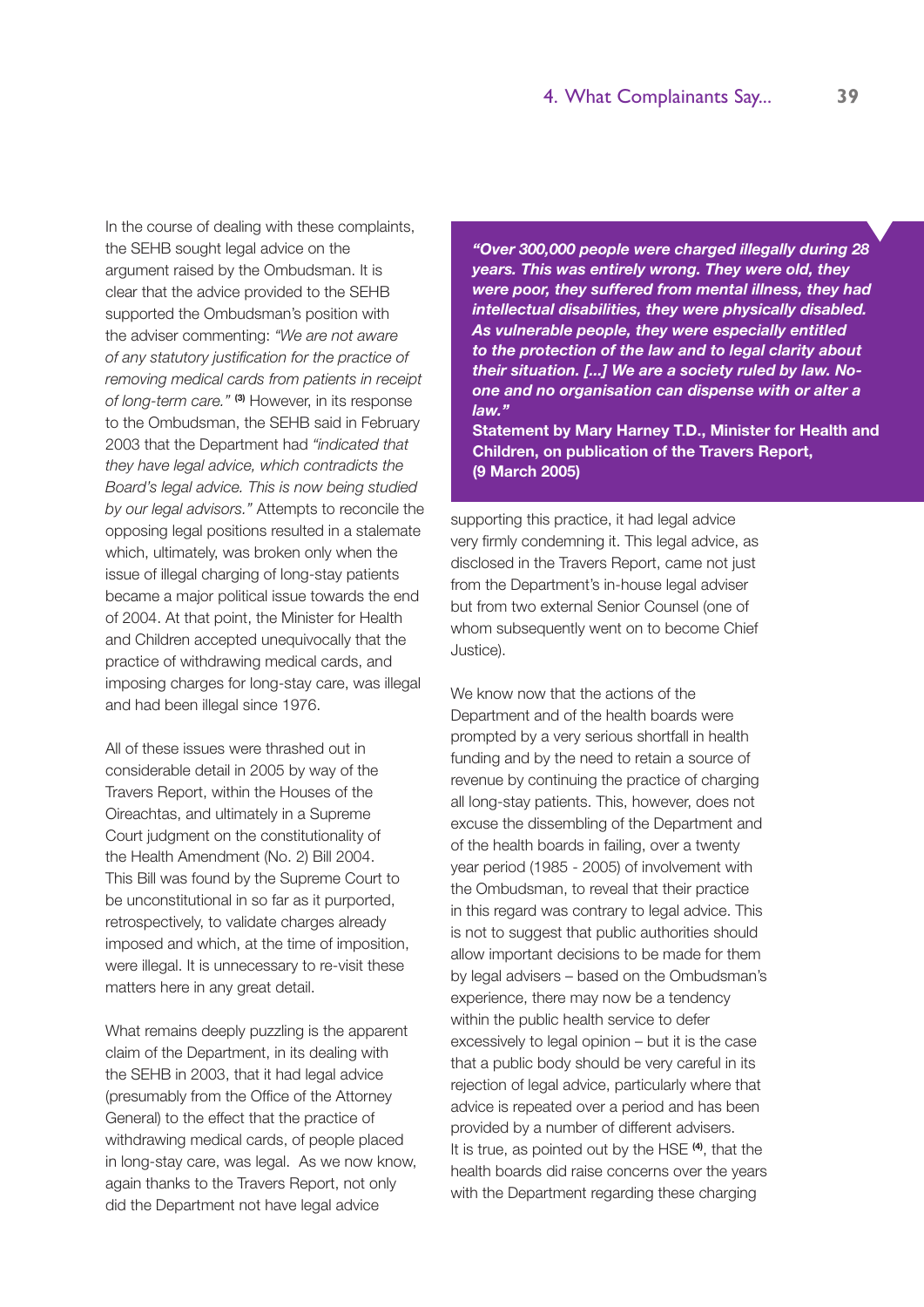In the course of dealing with these complaints, the SEHB sought legal advice on the argument raised by the Ombudsman. It is clear that the advice provided to the SEHB supported the Ombudsman's position with the adviser commenting: *"We are not aware of any statutory justification for the practice of removing medical cards from patients in receipt of long-term care."* [3] However, in its response to the Ombudsman, the SEHB said in February 2003 that the Department had *"indicated that they have legal advice, which contradicts the Board's legal advice. This is now being studied by our legal advisors."* Attempts to reconcile the opposing legal positions resulted in a stalemate which, ultimately, was broken only when the issue of illegal charging of long-stay patients became a major political issue towards the end of 2004. At that point, the Minister for Health and Children accepted unequivocally that the practice of withdrawing medical cards, and imposing charges for long-stay care, was illegal and had been illegal since 1976.

All of these issues were thrashed out in considerable detail in 2005 by way of the Travers Report, within the Houses of the Oireachtas, and ultimately in a Supreme Court judgment on the constitutionality of the Health Amendment (No. 2) Bill 2004. This Bill was found by the Supreme Court to be unconstitutional in so far as it purported, retrospectively, to validate charges already imposed and which, at the time of imposition, were illegal. It is unnecessary to re-visit these matters here in any great detail.

What remains deeply puzzling is the apparent claim of the Department, in its dealing with the SEHB in 2003, that it had legal advice (presumably from the Office of the Attorney General) to the effect that the practice of withdrawing medical cards, of people placed in long-stay care, was legal. As we now know, again thanks to the Travers Report, not only did the Department not have legal advice supporting this practice, it had legal advice very firmly condemning it. This legal advice, as disclosed in the Travers Report, came not just from the Department's in-house legal adviser but from two external Senior Counsel (one of whom subsequently went on to become Chief Justice).

> ***"Over 300,000 people were charged illegally during 28 years. This was entirely wrong. They were old, they were poor, they suffered from mental illness, they had intellectual disabilities, they were physically disabled. As vulnerable people, they were especially entitled to the protection of the law and to legal clarity about their situation. [...] We are a society ruled by law. No-one and no organisation can dispense with or alter a law."***
>
> **Statement by Mary Harney T.D., Minister for Health and Children, on publication of the Travers Report, (9 March 2005)**

We know now that the actions of the Department and of the health boards were prompted by a very serious shortfall in health funding and by the need to retain a source of revenue by continuing the practice of charging all long-stay patients. This, however, does not excuse the dissembling of the Department and of the health boards in failing, over a twenty year period (1985 - 2005) of involvement with the Ombudsman, to reveal that their practice in this regard was contrary to legal advice. This is not to suggest that public authorities should allow important decisions to be made for them by legal advisers – based on the Ombudsman's experience, there may now be a tendency within the public health service to defer excessively to legal opinion – but it is the case that a public body should be very careful in its rejection of legal advice, particularly where that advice is repeated over a period and has been provided by a number of different advisers. It is true, as pointed out by the HSE [4], that the health boards did raise concerns over the years with the Department regarding these charging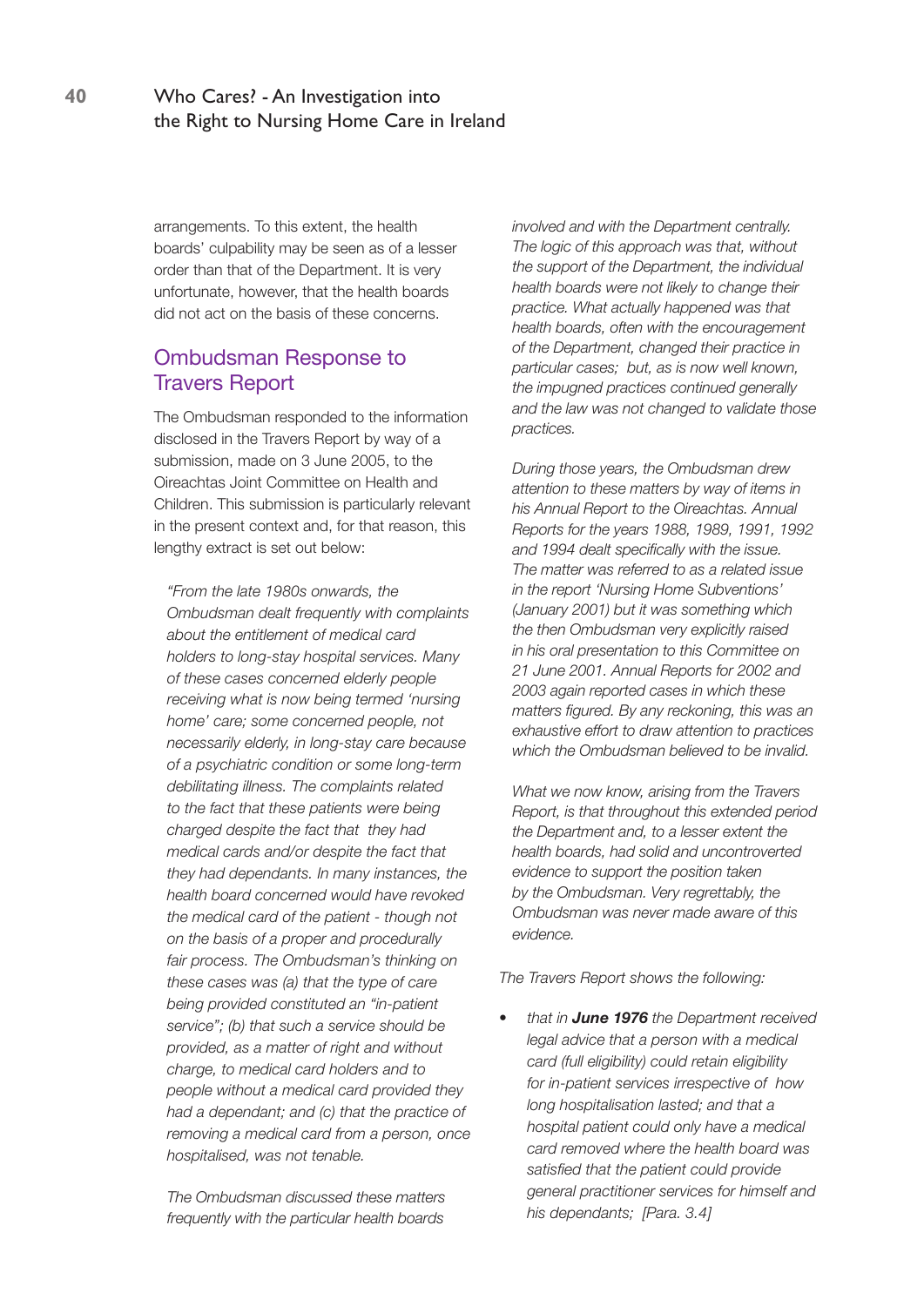arrangements. To this extent, the health boards' culpability may be seen as of a lesser order than that of the Department. It is very unfortunate, however, that the health boards did not act on the basis of these concerns.

## Ombudsman Response to Travers Report

The Ombudsman responded to the information disclosed in the Travers Report by way of a submission, made on 3 June 2005, to the Oireachtas Joint Committee on Health and Children. This submission is particularly relevant in the present context and, for that reason, this lengthy extract is set out below:

> *"From the late 1980s onwards, the Ombudsman dealt frequently with complaints about the entitlement of medical card holders to long-stay hospital services. Many of these cases concerned elderly people receiving what is now being termed 'nursing home' care; some concerned people, not necessarily elderly, in long-stay care because of a psychiatric condition or some long-term debilitating illness. The complaints related to the fact that these patients were being charged despite the fact that they had medical cards and/or despite the fact that they had dependants. In many instances, the health board concerned would have revoked the medical card of the patient - though not on the basis of a proper and procedurally fair process. The Ombudsman's thinking on these cases was (a) that the type of care being provided constituted an "in-patient service"; (b) that such a service should be provided, as a matter of right and without charge, to medical card holders and to people without a medical card provided they had a dependant; and (c) that the practice of removing a medical card from a person, once hospitalised, was not tenable.*
>
> *The Ombudsman discussed these matters frequently with the particular health boards involved and with the Department centrally. The logic of this approach was that, without the support of the Department, the individual health boards were not likely to change their practice. What actually happened was that health boards, often with the encouragement of the Department, changed their practice in particular cases; but, as is now well known, the impugned practices continued generally and the law was not changed to validate those practices.*
>
> *During those years, the Ombudsman drew attention to these matters by way of items in his Annual Report to the Oireachtas. Annual Reports for the years 1988, 1989, 1991, 1992 and 1994 dealt specifically with the issue. The matter was referred to as a related issue in the report 'Nursing Home Subventions' (January 2001) but it was something which the then Ombudsman very explicitly raised in his oral presentation to this Committee on 21 June 2001. Annual Reports for 2002 and 2003 again reported cases in which these matters figured. By any reckoning, this was an exhaustive effort to draw attention to practices which the Ombudsman believed to be invalid.*
>
> *What we now know, arising from the Travers Report, is that throughout this extended period the Department and, to a lesser extent the health boards, had solid and uncontroverted evidence to support the position taken by the Ombudsman. Very regrettably, the Ombudsman was never made aware of this evidence.*

*The Travers Report shows the following:*

- *that in **June 1976** the Department received legal advice that a person with a medical card (full eligibility) could retain eligibility for in-patient services irrespective of how long hospitalisation lasted; and that a hospital patient could only have a medical card removed where the health board was satisfied that the patient could provide general practitioner services for himself and his dependants; [Para. 3.4]*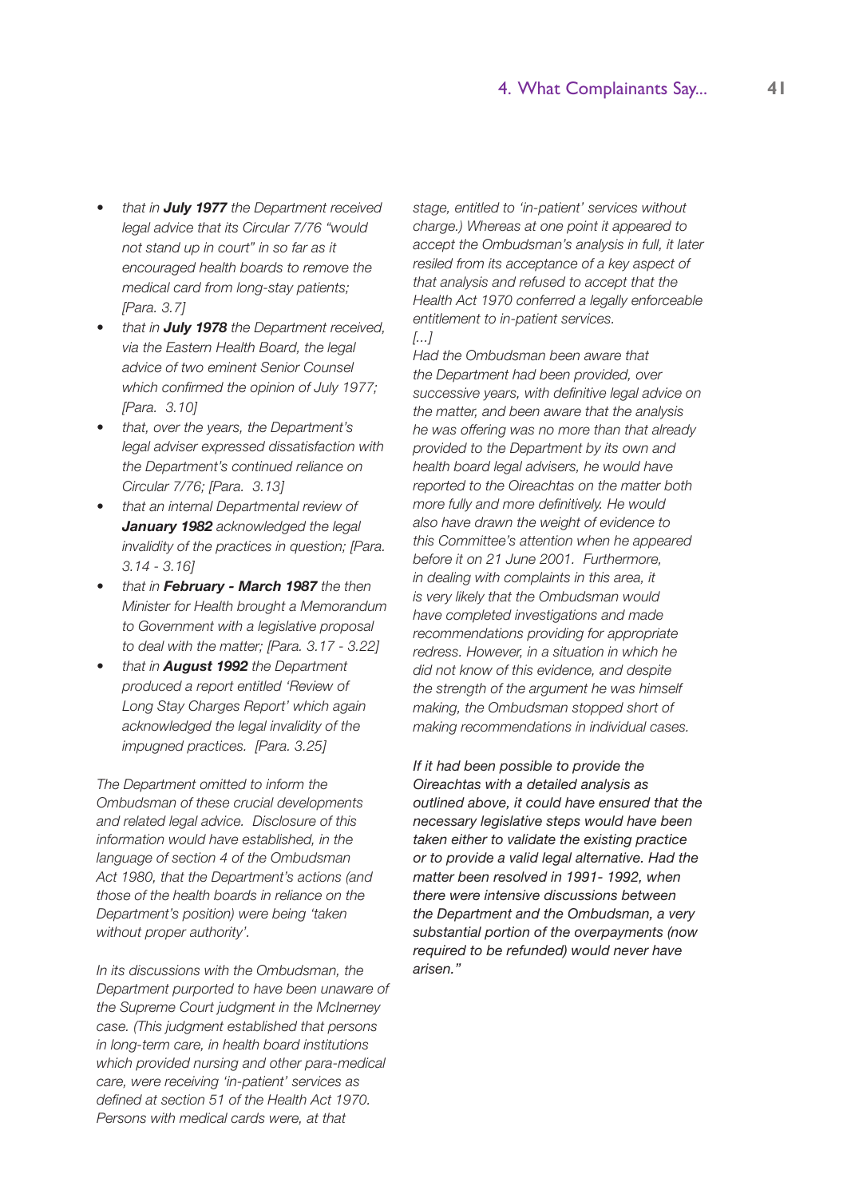- *that in **July 1977** the Department received legal advice that its Circular 7/76 "would not stand up in court" in so far as it encouraged health boards to remove the medical card from long-stay patients; [Para. 3.7]*
- *that in **July 1978** the Department received, via the Eastern Health Board, the legal advice of two eminent Senior Counsel which confirmed the opinion of July 1977; [Para. 3.10]*
- *that, over the years, the Department's legal adviser expressed dissatisfaction with the Department's continued reliance on Circular 7/76; [Para. 3.13]*
- *that an internal Departmental review of **January 1982** acknowledged the legal invalidity of the practices in question; [Para. 3.14 - 3.16]*
- *that in **February - March 1987** the then Minister for Health brought a Memorandum to Government with a legislative proposal to deal with the matter; [Para. 3.17 - 3.22]*
- *that in **August 1992** the Department produced a report entitled 'Review of Long Stay Charges Report' which again acknowledged the legal invalidity of the impugned practices. [Para. 3.25]*

*The Department omitted to inform the Ombudsman of these crucial developments and related legal advice. Disclosure of this information would have established, in the language of section 4 of the Ombudsman Act 1980, that the Department's actions (and those of the health boards in reliance on the Department's position) were being 'taken without proper authority'.*

*In its discussions with the Ombudsman, the Department purported to have been unaware of the Supreme Court judgment in the McInerney case. (This judgment established that persons in long-term care, in health board institutions which provided nursing and other para-medical care, were receiving 'in-patient' services as defined at section 51 of the Health Act 1970. Persons with medical cards were, at that stage, entitled to 'in-patient' services without charge.) Whereas at one point it appeared to accept the Ombudsman's analysis in full, it later resiled from its acceptance of a key aspect of that analysis and refused to accept that the Health Act 1970 conferred a legally enforceable entitlement to in-patient services.*

*[...]*

*Had the Ombudsman been aware that the Department had been provided, over successive years, with definitive legal advice on the matter, and been aware that the analysis he was offering was no more than that already provided to the Department by its own and health board legal advisers, he would have reported to the Oireachtas on the matter both more fully and more definitively. He would also have drawn the weight of evidence to this Committee's attention when he appeared before it on 21 June 2001. Furthermore, in dealing with complaints in this area, it is very likely that the Ombudsman would have completed investigations and made recommendations providing for appropriate redress. However, in a situation in which he did not know of this evidence, and despite the strength of the argument he was himself making, the Ombudsman stopped short of making recommendations in individual cases.*

*If it had been possible to provide the Oireachtas with a detailed analysis as outlined above, it could have ensured that the necessary legislative steps would have been taken either to validate the existing practice or to provide a valid legal alternative. Had the matter been resolved in 1991- 1992, when there were intensive discussions between the Department and the Ombudsman, a very substantial portion of the overpayments (now required to be refunded) would never have arisen."*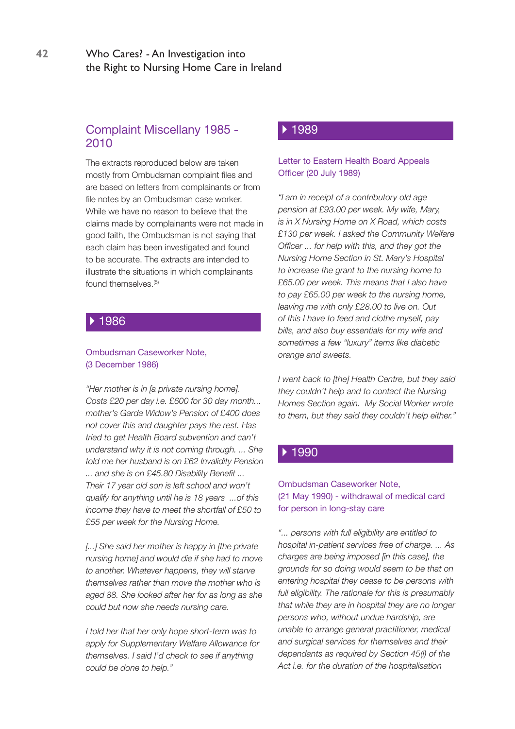## Complaint Miscellany 1985 - 2010

The extracts reproduced below are taken mostly from Ombudsman complaint files and are based on letters from complainants or from file notes by an Ombudsman case worker. While we have no reason to believe that the claims made by complainants were not made in good faith, the Ombudsman is not saying that each claim has been investigated and found to be accurate. The extracts are intended to illustrate the situations in which complainants found themselves.[5]

### 1986

#### Ombudsman Caseworker Note, (3 December 1986)

*"Her mother is in [a private nursing home]. Costs £20 per day i.e. £600 for 30 day month... mother's Garda Widow's Pension of £400 does not cover this and daughter pays the rest. Has tried to get Health Board subvention and can't understand why it is not coming through. ... She told me her husband is on £62 Invalidity Pension ... and she is on £45.80 Disability Benefit ... Their 17 year old son is left school and won't qualify for anything until he is 18 years ...of this income they have to meet the shortfall of £50 to £55 per week for the Nursing Home.*

*[...] She said her mother is happy in [the private nursing home] and would die if she had to move to another. Whatever happens, they will starve themselves rather than move the mother who is aged 88. She looked after her for as long as she could but now she needs nursing care.*

*I told her that her only hope short-term was to apply for Supplementary Welfare Allowance for themselves. I said I'd check to see if anything could be done to help."*

### 1989

#### Letter to Eastern Health Board Appeals Officer (20 July 1989)

*"I am in receipt of a contributory old age pension at £93.00 per week. My wife, Mary, is in X Nursing Home on X Road, which costs £130 per week. I asked the Community Welfare Officer ... for help with this, and they got the Nursing Home Section in St. Mary's Hospital to increase the grant to the nursing home to £65.00 per week. This means that I also have to pay £65.00 per week to the nursing home, leaving me with only £28.00 to live on. Out of this I have to feed and clothe myself, pay bills, and also buy essentials for my wife and sometimes a few "luxury" items like diabetic orange and sweets.*

*I went back to [the] Health Centre, but they said they couldn't help and to contact the Nursing Homes Section again. My Social Worker wrote to them, but they said they couldn't help either."*

### 1990

#### Ombudsman Caseworker Note, (21 May 1990) - withdrawal of medical card for person in long-stay care

*"... persons with full eligibility are entitled to hospital in-patient services free of charge. ... As charges are being imposed [in this case], the grounds for so doing would seem to be that on entering hospital they cease to be persons with full eligibility. The rationale for this is presumably that while they are in hospital they are no longer persons who, without undue hardship, are unable to arrange general practitioner, medical and surgical services for themselves and their dependants as required by Section 45(l) of the Act i.e. for the duration of the hospitalisation*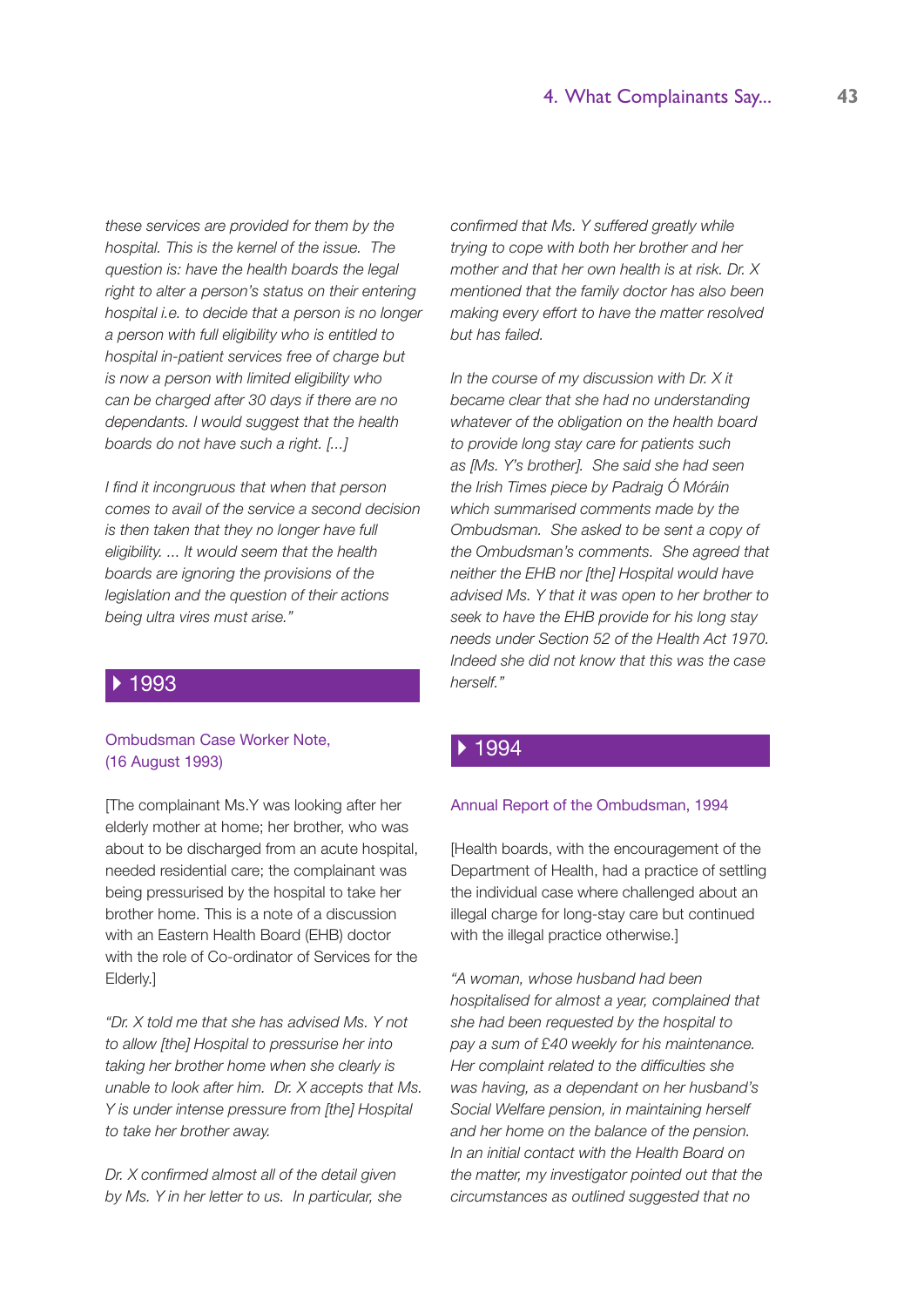*these services are provided for them by the hospital. This is the kernel of the issue. The question is: have the health boards the legal right to alter a person's status on their entering hospital i.e. to decide that a person is no longer a person with full eligibility who is entitled to hospital in-patient services free of charge but is now a person with limited eligibility who can be charged after 30 days if there are no dependants. I would suggest that the health boards do not have such a right. [...]*

*I find it incongruous that when that person comes to avail of the service a second decision is then taken that they no longer have full eligibility. ... It would seem that the health boards are ignoring the provisions of the legislation and the question of their actions being ultra vires must arise."*

## 1993

### Ombudsman Case Worker Note, (16 August 1993)

[The complainant Ms.Y was looking after her elderly mother at home; her brother, who was about to be discharged from an acute hospital, needed residential care; the complainant was being pressurised by the hospital to take her brother home. This is a note of a discussion with an Eastern Health Board (EHB) doctor with the role of Co-ordinator of Services for the Elderly.]

*"Dr. X told me that she has advised Ms. Y not to allow [the] Hospital to pressurise her into taking her brother home when she clearly is unable to look after him. Dr. X accepts that Ms. Y is under intense pressure from [the] Hospital to take her brother away.*

*Dr. X confirmed almost all of the detail given by Ms. Y in her letter to us. In particular, she confirmed that Ms. Y suffered greatly while trying to cope with both her brother and her mother and that her own health is at risk. Dr. X mentioned that the family doctor has also been making every effort to have the matter resolved but has failed.*

*In the course of my discussion with Dr. X it became clear that she had no understanding whatever of the obligation on the health board to provide long stay care for patients such as [Ms. Y's brother]. She said she had seen the Irish Times piece by Padraig Ó Móráin which summarised comments made by the Ombudsman. She asked to be sent a copy of the Ombudsman's comments. She agreed that neither the EHB nor [the] Hospital would have advised Ms. Y that it was open to her brother to seek to have the EHB provide for his long stay needs under Section 52 of the Health Act 1970. Indeed she did not know that this was the case herself."*

## 1994

### Annual Report of the Ombudsman, 1994

[Health boards, with the encouragement of the Department of Health, had a practice of settling the individual case where challenged about an illegal charge for long-stay care but continued with the illegal practice otherwise.]

*"A woman, whose husband had been hospitalised for almost a year, complained that she had been requested by the hospital to pay a sum of £40 weekly for his maintenance. Her complaint related to the difficulties she was having, as a dependant on her husband's Social Welfare pension, in maintaining herself and her home on the balance of the pension. In an initial contact with the Health Board on the matter, my investigator pointed out that the circumstances as outlined suggested that no*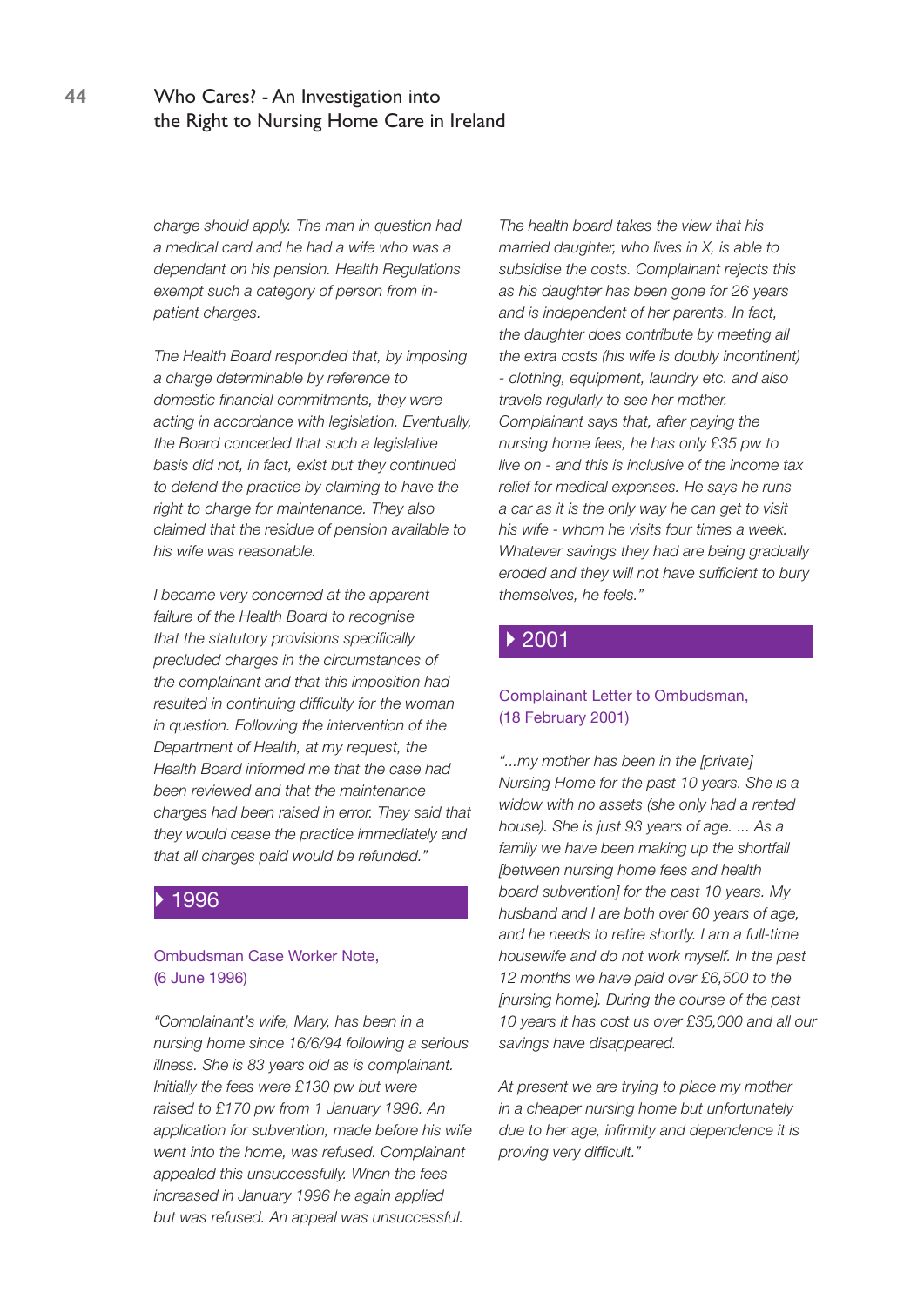*charge should apply. The man in question had a medical card and he had a wife who was a dependant on his pension. Health Regulations exempt such a category of person from in-patient charges.*

*The Health Board responded that, by imposing a charge determinable by reference to domestic financial commitments, they were acting in accordance with legislation. Eventually, the Board conceded that such a legislative basis did not, in fact, exist but they continued to defend the practice by claiming to have the right to charge for maintenance. They also claimed that the residue of pension available to his wife was reasonable.*

*I became very concerned at the apparent failure of the Health Board to recognise that the statutory provisions specifically precluded charges in the circumstances of the complainant and that this imposition had resulted in continuing difficulty for the woman in question. Following the intervention of the Department of Health, at my request, the Health Board informed me that the case had been reviewed and that the maintenance charges had been raised in error. They said that they would cease the practice immediately and that all charges paid would be refunded."*

## 1996

### Ombudsman Case Worker Note, (6 June 1996)

*"Complainant's wife, Mary, has been in a nursing home since 16/6/94 following a serious illness. She is 83 years old as is complainant. Initially the fees were £130 pw but were raised to £170 pw from 1 January 1996. An application for subvention, made before his wife went into the home, was refused. Complainant appealed this unsuccessfully. When the fees increased in January 1996 he again applied but was refused. An appeal was unsuccessful.*

*The health board takes the view that his married daughter, who lives in X, is able to subsidise the costs. Complainant rejects this as his daughter has been gone for 26 years and is independent of her parents. In fact, the daughter does contribute by meeting all the extra costs (his wife is doubly incontinent) - clothing, equipment, laundry etc. and also travels regularly to see her mother. Complainant says that, after paying the nursing home fees, he has only £35 pw to live on - and this is inclusive of the income tax relief for medical expenses. He says he runs a car as it is the only way he can get to visit his wife - whom he visits four times a week. Whatever savings they had are being gradually eroded and they will not have sufficient to bury themselves, he feels."*

## 2001

### Complainant Letter to Ombudsman, (18 February 2001)

*"...my mother has been in the [private] Nursing Home for the past 10 years. She is a widow with no assets (she only had a rented house). She is just 93 years of age. ... As a family we have been making up the shortfall [between nursing home fees and health board subvention] for the past 10 years. My husband and I are both over 60 years of age, and he needs to retire shortly. I am a full-time housewife and do not work myself. In the past 12 months we have paid over £6,500 to the [nursing home]. During the course of the past 10 years it has cost us over £35,000 and all our savings have disappeared.*

*At present we are trying to place my mother in a cheaper nursing home but unfortunately due to her age, infirmity and dependence it is proving very difficult."*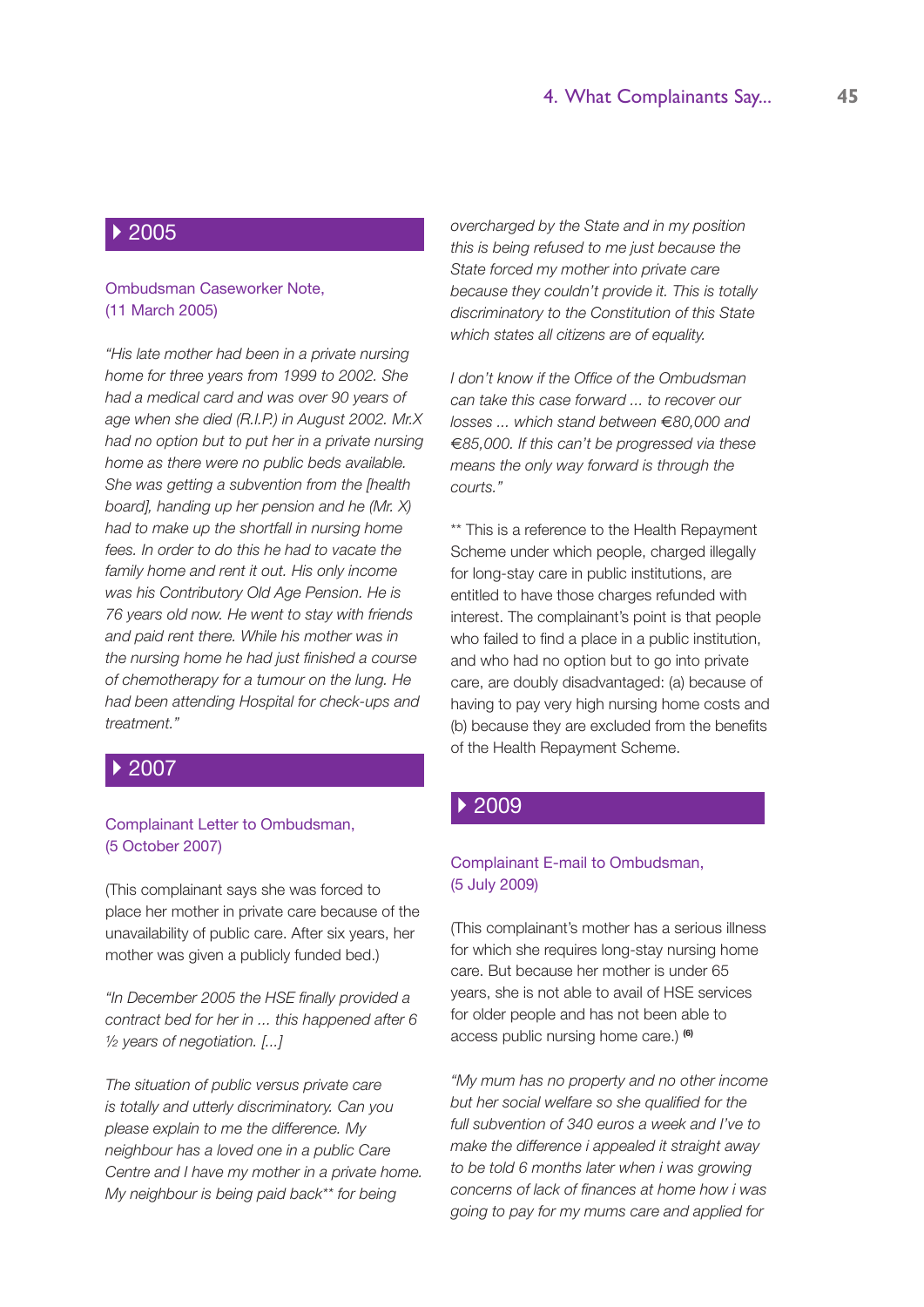## 2005

Ombudsman Caseworker Note,
(11 March 2005)

*"His late mother had been in a private nursing home for three years from 1999 to 2002. She had a medical card and was over 90 years of age when she died (R.I.P.) in August 2002. Mr.X had no option but to put her in a private nursing home as there were no public beds available. She was getting a subvention from the [health board], handing up her pension and he (Mr. X) had to make up the shortfall in nursing home fees. In order to do this he had to vacate the family home and rent it out. His only income was his Contributory Old Age Pension. He is 76 years old now. He went to stay with friends and paid rent there. While his mother was in the nursing home he had just finished a course of chemotherapy for a tumour on the lung. He had been attending Hospital for check-ups and treatment."*

## 2007

Complainant Letter to Ombudsman,
(5 October 2007)

(This complainant says she was forced to place her mother in private care because of the unavailability of public care. After six years, her mother was given a publicly funded bed.)

*"In December 2005 the HSE finally provided a contract bed for her in ... this happened after 6 ½ years of negotiation. [...]*

*The situation of public versus private care is totally and utterly discriminatory. Can you please explain to me the difference. My neighbour has a loved one in a public Care Centre and I have my mother in a private home. My neighbour is being paid back\*\* for being overcharged by the State and in my position this is being refused to me just because the State forced my mother into private care because they couldn't provide it. This is totally discriminatory to the Constitution of this State which states all citizens are of equality.*

*I don't know if the Office of the Ombudsman can take this case forward ... to recover our losses ... which stand between €80,000 and €85,000. If this can't be progressed via these means the only way forward is through the courts."*

\*\* This is a reference to the Health Repayment Scheme under which people, charged illegally for long-stay care in public institutions, are entitled to have those charges refunded with interest. The complainant's point is that people who failed to find a place in a public institution, and who had no option but to go into private care, are doubly disadvantaged: (a) because of having to pay very high nursing home costs and (b) because they are excluded from the benefits of the Health Repayment Scheme.

## 2009

Complainant E-mail to Ombudsman,
(5 July 2009)

(This complainant's mother has a serious illness for which she requires long-stay nursing home care. But because her mother is under 65 years, she is not able to avail of HSE services for older people and has not been able to access public nursing home care.) [6]

*"My mum has no property and no other income but her social welfare so she qualified for the full subvention of 340 euros a week and I've to make the difference i appealed it straight away to be told 6 months later when i was growing concerns of lack of finances at home how i was going to pay for my mums care and applied for*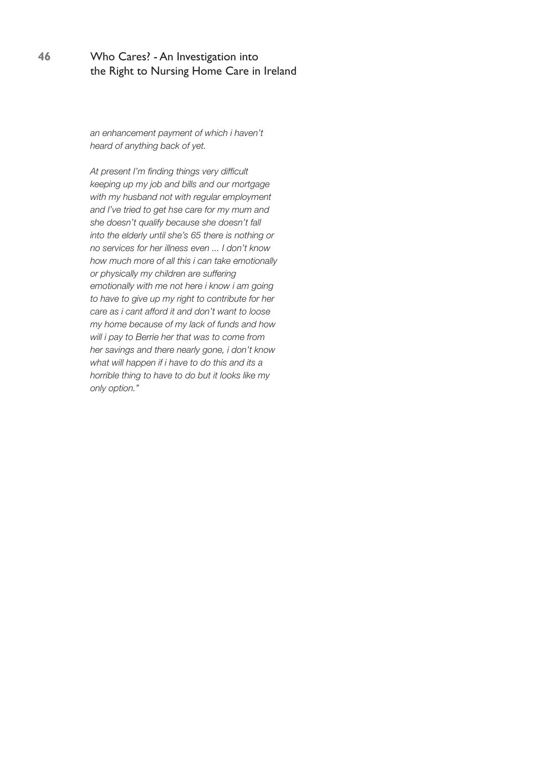*an enhancement payment of which i haven't heard of anything back of yet.*

*At present I'm finding things very difficult keeping up my job and bills and our mortgage with my husband not with regular employment and I've tried to get hse care for my mum and she doesn't qualify because she doesn't fall into the elderly until she's 65 there is nothing or no services for her illness even ... I don't know how much more of all this i can take emotionally or physically my children are suffering emotionally with me not here i know i am going to have to give up my right to contribute for her care as i cant afford it and don't want to loose my home because of my lack of funds and how will i pay to Berrie her that was to come from her savings and there nearly gone, i don't know what will happen if i have to do this and its a horrible thing to have to do but it looks like my only option."*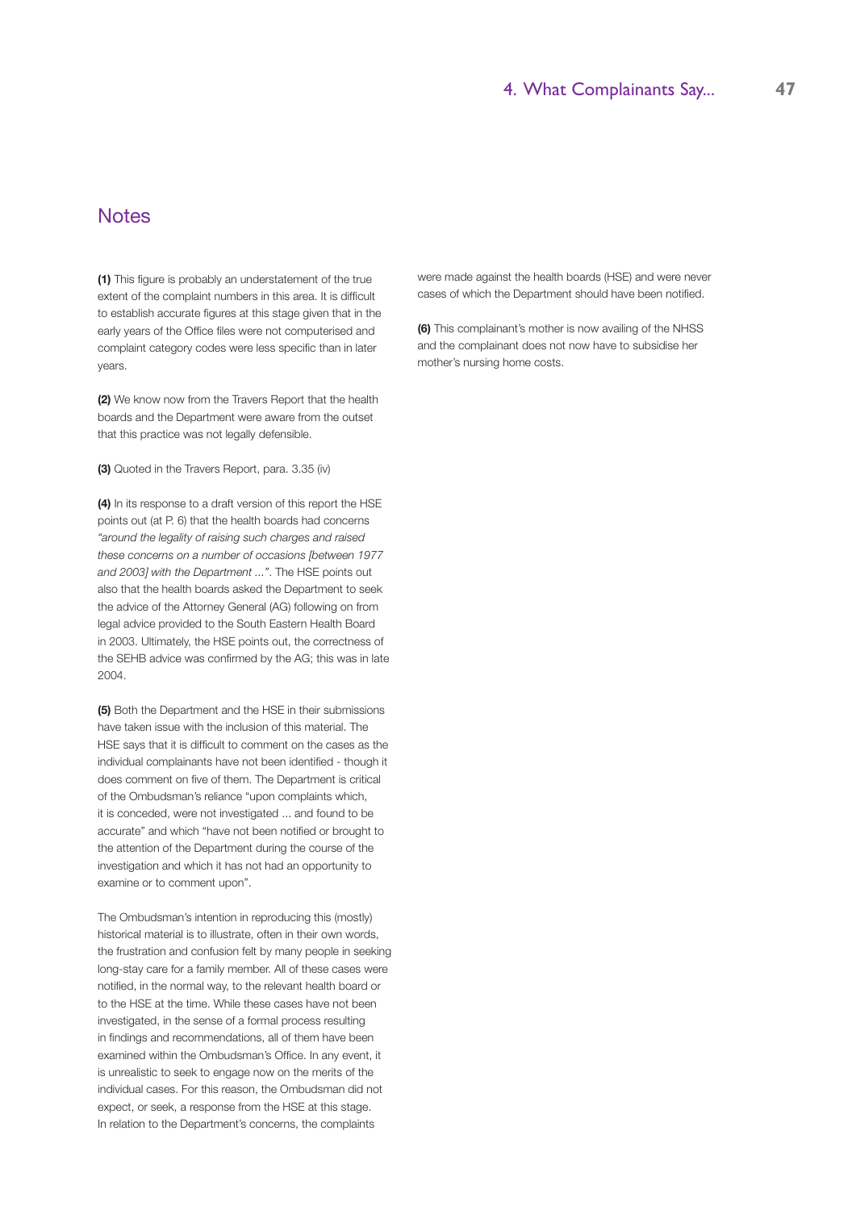## Notes

**(1)** This figure is probably an understatement of the true extent of the complaint numbers in this area. It is difficult to establish accurate figures at this stage given that in the early years of the Office files were not computerised and complaint category codes were less specific than in later years.

**(2)** We know now from the Travers Report that the health boards and the Department were aware from the outset that this practice was not legally defensible.

**(3)** Quoted in the Travers Report, para. 3.35 (iv)

**(4)** In its response to a draft version of this report the HSE points out (at P. 6) that the health boards had concerns *"around the legality of raising such charges and raised these concerns on a number of occasions [between 1977 and 2003] with the Department ..."*. The HSE points out also that the health boards asked the Department to seek the advice of the Attorney General (AG) following on from legal advice provided to the South Eastern Health Board in 2003. Ultimately, the HSE points out, the correctness of the SEHB advice was confirmed by the AG; this was in late 2004.

**(5)** Both the Department and the HSE in their submissions have taken issue with the inclusion of this material. The HSE says that it is difficult to comment on the cases as the individual complainants have not been identified - though it does comment on five of them. The Department is critical of the Ombudsman's reliance "upon complaints which, it is conceded, were not investigated ... and found to be accurate" and which "have not been notified or brought to the attention of the Department during the course of the investigation and which it has not had an opportunity to examine or to comment upon".

The Ombudsman's intention in reproducing this (mostly) historical material is to illustrate, often in their own words, the frustration and confusion felt by many people in seeking long-stay care for a family member. All of these cases were notified, in the normal way, to the relevant health board or to the HSE at the time. While these cases have not been investigated, in the sense of a formal process resulting in findings and recommendations, all of them have been examined within the Ombudsman's Office. In any event, it is unrealistic to seek to engage now on the merits of the individual cases. For this reason, the Ombudsman did not expect, or seek, a response from the HSE at this stage. In relation to the Department's concerns, the complaints were made against the health boards (HSE) and were never cases of which the Department should have been notified.

**(6)** This complainant's mother is now availing of the NHSS and the complainant does not now have to subsidise her mother's nursing home costs.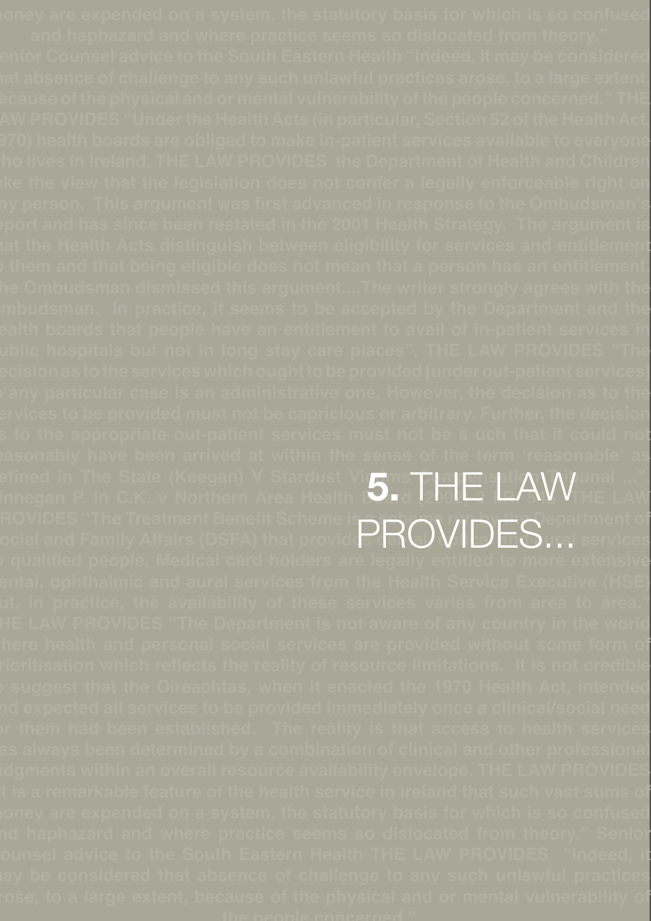# 5. THE LAW PROVIDES...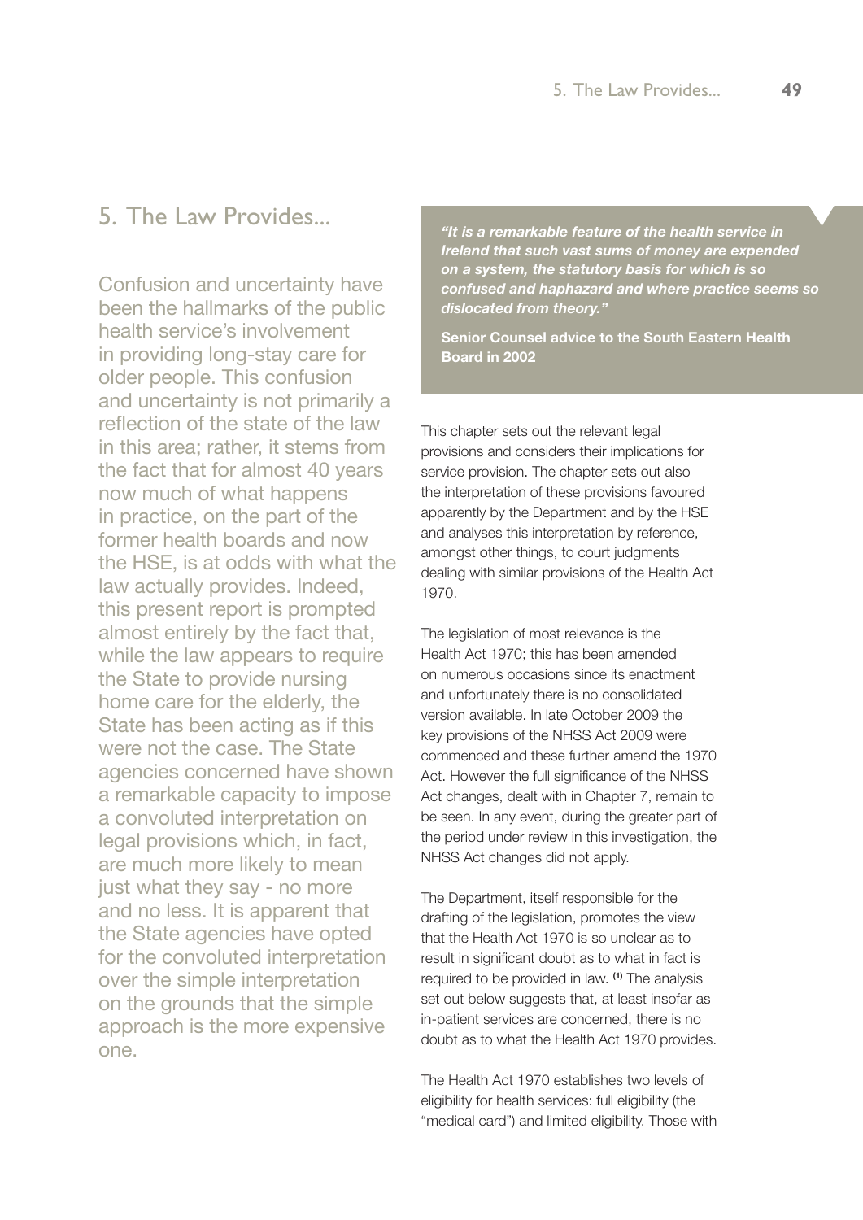# 5. The Law Provides...

Confusion and uncertainty have been the hallmarks of the public health service's involvement in providing long-stay care for older people. This confusion and uncertainty is not primarily a reflection of the state of the law in this area; rather, it stems from the fact that for almost 40 years now much of what happens in practice, on the part of the former health boards and now the HSE, is at odds with what the law actually provides. Indeed, this present report is prompted almost entirely by the fact that, while the law appears to require the State to provide nursing home care for the elderly, the State has been acting as if this were not the case. The State agencies concerned have shown a remarkable capacity to impose a convoluted interpretation on legal provisions which, in fact, are much more likely to mean just what they say - no more and no less. It is apparent that the State agencies have opted for the convoluted interpretation over the simple interpretation on the grounds that the simple approach is the more expensive one.

> ***"It is a remarkable feature of the health service in Ireland that such vast sums of money are expended on a system, the statutory basis for which is so confused and haphazard and where practice seems so dislocated from theory."***
>
> **Senior Counsel advice to the South Eastern Health Board in 2002**

This chapter sets out the relevant legal provisions and considers their implications for service provision. The chapter sets out also the interpretation of these provisions favoured apparently by the Department and by the HSE and analyses this interpretation by reference, amongst other things, to court judgments dealing with similar provisions of the Health Act 1970.

The legislation of most relevance is the Health Act 1970; this has been amended on numerous occasions since its enactment and unfortunately there is no consolidated version available. In late October 2009 the key provisions of the NHSS Act 2009 were commenced and these further amend the 1970 Act. However the full significance of the NHSS Act changes, dealt with in Chapter 7, remain to be seen. In any event, during the greater part of the period under review in this investigation, the NHSS Act changes did not apply.

The Department, itself responsible for the drafting of the legislation, promotes the view that the Health Act 1970 is so unclear as to result in significant doubt as to what in fact is required to be provided in law. [1] The analysis set out below suggests that, at least insofar as in-patient services are concerned, there is no doubt as to what the Health Act 1970 provides.

The Health Act 1970 establishes two levels of eligibility for health services: full eligibility (the "medical card") and limited eligibility. Those with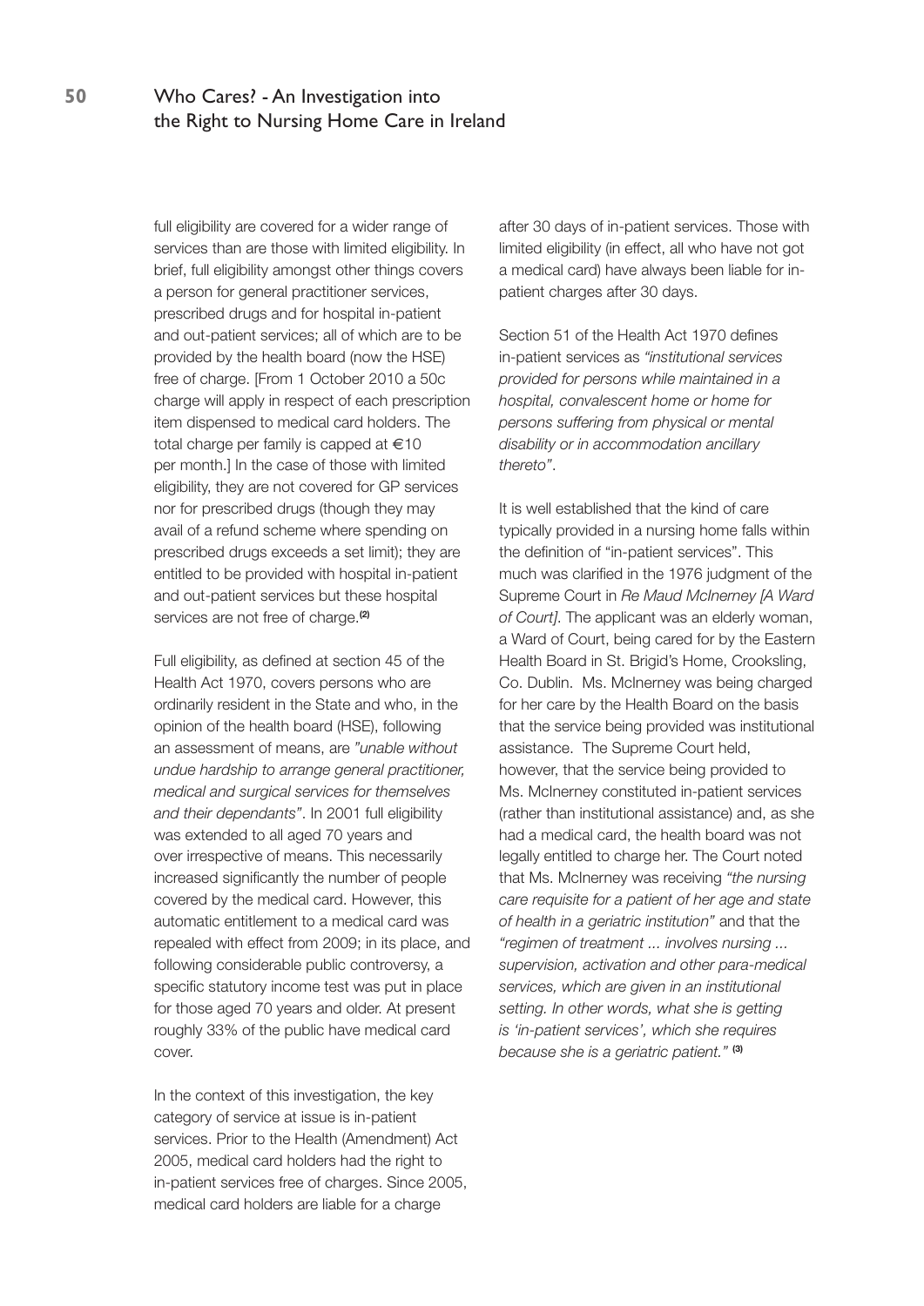full eligibility are covered for a wider range of services than are those with limited eligibility. In brief, full eligibility amongst other things covers a person for general practitioner services, prescribed drugs and for hospital in-patient and out-patient services; all of which are to be provided by the health board (now the HSE) free of charge. [From 1 October 2010 a 50c charge will apply in respect of each prescription item dispensed to medical card holders. The total charge per family is capped at €10 per month.] In the case of those with limited eligibility, they are not covered for GP services nor for prescribed drugs (though they may avail of a refund scheme where spending on prescribed drugs exceeds a set limit); they are entitled to be provided with hospital in-patient and out-patient services but these hospital services are not free of charge.[2]

Full eligibility, as defined at section 45 of the Health Act 1970, covers persons who are ordinarily resident in the State and who, in the opinion of the health board (HSE), following an assessment of means, are *"unable without undue hardship to arrange general practitioner, medical and surgical services for themselves and their dependants"*. In 2001 full eligibility was extended to all aged 70 years and over irrespective of means. This necessarily increased significantly the number of people covered by the medical card. However, this automatic entitlement to a medical card was repealed with effect from 2009; in its place, and following considerable public controversy, a specific statutory income test was put in place for those aged 70 years and older. At present roughly 33% of the public have medical card cover.

In the context of this investigation, the key category of service at issue is in-patient services. Prior to the Health (Amendment) Act 2005, medical card holders had the right to in-patient services free of charges. Since 2005, medical card holders are liable for a charge after 30 days of in-patient services. Those with limited eligibility (in effect, all who have not got a medical card) have always been liable for in-patient charges after 30 days.

Section 51 of the Health Act 1970 defines in-patient services as *"institutional services provided for persons while maintained in a hospital, convalescent home or home for persons suffering from physical or mental disability or in accommodation ancillary thereto"*.

It is well established that the kind of care typically provided in a nursing home falls within the definition of "in-patient services". This much was clarified in the 1976 judgment of the Supreme Court in *Re Maud McInerney [A Ward of Court]*. The applicant was an elderly woman, a Ward of Court, being cared for by the Eastern Health Board in St. Brigid's Home, Crooksling, Co. Dublin. Ms. McInerney was being charged for her care by the Health Board on the basis that the service being provided was institutional assistance. The Supreme Court held, however, that the service being provided to Ms. McInerney constituted in-patient services (rather than institutional assistance) and, as she had a medical card, the health board was not legally entitled to charge her. The Court noted that Ms. McInerney was receiving *"the nursing care requisite for a patient of her age and state of health in a geriatric institution"* and that the *"regimen of treatment ... involves nursing ... supervision, activation and other para-medical services, which are given in an institutional setting. In other words, what she is getting is 'in-patient services', which she requires because she is a geriatric patient."* [3]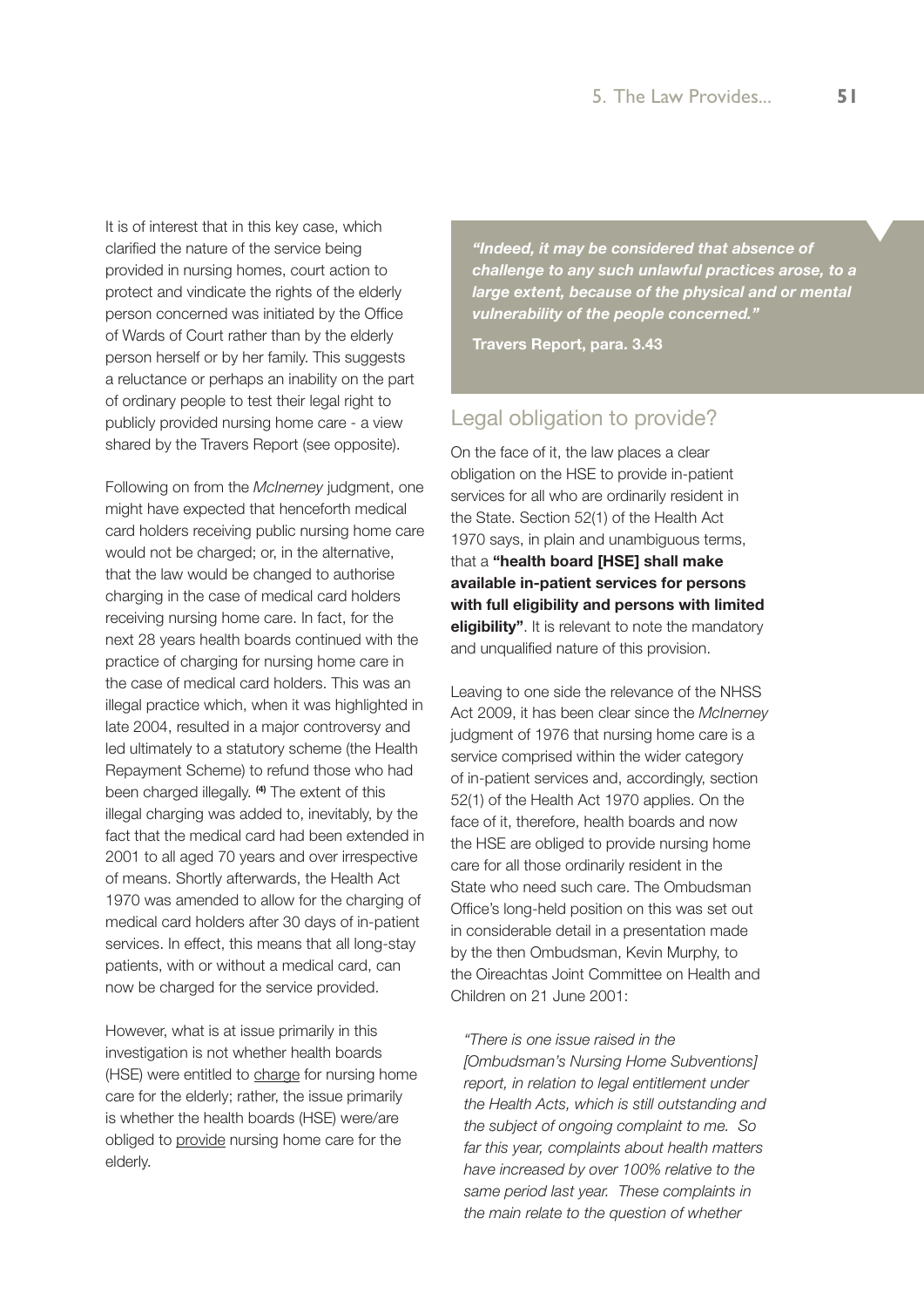It is of interest that in this key case, which clarified the nature of the service being provided in nursing homes, court action to protect and vindicate the rights of the elderly person concerned was initiated by the Office of Wards of Court rather than by the elderly person herself or by her family. This suggests a reluctance or perhaps an inability on the part of ordinary people to test their legal right to publicly provided nursing home care - a view shared by the Travers Report (see opposite).

Following on from the *McInerney* judgment, one might have expected that henceforth medical card holders receiving public nursing home care would not be charged; or, in the alternative, that the law would be changed to authorise charging in the case of medical card holders receiving nursing home care. In fact, for the next 28 years health boards continued with the practice of charging for nursing home care in the case of medical card holders. This was an illegal practice which, when it was highlighted in late 2004, resulted in a major controversy and led ultimately to a statutory scheme (the Health Repayment Scheme) to refund those who had been charged illegally. [4] The extent of this illegal charging was added to, inevitably, by the fact that the medical card had been extended in 2001 to all aged 70 years and over irrespective of means. Shortly afterwards, the Health Act 1970 was amended to allow for the charging of medical card holders after 30 days of in-patient services. In effect, this means that all long-stay patients, with or without a medical card, can now be charged for the service provided.

However, what is at issue primarily in this investigation is not whether health boards (HSE) were entitled to charge for nursing home care for the elderly; rather, the issue primarily is whether the health boards (HSE) were/are obliged to provide nursing home care for the elderly.

***"Indeed, it may be considered that absence of challenge to any such unlawful practices arose, to a large extent, because of the physical and or mental vulnerability of the people concerned."***

**Travers Report, para. 3.43**

## Legal obligation to provide?

On the face of it, the law places a clear obligation on the HSE to provide in-patient services for all who are ordinarily resident in the State. Section 52(1) of the Health Act 1970 says, in plain and unambiguous terms, that a **"health board [HSE] shall make available in-patient services for persons with full eligibility and persons with limited eligibility"**. It is relevant to note the mandatory and unqualified nature of this provision.

Leaving to one side the relevance of the NHSS Act 2009, it has been clear since the *McInerney* judgment of 1976 that nursing home care is a service comprised within the wider category of in-patient services and, accordingly, section 52(1) of the Health Act 1970 applies. On the face of it, therefore, health boards and now the HSE are obliged to provide nursing home care for all those ordinarily resident in the State who need such care. The Ombudsman Office's long-held position on this was set out in considerable detail in a presentation made by the then Ombudsman, Kevin Murphy, to the Oireachtas Joint Committee on Health and Children on 21 June 2001:

> *"There is one issue raised in the [Ombudsman's Nursing Home Subventions] report, in relation to legal entitlement under the Health Acts, which is still outstanding and the subject of ongoing complaint to me. So far this year, complaints about health matters have increased by over 100% relative to the same period last year. These complaints in the main relate to the question of whether*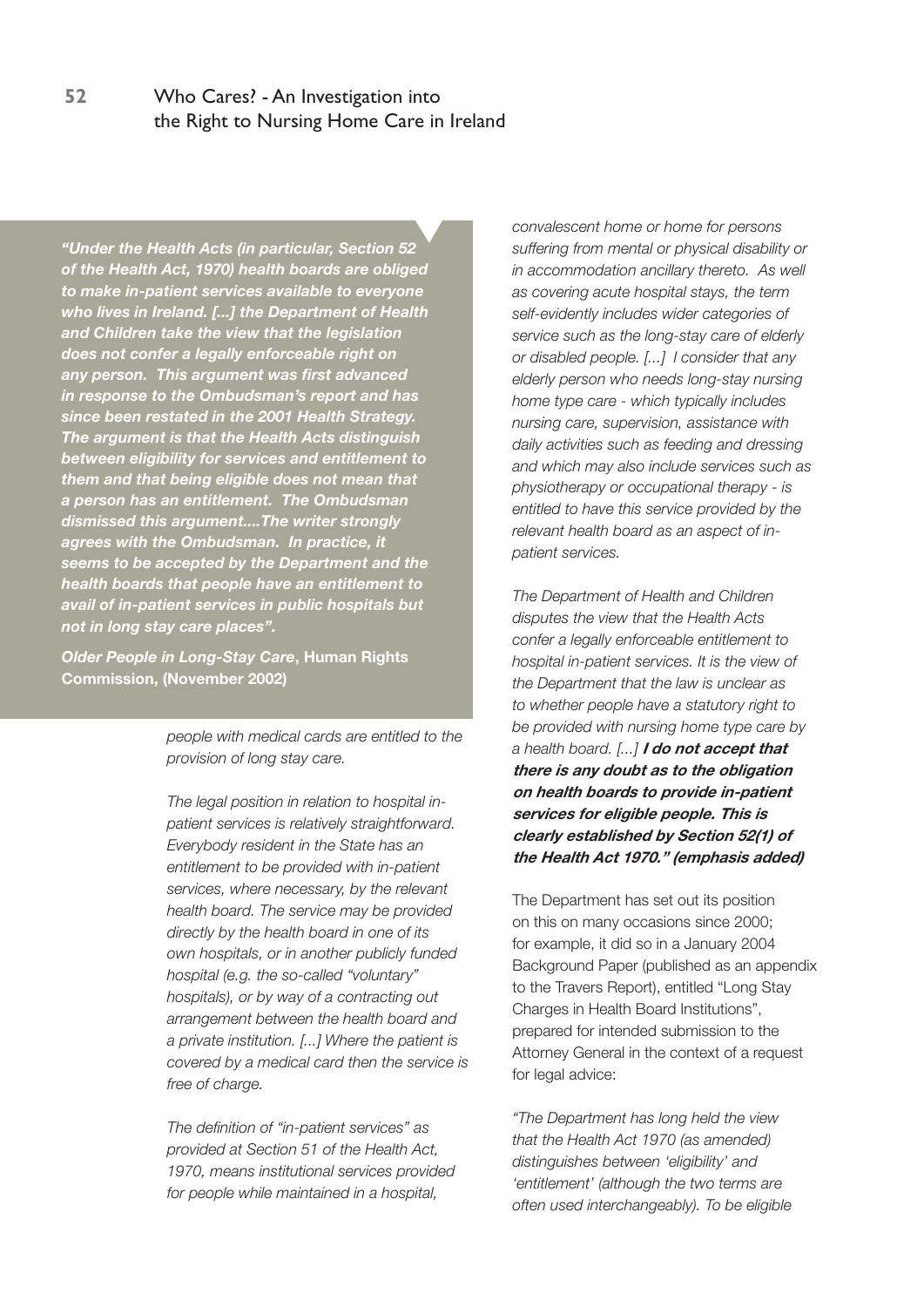> ***"Under the Health Acts (in particular, Section 52 of the Health Act, 1970) health boards are obliged to make in-patient services available to everyone who lives in Ireland. [...] the Department of Health and Children take the view that the legislation does not confer a legally enforceable right on any person. This argument was first advanced in response to the Ombudsman's report and has since been restated in the 2001 Health Strategy. The argument is that the Health Acts distinguish between eligibility for services and entitlement to them and that being eligible does not mean that a person has an entitlement. The Ombudsman dismissed this argument....The writer strongly agrees with the Ombudsman. In practice, it seems to be accepted by the Department and the health boards that people have an entitlement to avail of in-patient services in public hospitals but not in long stay care places".***
>
> ***Older People in Long-Stay Care*, Human Rights Commission, (November 2002)**

*people with medical cards are entitled to the provision of long stay care.*

*The legal position in relation to hospital in-patient services is relatively straightforward. Everybody resident in the State has an entitlement to be provided with in-patient services, where necessary, by the relevant health board. The service may be provided directly by the health board in one of its own hospitals, or in another publicly funded hospital (e.g. the so-called "voluntary" hospitals), or by way of a contracting out arrangement between the health board and a private institution. [...] Where the patient is covered by a medical card then the service is free of charge.*

*The definition of "in-patient services" as provided at Section 51 of the Health Act, 1970, means institutional services provided for people while maintained in a hospital, convalescent home or home for persons suffering from mental or physical disability or in accommodation ancillary thereto. As well as covering acute hospital stays, the term self-evidently includes wider categories of service such as the long-stay care of elderly or disabled people. [...] I consider that any elderly person who needs long-stay nursing home type care - which typically includes nursing care, supervision, assistance with daily activities such as feeding and dressing and which may also include services such as physiotherapy or occupational therapy - is entitled to have this service provided by the relevant health board as an aspect of in-patient services.*

*The Department of Health and Children disputes the view that the Health Acts confer a legally enforceable entitlement to hospital in-patient services. It is the view of the Department that the law is unclear as to whether people have a statutory right to be provided with nursing home type care by a health board. [...]* ***I do not accept that there is any doubt as to the obligation on health boards to provide in-patient services for eligible people. This is clearly established by Section 52(1) of the Health Act 1970." (emphasis added)***

The Department has set out its position on this on many occasions since 2000; for example, it did so in a January 2004 Background Paper (published as an appendix to the Travers Report), entitled "Long Stay Charges in Health Board Institutions", prepared for intended submission to the Attorney General in the context of a request for legal advice:

*"The Department has long held the view that the Health Act 1970 (as amended) distinguishes between 'eligibility' and 'entitlement' (although the two terms are often used interchangeably). To be eligible*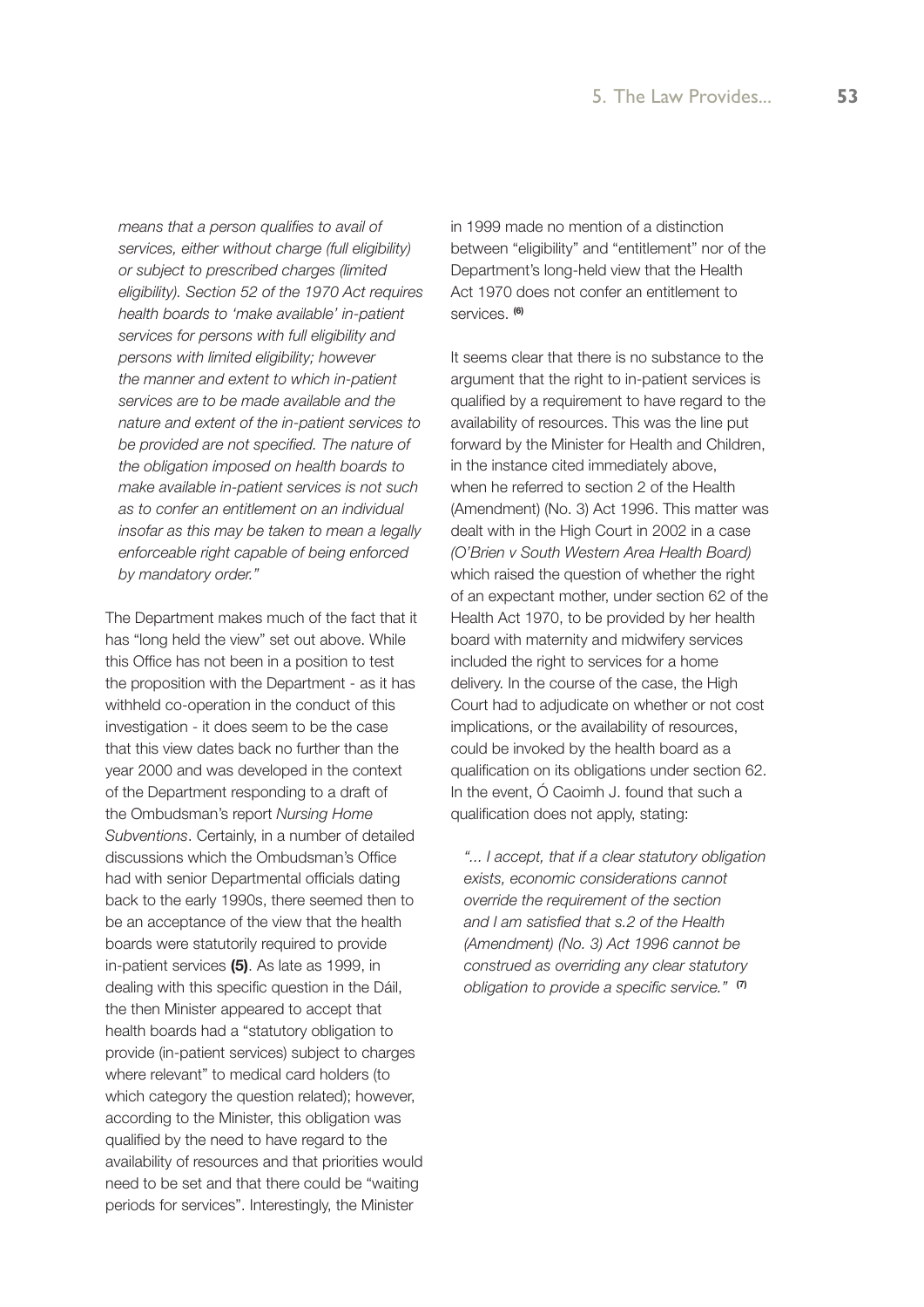*means that a person qualifies to avail of services, either without charge (full eligibility) or subject to prescribed charges (limited eligibility). Section 52 of the 1970 Act requires health boards to 'make available' in-patient services for persons with full eligibility and persons with limited eligibility; however the manner and extent to which in-patient services are to be made available and the nature and extent of the in-patient services to be provided are not specified. The nature of the obligation imposed on health boards to make available in-patient services is not such as to confer an entitlement on an individual insofar as this may be taken to mean a legally enforceable right capable of being enforced by mandatory order."*

The Department makes much of the fact that it has "long held the view" set out above. While this Office has not been in a position to test the proposition with the Department - as it has withheld co-operation in the conduct of this investigation - it does seem to be the case that this view dates back no further than the year 2000 and was developed in the context of the Department responding to a draft of the Ombudsman's report *Nursing Home Subventions*. Certainly, in a number of detailed discussions which the Ombudsman's Office had with senior Departmental officials dating back to the early 1990s, there seemed then to be an acceptance of the view that the health boards were statutorily required to provide in-patient services **(5)**. As late as 1999, in dealing with this specific question in the Dáil, the then Minister appeared to accept that health boards had a "statutory obligation to provide (in-patient services) subject to charges where relevant" to medical card holders (to which category the question related); however, according to the Minister, this obligation was qualified by the need to have regard to the availability of resources and that priorities would need to be set and that there could be "waiting periods for services". Interestingly, the Minister in 1999 made no mention of a distinction between "eligibility" and "entitlement" nor of the Department's long-held view that the Health Act 1970 does not confer an entitlement to services. **(6)**

It seems clear that there is no substance to the argument that the right to in-patient services is qualified by a requirement to have regard to the availability of resources. This was the line put forward by the Minister for Health and Children, in the instance cited immediately above, when he referred to section 2 of the Health (Amendment) (No. 3) Act 1996. This matter was dealt with in the High Court in 2002 in a case *(O'Brien v South Western Area Health Board)* which raised the question of whether the right of an expectant mother, under section 62 of the Health Act 1970, to be provided by her health board with maternity and midwifery services included the right to services for a home delivery. In the course of the case, the High Court had to adjudicate on whether or not cost implications, or the availability of resources, could be invoked by the health board as a qualification on its obligations under section 62. In the event, Ó Caoimh J. found that such a qualification does not apply, stating:

*"... I accept, that if a clear statutory obligation exists, economic considerations cannot override the requirement of the section and I am satisfied that s.2 of the Health (Amendment) (No. 3) Act 1996 cannot be construed as overriding any clear statutory obligation to provide a specific service."* **(7)**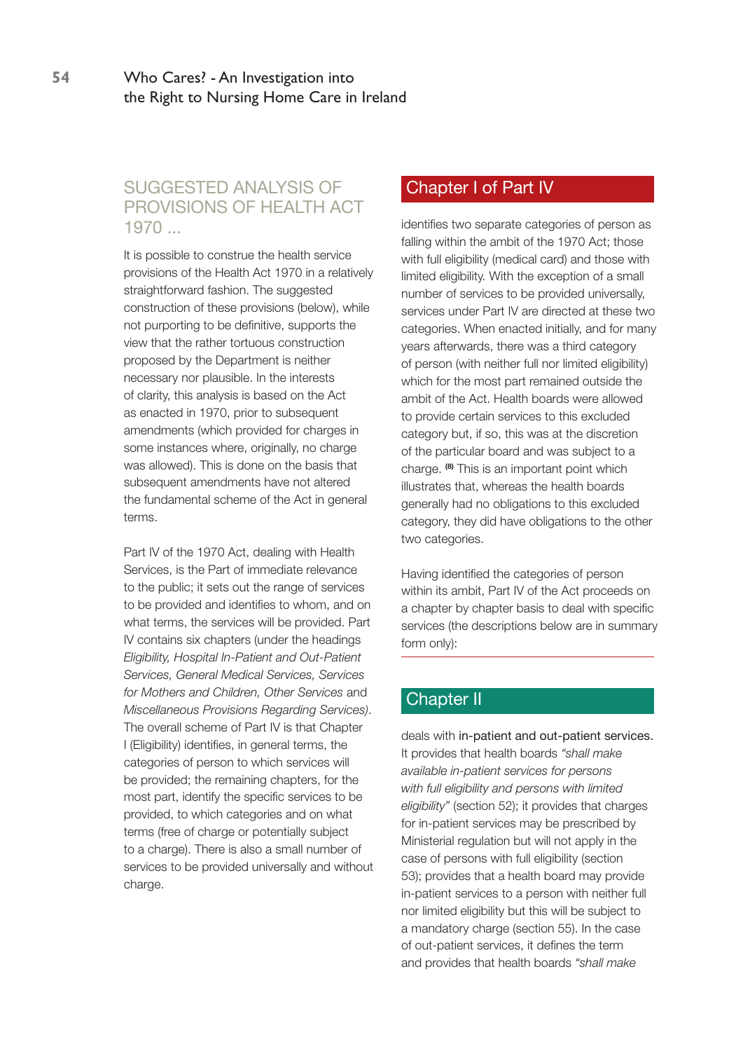## SUGGESTED ANALYSIS OF PROVISIONS OF HEALTH ACT 1970 ...

It is possible to construe the health service provisions of the Health Act 1970 in a relatively straightforward fashion. The suggested construction of these provisions (below), while not purporting to be definitive, supports the view that the rather tortuous construction proposed by the Department is neither necessary nor plausible. In the interests of clarity, this analysis is based on the Act as enacted in 1970, prior to subsequent amendments (which provided for charges in some instances where, originally, no charge was allowed). This is done on the basis that subsequent amendments have not altered the fundamental scheme of the Act in general terms.

Part IV of the 1970 Act, dealing with Health Services, is the Part of immediate relevance to the public; it sets out the range of services to be provided and identifies to whom, and on what terms, the services will be provided. Part IV contains six chapters (under the headings *Eligibility, Hospital In-Patient and Out-Patient Services, General Medical Services, Services for Mothers and Children, Other Services* and *Miscellaneous Provisions Regarding Services)*. The overall scheme of Part IV is that Chapter I (Eligibility) identifies, in general terms, the categories of person to which services will be provided; the remaining chapters, for the most part, identify the specific services to be provided, to which categories and on what terms (free of charge or potentially subject to a charge). There is also a small number of services to be provided universally and without charge.

### Chapter I of Part IV

identifies two separate categories of person as falling within the ambit of the 1970 Act; those with full eligibility (medical card) and those with limited eligibility. With the exception of a small number of services to be provided universally, services under Part IV are directed at these two categories. When enacted initially, and for many years afterwards, there was a third category of person (with neither full nor limited eligibility) which for the most part remained outside the ambit of the Act. Health boards were allowed to provide certain services to this excluded category but, if so, this was at the discretion of the particular board and was subject to a charge. [8] This is an important point which illustrates that, whereas the health boards generally had no obligations to this excluded category, they did have obligations to the other two categories.

Having identified the categories of person within its ambit, Part IV of the Act proceeds on a chapter by chapter basis to deal with specific services (the descriptions below are in summary form only):

### Chapter II

deals with in-patient and out-patient services. It provides that health boards *"shall make available in-patient services for persons with full eligibility and persons with limited eligibility"* (section 52); it provides that charges for in-patient services may be prescribed by Ministerial regulation but will not apply in the case of persons with full eligibility (section 53); provides that a health board may provide in-patient services to a person with neither full nor limited eligibility but this will be subject to a mandatory charge (section 55). In the case of out-patient services, it defines the term and provides that health boards *"shall make*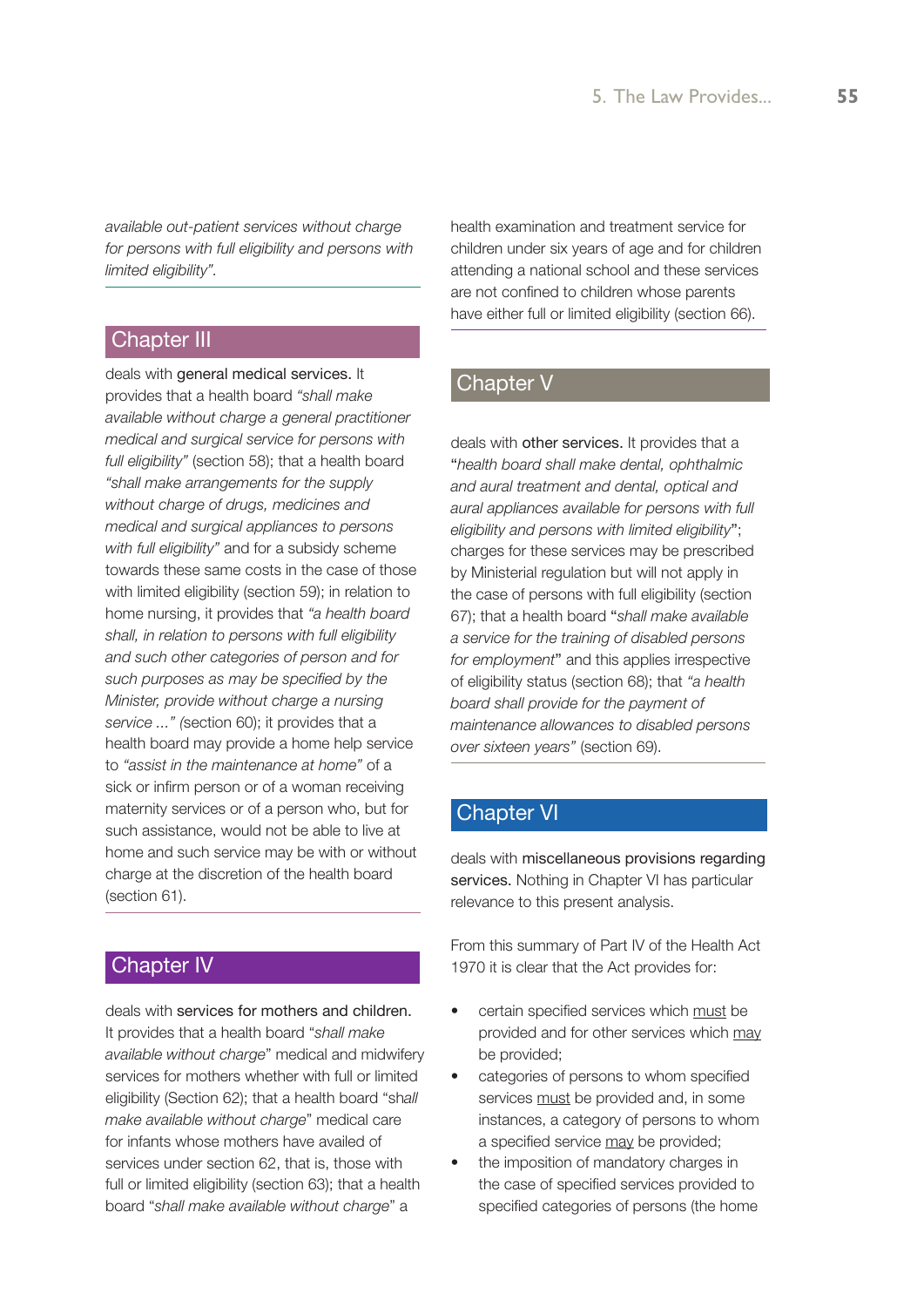*available out-patient services without charge for persons with full eligibility and persons with limited eligibility"*.

## Chapter III

deals with general medical services. It provides that a health board *"shall make available without charge a general practitioner medical and surgical service for persons with full eligibility"* (section 58); that a health board *"shall make arrangements for the supply without charge of drugs, medicines and medical and surgical appliances to persons with full eligibility"* and for a subsidy scheme towards these same costs in the case of those with limited eligibility (section 59); in relation to home nursing, it provides that *"a health board shall, in relation to persons with full eligibility and such other categories of person and for such purposes as may be specified by the Minister, provide without charge a nursing service ..."* (section 60); it provides that a health board may provide a home help service to *"assist in the maintenance at home"* of a sick or infirm person or of a woman receiving maternity services or of a person who, but for such assistance, would not be able to live at home and such service may be with or without charge at the discretion of the health board (section 61).

## Chapter IV

deals with services for mothers and children. It provides that a health board "*shall make available without charge*" medical and midwifery services for mothers whether with full or limited eligibility (Section 62); that a health board "*shall make available without charge*" medical care for infants whose mothers have availed of services under section 62, that is, those with full or limited eligibility (section 63); that a health board "*shall make available without charge*" a health examination and treatment service for children under six years of age and for children attending a national school and these services are not confined to children whose parents have either full or limited eligibility (section 66).

## Chapter V

deals with other services. It provides that a "*health board shall make dental, ophthalmic and aural treatment and dental, optical and aural appliances available for persons with full eligibility and persons with limited eligibility*"; charges for these services may be prescribed by Ministerial regulation but will not apply in the case of persons with full eligibility (section 67); that a health board "*shall make available a service for the training of disabled persons for employment*" and this applies irrespective of eligibility status (section 68); that *"a health board shall provide for the payment of maintenance allowances to disabled persons over sixteen years"* (section 69).

## Chapter VI

deals with miscellaneous provisions regarding services. Nothing in Chapter VI has particular relevance to this present analysis.

From this summary of Part IV of the Health Act 1970 it is clear that the Act provides for:

- certain specified services which <u>must</u> be provided and for other services which <u>may</u> be provided;
- categories of persons to whom specified services <u>must</u> be provided and, in some instances, a category of persons to whom a specified service <u>may</u> be provided;
- the imposition of mandatory charges in the case of specified services provided to specified categories of persons (the home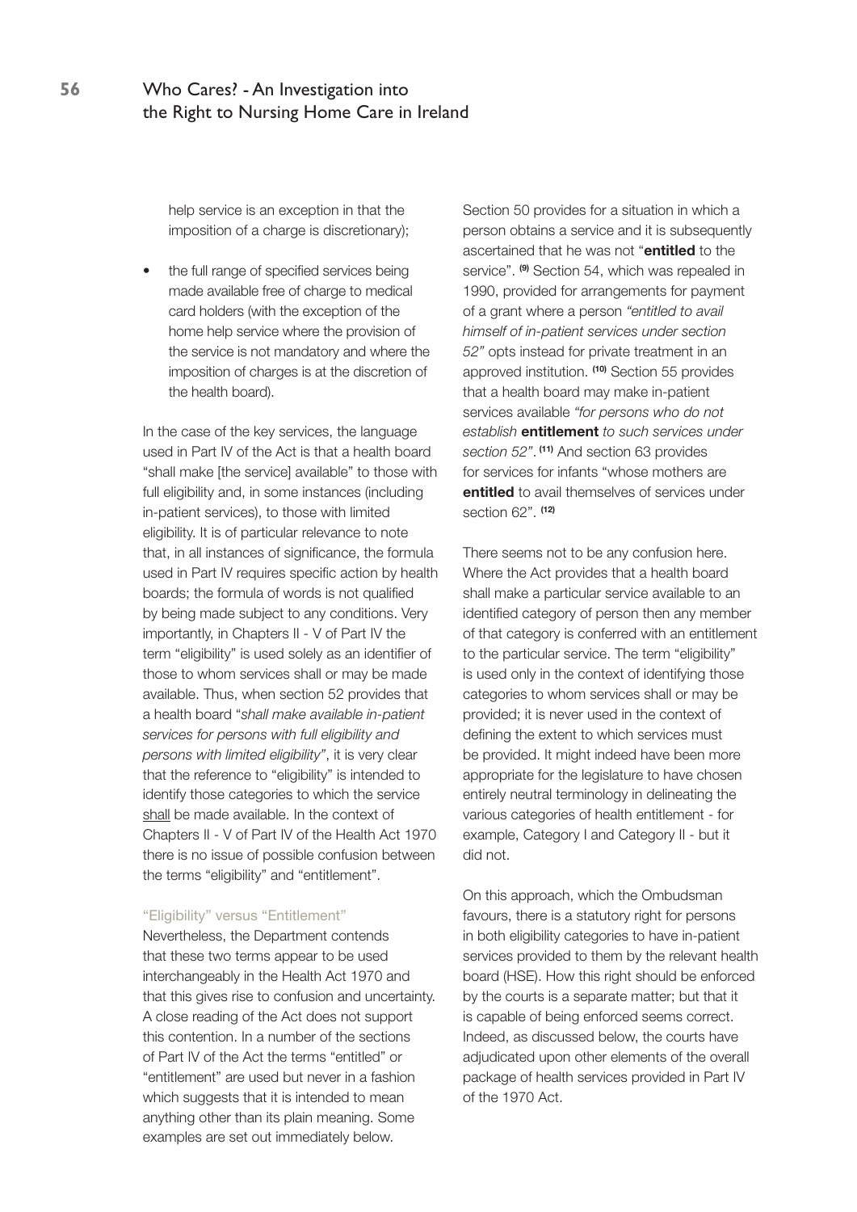help service is an exception in that the imposition of a charge is discretionary);

- the full range of specified services being made available free of charge to medical card holders (with the exception of the home help service where the provision of the service is not mandatory and where the imposition of charges is at the discretion of the health board).

In the case of the key services, the language used in Part IV of the Act is that a health board "shall make [the service] available" to those with full eligibility and, in some instances (including in-patient services), to those with limited eligibility. It is of particular relevance to note that, in all instances of significance, the formula used in Part IV requires specific action by health boards; the formula of words is not qualified by being made subject to any conditions. Very importantly, in Chapters II - V of Part IV the term "eligibility" is used solely as an identifier of those to whom services shall or may be made available. Thus, when section 52 provides that a health board "*shall make available in-patient services for persons with full eligibility and persons with limited eligibility*", it is very clear that the reference to "eligibility" is intended to identify those categories to which the service shall be made available. In the context of Chapters II - V of Part IV of the Health Act 1970 there is no issue of possible confusion between the terms "eligibility" and "entitlement".

### "Eligibility" versus "Entitlement"

Nevertheless, the Department contends that these two terms appear to be used interchangeably in the Health Act 1970 and that this gives rise to confusion and uncertainty. A close reading of the Act does not support this contention. In a number of the sections of Part IV of the Act the terms "entitled" or "entitlement" are used but never in a fashion which suggests that it is intended to mean anything other than its plain meaning. Some examples are set out immediately below.

Section 50 provides for a situation in which a person obtains a service and it is subsequently ascertained that he was not "**entitled** to the service". [9] Section 54, which was repealed in 1990, provided for arrangements for payment of a grant where a person *"entitled to avail himself of in-patient services under section 52"* opts instead for private treatment in an approved institution. [10] Section 55 provides that a health board may make in-patient services available *"for persons who do not establish* **entitlement** *to such services under section 52"*. [11] And section 63 provides for services for infants "whose mothers are **entitled** to avail themselves of services under section 62". [12]

There seems not to be any confusion here. Where the Act provides that a health board shall make a particular service available to an identified category of person then any member of that category is conferred with an entitlement to the particular service. The term "eligibility" is used only in the context of identifying those categories to whom services shall or may be provided; it is never used in the context of defining the extent to which services must be provided. It might indeed have been more appropriate for the legislature to have chosen entirely neutral terminology in delineating the various categories of health entitlement - for example, Category I and Category II - but it did not.

On this approach, which the Ombudsman favours, there is a statutory right for persons in both eligibility categories to have in-patient services provided to them by the relevant health board (HSE). How this right should be enforced by the courts is a separate matter; but that it is capable of being enforced seems correct. Indeed, as discussed below, the courts have adjudicated upon other elements of the overall package of health services provided in Part IV of the 1970 Act.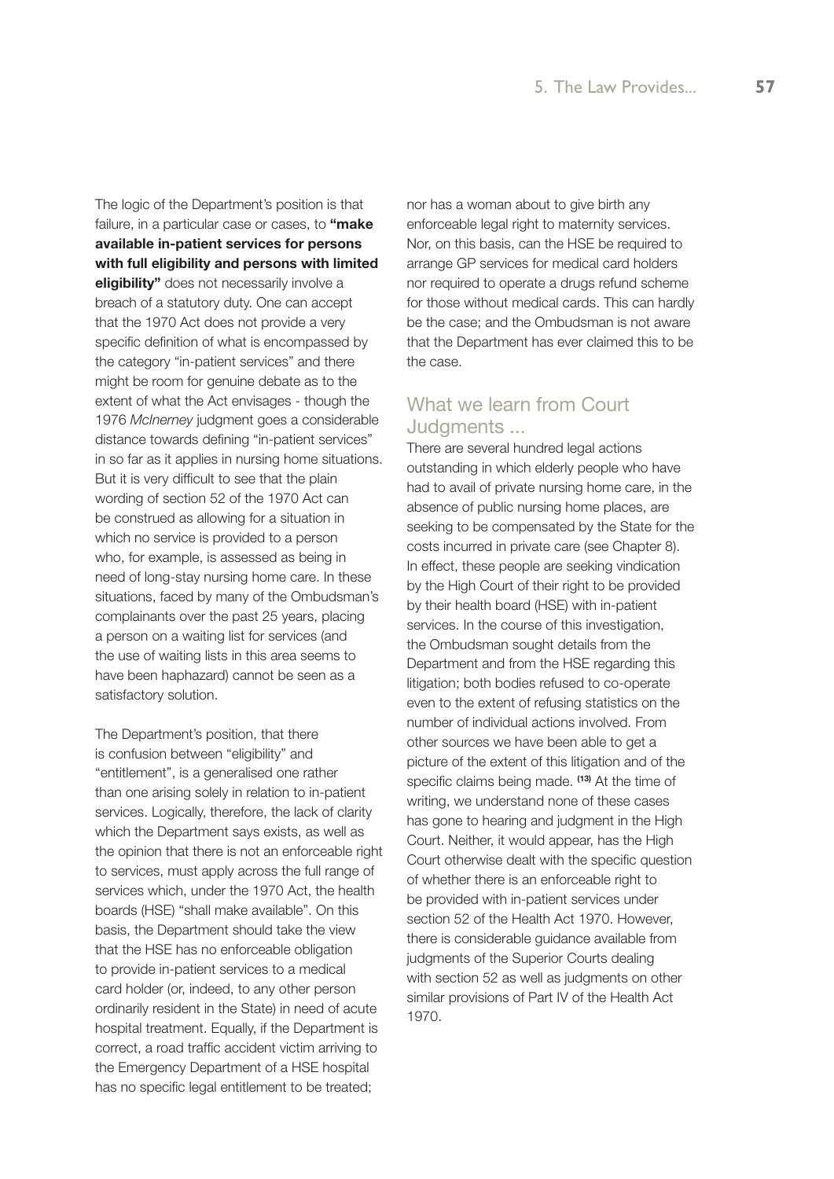The logic of the Department's position is that failure, in a particular case or cases, to **"make available in-patient services for persons with full eligibility and persons with limited eligibility"** does not necessarily involve a breach of a statutory duty. One can accept that the 1970 Act does not provide a very specific definition of what is encompassed by the category "in-patient services" and there might be room for genuine debate as to the extent of what the Act envisages - though the 1976 *McInerney* judgment goes a considerable distance towards defining "in-patient services" in so far as it applies in nursing home situations. But it is very difficult to see that the plain wording of section 52 of the 1970 Act can be construed as allowing for a situation in which no service is provided to a person who, for example, is assessed as being in need of long-stay nursing home care. In these situations, faced by many of the Ombudsman's complainants over the past 25 years, placing a person on a waiting list for services (and the use of waiting lists in this area seems to have been haphazard) cannot be seen as a satisfactory solution.

The Department's position, that there is confusion between "eligibility" and "entitlement", is a generalised one rather than one arising solely in relation to in-patient services. Logically, therefore, the lack of clarity which the Department says exists, as well as the opinion that there is not an enforceable right to services, must apply across the full range of services which, under the 1970 Act, the health boards (HSE) "shall make available". On this basis, the Department should take the view that the HSE has no enforceable obligation to provide in-patient services to a medical card holder (or, indeed, to any other person ordinarily resident in the State) in need of acute hospital treatment. Equally, if the Department is correct, a road traffic accident victim arriving to the Emergency Department of a HSE hospital has no specific legal entitlement to be treated; nor has a woman about to give birth any enforceable legal right to maternity services. Nor, on this basis, can the HSE be required to arrange GP services for medical card holders nor required to operate a drugs refund scheme for those without medical cards. This can hardly be the case; and the Ombudsman is not aware that the Department has ever claimed this to be the case.

## What we learn from Court Judgments ...

There are several hundred legal actions outstanding in which elderly people who have had to avail of private nursing home care, in the absence of public nursing home places, are seeking to be compensated by the State for the costs incurred in private care (see Chapter 8). In effect, these people are seeking vindication by the High Court of their right to be provided by their health board (HSE) with in-patient services. In the course of this investigation, the Ombudsman sought details from the Department and from the HSE regarding this litigation; both bodies refused to co-operate even to the extent of refusing statistics on the number of individual actions involved. From other sources we have been able to get a picture of the extent of this litigation and of the specific claims being made. [13] At the time of writing, we understand none of these cases has gone to hearing and judgment in the High Court. Neither, it would appear, has the High Court otherwise dealt with the specific question of whether there is an enforceable right to be provided with in-patient services under section 52 of the Health Act 1970. However, there is considerable guidance available from judgments of the Superior Courts dealing with section 52 as well as judgments on other similar provisions of Part IV of the Health Act 1970.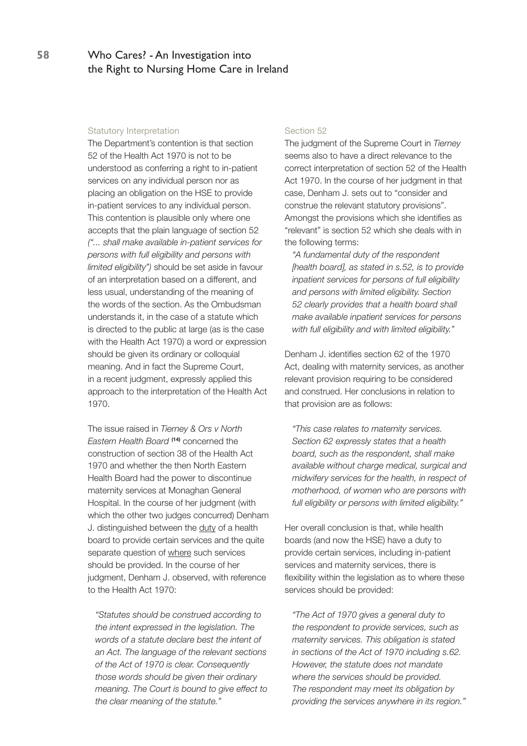### Statutory Interpretation

The Department's contention is that section 52 of the Health Act 1970 is not to be understood as conferring a right to in-patient services on any individual person nor as placing an obligation on the HSE to provide in-patient services to any individual person. This contention is plausible only where one accepts that the plain language of section 52 *("... shall make available in-patient services for persons with full eligibility and persons with limited eligibility")* should be set aside in favour of an interpretation based on a different, and less usual, understanding of the meaning of the words of the section. As the Ombudsman understands it, in the case of a statute which is directed to the public at large (as is the case with the Health Act 1970) a word or expression should be given its ordinary or colloquial meaning. And in fact the Supreme Court, in a recent judgment, expressly applied this approach to the interpretation of the Health Act 1970.

The issue raised in *Tierney & Ors v North Eastern Health Board* [14] concerned the construction of section 38 of the Health Act 1970 and whether the then North Eastern Health Board had the power to discontinue maternity services at Monaghan General Hospital. In the course of her judgment (with which the other two judges concurred) Denham J. distinguished between the duty of a health board to provide certain services and the quite separate question of where such services should be provided. In the course of her judgment, Denham J. observed, with reference to the Health Act 1970:

> *"Statutes should be construed according to the intent expressed in the legislation. The words of a statute declare best the intent of an Act. The language of the relevant sections of the Act of 1970 is clear. Consequently those words should be given their ordinary meaning. The Court is bound to give effect to the clear meaning of the statute."*

### Section 52

The judgment of the Supreme Court in *Tierney* seems also to have a direct relevance to the correct interpretation of section 52 of the Health Act 1970. In the course of her judgment in that case, Denham J. sets out to "consider and construe the relevant statutory provisions". Amongst the provisions which she identifies as "relevant" is section 52 which she deals with in the following terms:

> *"A fundamental duty of the respondent [health board], as stated in s.52, is to provide inpatient services for persons of full eligibility and persons with limited eligibility. Section 52 clearly provides that a health board shall make available inpatient services for persons with full eligibility and with limited eligibility."*

Denham J. identifies section 62 of the 1970 Act, dealing with maternity services, as another relevant provision requiring to be considered and construed. Her conclusions in relation to that provision are as follows:

> *"This case relates to maternity services. Section 62 expressly states that a health board, such as the respondent, shall make available without charge medical, surgical and midwifery services for the health, in respect of motherhood, of women who are persons with full eligibility or persons with limited eligibility."*

Her overall conclusion is that, while health boards (and now the HSE) have a duty to provide certain services, including in-patient services and maternity services, there is flexibility within the legislation as to where these services should be provided:

> *"The Act of 1970 gives a general duty to the respondent to provide services, such as maternity services. This obligation is stated in sections of the Act of 1970 including s.62. However, the statute does not mandate where the services should be provided. The respondent may meet its obligation by providing the services anywhere in its region."*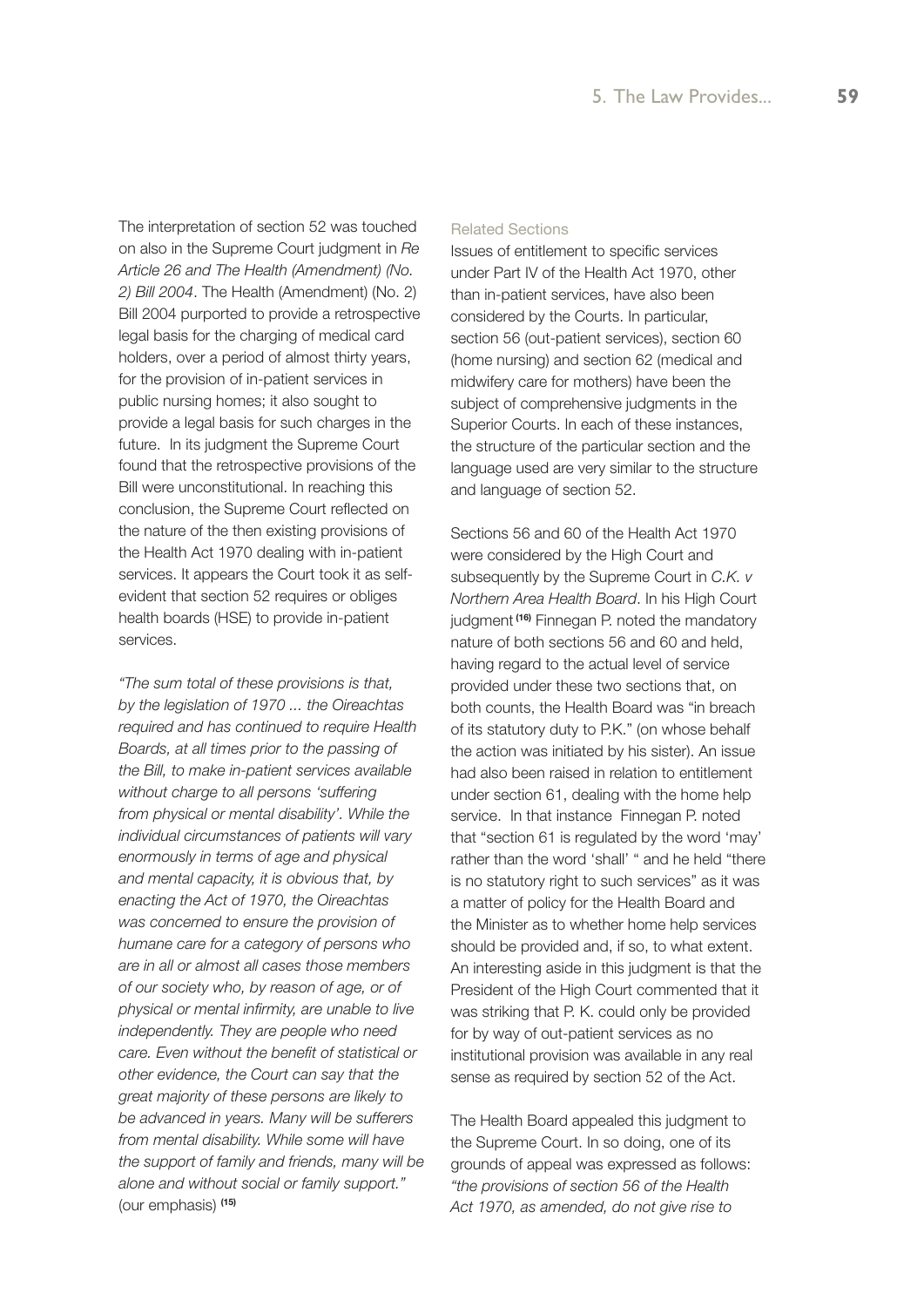The interpretation of section 52 was touched on also in the Supreme Court judgment in *Re Article 26 and The Health (Amendment) (No. 2) Bill 2004*. The Health (Amendment) (No. 2) Bill 2004 purported to provide a retrospective legal basis for the charging of medical card holders, over a period of almost thirty years, for the provision of in-patient services in public nursing homes; it also sought to provide a legal basis for such charges in the future. In its judgment the Supreme Court found that the retrospective provisions of the Bill were unconstitutional. In reaching this conclusion, the Supreme Court reflected on the nature of the then existing provisions of the Health Act 1970 dealing with in-patient services. It appears the Court took it as self-evident that section 52 requires or obliges health boards (HSE) to provide in-patient services.

*"The sum total of these provisions is that, by the legislation of 1970 ... the Oireachtas required and has continued to require Health Boards, at all times prior to the passing of the Bill, to make in-patient services available without charge to all persons 'suffering from physical or mental disability'. While the individual circumstances of patients will vary enormously in terms of age and physical and mental capacity, it is obvious that, by enacting the Act of 1970, the Oireachtas was concerned to ensure the provision of humane care for a category of persons who are in all or almost all cases those members of our society who, by reason of age, or of physical or mental infirmity, are unable to live independently. They are people who need care. Even without the benefit of statistical or other evidence, the Court can say that the great majority of these persons are likely to be advanced in years. Many will be sufferers from mental disability. While some will have the support of family and friends, many will be alone and without social or family support."* (our emphasis) [15]

### Related Sections

Issues of entitlement to specific services under Part IV of the Health Act 1970, other than in-patient services, have also been considered by the Courts. In particular, section 56 (out-patient services), section 60 (home nursing) and section 62 (medical and midwifery care for mothers) have been the subject of comprehensive judgments in the Superior Courts. In each of these instances, the structure of the particular section and the language used are very similar to the structure and language of section 52.

Sections 56 and 60 of the Health Act 1970 were considered by the High Court and subsequently by the Supreme Court in *C.K. v Northern Area Health Board*. In his High Court judgment [16] Finnegan P. noted the mandatory nature of both sections 56 and 60 and held, having regard to the actual level of service provided under these two sections that, on both counts, the Health Board was "in breach of its statutory duty to P.K." (on whose behalf the action was initiated by his sister). An issue had also been raised in relation to entitlement under section 61, dealing with the home help service. In that instance Finnegan P. noted that "section 61 is regulated by the word 'may' rather than the word 'shall' " and he held "there is no statutory right to such services" as it was a matter of policy for the Health Board and the Minister as to whether home help services should be provided and, if so, to what extent. An interesting aside in this judgment is that the President of the High Court commented that it was striking that P. K. could only be provided for by way of out-patient services as no institutional provision was available in any real sense as required by section 52 of the Act.

The Health Board appealed this judgment to the Supreme Court. In so doing, one of its grounds of appeal was expressed as follows: *"the provisions of section 56 of the Health Act 1970, as amended, do not give rise to*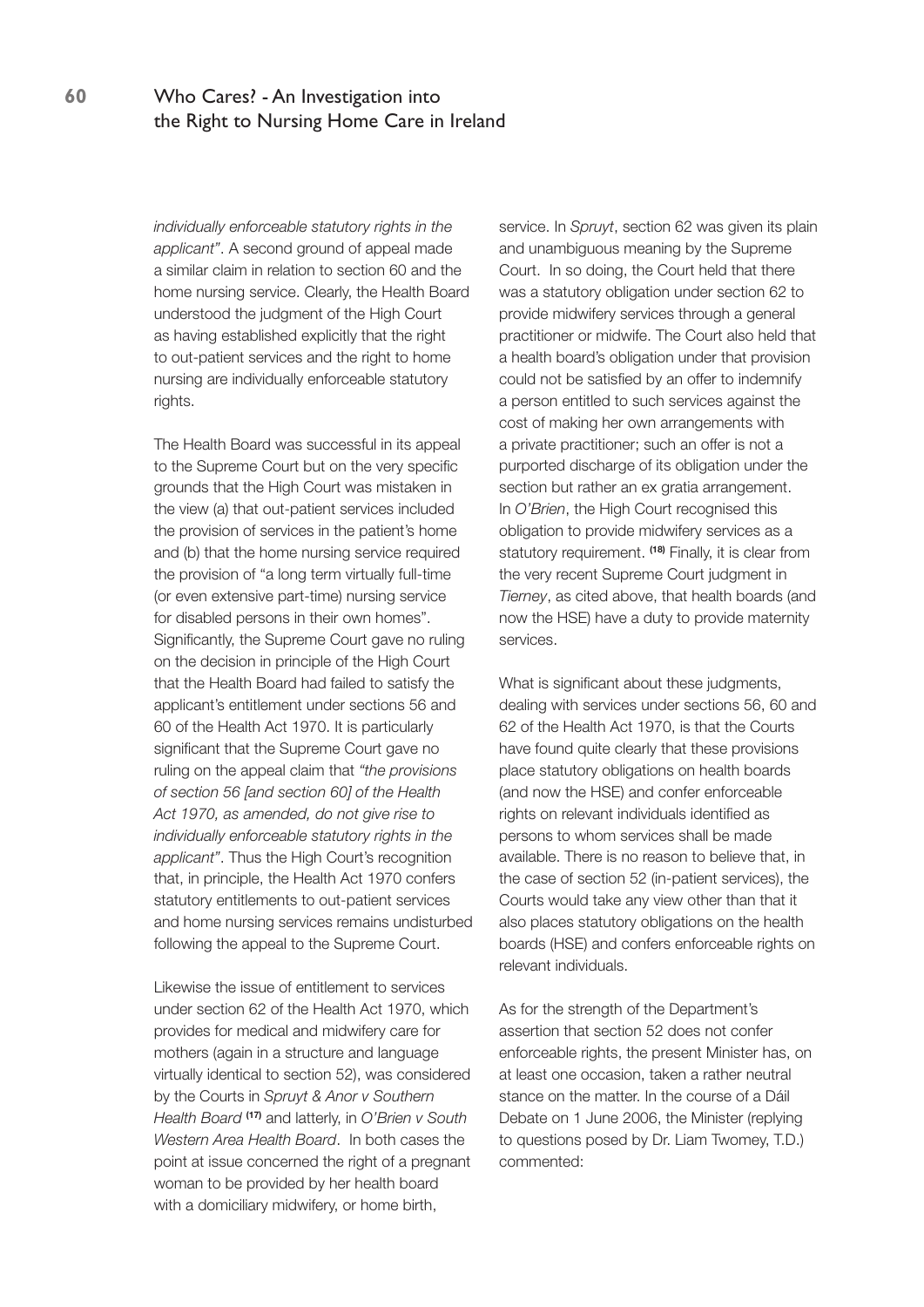*individually enforceable statutory rights in the applicant"*. A second ground of appeal made a similar claim in relation to section 60 and the home nursing service. Clearly, the Health Board understood the judgment of the High Court as having established explicitly that the right to out-patient services and the right to home nursing are individually enforceable statutory rights.

The Health Board was successful in its appeal to the Supreme Court but on the very specific grounds that the High Court was mistaken in the view (a) that out-patient services included the provision of services in the patient's home and (b) that the home nursing service required the provision of "a long term virtually full-time (or even extensive part-time) nursing service for disabled persons in their own homes". Significantly, the Supreme Court gave no ruling on the decision in principle of the High Court that the Health Board had failed to satisfy the applicant's entitlement under sections 56 and 60 of the Health Act 1970. It is particularly significant that the Supreme Court gave no ruling on the appeal claim that *"the provisions of section 56 [and section 60] of the Health Act 1970, as amended, do not give rise to individually enforceable statutory rights in the applicant"*. Thus the High Court's recognition that, in principle, the Health Act 1970 confers statutory entitlements to out-patient services and home nursing services remains undisturbed following the appeal to the Supreme Court.

Likewise the issue of entitlement to services under section 62 of the Health Act 1970, which provides for medical and midwifery care for mothers (again in a structure and language virtually identical to section 52), was considered by the Courts in *Spruyt & Anor v Southern Health Board* [17] and latterly, in *O'Brien v South Western Area Health Board*. In both cases the point at issue concerned the right of a pregnant woman to be provided by her health board with a domiciliary midwifery, or home birth, service. In *Spruyt*, section 62 was given its plain and unambiguous meaning by the Supreme Court. In so doing, the Court held that there was a statutory obligation under section 62 to provide midwifery services through a general practitioner or midwife. The Court also held that a health board's obligation under that provision could not be satisfied by an offer to indemnify a person entitled to such services against the cost of making her own arrangements with a private practitioner; such an offer is not a purported discharge of its obligation under the section but rather an ex gratia arrangement. In *O'Brien*, the High Court recognised this obligation to provide midwifery services as a statutory requirement. [18] Finally, it is clear from the very recent Supreme Court judgment in *Tierney*, as cited above, that health boards (and now the HSE) have a duty to provide maternity services.

What is significant about these judgments, dealing with services under sections 56, 60 and 62 of the Health Act 1970, is that the Courts have found quite clearly that these provisions place statutory obligations on health boards (and now the HSE) and confer enforceable rights on relevant individuals identified as persons to whom services shall be made available. There is no reason to believe that, in the case of section 52 (in-patient services), the Courts would take any view other than that it also places statutory obligations on the health boards (HSE) and confers enforceable rights on relevant individuals.

As for the strength of the Department's assertion that section 52 does not confer enforceable rights, the present Minister has, on at least one occasion, taken a rather neutral stance on the matter. In the course of a Dáil Debate on 1 June 2006, the Minister (replying to questions posed by Dr. Liam Twomey, T.D.) commented: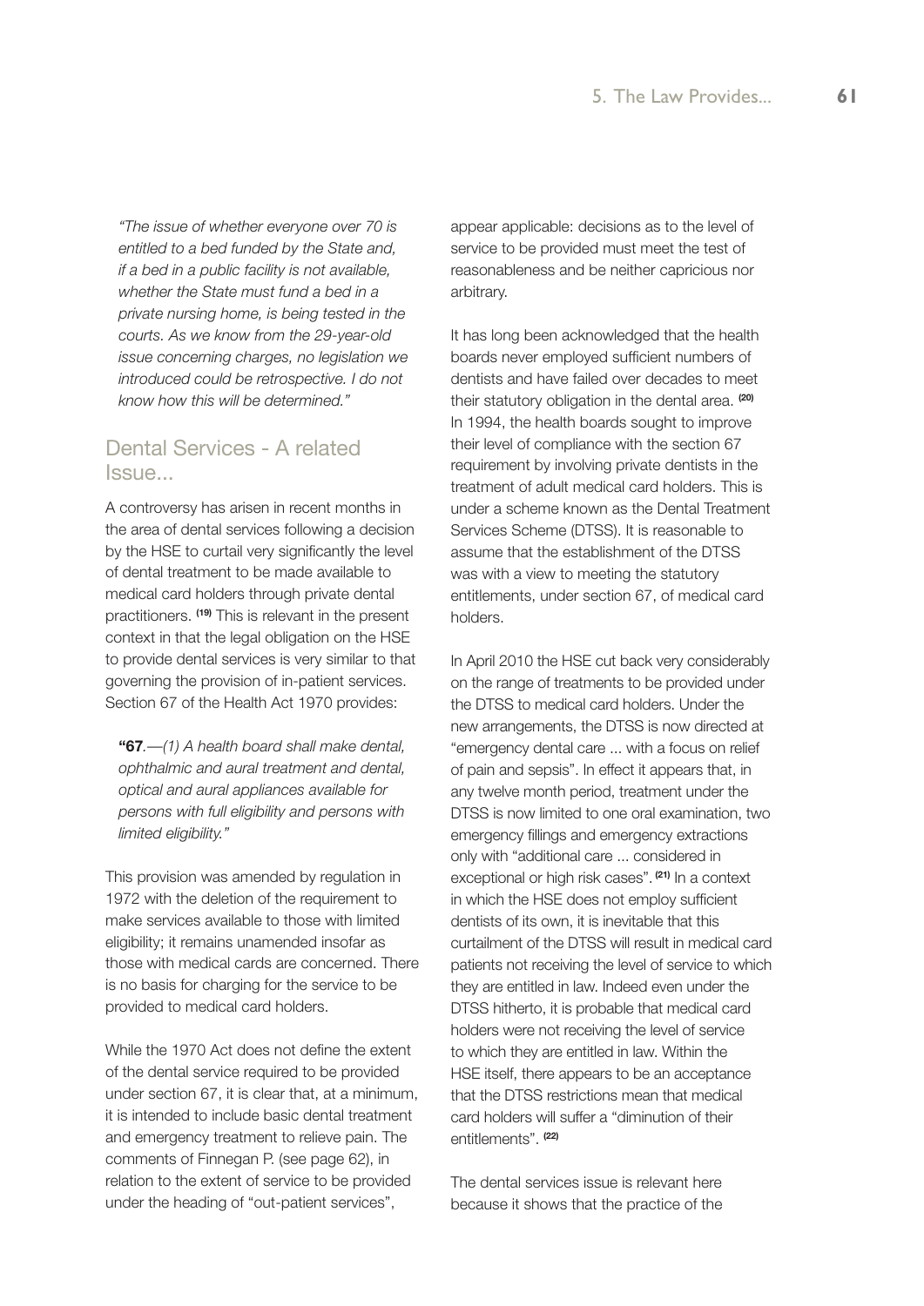*"The issue of whether everyone over 70 is entitled to a bed funded by the State and, if a bed in a public facility is not available, whether the State must fund a bed in a private nursing home, is being tested in the courts. As we know from the 29-year-old issue concerning charges, no legislation we introduced could be retrospective. I do not know how this will be determined."*

## Dental Services - A related Issue...

A controversy has arisen in recent months in the area of dental services following a decision by the HSE to curtail very significantly the level of dental treatment to be made available to medical card holders through private dental practitioners. [19] This is relevant in the present context in that the legal obligation on the HSE to provide dental services is very similar to that governing the provision of in-patient services. Section 67 of the Health Act 1970 provides:

> **"67**.—*(1) A health board shall make dental, ophthalmic and aural treatment and dental, optical and aural appliances available for persons with full eligibility and persons with limited eligibility."*

This provision was amended by regulation in 1972 with the deletion of the requirement to make services available to those with limited eligibility; it remains unamended insofar as those with medical cards are concerned. There is no basis for charging for the service to be provided to medical card holders.

While the 1970 Act does not define the extent of the dental service required to be provided under section 67, it is clear that, at a minimum, it is intended to include basic dental treatment and emergency treatment to relieve pain. The comments of Finnegan P. (see page 62), in relation to the extent of service to be provided under the heading of "out-patient services", appear applicable: decisions as to the level of service to be provided must meet the test of reasonableness and be neither capricious nor arbitrary.

It has long been acknowledged that the health boards never employed sufficient numbers of dentists and have failed over decades to meet their statutory obligation in the dental area. [20] In 1994, the health boards sought to improve their level of compliance with the section 67 requirement by involving private dentists in the treatment of adult medical card holders. This is under a scheme known as the Dental Treatment Services Scheme (DTSS). It is reasonable to assume that the establishment of the DTSS was with a view to meeting the statutory entitlements, under section 67, of medical card holders.

In April 2010 the HSE cut back very considerably on the range of treatments to be provided under the DTSS to medical card holders. Under the new arrangements, the DTSS is now directed at "emergency dental care ... with a focus on relief of pain and sepsis". In effect it appears that, in any twelve month period, treatment under the DTSS is now limited to one oral examination, two emergency fillings and emergency extractions only with "additional care ... considered in exceptional or high risk cases". [21] In a context in which the HSE does not employ sufficient dentists of its own, it is inevitable that this curtailment of the DTSS will result in medical card patients not receiving the level of service to which they are entitled in law. Indeed even under the DTSS hitherto, it is probable that medical card holders were not receiving the level of service to which they are entitled in law. Within the HSE itself, there appears to be an acceptance that the DTSS restrictions mean that medical card holders will suffer a "diminution of their entitlements". [22]

The dental services issue is relevant here because it shows that the practice of the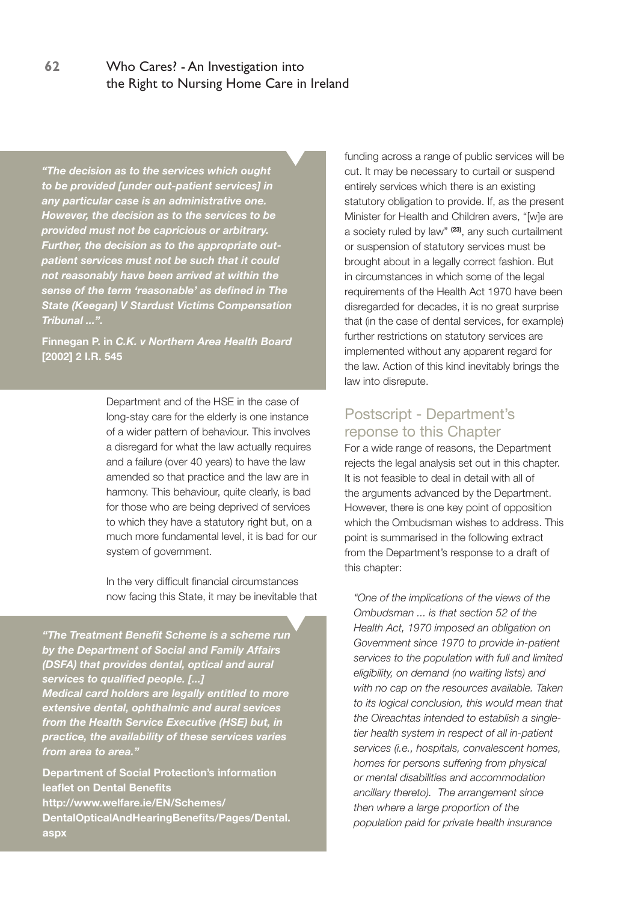*"The decision as to the services which ought to be provided [under out-patient services] in any particular case is an administrative one. However, the decision as to the services to be provided must not be capricious or arbitrary. Further, the decision as to the appropriate out-patient services must not be such that it could not reasonably have been arrived at within the sense of the term 'reasonable' as defined in The State (Keegan) V Stardust Victims Compensation Tribunal ...".*

**Finnegan P. in *C.K. v Northern Area Health Board* [2002] 2 I.R. 545**

Department and of the HSE in the case of long-stay care for the elderly is one instance of a wider pattern of behaviour. This involves a disregard for what the law actually requires and a failure (over 40 years) to have the law amended so that practice and the law are in harmony. This behaviour, quite clearly, is bad for those who are being deprived of services to which they have a statutory right but, on a much more fundamental level, it is bad for our system of government.

In the very difficult financial circumstances now facing this State, it may be inevitable that funding across a range of public services will be cut. It may be necessary to curtail or suspend entirely services which there is an existing statutory obligation to provide. If, as the present Minister for Health and Children avers, "[w]e are a society ruled by law" [23], any such curtailment or suspension of statutory services must be brought about in a legally correct fashion. But in circumstances in which some of the legal requirements of the Health Act 1970 have been disregarded for decades, it is no great surprise that (in the case of dental services, for example) further restrictions on statutory services are implemented without any apparent regard for the law. Action of this kind inevitably brings the law into disrepute.

*"The Treatment Benefit Scheme is a scheme run by the Department of Social and Family Affairs (DSFA) that provides dental, optical and aural services to qualified people. [...]*
*Medical card holders are legally entitled to more extensive dental, ophthalmic and aural sevices from the Health Service Executive (HSE) but, in practice, the availability of these services varies from area to area."*

**Department of Social Protection's information leaflet on Dental Benefits**
**http://www.welfare.ie/EN/Schemes/DentalOpticalAndHearingBenefits/Pages/Dental.aspx**

## Postscript - Department's reponse to this Chapter

For a wide range of reasons, the Department rejects the legal analysis set out in this chapter. It is not feasible to deal in detail with all of the arguments advanced by the Department. However, there is one key point of opposition which the Ombudsman wishes to address. This point is summarised in the following extract from the Department's response to a draft of this chapter:

> *"One of the implications of the views of the Ombudsman ... is that section 52 of the Health Act, 1970 imposed an obligation on Government since 1970 to provide in-patient services to the population with full and limited eligibility, on demand (no waiting lists) and with no cap on the resources available. Taken to its logical conclusion, this would mean that the Oireachtas intended to establish a single-tier health system in respect of all in-patient services (i.e., hospitals, convalescent homes, homes for persons suffering from physical or mental disabilities and accommodation ancillary thereto). The arrangement since then where a large proportion of the population paid for private health insurance*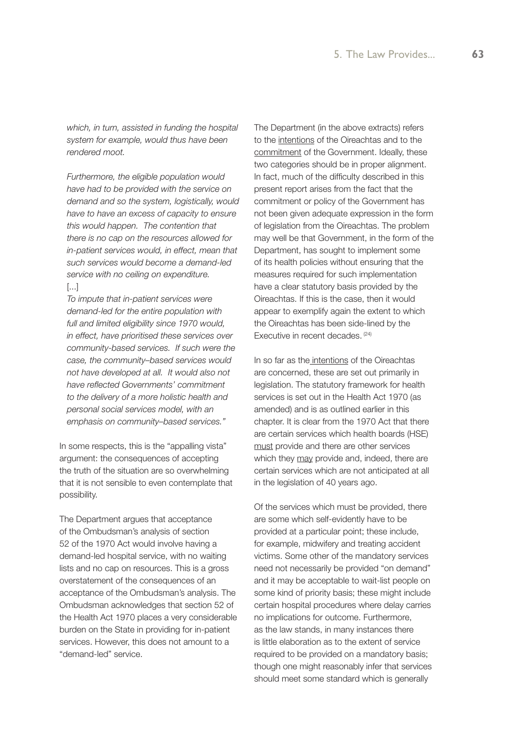*which, in turn, assisted in funding the hospital system for example, would thus have been rendered moot.*

*Furthermore, the eligible population would have had to be provided with the service on demand and so the system, logistically, would have to have an excess of capacity to ensure this would happen. The contention that there is no cap on the resources allowed for in-patient services would, in effect, mean that such services would become a demand-led service with no ceiling on expenditure.*
[...]
*To impute that in-patient services were demand-led for the entire population with full and limited eligibility since 1970 would, in effect, have prioritised these services over community-based services. If such were the case, the community–based services would not have developed at all. It would also not have reflected Governments' commitment to the delivery of a more holistic health and personal social services model, with an emphasis on community–based services."*

In some respects, this is the "appalling vista" argument: the consequences of accepting the truth of the situation are so overwhelming that it is not sensible to even contemplate that possibility.

The Department argues that acceptance of the Ombudsman's analysis of section 52 of the 1970 Act would involve having a demand-led hospital service, with no waiting lists and no cap on resources. This is a gross overstatement of the consequences of an acceptance of the Ombudsman's analysis. The Ombudsman acknowledges that section 52 of the Health Act 1970 places a very considerable burden on the State in providing for in-patient services. However, this does not amount to a "demand-led" service.

The Department (in the above extracts) refers to the intentions of the Oireachtas and to the commitment of the Government. Ideally, these two categories should be in proper alignment. In fact, much of the difficulty described in this present report arises from the fact that the commitment or policy of the Government has not been given adequate expression in the form of legislation from the Oireachtas. The problem may well be that Government, in the form of the Department, has sought to implement some of its health policies without ensuring that the measures required for such implementation have a clear statutory basis provided by the Oireachtas. If this is the case, then it would appear to exemplify again the extent to which the Oireachtas has been side-lined by the Executive in recent decades. [24]

In so far as the intentions of the Oireachtas are concerned, these are set out primarily in legislation. The statutory framework for health services is set out in the Health Act 1970 (as amended) and is as outlined earlier in this chapter. It is clear from the 1970 Act that there are certain services which health boards (HSE) must provide and there are other services which they may provide and, indeed, there are certain services which are not anticipated at all in the legislation of 40 years ago.

Of the services which must be provided, there are some which self-evidently have to be provided at a particular point; these include, for example, midwifery and treating accident victims. Some other of the mandatory services need not necessarily be provided "on demand" and it may be acceptable to wait-list people on some kind of priority basis; these might include certain hospital procedures where delay carries no implications for outcome. Furthermore, as the law stands, in many instances there is little elaboration as to the extent of service required to be provided on a mandatory basis; though one might reasonably infer that services should meet some standard which is generally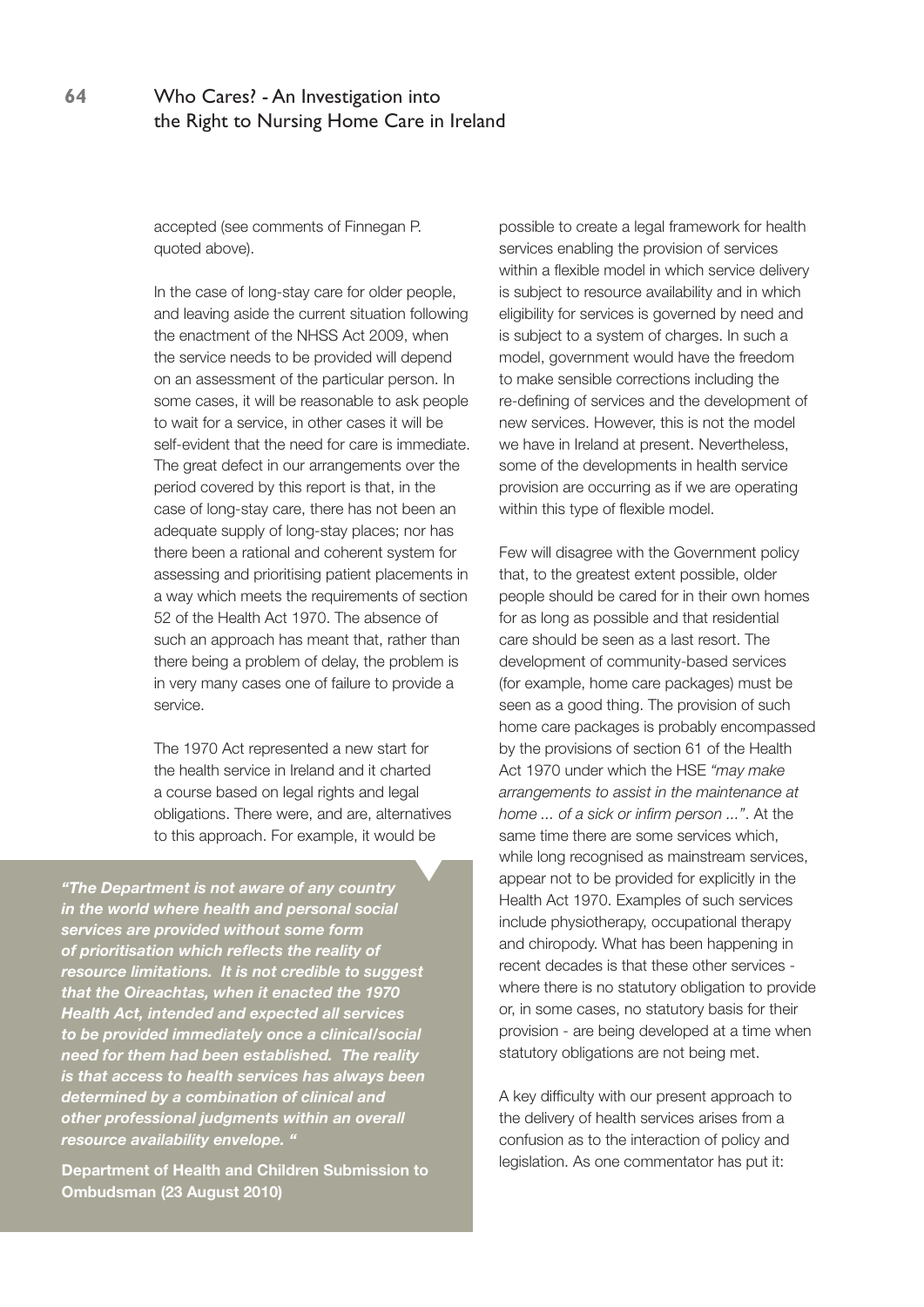accepted (see comments of Finnegan P. quoted above).

In the case of long-stay care for older people, and leaving aside the current situation following the enactment of the NHSS Act 2009, when the service needs to be provided will depend on an assessment of the particular person. In some cases, it will be reasonable to ask people to wait for a service, in other cases it will be self-evident that the need for care is immediate. The great defect in our arrangements over the period covered by this report is that, in the case of long-stay care, there has not been an adequate supply of long-stay places; nor has there been a rational and coherent system for assessing and prioritising patient placements in a way which meets the requirements of section 52 of the Health Act 1970. The absence of such an approach has meant that, rather than there being a problem of delay, the problem is in very many cases one of failure to provide a service.

The 1970 Act represented a new start for the health service in Ireland and it charted a course based on legal rights and legal obligations. There were, and are, alternatives to this approach. For example, it would be possible to create a legal framework for health services enabling the provision of services within a flexible model in which service delivery is subject to resource availability and in which eligibility for services is governed by need and is subject to a system of charges. In such a model, government would have the freedom to make sensible corrections including the re-defining of services and the development of new services. However, this is not the model we have in Ireland at present. Nevertheless, some of the developments in health service provision are occurring as if we are operating within this type of flexible model.

> ***"The Department is not aware of any country in the world where health and personal social services are provided without some form of prioritisation which reflects the reality of resource limitations. It is not credible to suggest that the Oireachtas, when it enacted the 1970 Health Act, intended and expected all services to be provided immediately once a clinical/social need for them had been established. The reality is that access to health services has always been determined by a combination of clinical and other professional judgments within an overall resource availability envelope. "***
>
> **Department of Health and Children Submission to Ombudsman (23 August 2010)**

Few will disagree with the Government policy that, to the greatest extent possible, older people should be cared for in their own homes for as long as possible and that residential care should be seen as a last resort. The development of community-based services (for example, home care packages) must be seen as a good thing. The provision of such home care packages is probably encompassed by the provisions of section 61 of the Health Act 1970 under which the HSE *"may make arrangements to assist in the maintenance at home ... of a sick or infirm person ..."*. At the same time there are some services which, while long recognised as mainstream services, appear not to be provided for explicitly in the Health Act 1970. Examples of such services include physiotherapy, occupational therapy and chiropody. What has been happening in recent decades is that these other services - where there is no statutory obligation to provide or, in some cases, no statutory basis for their provision - are being developed at a time when statutory obligations are not being met.

A key difficulty with our present approach to the delivery of health services arises from a confusion as to the interaction of policy and legislation. As one commentator has put it: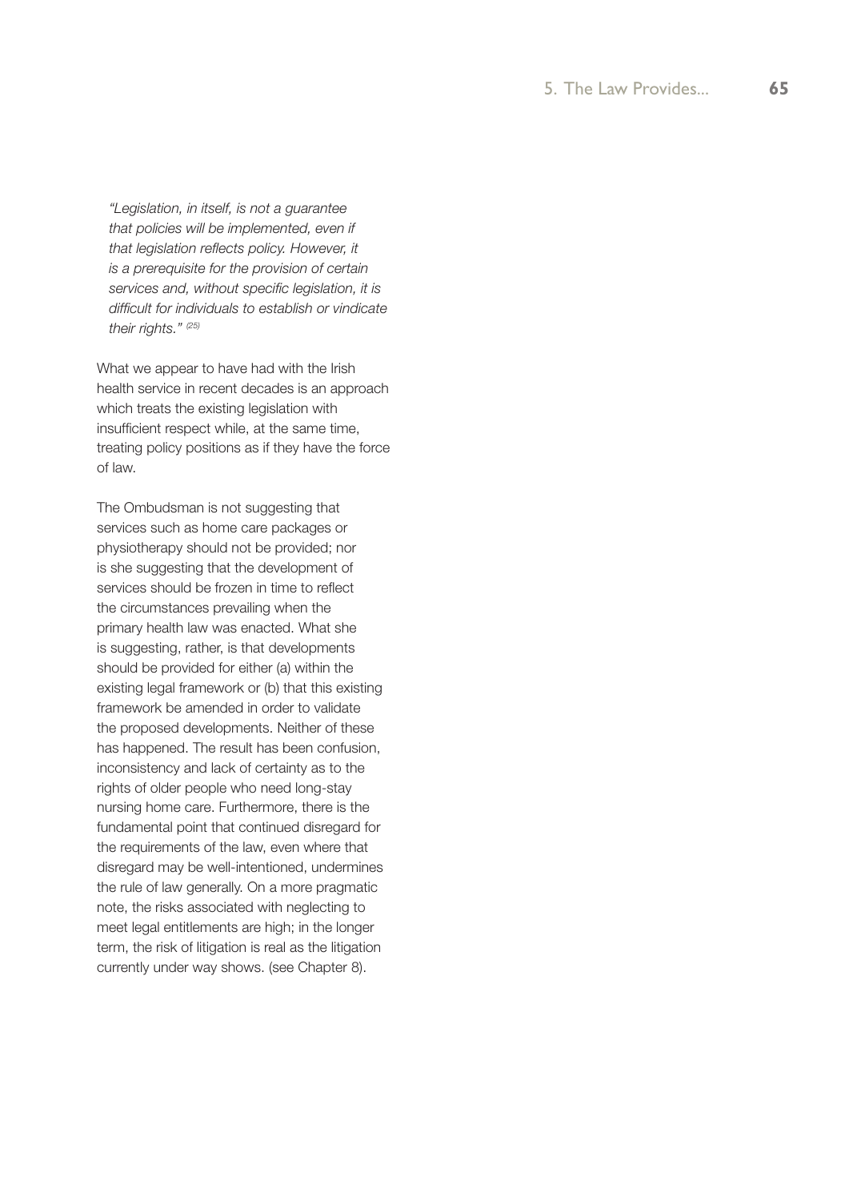*"Legislation, in itself, is not a guarantee that policies will be implemented, even if that legislation reflects policy. However, it is a prerequisite for the provision of certain services and, without specific legislation, it is difficult for individuals to establish or vindicate their rights."* [(25)]

What we appear to have had with the Irish health service in recent decades is an approach which treats the existing legislation with insufficient respect while, at the same time, treating policy positions as if they have the force of law.

The Ombudsman is not suggesting that services such as home care packages or physiotherapy should not be provided; nor is she suggesting that the development of services should be frozen in time to reflect the circumstances prevailing when the primary health law was enacted. What she is suggesting, rather, is that developments should be provided for either (a) within the existing legal framework or (b) that this existing framework be amended in order to validate the proposed developments. Neither of these has happened. The result has been confusion, inconsistency and lack of certainty as to the rights of older people who need long-stay nursing home care. Furthermore, there is the fundamental point that continued disregard for the requirements of the law, even where that disregard may be well-intentioned, undermines the rule of law generally. On a more pragmatic note, the risks associated with neglecting to meet legal entitlements are high; in the longer term, the risk of litigation is real as the litigation currently under way shows. (see Chapter 8).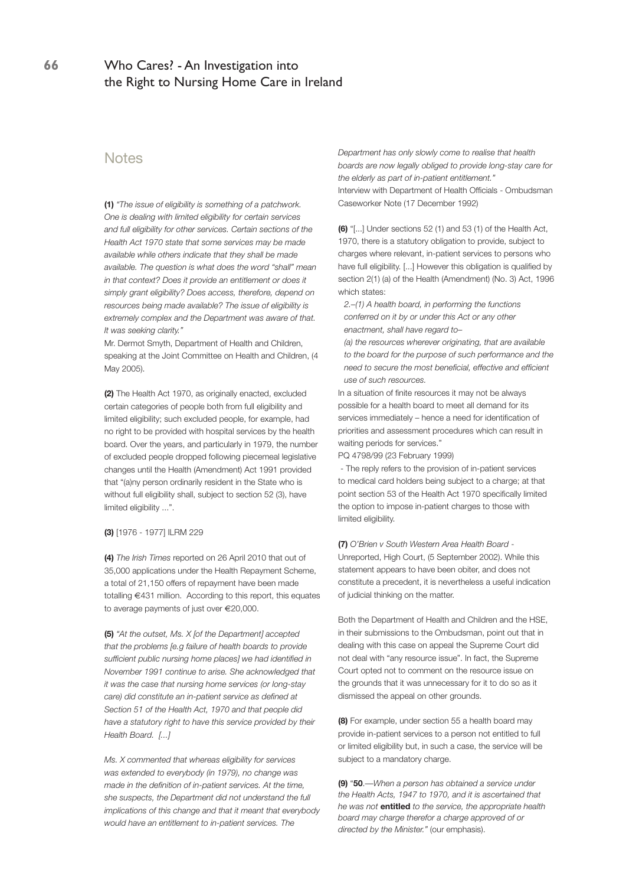## Notes

**(1)** *"The issue of eligibility is something of a patchwork. One is dealing with limited eligibility for certain services and full eligibility for other services. Certain sections of the Health Act 1970 state that some services may be made available while others indicate that they shall be made available. The question is what does the word "shall" mean in that context? Does it provide an entitlement or does it simply grant eligibility? Does access, therefore, depend on resources being made available? The issue of eligibility is extremely complex and the Department was aware of that. It was seeking clarity."*

Mr. Dermot Smyth, Department of Health and Children, speaking at the Joint Committee on Health and Children, (4 May 2005).

**(2)** The Health Act 1970, as originally enacted, excluded certain categories of people both from full eligibility and limited eligibility; such excluded people, for example, had no right to be provided with hospital services by the health board. Over the years, and particularly in 1979, the number of excluded people dropped following piecemeal legislative changes until the Health (Amendment) Act 1991 provided that "(a)ny person ordinarily resident in the State who is without full eligibility shall, subject to section 52 (3), have limited eligibility ...".

**(3)** [1976 - 1977] ILRM 229

**(4)** *The Irish Times* reported on 26 April 2010 that out of 35,000 applications under the Health Repayment Scheme, a total of 21,150 offers of repayment have been made totalling €431 million. According to this report, this equates to average payments of just over €20,000.

**(5)** *"At the outset, Ms. X [of the Department] accepted that the problems [e.g failure of health boards to provide sufficient public nursing home places] we had identified in November 1991 continue to arise. She acknowledged that it was the case that nursing home services (or long-stay care) did constitute an in-patient service as defined at Section 51 of the Health Act, 1970 and that people did have a statutory right to have this service provided by their Health Board. [...]*

*Ms. X commented that whereas eligibility for services was extended to everybody (in 1979), no change was made in the definition of in-patient services. At the time, she suspects, the Department did not understand the full implications of this change and that it meant that everybody would have an entitlement to in-patient services. The Department has only slowly come to realise that health boards are now legally obliged to provide long-stay care for the elderly as part of in-patient entitlement."*

Interview with Department of Health Officials - Ombudsman Caseworker Note (17 December 1992)

**(6)** "[...] Under sections 52 (1) and 53 (1) of the Health Act, 1970, there is a statutory obligation to provide, subject to charges where relevant, in-patient services to persons who have full eligibility. [...] However this obligation is qualified by section 2(1) (a) of the Health (Amendment) (No. 3) Act, 1996 which states:

> *2.–(1) A health board, in performing the functions conferred on it by or under this Act or any other enactment, shall have regard to–*
>
> *(a) the resources wherever originating, that are available to the board for the purpose of such performance and the need to secure the most beneficial, effective and efficient use of such resources.*

In a situation of finite resources it may not be always possible for a health board to meet all demand for its services immediately – hence a need for identification of priorities and assessment procedures which can result in waiting periods for services."

PQ 4798/99 (23 February 1999)

- The reply refers to the provision of in-patient services to medical card holders being subject to a charge; at that point section 53 of the Health Act 1970 specifically limited the option to impose in-patient charges to those with limited eligibility.

**(7)** *O'Brien v South Western Area Health Board* - Unreported, High Court, (5 September 2002). While this statement appears to have been obiter, and does not constitute a precedent, it is nevertheless a useful indication of judicial thinking on the matter.

Both the Department of Health and Children and the HSE, in their submissions to the Ombudsman, point out that in dealing with this case on appeal the Supreme Court did not deal with "any resource issue". In fact, the Supreme Court opted not to comment on the resource issue on the grounds that it was unnecessary for it to do so as it dismissed the appeal on other grounds.

**(8)** For example, under section 55 a health board may provide in-patient services to a person not entitled to full or limited eligibility but, in such a case, the service will be subject to a mandatory charge.

**(9)** "**50**.—*When a person has obtained a service under the Health Acts, 1947 to 1970, and it is ascertained that he was not* **entitled** *to the service, the appropriate health board may charge therefor a charge approved of or directed by the Minister."* (our emphasis).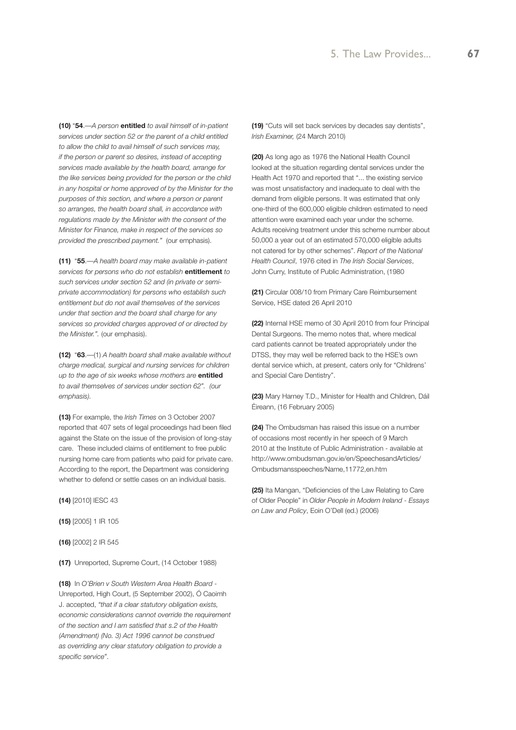**(10)** "**54**.—*A person* **entitled** *to avail himself of in-patient services under section 52 or the parent of a child entitled to allow the child to avail himself of such services may, if the person or parent so desires, instead of accepting services made available by the health board, arrange for the like services being provided for the person or the child in any hospital or home approved of by the Minister for the purposes of this section, and where a person or parent so arranges, the health board shall, in accordance with regulations made by the Minister with the consent of the Minister for Finance, make in respect of the services so provided the prescribed payment."* (our emphasis).

**(11)** "**55**.—*A health board may make available in-patient services for persons who do not establish* **entitlement** *to such services under section 52 and (in private or semi-private accommodation) for persons who establish such entitlement but do not avail themselves of the services under that section and the board shall charge for any services so provided charges approved of or directed by the Minister."*. (our emphasis).

**(12)** "**63**.—(1) *A health board shall make available without charge medical, surgical and nursing services for children up to the age of six weeks whose mothers are* **entitled** *to avail themselves of services under section 62". (our emphasis).*

**(13)** For example, the *Irish Times* on 3 October 2007 reported that 407 sets of legal proceedings had been filed against the State on the issue of the provision of long-stay care. These included claims of entitlement to free public nursing home care from patients who paid for private care. According to the report, the Department was considering whether to defend or settle cases on an individual basis.

**(14)** [2010] IESC 43

**(15)** [2005] 1 IR 105

**(16)** [2002] 2 IR 545

**(17)** Unreported, Supreme Court, (14 October 1988)

**(18)** In *O'Brien v South Western Area Health Board* - Unreported, High Court, (5 September 2002), Ó Caoimh J. accepted, *"that if a clear statutory obligation exists, economic considerations cannot override the requirement of the section and I am satisfied that s.2 of the Health (Amendment) (No. 3) Act 1996 cannot be construed as overriding any clear statutory obligation to provide a specific service"*.

**(19)** "Cuts will set back services by decades say dentists", *Irish Examiner,* (24 March 2010)

**(20)** As long ago as 1976 the National Health Council looked at the situation regarding dental services under the Health Act 1970 and reported that "... the existing service was most unsatisfactory and inadequate to deal with the demand from eligible persons. It was estimated that only one-third of the 600,000 eligible children estimated to need attention were examined each year under the scheme. Adults receiving treatment under this scheme number about 50,000 a year out of an estimated 570,000 eligible adults not catered for by other schemes". *Report of the National Health Council*, 1976 cited in *The Irish Social Services*, John Curry, Institute of Public Administration, (1980

**(21)** Circular 008/10 from Primary Care Reimbursement Service, HSE dated 26 April 2010

**(22)** Internal HSE memo of 30 April 2010 from four Principal Dental Surgeons. The memo notes that, where medical card patients cannot be treated appropriately under the DTSS, they may well be referred back to the HSE's own dental service which, at present, caters only for "Childrens' and Special Care Dentistry".

**(23)** Mary Harney T.D., Minister for Health and Children, Dáil Éireann, (16 February 2005)

**(24)** The Ombudsman has raised this issue on a number of occasions most recently in her speech of 9 March 2010 at the Institute of Public Administration - available at http://www.ombudsman.gov.ie/en/SpeechesandArticles/Ombudsmansspeeches/Name,11772,en.htm

**(25)** Ita Mangan, "Deficiencies of the Law Relating to Care of Older People" in *Older People in Modern Ireland - Essays on Law and Policy*, Eoin O'Dell (ed.) (2006)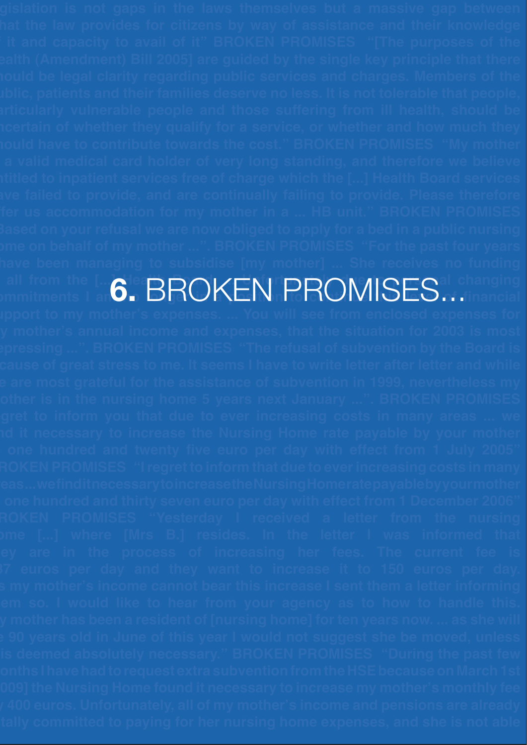# 6. BROKEN PROMISES...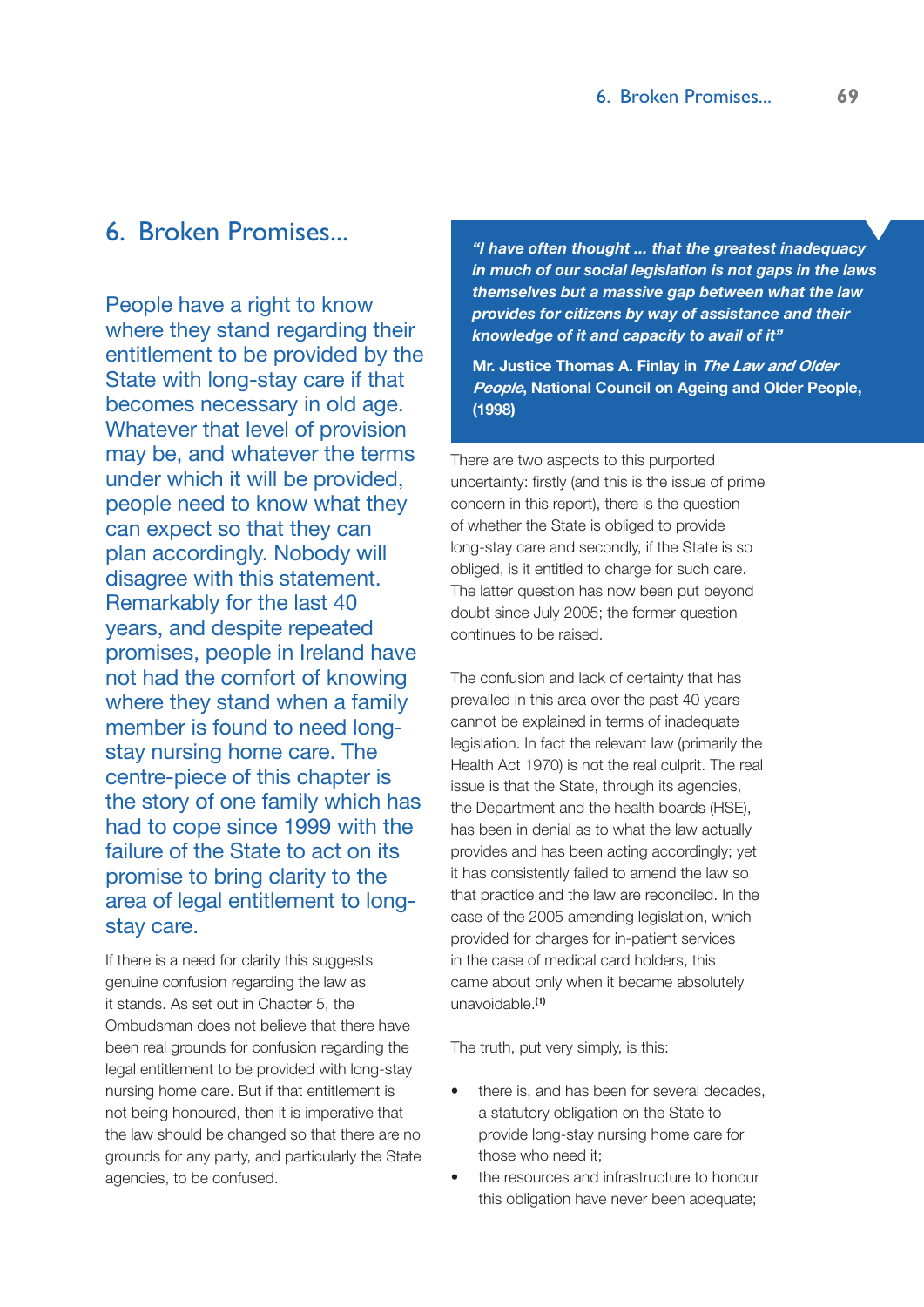# 6. Broken Promises...

People have a right to know where they stand regarding their entitlement to be provided by the State with long-stay care if that becomes necessary in old age. Whatever that level of provision may be, and whatever the terms under which it will be provided, people need to know what they can expect so that they can plan accordingly. Nobody will disagree with this statement. Remarkably for the last 40 years, and despite repeated promises, people in Ireland have not had the comfort of knowing where they stand when a family member is found to need long-stay nursing home care. The centre-piece of this chapter is the story of one family which has had to cope since 1999 with the failure of the State to act on its promise to bring clarity to the area of legal entitlement to long-stay care.

If there is a need for clarity this suggests genuine confusion regarding the law as it stands. As set out in Chapter 5, the Ombudsman does not believe that there have been real grounds for confusion regarding the legal entitlement to be provided with long-stay nursing home care. But if that entitlement is not being honoured, then it is imperative that the law should be changed so that there are no grounds for any party, and particularly the State agencies, to be confused.

> ***"I have often thought ... that the greatest inadequacy in much of our social legislation is not gaps in the laws themselves but a massive gap between what the law provides for citizens by way of assistance and their knowledge of it and capacity to avail of it"***
>
> **Mr. Justice Thomas A. Finlay in *The Law and Older People*, National Council on Ageing and Older People, (1998)**

There are two aspects to this purported uncertainty: firstly (and this is the issue of prime concern in this report), there is the question of whether the State is obliged to provide long-stay care and secondly, if the State is so obliged, is it entitled to charge for such care. The latter question has now been put beyond doubt since July 2005; the former question continues to be raised.

The confusion and lack of certainty that has prevailed in this area over the past 40 years cannot be explained in terms of inadequate legislation. In fact the relevant law (primarily the Health Act 1970) is not the real culprit. The real issue is that the State, through its agencies, the Department and the health boards (HSE), has been in denial as to what the law actually provides and has been acting accordingly; yet it has consistently failed to amend the law so that practice and the law are reconciled. In the case of the 2005 amending legislation, which provided for charges for in-patient services in the case of medical card holders, this came about only when it became absolutely unavoidable.[1]

The truth, put very simply, is this:

- there is, and has been for several decades, a statutory obligation on the State to provide long-stay nursing home care for those who need it;
- the resources and infrastructure to honour this obligation have never been adequate;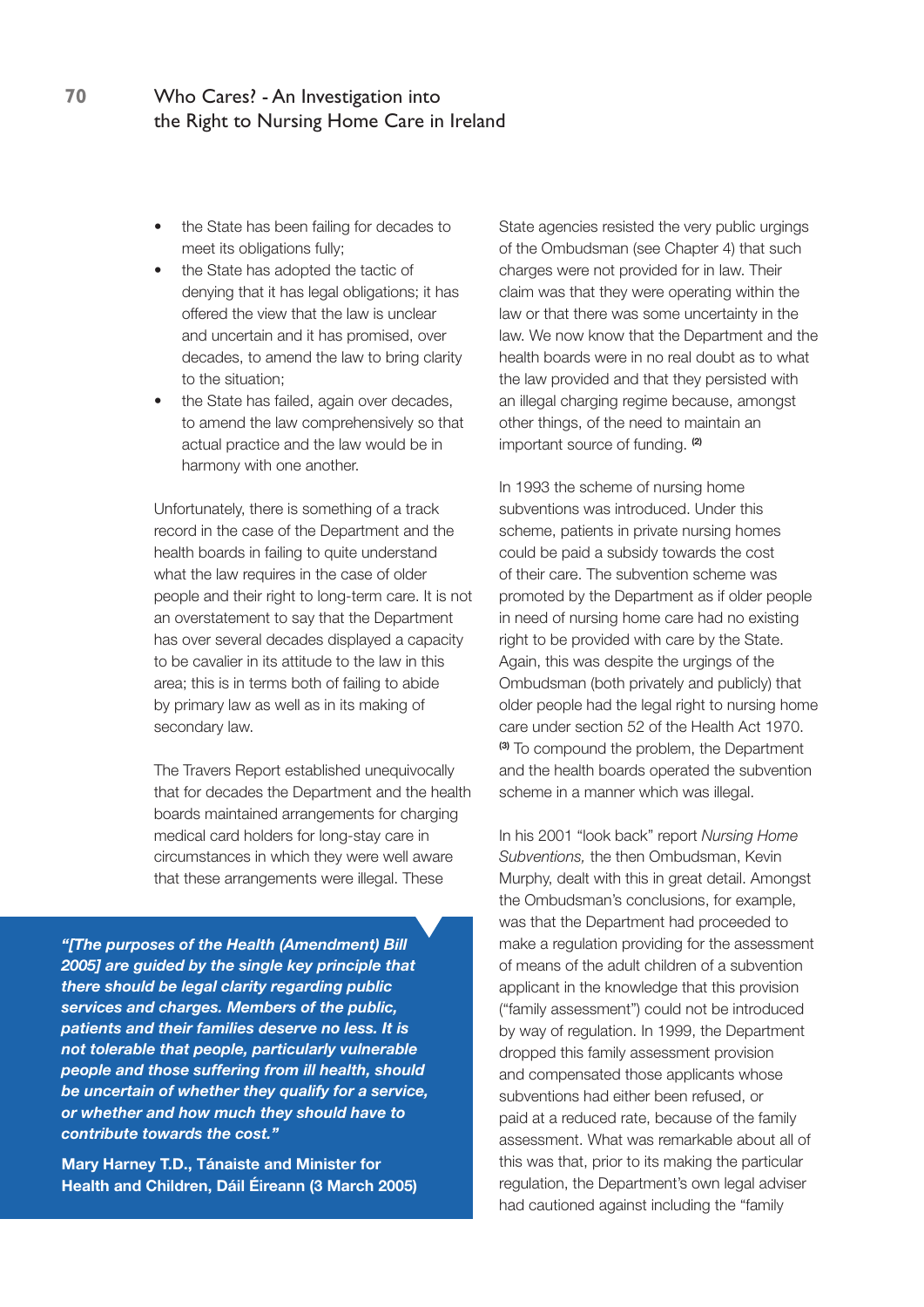- the State has been failing for decades to meet its obligations fully;
- the State has adopted the tactic of denying that it has legal obligations; it has offered the view that the law is unclear and uncertain and it has promised, over decades, to amend the law to bring clarity to the situation;
- the State has failed, again over decades, to amend the law comprehensively so that actual practice and the law would be in harmony with one another.

Unfortunately, there is something of a track record in the case of the Department and the health boards in failing to quite understand what the law requires in the case of older people and their right to long-term care. It is not an overstatement to say that the Department has over several decades displayed a capacity to be cavalier in its attitude to the law in this area; this is in terms both of failing to abide by primary law as well as in its making of secondary law.

The Travers Report established unequivocally that for decades the Department and the health boards maintained arrangements for charging medical card holders for long-stay care in circumstances in which they were well aware that these arrangements were illegal. These State agencies resisted the very public urgings of the Ombudsman (see Chapter 4) that such charges were not provided for in law. Their claim was that they were operating within the law or that there was some uncertainty in the law. We now know that the Department and the health boards were in no real doubt as to what the law provided and that they persisted with an illegal charging regime because, amongst other things, of the need to maintain an important source of funding. [2]

> ***"[The purposes of the Health (Amendment) Bill 2005] are guided by the single key principle that there should be legal clarity regarding public services and charges. Members of the public, patients and their families deserve no less. It is not tolerable that people, particularly vulnerable people and those suffering from ill health, should be uncertain of whether they qualify for a service, or whether and how much they should have to contribute towards the cost."***
>
> **Mary Harney T.D., Tánaiste and Minister for Health and Children, Dáil Éireann (3 March 2005)**

In 1993 the scheme of nursing home subventions was introduced. Under this scheme, patients in private nursing homes could be paid a subsidy towards the cost of their care. The subvention scheme was promoted by the Department as if older people in need of nursing home care had no existing right to be provided with care by the State. Again, this was despite the urgings of the Ombudsman (both privately and publicly) that older people had the legal right to nursing home care under section 52 of the Health Act 1970. [3] To compound the problem, the Department and the health boards operated the subvention scheme in a manner which was illegal.

In his 2001 "look back" report *Nursing Home Subventions,* the then Ombudsman, Kevin Murphy, dealt with this in great detail. Amongst the Ombudsman's conclusions, for example, was that the Department had proceeded to make a regulation providing for the assessment of means of the adult children of a subvention applicant in the knowledge that this provision ("family assessment") could not be introduced by way of regulation. In 1999, the Department dropped this family assessment provision and compensated those applicants whose subventions had either been refused, or paid at a reduced rate, because of the family assessment. What was remarkable about all of this was that, prior to its making the particular regulation, the Department's own legal adviser had cautioned against including the "family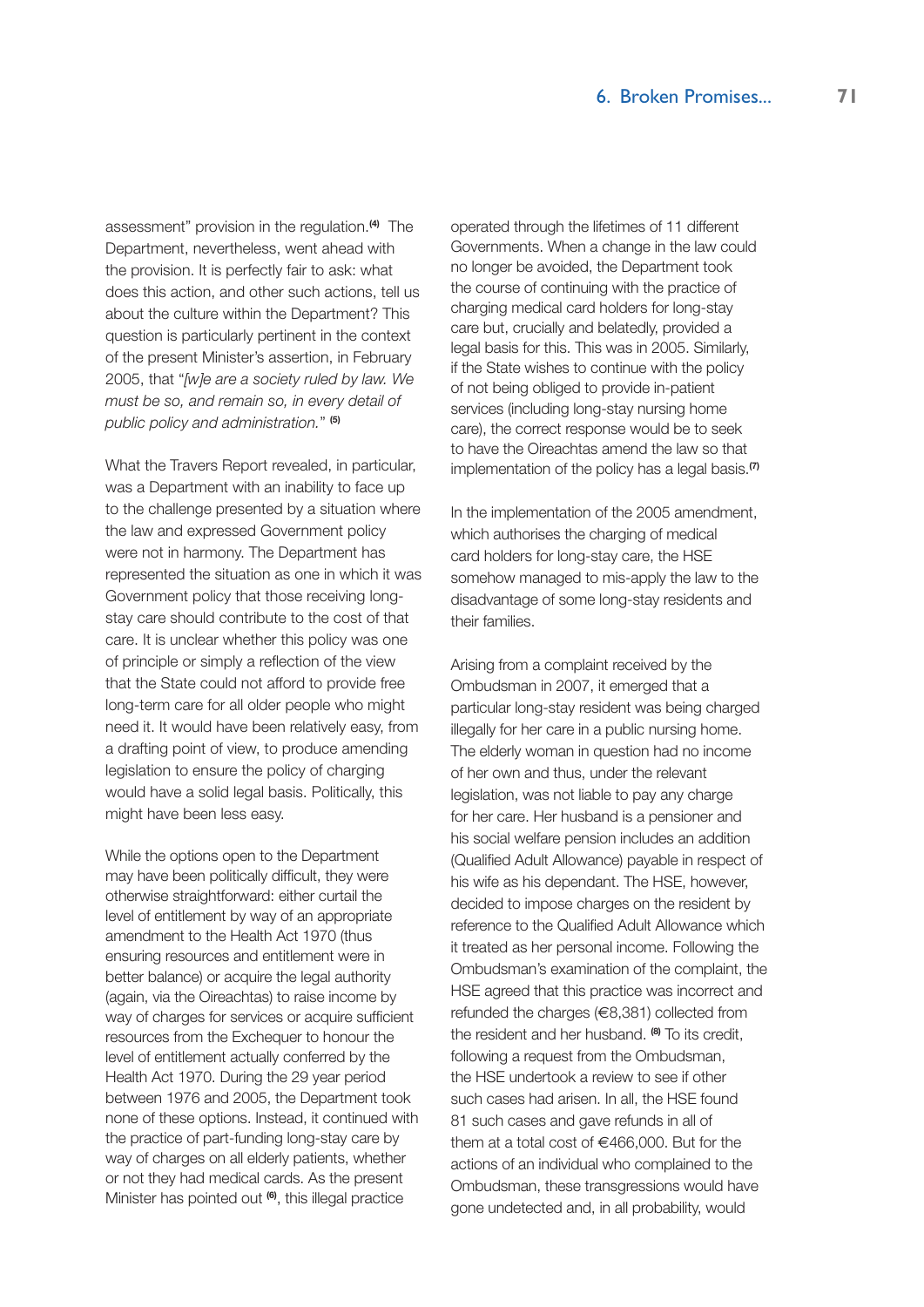assessment" provision in the regulation.[4] The Department, nevertheless, went ahead with the provision. It is perfectly fair to ask: what does this action, and other such actions, tell us about the culture within the Department? This question is particularly pertinent in the context of the present Minister's assertion, in February 2005, that "*[w]e are a society ruled by law. We must be so, and remain so, in every detail of public policy and administration.*" [5]

What the Travers Report revealed, in particular, was a Department with an inability to face up to the challenge presented by a situation where the law and expressed Government policy were not in harmony. The Department has represented the situation as one in which it was Government policy that those receiving long-stay care should contribute to the cost of that care. It is unclear whether this policy was one of principle or simply a reflection of the view that the State could not afford to provide free long-term care for all older people who might need it. It would have been relatively easy, from a drafting point of view, to produce amending legislation to ensure the policy of charging would have a solid legal basis. Politically, this might have been less easy.

While the options open to the Department may have been politically difficult, they were otherwise straightforward: either curtail the level of entitlement by way of an appropriate amendment to the Health Act 1970 (thus ensuring resources and entitlement were in better balance) or acquire the legal authority (again, via the Oireachtas) to raise income by way of charges for services or acquire sufficient resources from the Exchequer to honour the level of entitlement actually conferred by the Health Act 1970. During the 29 year period between 1976 and 2005, the Department took none of these options. Instead, it continued with the practice of part-funding long-stay care by way of charges on all elderly patients, whether or not they had medical cards. As the present Minister has pointed out [6], this illegal practice operated through the lifetimes of 11 different Governments. When a change in the law could no longer be avoided, the Department took the course of continuing with the practice of charging medical card holders for long-stay care but, crucially and belatedly, provided a legal basis for this. This was in 2005. Similarly, if the State wishes to continue with the policy of not being obliged to provide in-patient services (including long-stay nursing home care), the correct response would be to seek to have the Oireachtas amend the law so that implementation of the policy has a legal basis.[7]

In the implementation of the 2005 amendment, which authorises the charging of medical card holders for long-stay care, the HSE somehow managed to mis-apply the law to the disadvantage of some long-stay residents and their families.

Arising from a complaint received by the Ombudsman in 2007, it emerged that a particular long-stay resident was being charged illegally for her care in a public nursing home. The elderly woman in question had no income of her own and thus, under the relevant legislation, was not liable to pay any charge for her care. Her husband is a pensioner and his social welfare pension includes an addition (Qualified Adult Allowance) payable in respect of his wife as his dependant. The HSE, however, decided to impose charges on the resident by reference to the Qualified Adult Allowance which it treated as her personal income. Following the Ombudsman's examination of the complaint, the HSE agreed that this practice was incorrect and refunded the charges (€8,381) collected from the resident and her husband. [8] To its credit, following a request from the Ombudsman, the HSE undertook a review to see if other such cases had arisen. In all, the HSE found 81 such cases and gave refunds in all of them at a total cost of €466,000. But for the actions of an individual who complained to the Ombudsman, these transgressions would have gone undetected and, in all probability, would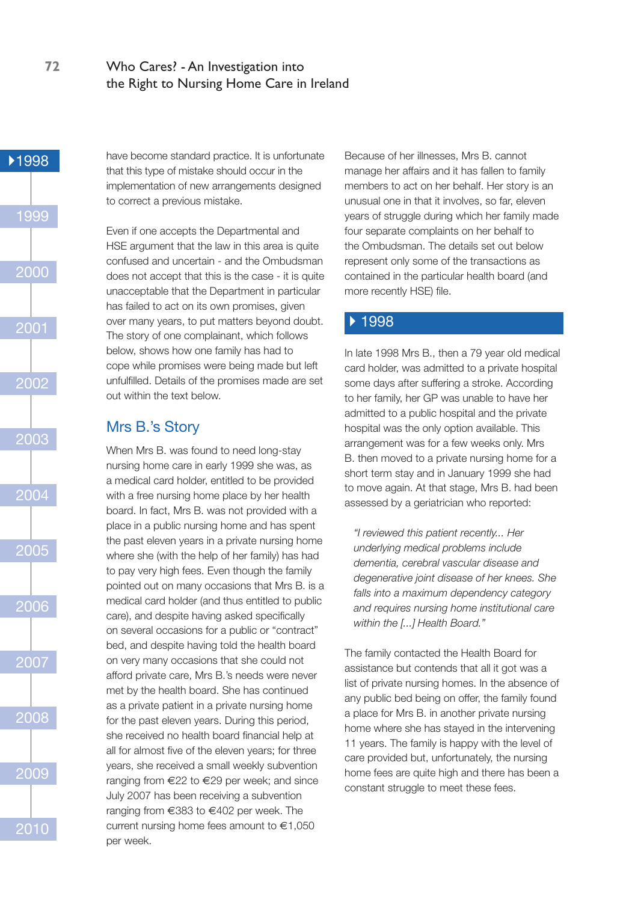have become standard practice. It is unfortunate that this type of mistake should occur in the implementation of new arrangements designed to correct a previous mistake.

Even if one accepts the Departmental and HSE argument that the law in this area is quite confused and uncertain - and the Ombudsman does not accept that this is the case - it is quite unacceptable that the Department in particular has failed to act on its own promises, given over many years, to put matters beyond doubt. The story of one complainant, which follows below, shows how one family has had to cope while promises were being made but left unfulfilled. Details of the promises made are set out within the text below.

## Mrs B.'s Story

When Mrs B. was found to need long-stay nursing home care in early 1999 she was, as a medical card holder, entitled to be provided with a free nursing home place by her health board. In fact, Mrs B. was not provided with a place in a public nursing home and has spent the past eleven years in a private nursing home where she (with the help of her family) has had to pay very high fees. Even though the family pointed out on many occasions that Mrs B. is a medical card holder (and thus entitled to public care), and despite having asked specifically on several occasions for a public or "contract" bed, and despite having told the health board on very many occasions that she could not afford private care, Mrs B.'s needs were never met by the health board. She has continued as a private patient in a private nursing home for the past eleven years. During this period, she received no health board financial help at all for almost five of the eleven years; for three years, she received a small weekly subvention ranging from €22 to €29 per week; and since July 2007 has been receiving a subvention ranging from €383 to €402 per week. The current nursing home fees amount to €1,050 per week.

Because of her illnesses, Mrs B. cannot manage her affairs and it has fallen to family members to act on her behalf. Her story is an unusual one in that it involves, so far, eleven years of struggle during which her family made four separate complaints on her behalf to the Ombudsman. The details set out below represent only some of the transactions as contained in the particular health board (and more recently HSE) file.

### 1998

In late 1998 Mrs B., then a 79 year old medical card holder, was admitted to a private hospital some days after suffering a stroke. According to her family, her GP was unable to have her admitted to a public hospital and the private hospital was the only option available. This arrangement was for a few weeks only. Mrs B. then moved to a private nursing home for a short term stay and in January 1999 she had to move again. At that stage, Mrs B. had been assessed by a geriatrician who reported:

> *"I reviewed this patient recently... Her underlying medical problems include dementia, cerebral vascular disease and degenerative joint disease of her knees. She falls into a maximum dependency category and requires nursing home institutional care within the [...] Health Board."*

The family contacted the Health Board for assistance but contends that all it got was a list of private nursing homes. In the absence of any public bed being on offer, the family found a place for Mrs B. in another private nursing home where she has stayed in the intervening 11 years. The family is happy with the level of care provided but, unfortunately, the nursing home fees are quite high and there has been a constant struggle to meet these fees.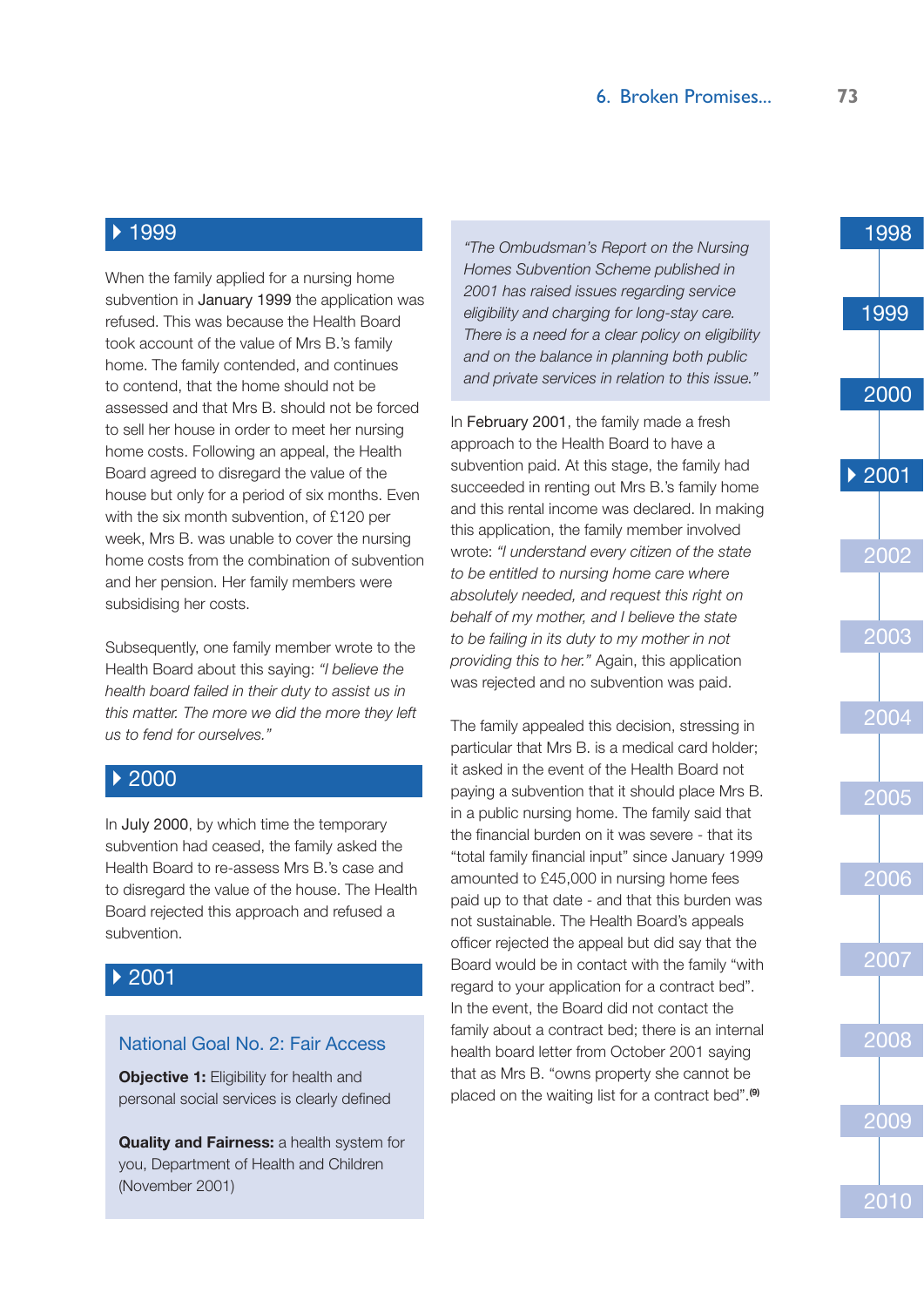## 1999

When the family applied for a nursing home subvention in January 1999 the application was refused. This was because the Health Board took account of the value of Mrs B.'s family home. The family contended, and continues to contend, that the home should not be assessed and that Mrs B. should not be forced to sell her house in order to meet her nursing home costs. Following an appeal, the Health Board agreed to disregard the value of the house but only for a period of six months. Even with the six month subvention, of £120 per week, Mrs B. was unable to cover the nursing home costs from the combination of subvention and her pension. Her family members were subsidising her costs.

Subsequently, one family member wrote to the Health Board about this saying: *"I believe the health board failed in their duty to assist us in this matter. The more we did the more they left us to fend for ourselves."*

## 2000

In July 2000, by which time the temporary subvention had ceased, the family asked the Health Board to re-assess Mrs B.'s case and to disregard the value of the house. The Health Board rejected this approach and refused a subvention.

## 2001

> **National Goal No. 2: Fair Access**
>
> **Objective 1:** Eligibility for health and personal social services is clearly defined
>
> **Quality and Fairness:** a health system for you, Department of Health and Children (November 2001)

> *"The Ombudsman's Report on the Nursing Homes Subvention Scheme published in 2001 has raised issues regarding service eligibility and charging for long-stay care. There is a need for a clear policy on eligibility and on the balance in planning both public and private services in relation to this issue."*

In February 2001, the family made a fresh approach to the Health Board to have a subvention paid. At this stage, the family had succeeded in renting out Mrs B.'s family home and this rental income was declared. In making this application, the family member involved wrote: *"I understand every citizen of the state to be entitled to nursing home care where absolutely needed, and request this right on behalf of my mother, and I believe the state to be failing in its duty to my mother in not providing this to her."* Again, this application was rejected and no subvention was paid.

The family appealed this decision, stressing in particular that Mrs B. is a medical card holder; it asked in the event of the Health Board not paying a subvention that it should place Mrs B. in a public nursing home. The family said that the financial burden on it was severe - that its "total family financial input" since January 1999 amounted to £45,000 in nursing home fees paid up to that date - and that this burden was not sustainable. The Health Board's appeals officer rejected the appeal but did say that the Board would be in contact with the family "with regard to your application for a contract bed". In the event, the Board did not contact the family about a contract bed; there is an internal health board letter from October 2001 saying that as Mrs B. "owns property she cannot be placed on the waiting list for a contract bed".[9]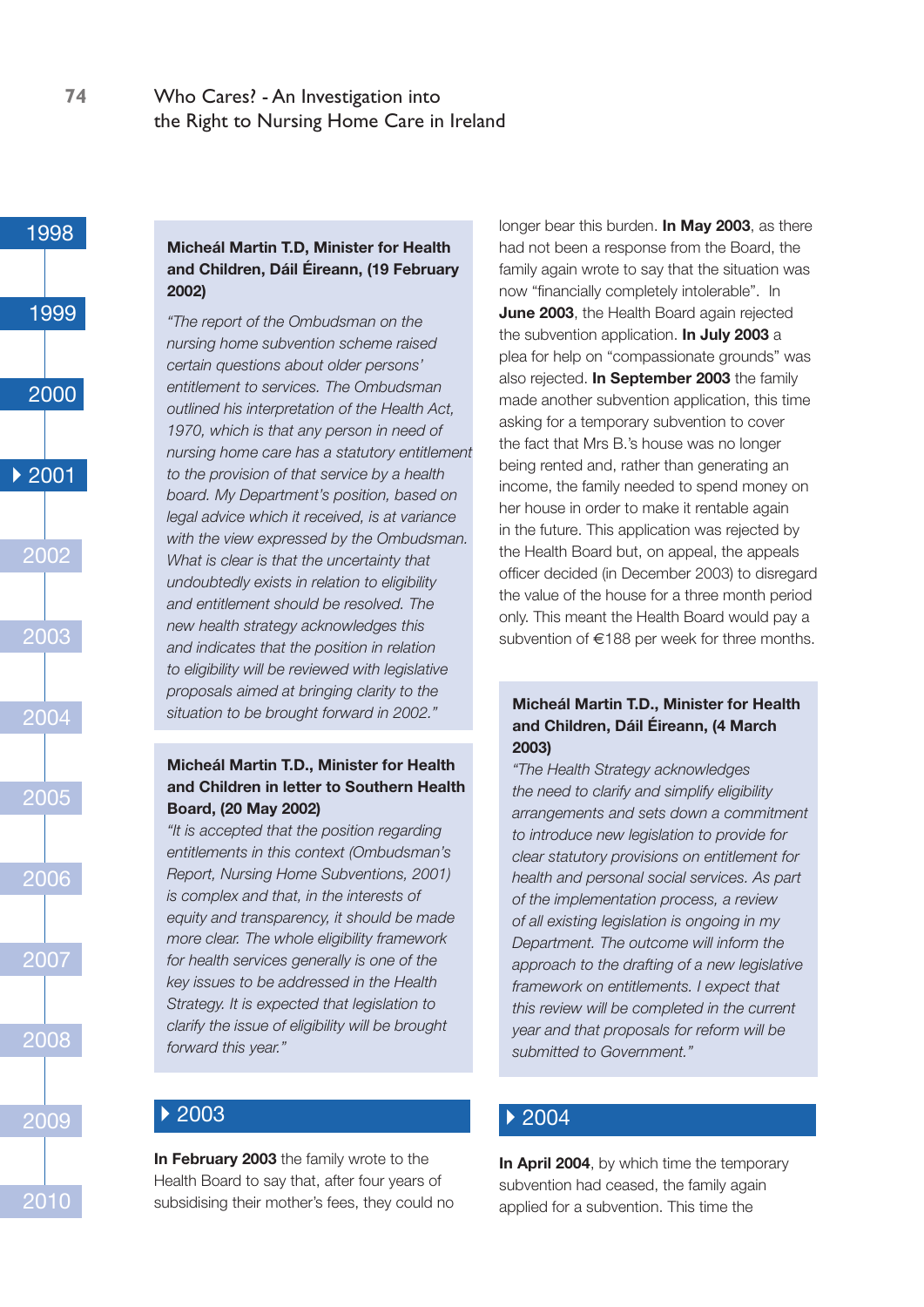**Micheál Martin T.D, Minister for Health and Children, Dáil Éireann, (19 February 2002)**

*"The report of the Ombudsman on the nursing home subvention scheme raised certain questions about older persons' entitlement to services. The Ombudsman outlined his interpretation of the Health Act, 1970, which is that any person in need of nursing home care has a statutory entitlement to the provision of that service by a health board. My Department's position, based on legal advice which it received, is at variance with the view expressed by the Ombudsman. What is clear is that the uncertainty that undoubtedly exists in relation to eligibility and entitlement should be resolved. The new health strategy acknowledges this and indicates that the position in relation to eligibility will be reviewed with legislative proposals aimed at bringing clarity to the situation to be brought forward in 2002."*

**Micheál Martin T.D., Minister for Health and Children in letter to Southern Health Board, (20 May 2002)**

*"It is accepted that the position regarding entitlements in this context (Ombudsman's Report, Nursing Home Subventions, 2001) is complex and that, in the interests of equity and transparency, it should be made more clear. The whole eligibility framework for health services generally is one of the key issues to be addressed in the Health Strategy. It is expected that legislation to clarify the issue of eligibility will be brought forward this year."*

## 2003

**In February 2003** the family wrote to the Health Board to say that, after four years of subsidising their mother's fees, they could no longer bear this burden. **In May 2003**, as there had not been a response from the Board, the family again wrote to say that the situation was now "financially completely intolerable". In **June 2003**, the Health Board again rejected the subvention application. **In July 2003** a plea for help on "compassionate grounds" was also rejected. **In September 2003** the family made another subvention application, this time asking for a temporary subvention to cover the fact that Mrs B.'s house was no longer being rented and, rather than generating an income, the family needed to spend money on her house in order to make it rentable again in the future. This application was rejected by the Health Board but, on appeal, the appeals officer decided (in December 2003) to disregard the value of the house for a three month period only. This meant the Health Board would pay a subvention of €188 per week for three months.

**Micheál Martin T.D., Minister for Health and Children, Dáil Éireann, (4 March 2003)**

*"The Health Strategy acknowledges the need to clarify and simplify eligibility arrangements and sets down a commitment to introduce new legislation to provide for clear statutory provisions on entitlement for health and personal social services. As part of the implementation process, a review of all existing legislation is ongoing in my Department. The outcome will inform the approach to the drafting of a new legislative framework on entitlements. I expect that this review will be completed in the current year and that proposals for reform will be submitted to Government."*

## 2004

**In April 2004**, by which time the temporary subvention had ceased, the family again applied for a subvention. This time the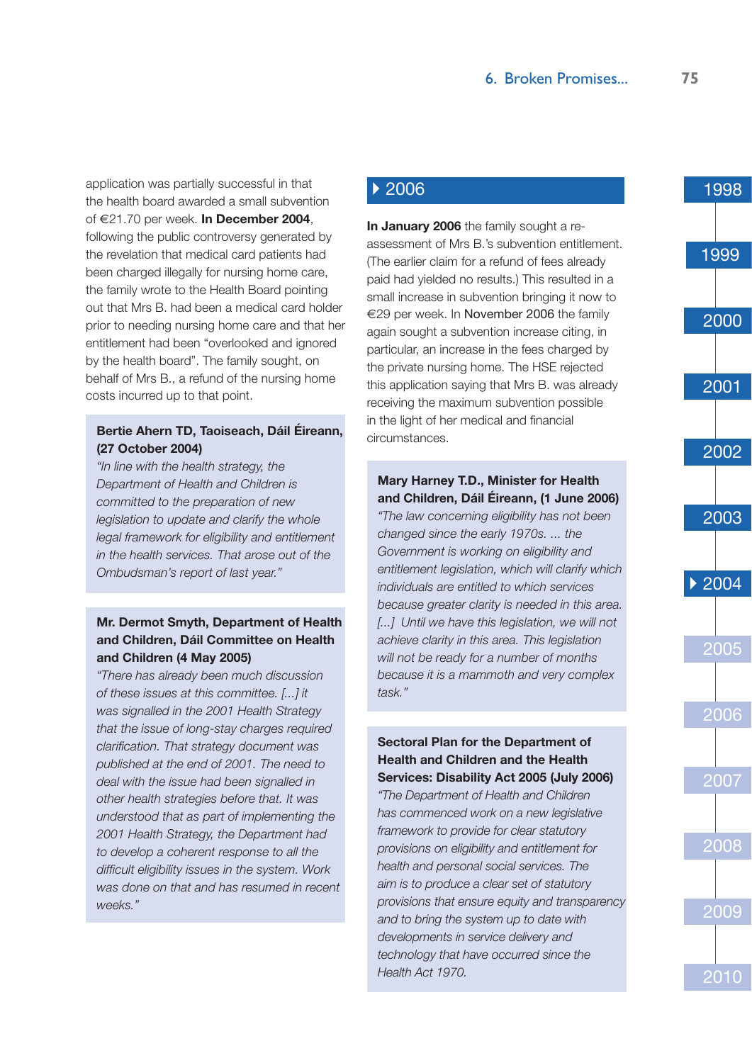application was partially successful in that the health board awarded a small subvention of €21.70 per week. **In December 2004**, following the public controversy generated by the revelation that medical card patients had been charged illegally for nursing home care, the family wrote to the Health Board pointing out that Mrs B. had been a medical card holder prior to needing nursing home care and that her entitlement had been "overlooked and ignored by the health board". The family sought, on behalf of Mrs B., a refund of the nursing home costs incurred up to that point.

**Bertie Ahern TD, Taoiseach, Dáil Éireann, (27 October 2004)**
*"In line with the health strategy, the Department of Health and Children is committed to the preparation of new legislation to update and clarify the whole legal framework for eligibility and entitlement in the health services. That arose out of the Ombudsman's report of last year."*

**Mr. Dermot Smyth, Department of Health and Children, Dáil Committee on Health and Children (4 May 2005)**
*"There has already been much discussion of these issues at this committee. [...] it was signalled in the 2001 Health Strategy that the issue of long-stay charges required clarification. That strategy document was published at the end of 2001. The need to deal with the issue had been signalled in other health strategies before that. It was understood that as part of implementing the 2001 Health Strategy, the Department had to develop a coherent response to all the difficult eligibility issues in the system. Work was done on that and has resumed in recent weeks."*

## 2006

**In January 2006** the family sought a re-assessment of Mrs B.'s subvention entitlement. (The earlier claim for a refund of fees already paid had yielded no results.) This resulted in a small increase in subvention bringing it now to €29 per week. In November 2006 the family again sought a subvention increase citing, in particular, an increase in the fees charged by the private nursing home. The HSE rejected this application saying that Mrs B. was already receiving the maximum subvention possible in the light of her medical and financial circumstances.

**Mary Harney T.D., Minister for Health and Children, Dáil Éireann, (1 June 2006)**
*"The law concerning eligibility has not been changed since the early 1970s. ... the Government is working on eligibility and entitlement legislation, which will clarify which individuals are entitled to which services because greater clarity is needed in this area. [...] Until we have this legislation, we will not achieve clarity in this area. This legislation will not be ready for a number of months because it is a mammoth and very complex task."*

**Sectoral Plan for the Department of Health and Children and the Health Services: Disability Act 2005 (July 2006)**
*"The Department of Health and Children has commenced work on a new legislative framework to provide for clear statutory provisions on eligibility and entitlement for health and personal social services. The aim is to produce a clear set of statutory provisions that ensure equity and transparency and to bring the system up to date with developments in service delivery and technology that have occurred since the Health Act 1970.*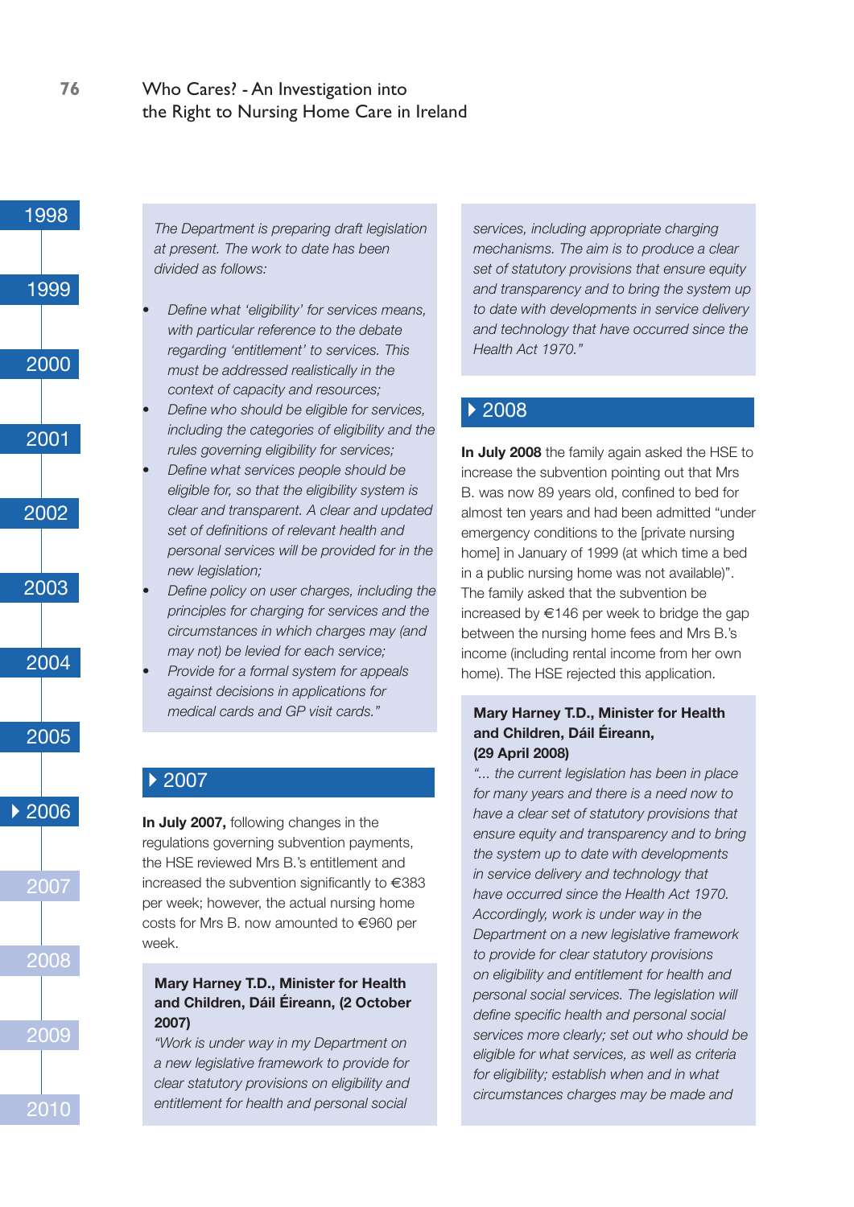*The Department is preparing draft legislation at present. The work to date has been divided as follows:*

- *Define what 'eligibility' for services means, with particular reference to the debate regarding 'entitlement' to services. This must be addressed realistically in the context of capacity and resources;*
- *Define who should be eligible for services, including the categories of eligibility and the rules governing eligibility for services;*
- *Define what services people should be eligible for, so that the eligibility system is clear and transparent. A clear and updated set of definitions of relevant health and personal services will be provided for in the new legislation;*
- *Define policy on user charges, including the principles for charging for services and the circumstances in which charges may (and may not) be levied for each service;*
- *Provide for a formal system for appeals against decisions in applications for medical cards and GP visit cards."*

## 2007

**In July 2007,** following changes in the regulations governing subvention payments, the HSE reviewed Mrs B.'s entitlement and increased the subvention significantly to €383 per week; however, the actual nursing home costs for Mrs B. now amounted to €960 per week.

**Mary Harney T.D., Minister for Health and Children, Dáil Éireann, (2 October 2007)**

*"Work is under way in my Department on a new legislative framework to provide for clear statutory provisions on eligibility and entitlement for health and personal social services, including appropriate charging mechanisms. The aim is to produce a clear set of statutory provisions that ensure equity and transparency and to bring the system up to date with developments in service delivery and technology that have occurred since the Health Act 1970."*

## 2008

**In July 2008** the family again asked the HSE to increase the subvention pointing out that Mrs B. was now 89 years old, confined to bed for almost ten years and had been admitted "under emergency conditions to the [private nursing home] in January of 1999 (at which time a bed in a public nursing home was not available)". The family asked that the subvention be increased by €146 per week to bridge the gap between the nursing home fees and Mrs B.'s income (including rental income from her own home). The HSE rejected this application.

**Mary Harney T.D., Minister for Health and Children, Dáil Éireann, (29 April 2008)**

*"... the current legislation has been in place for many years and there is a need now to have a clear set of statutory provisions that ensure equity and transparency and to bring the system up to date with developments in service delivery and technology that have occurred since the Health Act 1970. Accordingly, work is under way in the Department on a new legislative framework to provide for clear statutory provisions on eligibility and entitlement for health and personal social services. The legislation will define specific health and personal social services more clearly; set out who should be eligible for what services, as well as criteria for eligibility; establish when and in what circumstances charges may be made and*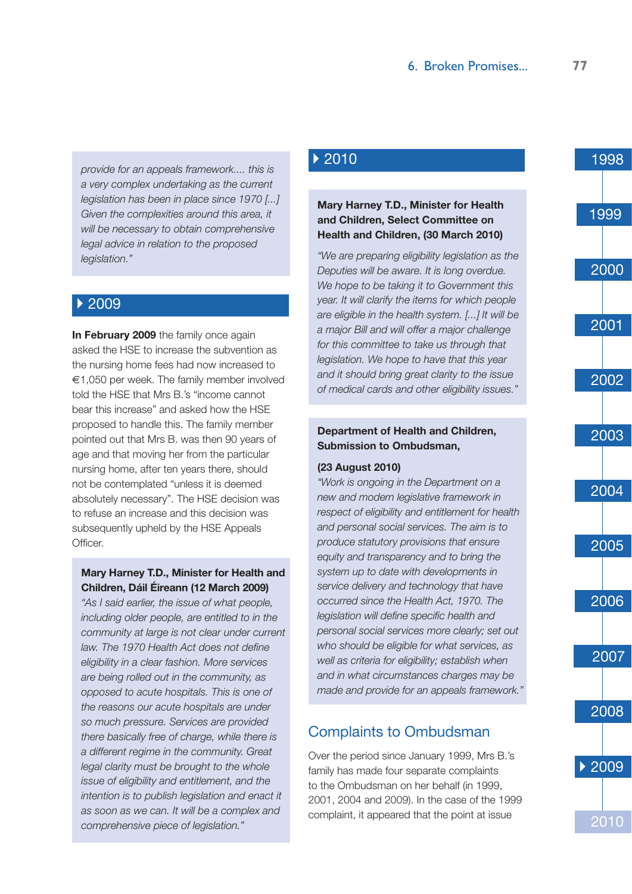*provide for an appeals framework.... this is a very complex undertaking as the current legislation has been in place since 1970 [...] Given the complexities around this area, it will be necessary to obtain comprehensive legal advice in relation to the proposed legislation."*

## 2009

**In February 2009** the family once again asked the HSE to increase the subvention as the nursing home fees had now increased to €1,050 per week. The family member involved told the HSE that Mrs B.'s "income cannot bear this increase" and asked how the HSE proposed to handle this. The family member pointed out that Mrs B. was then 90 years of age and that moving her from the particular nursing home, after ten years there, should not be contemplated "unless it is deemed absolutely necessary". The HSE decision was to refuse an increase and this decision was subsequently upheld by the HSE Appeals Officer.

**Mary Harney T.D., Minister for Health and Children, Dáil Éireann (12 March 2009)**

*"As I said earlier, the issue of what people, including older people, are entitled to in the community at large is not clear under current law. The 1970 Health Act does not define eligibility in a clear fashion. More services are being rolled out in the community, as opposed to acute hospitals. This is one of the reasons our acute hospitals are under so much pressure. Services are provided there basically free of charge, while there is a different regime in the community. Great legal clarity must be brought to the whole issue of eligibility and entitlement, and the intention is to publish legislation and enact it as soon as we can. It will be a complex and comprehensive piece of legislation."*

## 2010

**Mary Harney T.D., Minister for Health and Children, Select Committee on Health and Children, (30 March 2010)**

*"We are preparing eligibility legislation as the Deputies will be aware. It is long overdue. We hope to be taking it to Government this year. It will clarify the items for which people are eligible in the health system. [...] It will be a major Bill and will offer a major challenge for this committee to take us through that legislation. We hope to have that this year and it should bring great clarity to the issue of medical cards and other eligibility issues."*

**Department of Health and Children, Submission to Ombudsman,**

**(23 August 2010)**

*"Work is ongoing in the Department on a new and modern legislative framework in respect of eligibility and entitlement for health and personal social services. The aim is to produce statutory provisions that ensure equity and transparency and to bring the system up to date with developments in service delivery and technology that have occurred since the Health Act, 1970. The legislation will define specific health and personal social services more clearly; set out who should be eligible for what services, as well as criteria for eligibility; establish when and in what circumstances charges may be made and provide for an appeals framework."*

## Complaints to Ombudsman

Over the period since January 1999, Mrs B.'s family has made four separate complaints to the Ombudsman on her behalf (in 1999, 2001, 2004 and 2009). In the case of the 1999 complaint, it appeared that the point at issue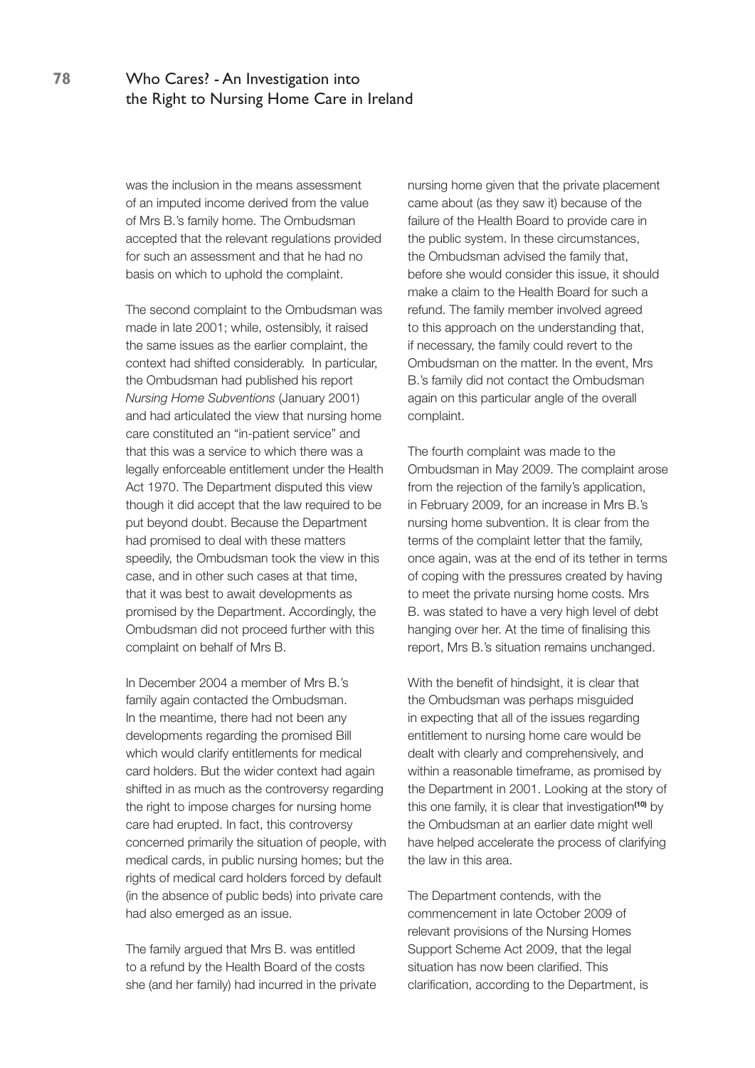was the inclusion in the means assessment of an imputed income derived from the value of Mrs B.'s family home. The Ombudsman accepted that the relevant regulations provided for such an assessment and that he had no basis on which to uphold the complaint.

The second complaint to the Ombudsman was made in late 2001; while, ostensibly, it raised the same issues as the earlier complaint, the context had shifted considerably. In particular, the Ombudsman had published his report *Nursing Home Subventions* (January 2001) and had articulated the view that nursing home care constituted an "in-patient service" and that this was a service to which there was a legally enforceable entitlement under the Health Act 1970. The Department disputed this view though it did accept that the law required to be put beyond doubt. Because the Department had promised to deal with these matters speedily, the Ombudsman took the view in this case, and in other such cases at that time, that it was best to await developments as promised by the Department. Accordingly, the Ombudsman did not proceed further with this complaint on behalf of Mrs B.

In December 2004 a member of Mrs B.'s family again contacted the Ombudsman. In the meantime, there had not been any developments regarding the promised Bill which would clarify entitlements for medical card holders. But the wider context had again shifted in as much as the controversy regarding the right to impose charges for nursing home care had erupted. In fact, this controversy concerned primarily the situation of people, with medical cards, in public nursing homes; but the rights of medical card holders forced by default (in the absence of public beds) into private care had also emerged as an issue.

The family argued that Mrs B. was entitled to a refund by the Health Board of the costs she (and her family) had incurred in the private nursing home given that the private placement came about (as they saw it) because of the failure of the Health Board to provide care in the public system. In these circumstances, the Ombudsman advised the family that, before she would consider this issue, it should make a claim to the Health Board for such a refund. The family member involved agreed to this approach on the understanding that, if necessary, the family could revert to the Ombudsman on the matter. In the event, Mrs B.'s family did not contact the Ombudsman again on this particular angle of the overall complaint.

The fourth complaint was made to the Ombudsman in May 2009. The complaint arose from the rejection of the family's application, in February 2009, for an increase in Mrs B.'s nursing home subvention. It is clear from the terms of the complaint letter that the family, once again, was at the end of its tether in terms of coping with the pressures created by having to meet the private nursing home costs. Mrs B. was stated to have a very high level of debt hanging over her. At the time of finalising this report, Mrs B.'s situation remains unchanged.

With the benefit of hindsight, it is clear that the Ombudsman was perhaps misguided in expecting that all of the issues regarding entitlement to nursing home care would be dealt with clearly and comprehensively, and within a reasonable timeframe, as promised by the Department in 2001. Looking at the story of this one family, it is clear that investigation[10] by the Ombudsman at an earlier date might well have helped accelerate the process of clarifying the law in this area.

The Department contends, with the commencement in late October 2009 of relevant provisions of the Nursing Homes Support Scheme Act 2009, that the legal situation has now been clarified. This clarification, according to the Department, is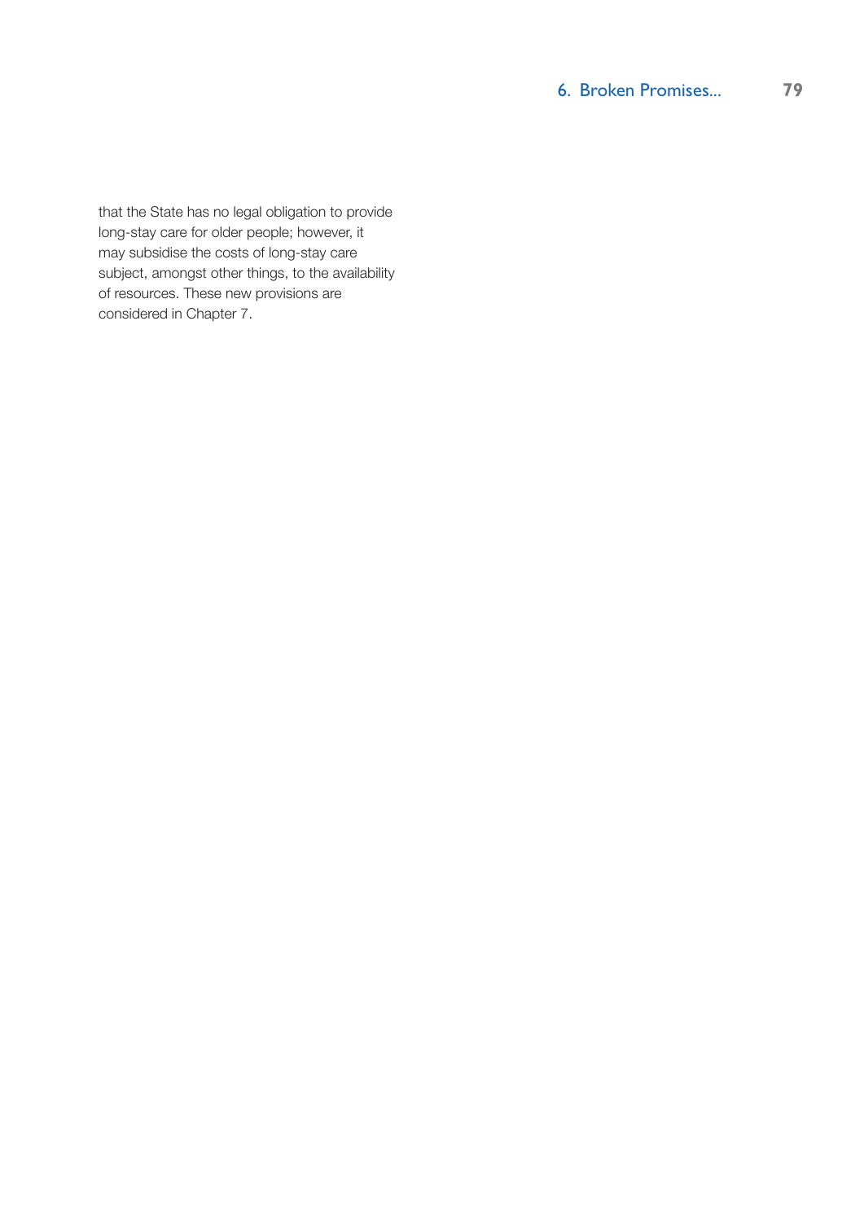that the State has no legal obligation to provide long-stay care for older people; however, it may subsidise the costs of long-stay care subject, amongst other things, to the availability of resources. These new provisions are considered in Chapter 7.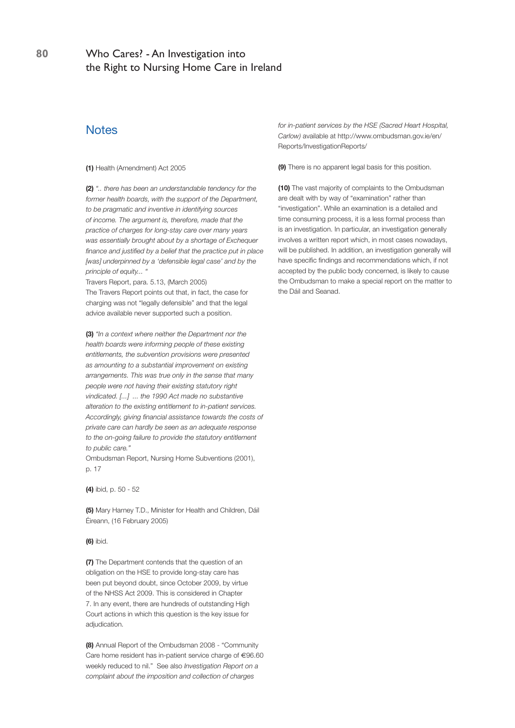## Notes

**(1)** Health (Amendment) Act 2005

**(2)** *".. there has been an understandable tendency for the former health boards, with the support of the Department, to be pragmatic and inventive in identifying sources of income. The argument is, therefore, made that the practice of charges for long-stay care over many years was essentially brought about by a shortage of Exchequer finance and justified by a belief that the practice put in place [was] underpinned by a 'defensible legal case' and by the principle of equity... "*

Travers Report, para. 5.13, (March 2005)

The Travers Report points out that, in fact, the case for charging was not "legally defensible" and that the legal advice available never supported such a position.

**(3)** *"In a context where neither the Department nor the health boards were informing people of these existing entitlements, the subvention provisions were presented as amounting to a substantial improvement on existing arrangements. This was true only in the sense that many people were not having their existing statutory right vindicated. [...] ... the 1990 Act made no substantive alteration to the existing entitlement to in-patient services. Accordingly, giving financial assistance towards the costs of private care can hardly be seen as an adequate response to the on-going failure to provide the statutory entitlement to public care."*

Ombudsman Report, Nursing Home Subventions (2001), p. 17

**(4)** ibid, p. 50 - 52

**(5)** Mary Harney T.D., Minister for Health and Children, Dáil Éireann, (16 February 2005)

**(6)** ibid.

**(7)** The Department contends that the question of an obligation on the HSE to provide long-stay care has been put beyond doubt, since October 2009, by virtue of the NHSS Act 2009. This is considered in Chapter 7. In any event, there are hundreds of outstanding High Court actions in which this question is the key issue for adjudication.

**(8)** Annual Report of the Ombudsman 2008 - "Community Care home resident has in-patient service charge of €96.60 weekly reduced to nil." See also *Investigation Report on a complaint about the imposition and collection of charges for in-patient services by the HSE (Sacred Heart Hospital, Carlow)* available at http://www.ombudsman.gov.ie/en/Reports/InvestigationReports/

**(9)** There is no apparent legal basis for this position.

**(10)** The vast majority of complaints to the Ombudsman are dealt with by way of "examination" rather than "investigation". While an examination is a detailed and time consuming process, it is a less formal process than is an investigation. In particular, an investigation generally involves a written report which, in most cases nowadays, will be published. In addition, an investigation generally will have specific findings and recommendations which, if not accepted by the public body concerned, is likely to cause the Ombudsman to make a special report on the matter to the Dáil and Seanad.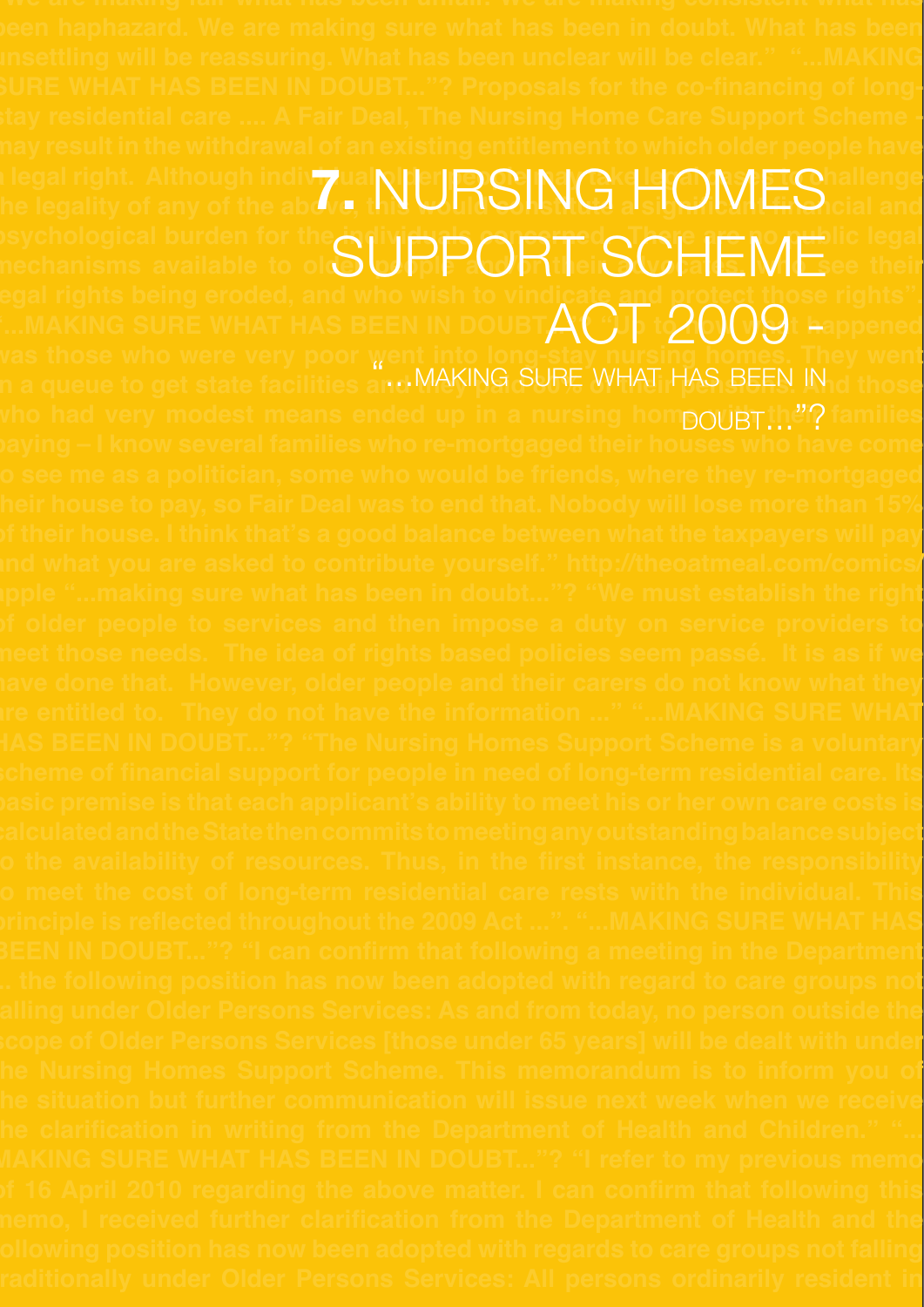# 7. NURSING HOMES SUPPORT SCHEME ACT 2009 - "...MAKING SURE WHAT HAS BEEN IN DOUBT..."?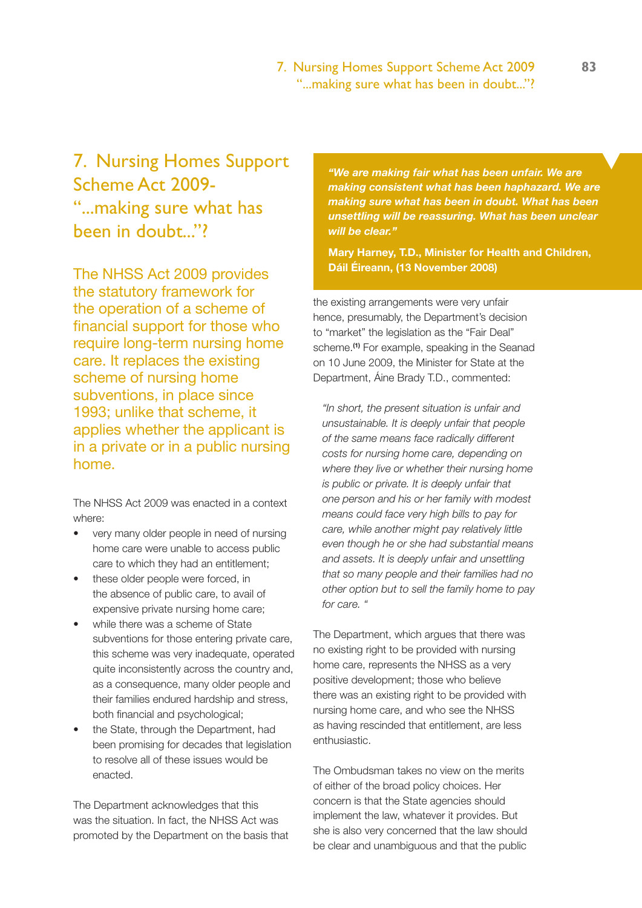# 7. Nursing Homes Support Scheme Act 2009- "...making sure what has been in doubt..."?

**The NHSS Act 2009 provides the statutory framework for the operation of a scheme of financial support for those who require long-term nursing home care. It replaces the existing scheme of nursing home subventions, in place since 1993; unlike that scheme, it applies whether the applicant is in a private or in a public nursing home.**

> ***"We are making fair what has been unfair. We are making consistent what has been haphazard. We are making sure what has been in doubt. What has been unsettling will be reassuring. What has been unclear will be clear."***
>
> **Mary Harney, T.D., Minister for Health and Children, Dáil Éireann, (13 November 2008)**

The NHSS Act 2009 was enacted in a context where:

- very many older people in need of nursing home care were unable to access public care to which they had an entitlement;
- these older people were forced, in the absence of public care, to avail of expensive private nursing home care;
- while there was a scheme of State subventions for those entering private care, this scheme was very inadequate, operated quite inconsistently across the country and, as a consequence, many older people and their families endured hardship and stress, both financial and psychological;
- the State, through the Department, had been promising for decades that legislation to resolve all of these issues would be enacted.

The Department acknowledges that this was the situation. In fact, the NHSS Act was promoted by the Department on the basis that the existing arrangements were very unfair hence, presumably, the Department's decision to "market" the legislation as the "Fair Deal" scheme.[1] For example, speaking in the Seanad on 10 June 2009, the Minister for State at the Department, Áine Brady T.D., commented:

> *"In short, the present situation is unfair and unsustainable. It is deeply unfair that people of the same means face radically different costs for nursing home care, depending on where they live or whether their nursing home is public or private. It is deeply unfair that one person and his or her family with modest means could face very high bills to pay for care, while another might pay relatively little even though he or she had substantial means and assets. It is deeply unfair and unsettling that so many people and their families had no other option but to sell the family home to pay for care. "*

The Department, which argues that there was no existing right to be provided with nursing home care, represents the NHSS as a very positive development; those who believe there was an existing right to be provided with nursing home care, and who see the NHSS as having rescinded that entitlement, are less enthusiastic.

The Ombudsman takes no view on the merits of either of the broad policy choices. Her concern is that the State agencies should implement the law, whatever it provides. But she is also very concerned that the law should be clear and unambiguous and that the public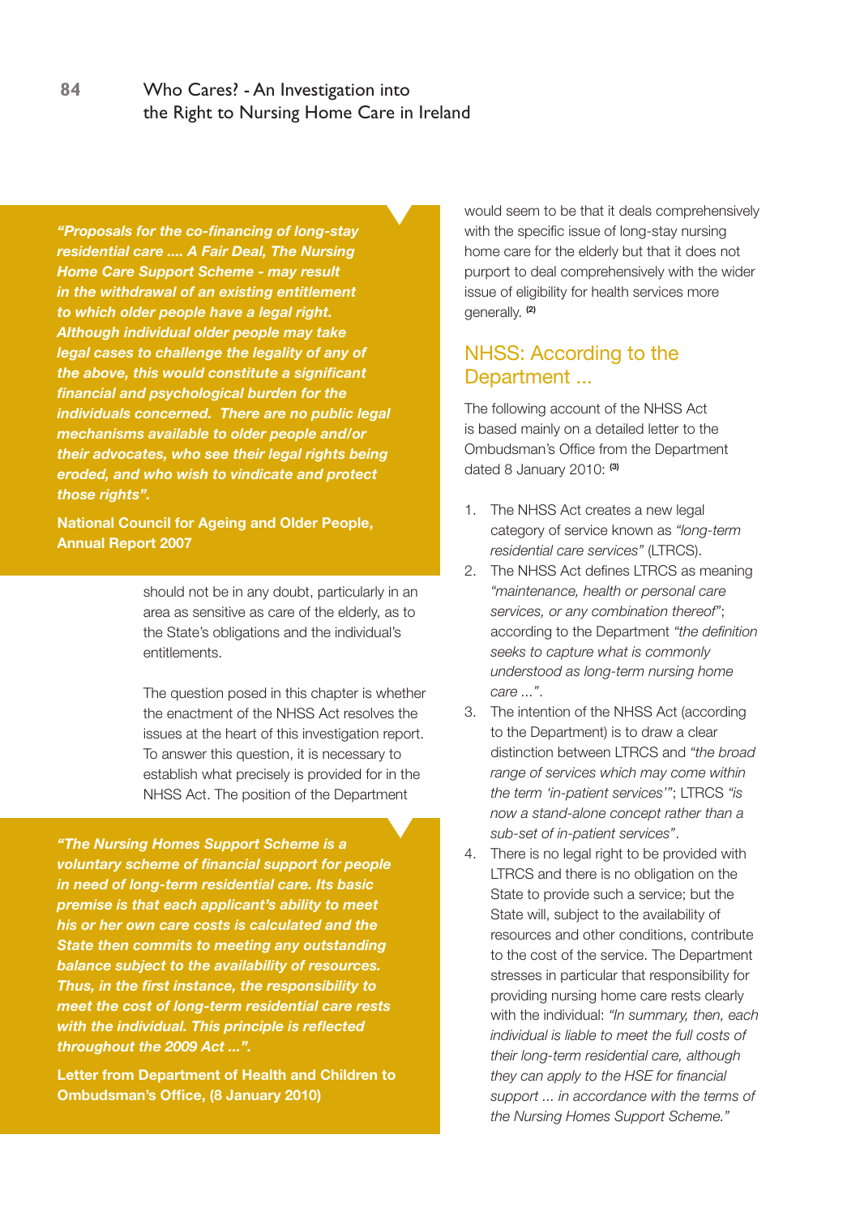> ***"Proposals for the co-financing of long-stay residential care .... A Fair Deal, The Nursing Home Care Support Scheme - may result in the withdrawal of an existing entitlement to which older people have a legal right. Although individual older people may take legal cases to challenge the legality of any of the above, this would constitute a significant financial and psychological burden for the individuals concerned. There are no public legal mechanisms available to older people and/or their advocates, who see their legal rights being eroded, and who wish to vindicate and protect those rights".***
>
> **National Council for Ageing and Older People, Annual Report 2007**

should not be in any doubt, particularly in an area as sensitive as care of the elderly, as to the State's obligations and the individual's entitlements.

The question posed in this chapter is whether the enactment of the NHSS Act resolves the issues at the heart of this investigation report. To answer this question, it is necessary to establish what precisely is provided for in the NHSS Act. The position of the Department would seem to be that it deals comprehensively with the specific issue of long-stay nursing home care for the elderly but that it does not purport to deal comprehensively with the wider issue of eligibility for health services more generally. [2]

> ***"The Nursing Homes Support Scheme is a voluntary scheme of financial support for people in need of long-term residential care. Its basic premise is that each applicant's ability to meet his or her own care costs is calculated and the State then commits to meeting any outstanding balance subject to the availability of resources. Thus, in the first instance, the responsibility to meet the cost of long-term residential care rests with the individual. This principle is reflected throughout the 2009 Act ...".***
>
> **Letter from Department of Health and Children to Ombudsman's Office, (8 January 2010)**

## NHSS: According to the Department ...

The following account of the NHSS Act is based mainly on a detailed letter to the Ombudsman's Office from the Department dated 8 January 2010: [3]

1. The NHSS Act creates a new legal category of service known as *"long-term residential care services"* (LTRCS).
2. The NHSS Act defines LTRCS as meaning *"maintenance, health or personal care services, or any combination thereof"*; according to the Department *"the definition seeks to capture what is commonly understood as long-term nursing home care ..."*.
3. The intention of the NHSS Act (according to the Department) is to draw a clear distinction between LTRCS and *"the broad range of services which may come within the term 'in-patient services'"*; LTRCS *"is now a stand-alone concept rather than a sub-set of in-patient services"*.
4. There is no legal right to be provided with LTRCS and there is no obligation on the State to provide such a service; but the State will, subject to the availability of resources and other conditions, contribute to the cost of the service. The Department stresses in particular that responsibility for providing nursing home care rests clearly with the individual: *"In summary, then, each individual is liable to meet the full costs of their long-term residential care, although they can apply to the HSE for financial support ... in accordance with the terms of the Nursing Homes Support Scheme."*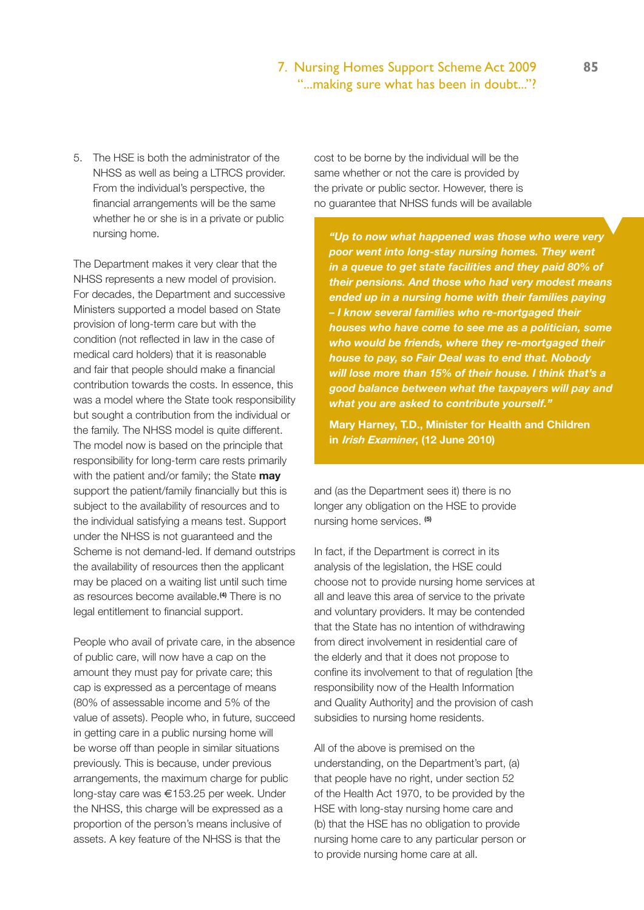5. The HSE is both the administrator of the NHSS as well as being a LTRCS provider. From the individual's perspective, the financial arrangements will be the same whether he or she is in a private or public nursing home.

The Department makes it very clear that the NHSS represents a new model of provision. For decades, the Department and successive Ministers supported a model based on State provision of long-term care but with the condition (not reflected in law in the case of medical card holders) that it is reasonable and fair that people should make a financial contribution towards the costs. In essence, this was a model where the State took responsibility but sought a contribution from the individual or the family. The NHSS model is quite different. The model now is based on the principle that responsibility for long-term care rests primarily with the patient and/or family; the State **may** support the patient/family financially but this is subject to the availability of resources and to the individual satisfying a means test. Support under the NHSS is not guaranteed and the Scheme is not demand-led. If demand outstrips the availability of resources then the applicant may be placed on a waiting list until such time as resources become available.[4] There is no legal entitlement to financial support.

People who avail of private care, in the absence of public care, will now have a cap on the amount they must pay for private care; this cap is expressed as a percentage of means (80% of assessable income and 5% of the value of assets). People who, in future, succeed in getting care in a public nursing home will be worse off than people in similar situations previously. This is because, under previous arrangements, the maximum charge for public long-stay care was €153.25 per week. Under the NHSS, this charge will be expressed as a proportion of the person's means inclusive of assets. A key feature of the NHSS is that the cost to be borne by the individual will be the same whether or not the care is provided by the private or public sector. However, there is no guarantee that NHSS funds will be available and (as the Department sees it) there is no longer any obligation on the HSE to provide nursing home services. [5]

> ***"Up to now what happened was those who were very poor went into long-stay nursing homes. They went in a queue to get state facilities and they paid 80% of their pensions. And those who had very modest means ended up in a nursing home with their families paying – I know several families who re-mortgaged their houses who have come to see me as a politician, some who would be friends, where they re-mortgaged their house to pay, so Fair Deal was to end that. Nobody will lose more than 15% of their house. I think that's a good balance between what the taxpayers will pay and what you are asked to contribute yourself."***
>
> **Mary Harney, T.D., Minister for Health and Children in *Irish Examiner*, (12 June 2010)**

In fact, if the Department is correct in its analysis of the legislation, the HSE could choose not to provide nursing home services at all and leave this area of service to the private and voluntary providers. It may be contended that the State has no intention of withdrawing from direct involvement in residential care of the elderly and that it does not propose to confine its involvement to that of regulation [the responsibility now of the Health Information and Quality Authority] and the provision of cash subsidies to nursing home residents.

All of the above is premised on the understanding, on the Department's part, (a) that people have no right, under section 52 of the Health Act 1970, to be provided by the HSE with long-stay nursing home care and (b) that the HSE has no obligation to provide nursing home care to any particular person or to provide nursing home care at all.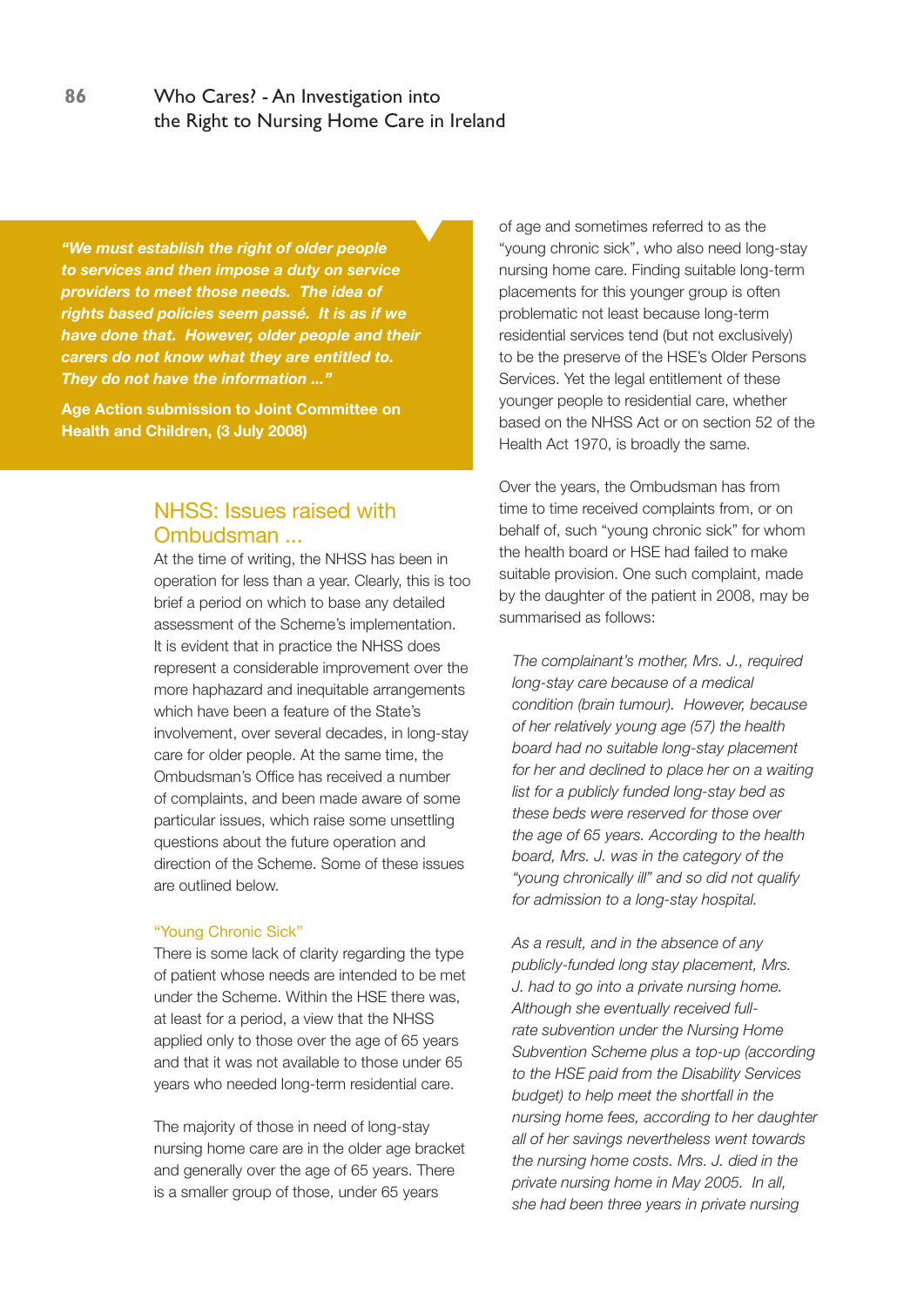***"We must establish the right of older people to services and then impose a duty on service providers to meet those needs. The idea of rights based policies seem passé. It is as if we have done that. However, older people and their carers do not know what they are entitled to. They do not have the information ..."***

**Age Action submission to Joint Committee on Health and Children, (3 July 2008)**

## NHSS: Issues raised with Ombudsman ...

At the time of writing, the NHSS has been in operation for less than a year. Clearly, this is too brief a period on which to base any detailed assessment of the Scheme's implementation. It is evident that in practice the NHSS does represent a considerable improvement over the more haphazard and inequitable arrangements which have been a feature of the State's involvement, over several decades, in long-stay care for older people. At the same time, the Ombudsman's Office has received a number of complaints, and been made aware of some particular issues, which raise some unsettling questions about the future operation and direction of the Scheme. Some of these issues are outlined below.

### "Young Chronic Sick"

There is some lack of clarity regarding the type of patient whose needs are intended to be met under the Scheme. Within the HSE there was, at least for a period, a view that the NHSS applied only to those over the age of 65 years and that it was not available to those under 65 years who needed long-term residential care.

The majority of those in need of long-stay nursing home care are in the older age bracket and generally over the age of 65 years. There is a smaller group of those, under 65 years of age and sometimes referred to as the "young chronic sick", who also need long-stay nursing home care. Finding suitable long-term placements for this younger group is often problematic not least because long-term residential services tend (but not exclusively) to be the preserve of the HSE's Older Persons Services. Yet the legal entitlement of these younger people to residential care, whether based on the NHSS Act or on section 52 of the Health Act 1970, is broadly the same.

Over the years, the Ombudsman has from time to time received complaints from, or on behalf of, such "young chronic sick" for whom the health board or HSE had failed to make suitable provision. One such complaint, made by the daughter of the patient in 2008, may be summarised as follows:

> *The complainant's mother, Mrs. J., required long-stay care because of a medical condition (brain tumour). However, because of her relatively young age (57) the health board had no suitable long-stay placement for her and declined to place her on a waiting list for a publicly funded long-stay bed as these beds were reserved for those over the age of 65 years. According to the health board, Mrs. J. was in the category of the "young chronically ill" and so did not qualify for admission to a long-stay hospital.*
>
> *As a result, and in the absence of any publicly-funded long stay placement, Mrs. J. had to go into a private nursing home. Although she eventually received full-rate subvention under the Nursing Home Subvention Scheme plus a top-up (according to the HSE paid from the Disability Services budget) to help meet the shortfall in the nursing home fees, according to her daughter all of her savings nevertheless went towards the nursing home costs. Mrs. J. died in the private nursing home in May 2005. In all, she had been three years in private nursing*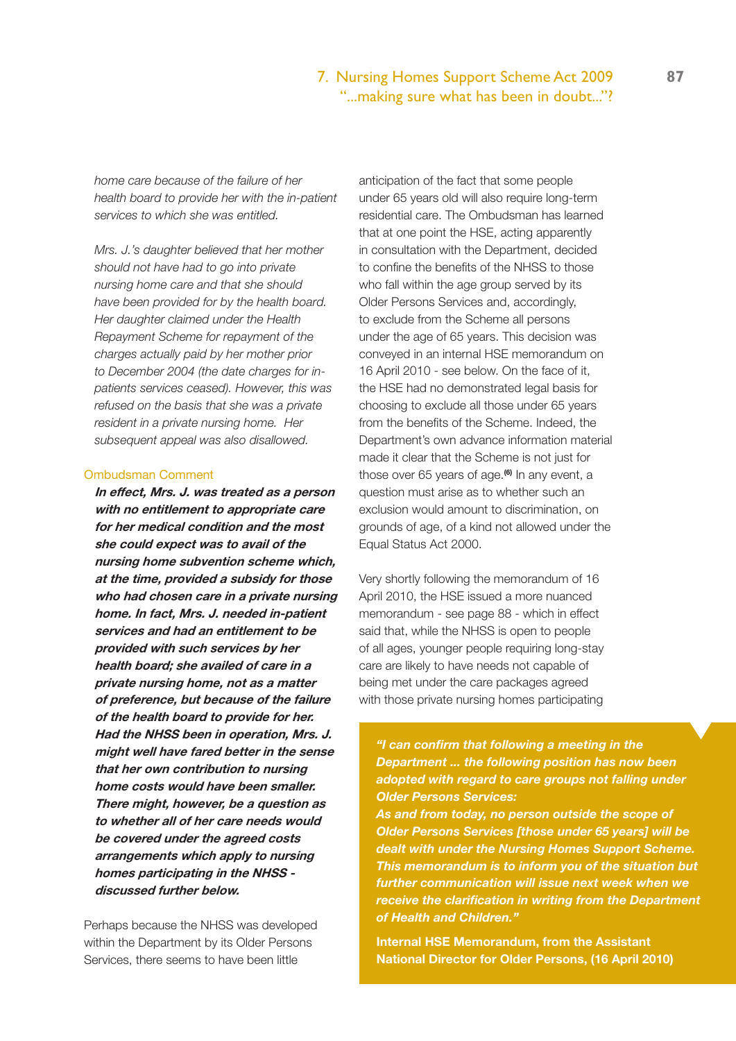*home care because of the failure of her health board to provide her with the in-patient services to which she was entitled.*

*Mrs. J.'s daughter believed that her mother should not have had to go into private nursing home care and that she should have been provided for by the health board. Her daughter claimed under the Health Repayment Scheme for repayment of the charges actually paid by her mother prior to December 2004 (the date charges for in-patients services ceased). However, this was refused on the basis that she was a private resident in a private nursing home. Her subsequent appeal was also disallowed.*

#### Ombudsman Comment

***In effect, Mrs. J. was treated as a person with no entitlement to appropriate care for her medical condition and the most she could expect was to avail of the nursing home subvention scheme which, at the time, provided a subsidy for those who had chosen care in a private nursing home. In fact, Mrs. J. needed in-patient services and had an entitlement to be provided with such services by her health board; she availed of care in a private nursing home, not as a matter of preference, but because of the failure of the health board to provide for her. Had the NHSS been in operation, Mrs. J. might well have fared better in the sense that her own contribution to nursing home costs would have been smaller. There might, however, be a question as to whether all of her care needs would be covered under the agreed costs arrangements which apply to nursing homes participating in the NHSS - discussed further below.***

Perhaps because the NHSS was developed within the Department by its Older Persons Services, there seems to have been little anticipation of the fact that some people under 65 years old will also require long-term residential care. The Ombudsman has learned that at one point the HSE, acting apparently in consultation with the Department, decided to confine the benefits of the NHSS to those who fall within the age group served by its Older Persons Services and, accordingly, to exclude from the Scheme all persons under the age of 65 years. This decision was conveyed in an internal HSE memorandum on 16 April 2010 - see below. On the face of it, the HSE had no demonstrated legal basis for choosing to exclude all those under 65 years from the benefits of the Scheme. Indeed, the Department's own advance information material made it clear that the Scheme is not just for those over 65 years of age.[6] In any event, a question must arise as to whether such an exclusion would amount to discrimination, on grounds of age, of a kind not allowed under the Equal Status Act 2000.

Very shortly following the memorandum of 16 April 2010, the HSE issued a more nuanced memorandum - see page 88 - which in effect said that, while the NHSS is open to people of all ages, younger people requiring long-stay care are likely to have needs not capable of being met under the care packages agreed with those private nursing homes participating

> ***"I can confirm that following a meeting in the Department ... the following position has now been adopted with regard to care groups not falling under Older Persons Services:***
> ***As and from today, no person outside the scope of Older Persons Services [those under 65 years] will be dealt with under the Nursing Homes Support Scheme. This memorandum is to inform you of the situation but further communication will issue next week when we receive the clarification in writing from the Department of Health and Children."***
>
> **Internal HSE Memorandum, from the Assistant National Director for Older Persons, (16 April 2010)**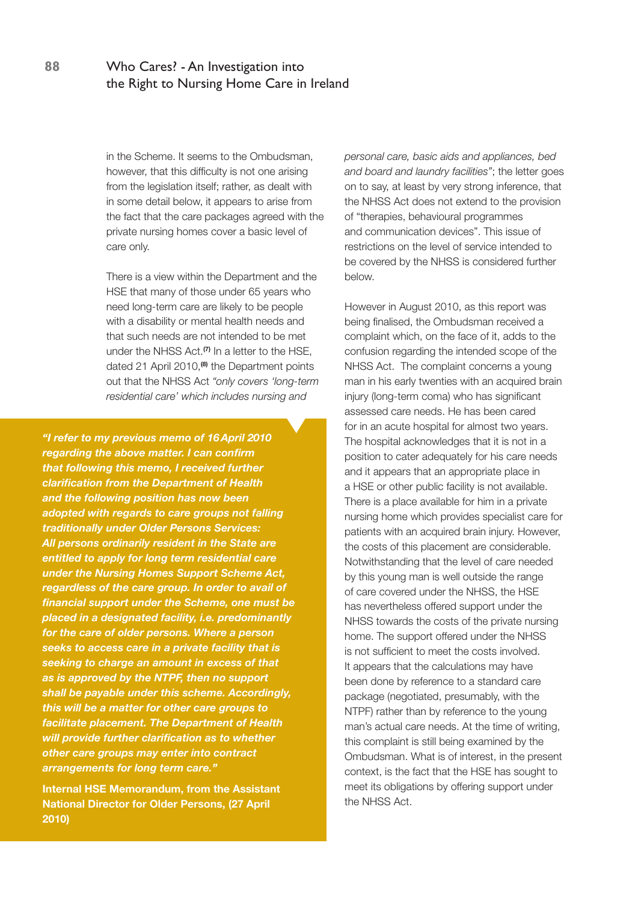in the Scheme. It seems to the Ombudsman, however, that this difficulty is not one arising from the legislation itself; rather, as dealt with in some detail below, it appears to arise from the fact that the care packages agreed with the private nursing homes cover a basic level of care only.

There is a view within the Department and the HSE that many of those under 65 years who need long-term care are likely to be people with a disability or mental health needs and that such needs are not intended to be met under the NHSS Act.[7] In a letter to the HSE, dated 21 April 2010,[8] the Department points out that the NHSS Act *"only covers 'long-term residential care' which includes nursing and personal care, basic aids and appliances, bed and board and laundry facilities"*; the letter goes on to say, at least by very strong inference, that the NHSS Act does not extend to the provision of "therapies, behavioural programmes and communication devices". This issue of restrictions on the level of service intended to be covered by the NHSS is considered further below.

***"I refer to my previous memo of 16 April 2010 regarding the above matter. I can confirm that following this memo, I received further clarification from the Department of Health and the following position has now been adopted with regards to care groups not falling traditionally under Older Persons Services: All persons ordinarily resident in the State are entitled to apply for long term residential care under the Nursing Homes Support Scheme Act, regardless of the care group. In order to avail of financial support under the Scheme, one must be placed in a designated facility, i.e. predominantly for the care of older persons. Where a person seeks to access care in a private facility that is seeking to charge an amount in excess of that as is approved by the NTPF, then no support shall be payable under this scheme. Accordingly, this will be a matter for other care groups to facilitate placement. The Department of Health will provide further clarification as to whether other care groups may enter into contract arrangements for long term care."***

**Internal HSE Memorandum, from the Assistant National Director for Older Persons, (27 April 2010)**

However in August 2010, as this report was being finalised, the Ombudsman received a complaint which, on the face of it, adds to the confusion regarding the intended scope of the NHSS Act. The complaint concerns a young man in his early twenties with an acquired brain injury (long-term coma) who has significant assessed care needs. He has been cared for in an acute hospital for almost two years. The hospital acknowledges that it is not in a position to cater adequately for his care needs and it appears that an appropriate place in a HSE or other public facility is not available. There is a place available for him in a private nursing home which provides specialist care for patients with an acquired brain injury. However, the costs of this placement are considerable. Notwithstanding that the level of care needed by this young man is well outside the range of care covered under the NHSS, the HSE has nevertheless offered support under the NHSS towards the costs of the private nursing home. The support offered under the NHSS is not sufficient to meet the costs involved. It appears that the calculations may have been done by reference to a standard care package (negotiated, presumably, with the NTPF) rather than by reference to the young man's actual care needs. At the time of writing, this complaint is still being examined by the Ombudsman. What is of interest, in the present context, is the fact that the HSE has sought to meet its obligations by offering support under the NHSS Act.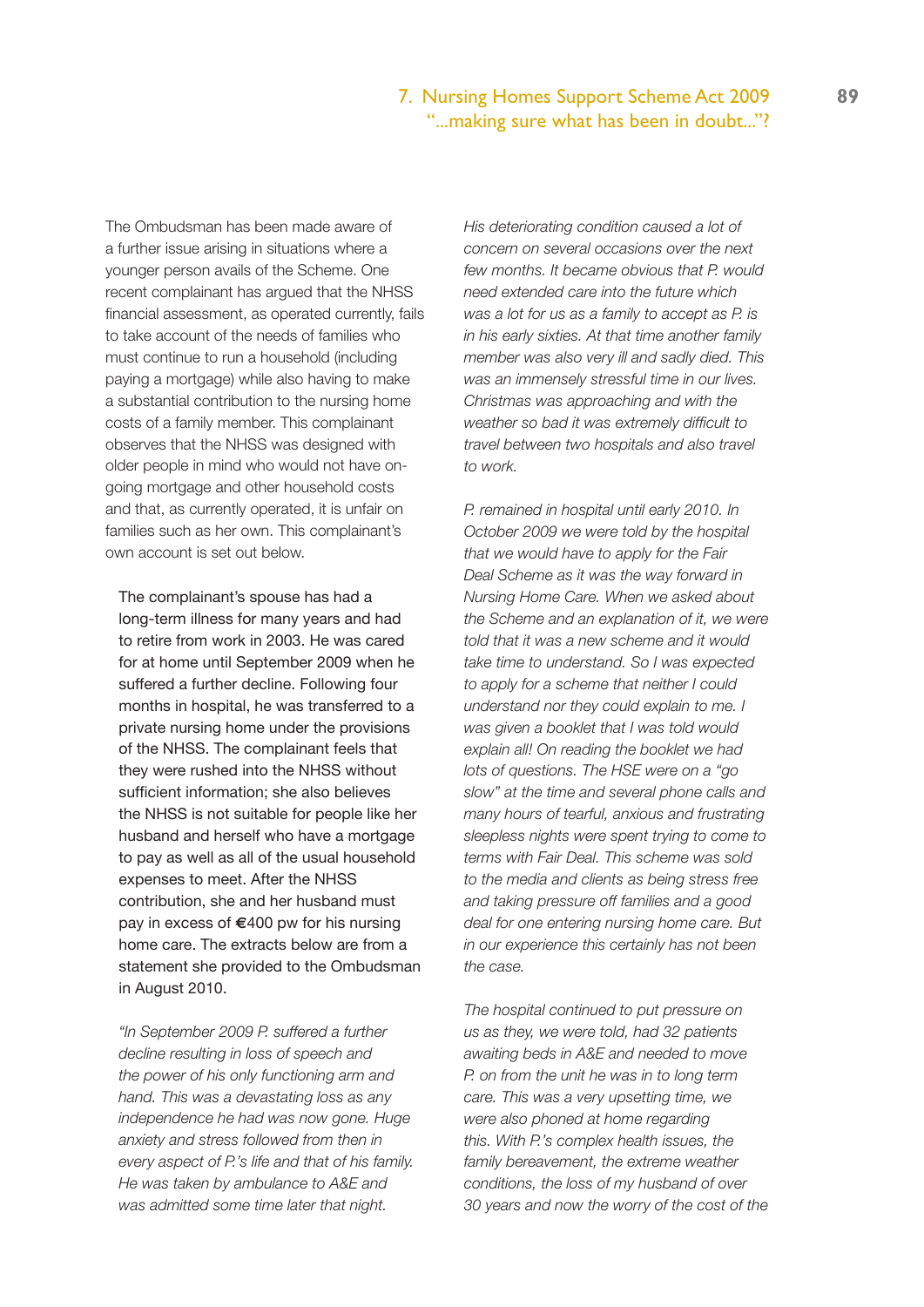The Ombudsman has been made aware of a further issue arising in situations where a younger person avails of the Scheme. One recent complainant has argued that the NHSS financial assessment, as operated currently, fails to take account of the needs of families who must continue to run a household (including paying a mortgage) while also having to make a substantial contribution to the nursing home costs of a family member. This complainant observes that the NHSS was designed with older people in mind who would not have on-going mortgage and other household costs and that, as currently operated, it is unfair on families such as her own. This complainant's own account is set out below.

> The complainant's spouse has had a long-term illness for many years and had to retire from work in 2003. He was cared for at home until September 2009 when he suffered a further decline. Following four months in hospital, he was transferred to a private nursing home under the provisions of the NHSS. The complainant feels that they were rushed into the NHSS without sufficient information; she also believes the NHSS is not suitable for people like her husband and herself who have a mortgage to pay as well as all of the usual household expenses to meet. After the NHSS contribution, she and her husband must pay in excess of €400 pw for his nursing home care. The extracts below are from a statement she provided to the Ombudsman in August 2010.
>
> *"In September 2009 P. suffered a further decline resulting in loss of speech and the power of his only functioning arm and hand. This was a devastating loss as any independence he had was now gone. Huge anxiety and stress followed from then in every aspect of P.'s life and that of his family. He was taken by ambulance to A&E and was admitted some time later that night. His deteriorating condition caused a lot of concern on several occasions over the next few months. It became obvious that P. would need extended care into the future which was a lot for us as a family to accept as P. is in his early sixties. At that time another family member was also very ill and sadly died. This was an immensely stressful time in our lives. Christmas was approaching and with the weather so bad it was extremely difficult to travel between two hospitals and also travel to work.*
>
> *P. remained in hospital until early 2010. In October 2009 we were told by the hospital that we would have to apply for the Fair Deal Scheme as it was the way forward in Nursing Home Care. When we asked about the Scheme and an explanation of it, we were told that it was a new scheme and it would take time to understand. So I was expected to apply for a scheme that neither I could understand nor they could explain to me. I was given a booklet that I was told would explain all! On reading the booklet we had lots of questions. The HSE were on a "go slow" at the time and several phone calls and many hours of tearful, anxious and frustrating sleepless nights were spent trying to come to terms with Fair Deal. This scheme was sold to the media and clients as being stress free and taking pressure off families and a good deal for one entering nursing home care. But in our experience this certainly has not been the case.*
>
> *The hospital continued to put pressure on us as they, we were told, had 32 patients awaiting beds in A&E and needed to move P. on from the unit he was in to long term care. This was a very upsetting time, we were also phoned at home regarding this. With P.'s complex health issues, the family bereavement, the extreme weather conditions, the loss of my husband of over 30 years and now the worry of the cost of the*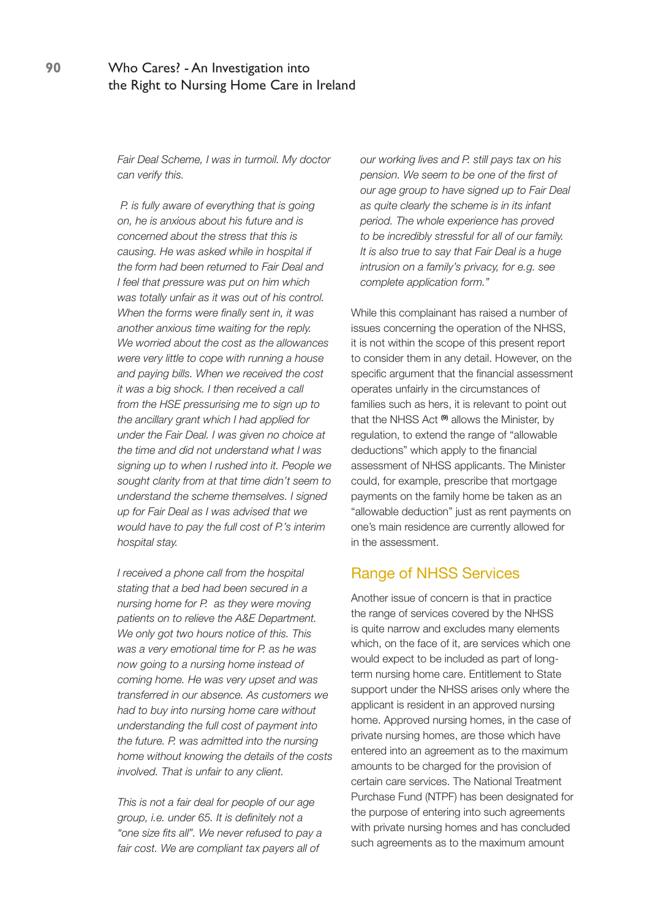*Fair Deal Scheme, I was in turmoil. My doctor can verify this.*

*P. is fully aware of everything that is going on, he is anxious about his future and is concerned about the stress that this is causing. He was asked while in hospital if the form had been returned to Fair Deal and I feel that pressure was put on him which was totally unfair as it was out of his control. When the forms were finally sent in, it was another anxious time waiting for the reply. We worried about the cost as the allowances were very little to cope with running a house and paying bills. When we received the cost it was a big shock. I then received a call from the HSE pressurising me to sign up to the ancillary grant which I had applied for under the Fair Deal. I was given no choice at the time and did not understand what I was signing up to when I rushed into it. People we sought clarity from at that time didn't seem to understand the scheme themselves. I signed up for Fair Deal as I was advised that we would have to pay the full cost of P.'s interim hospital stay.*

*I received a phone call from the hospital stating that a bed had been secured in a nursing home for P. as they were moving patients on to relieve the A&E Department. We only got two hours notice of this. This was a very emotional time for P. as he was now going to a nursing home instead of coming home. He was very upset and was transferred in our absence. As customers we had to buy into nursing home care without understanding the full cost of payment into the future. P. was admitted into the nursing home without knowing the details of the costs involved. That is unfair to any client.*

*This is not a fair deal for people of our age group, i.e. under 65. It is definitely not a "one size fits all". We never refused to pay a fair cost. We are compliant tax payers all of our working lives and P. still pays tax on his pension. We seem to be one of the first of our age group to have signed up to Fair Deal as quite clearly the scheme is in its infant period. The whole experience has proved to be incredibly stressful for all of our family. It is also true to say that Fair Deal is a huge intrusion on a family's privacy, for e.g. see complete application form."*

While this complainant has raised a number of issues concerning the operation of the NHSS, it is not within the scope of this present report to consider them in any detail. However, on the specific argument that the financial assessment operates unfairly in the circumstances of families such as hers, it is relevant to point out that the NHSS Act [9] allows the Minister, by regulation, to extend the range of "allowable deductions" which apply to the financial assessment of NHSS applicants. The Minister could, for example, prescribe that mortgage payments on the family home be taken as an "allowable deduction" just as rent payments on one's main residence are currently allowed for in the assessment.

## Range of NHSS Services

Another issue of concern is that in practice the range of services covered by the NHSS is quite narrow and excludes many elements which, on the face of it, are services which one would expect to be included as part of long-term nursing home care. Entitlement to State support under the NHSS arises only where the applicant is resident in an approved nursing home. Approved nursing homes, in the case of private nursing homes, are those which have entered into an agreement as to the maximum amounts to be charged for the provision of certain care services. The National Treatment Purchase Fund (NTPF) has been designated for the purpose of entering into such agreements with private nursing homes and has concluded such agreements as to the maximum amount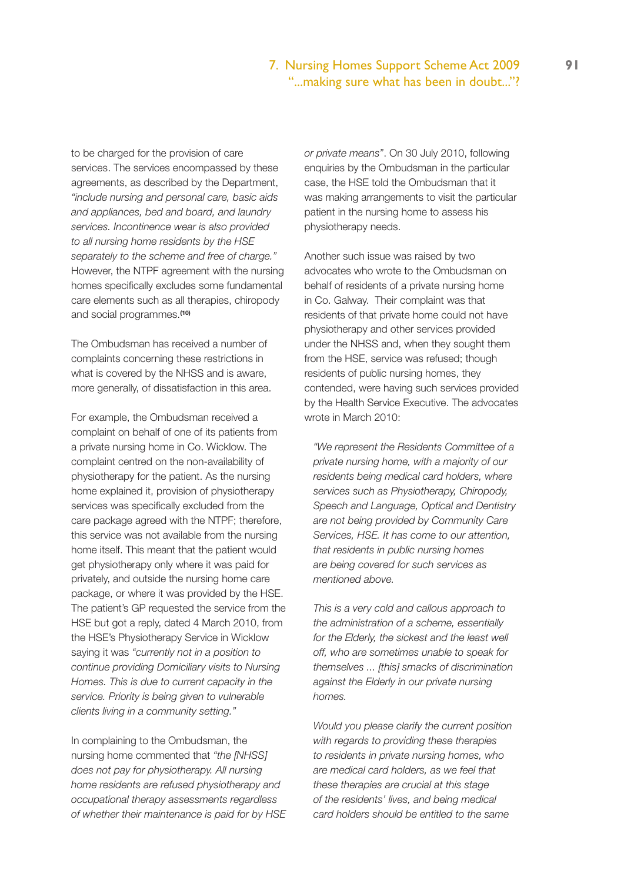to be charged for the provision of care services. The services encompassed by these agreements, as described by the Department, *"include nursing and personal care, basic aids and appliances, bed and board, and laundry services. Incontinence wear is also provided to all nursing home residents by the HSE separately to the scheme and free of charge."* However, the NTPF agreement with the nursing homes specifically excludes some fundamental care elements such as all therapies, chiropody and social programmes.[10]

The Ombudsman has received a number of complaints concerning these restrictions in what is covered by the NHSS and is aware, more generally, of dissatisfaction in this area.

For example, the Ombudsman received a complaint on behalf of one of its patients from a private nursing home in Co. Wicklow. The complaint centred on the non-availability of physiotherapy for the patient. As the nursing home explained it, provision of physiotherapy services was specifically excluded from the care package agreed with the NTPF; therefore, this service was not available from the nursing home itself. This meant that the patient would get physiotherapy only where it was paid for privately, and outside the nursing home care package, or where it was provided by the HSE. The patient's GP requested the service from the HSE but got a reply, dated 4 March 2010, from the HSE's Physiotherapy Service in Wicklow saying it was *"currently not in a position to continue providing Domiciliary visits to Nursing Homes. This is due to current capacity in the service. Priority is being given to vulnerable clients living in a community setting."*

In complaining to the Ombudsman, the nursing home commented that *"the [NHSS] does not pay for physiotherapy. All nursing home residents are refused physiotherapy and occupational therapy assessments regardless of whether their maintenance is paid for by HSE or private means"*. On 30 July 2010, following enquiries by the Ombudsman in the particular case, the HSE told the Ombudsman that it was making arrangements to visit the particular patient in the nursing home to assess his physiotherapy needs.

Another such issue was raised by two advocates who wrote to the Ombudsman on behalf of residents of a private nursing home in Co. Galway. Their complaint was that residents of that private home could not have physiotherapy and other services provided under the NHSS and, when they sought them from the HSE, service was refused; though residents of public nursing homes, they contended, were having such services provided by the Health Service Executive. The advocates wrote in March 2010:

> *"We represent the Residents Committee of a private nursing home, with a majority of our residents being medical card holders, where services such as Physiotherapy, Chiropody, Speech and Language, Optical and Dentistry are not being provided by Community Care Services, HSE. It has come to our attention, that residents in public nursing homes are being covered for such services as mentioned above.*
>
> *This is a very cold and callous approach to the administration of a scheme, essentially for the Elderly, the sickest and the least well off, who are sometimes unable to speak for themselves ... [this] smacks of discrimination against the Elderly in our private nursing homes.*
>
> *Would you please clarify the current position with regards to providing these therapies to residents in private nursing homes, who are medical card holders, as we feel that these therapies are crucial at this stage of the residents' lives, and being medical card holders should be entitled to the same*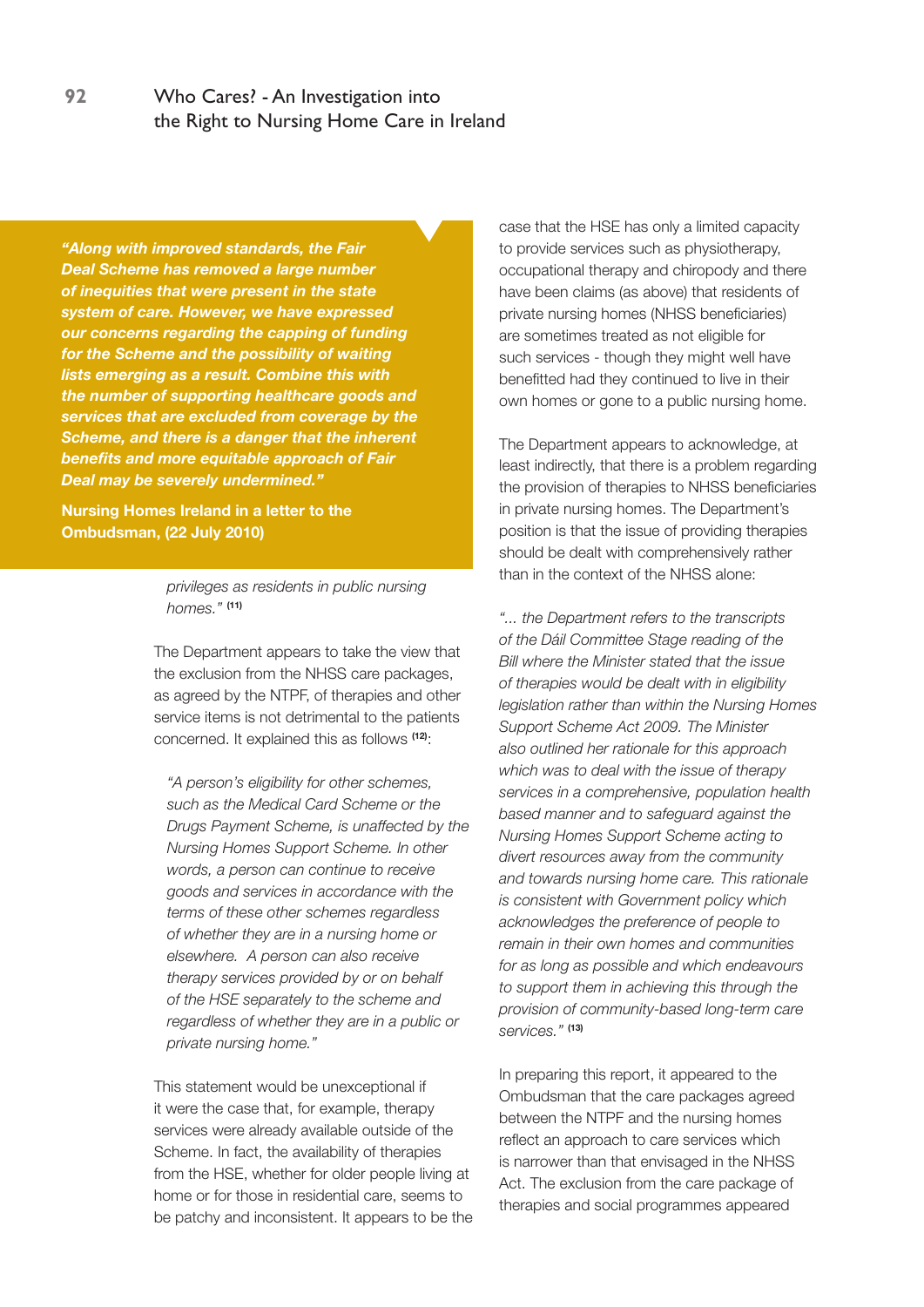> ***"Along with improved standards, the Fair Deal Scheme has removed a large number of inequities that were present in the state system of care. However, we have expressed our concerns regarding the capping of funding for the Scheme and the possibility of waiting lists emerging as a result. Combine this with the number of supporting healthcare goods and services that are excluded from coverage by the Scheme, and there is a danger that the inherent benefits and more equitable approach of Fair Deal may be severely undermined."***
>
> **Nursing Homes Ireland in a letter to the Ombudsman, (22 July 2010)**

*privileges as residents in public nursing homes."* [11]

The Department appears to take the view that the exclusion from the NHSS care packages, as agreed by the NTPF, of therapies and other service items is not detrimental to the patients concerned. It explained this as follows [12]:

> *"A person's eligibility for other schemes, such as the Medical Card Scheme or the Drugs Payment Scheme, is unaffected by the Nursing Homes Support Scheme. In other words, a person can continue to receive goods and services in accordance with the terms of these other schemes regardless of whether they are in a nursing home or elsewhere. A person can also receive therapy services provided by or on behalf of the HSE separately to the scheme and regardless of whether they are in a public or private nursing home."*

This statement would be unexceptional if it were the case that, for example, therapy services were already available outside of the Scheme. In fact, the availability of therapies from the HSE, whether for older people living at home or for those in residential care, seems to be patchy and inconsistent. It appears to be the case that the HSE has only a limited capacity to provide services such as physiotherapy, occupational therapy and chiropody and there have been claims (as above) that residents of private nursing homes (NHSS beneficiaries) are sometimes treated as not eligible for such services - though they might well have benefitted had they continued to live in their own homes or gone to a public nursing home.

The Department appears to acknowledge, at least indirectly, that there is a problem regarding the provision of therapies to NHSS beneficiaries in private nursing homes. The Department's position is that the issue of providing therapies should be dealt with comprehensively rather than in the context of the NHSS alone:

> *"... the Department refers to the transcripts of the Dáil Committee Stage reading of the Bill where the Minister stated that the issue of therapies would be dealt with in eligibility legislation rather than within the Nursing Homes Support Scheme Act 2009. The Minister also outlined her rationale for this approach which was to deal with the issue of therapy services in a comprehensive, population health based manner and to safeguard against the Nursing Homes Support Scheme acting to divert resources away from the community and towards nursing home care. This rationale is consistent with Government policy which acknowledges the preference of people to remain in their own homes and communities for as long as possible and which endeavours to support them in achieving this through the provision of community-based long-term care services."* [13]

In preparing this report, it appeared to the Ombudsman that the care packages agreed between the NTPF and the nursing homes reflect an approach to care services which is narrower than that envisaged in the NHSS Act. The exclusion from the care package of therapies and social programmes appeared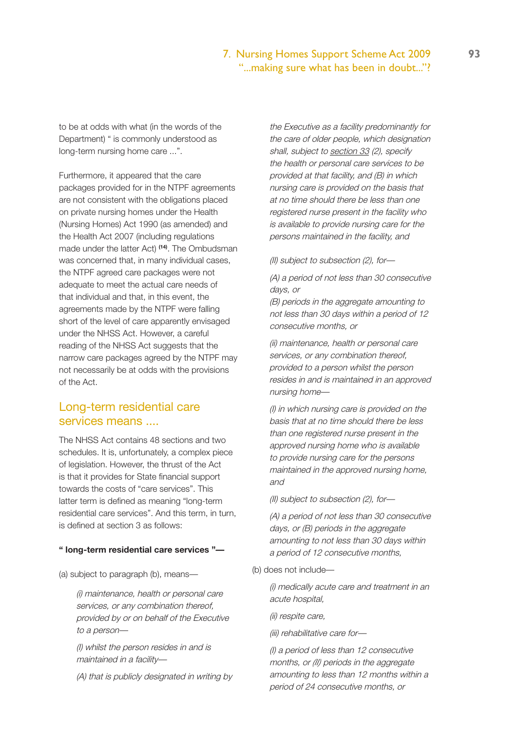to be at odds with what (in the words of the Department) " is commonly understood as long-term nursing home care ...".

Furthermore, it appeared that the care packages provided for in the NTPF agreements are not consistent with the obligations placed on private nursing homes under the Health (Nursing Homes) Act 1990 (as amended) and the Health Act 2007 (including regulations made under the latter Act) [(14)]. The Ombudsman was concerned that, in many individual cases, the NTPF agreed care packages were not adequate to meet the actual care needs of that individual and that, in this event, the agreements made by the NTPF were falling short of the level of care apparently envisaged under the NHSS Act. However, a careful reading of the NHSS Act suggests that the narrow care packages agreed by the NTPF may not necessarily be at odds with the provisions of the Act.

## Long-term residential care services means ....

The NHSS Act contains 48 sections and two schedules. It is, unfortunately, a complex piece of legislation. However, the thrust of the Act is that it provides for State financial support towards the costs of "care services". This latter term is defined as meaning "long-term residential care services". And this term, in turn, is defined at section 3 as follows:

**" long-term residential care services "—**

(a) subject to paragraph (b), means—

> *(i) maintenance, health or personal care services, or any combination thereof, provided by or on behalf of the Executive to a person—*
>
> *(I) whilst the person resides in and is maintained in a facility—*
>
> *(A) that is publicly designated in writing by the Executive as a facility predominantly for the care of older people, which designation shall, subject to section 33 (2), specify the health or personal care services to be provided at that facility, and (B) in which nursing care is provided on the basis that at no time should there be less than one registered nurse present in the facility who is available to provide nursing care for the persons maintained in the facility, and*
>
> *(II) subject to subsection (2), for—*
>
> *(A) a period of not less than 30 consecutive days, or*
> *(B) periods in the aggregate amounting to not less than 30 days within a period of 12 consecutive months, or*
>
> *(ii) maintenance, health or personal care services, or any combination thereof, provided to a person whilst the person resides in and is maintained in an approved nursing home—*
>
> *(I) in which nursing care is provided on the basis that at no time should there be less than one registered nurse present in the approved nursing home who is available to provide nursing care for the persons maintained in the approved nursing home, and*
>
> *(II) subject to subsection (2), for—*
>
> *(A) a period of not less than 30 consecutive days, or (B) periods in the aggregate amounting to not less than 30 days within a period of 12 consecutive months,*

(b) does not include—

> *(i) medically acute care and treatment in an acute hospital,*
>
> *(ii) respite care,*
>
> *(iii) rehabilitative care for—*
>
> *(I) a period of less than 12 consecutive months, or (II) periods in the aggregate amounting to less than 12 months within a period of 24 consecutive months, or*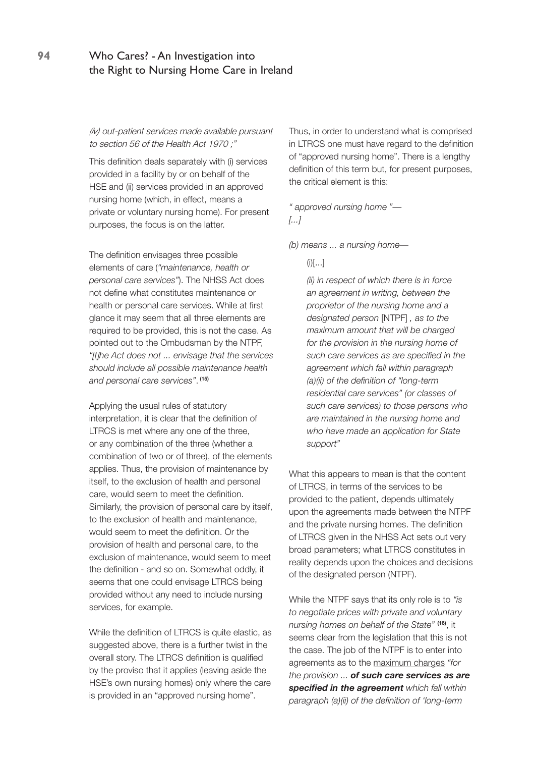*(iv) out-patient services made available pursuant to section 56 of the Health Act 1970 ;"*

This definition deals separately with (i) services provided in a facility by or on behalf of the HSE and (ii) services provided in an approved nursing home (which, in effect, means a private or voluntary nursing home). For present purposes, the focus is on the latter.

The definition envisages three possible elements of care (*"maintenance, health or personal care services"*). The NHSS Act does not define what constitutes maintenance or health or personal care services. While at first glance it may seem that all three elements are required to be provided, this is not the case. As pointed out to the Ombudsman by the NTPF, *"[t]he Act does not ... envisage that the services should include all possible maintenance health and personal care services"*. **(15)**

Applying the usual rules of statutory interpretation, it is clear that the definition of LTRCS is met where any one of the three, or any combination of the three (whether a combination of two or of three), of the elements applies. Thus, the provision of maintenance by itself, to the exclusion of health and personal care, would seem to meet the definition. Similarly, the provision of personal care by itself, to the exclusion of health and maintenance, would seem to meet the definition. Or the provision of health and personal care, to the exclusion of maintenance, would seem to meet the definition - and so on. Somewhat oddly, it seems that one could envisage LTRCS being provided without any need to include nursing services, for example.

While the definition of LTRCS is quite elastic, as suggested above, there is a further twist in the overall story. The LTRCS definition is qualified by the proviso that it applies (leaving aside the HSE's own nursing homes) only where the care is provided in an "approved nursing home".

Thus, in order to understand what is comprised in LTRCS one must have regard to the definition of "approved nursing home". There is a lengthy definition of this term but, for present purposes, the critical element is this:

*" approved nursing home "—*
*[...]*

*(b) means ... a nursing home—*

> (i)[...]
>
> *(ii) in respect of which there is in force an agreement in writing, between the proprietor of the nursing home and a designated person* [NTPF] *, as to the maximum amount that will be charged for the provision in the nursing home of such care services as are specified in the agreement which fall within paragraph (a)(ii) of the definition of "long-term residential care services" (or classes of such care services) to those persons who are maintained in the nursing home and who have made an application for State support"*

What this appears to mean is that the content of LTRCS, in terms of the services to be provided to the patient, depends ultimately upon the agreements made between the NTPF and the private nursing homes. The definition of LTRCS given in the NHSS Act sets out very broad parameters; what LTRCS constitutes in reality depends upon the choices and decisions of the designated person (NTPF).

While the NTPF says that its only role is to *"is to negotiate prices with private and voluntary nursing homes on behalf of the State"* **(16)**, it seems clear from the legislation that this is not the case. The job of the NTPF is to enter into agreements as to the <u>maximum charges</u> *"for the provision ... **of such care services as are specified in the agreement** which fall within paragraph (a)(ii) of the definition of 'long-term*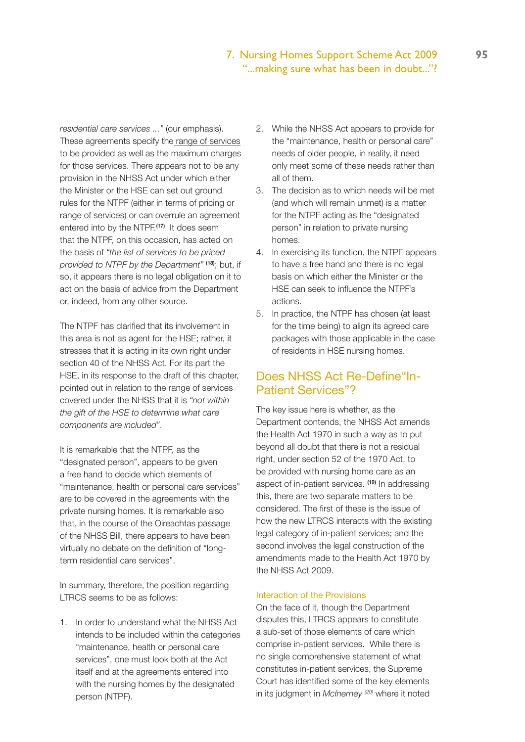*residential care services ..."* (our emphasis). These agreements specify the range of services to be provided as well as the maximum charges for those services. There appears not to be any provision in the NHSS Act under which either the Minister or the HSE can set out ground rules for the NTPF (either in terms of pricing or range of services) or can overrule an agreement entered into by the NTPF.[17] It does seem that the NTPF, on this occasion, has acted on the basis of *"the list of services to be priced provided to NTPF by the Department"* [18]; but, if so, it appears there is no legal obligation on it to act on the basis of advice from the Department or, indeed, from any other source.

The NTPF has clarified that its involvement in this area is not as agent for the HSE; rather, it stresses that it is acting in its own right under section 40 of the NHSS Act. For its part the HSE, in its response to the draft of this chapter, pointed out in relation to the range of services covered under the NHSS that it is *"not within the gift of the HSE to determine what care components are included"*.

It is remarkable that the NTPF, as the "designated person", appears to be given a free hand to decide which elements of "maintenance, health or personal care services" are to be covered in the agreements with the private nursing homes. It is remarkable also that, in the course of the Oireachtas passage of the NHSS Bill, there appears to have been virtually no debate on the definition of "long-term residential care services".

In summary, therefore, the position regarding LTRCS seems to be as follows:

1. In order to understand what the NHSS Act intends to be included within the categories "maintenance, health or personal care services", one must look both at the Act itself and at the agreements entered into with the nursing homes by the designated person (NTPF).
2. While the NHSS Act appears to provide for the "maintenance, health or personal care" needs of older people, in reality, it need only meet some of these needs rather than all of them.
3. The decision as to which needs will be met (and which will remain unmet) is a matter for the NTPF acting as the "designated person" in relation to private nursing homes.
4. In exercising its function, the NTPF appears to have a free hand and there is no legal basis on which either the Minister or the HSE can seek to influence the NTPF's actions.
5. In practice, the NTPF has chosen (at least for the time being) to align its agreed care packages with those applicable in the case of residents in HSE nursing homes.

## Does NHSS Act Re-Define "In-Patient Services"?

The key issue here is whether, as the Department contends, the NHSS Act amends the Health Act 1970 in such a way as to put beyond all doubt that there is not a residual right, under section 52 of the 1970 Act, to be provided with nursing home care as an aspect of in-patient services. [19] In addressing this, there are two separate matters to be considered. The first of these is the issue of how the new LTRCS interacts with the existing legal category of in-patient services; and the second involves the legal construction of the amendments made to the Health Act 1970 by the NHSS Act 2009.

### Interaction of the Provisions

On the face of it, though the Department disputes this, LTRCS appears to constitute a sub-set of those elements of care which comprise in-patient services. While there is no single comprehensive statement of what constitutes in-patient services, the Supreme Court has identified some of the key elements in its judgment in *McInerney* [20] where it noted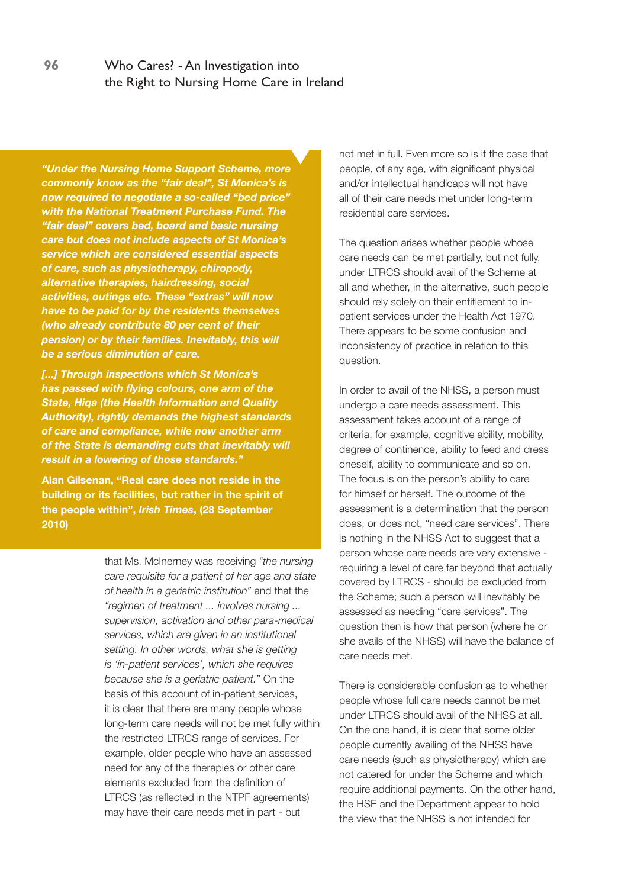> ***"Under the Nursing Home Support Scheme, more commonly know as the "fair deal", St Monica's is now required to negotiate a so-called "bed price" with the National Treatment Purchase Fund. The "fair deal" covers bed, board and basic nursing care but does not include aspects of St Monica's service which are considered essential aspects of care, such as physiotherapy, chiropody, alternative therapies, hairdressing, social activities, outings etc. These "extras" will now have to be paid for by the residents themselves (who already contribute 80 per cent of their pension) or by their families. Inevitably, this will be a serious diminution of care.***
>
> ***[...] Through inspections which St Monica's has passed with flying colours, one arm of the State, Hiqa (the Health Information and Quality Authority), rightly demands the highest standards of care and compliance, while now another arm of the State is demanding cuts that inevitably will result in a lowering of those standards."***
>
> **Alan Gilsenan, "Real care does not reside in the building or its facilities, but rather in the spirit of the people within", *Irish Times*, (28 September 2010)**

that Ms. McInerney was receiving *"the nursing care requisite for a patient of her age and state of health in a geriatric institution"* and that the *"regimen of treatment ... involves nursing ... supervision, activation and other para-medical services, which are given in an institutional setting. In other words, what she is getting is 'in-patient services', which she requires because she is a geriatric patient."* On the basis of this account of in-patient services, it is clear that there are many people whose long-term care needs will not be met fully within the restricted LTRCS range of services. For example, older people who have an assessed need for any of the therapies or other care elements excluded from the definition of LTRCS (as reflected in the NTPF agreements) may have their care needs met in part - but not met in full. Even more so is it the case that people, of any age, with significant physical and/or intellectual handicaps will not have all of their care needs met under long-term residential care services.

The question arises whether people whose care needs can be met partially, but not fully, under LTRCS should avail of the Scheme at all and whether, in the alternative, such people should rely solely on their entitlement to in-patient services under the Health Act 1970. There appears to be some confusion and inconsistency of practice in relation to this question.

In order to avail of the NHSS, a person must undergo a care needs assessment. This assessment takes account of a range of criteria, for example, cognitive ability, mobility, degree of continence, ability to feed and dress oneself, ability to communicate and so on. The focus is on the person's ability to care for himself or herself. The outcome of the assessment is a determination that the person does, or does not, "need care services". There is nothing in the NHSS Act to suggest that a person whose care needs are very extensive - requiring a level of care far beyond that actually covered by LTRCS - should be excluded from the Scheme; such a person will inevitably be assessed as needing "care services". The question then is how that person (where he or she avails of the NHSS) will have the balance of care needs met.

There is considerable confusion as to whether people whose full care needs cannot be met under LTRCS should avail of the NHSS at all. On the one hand, it is clear that some older people currently availing of the NHSS have care needs (such as physiotherapy) which are not catered for under the Scheme and which require additional payments. On the other hand, the HSE and the Department appear to hold the view that the NHSS is not intended for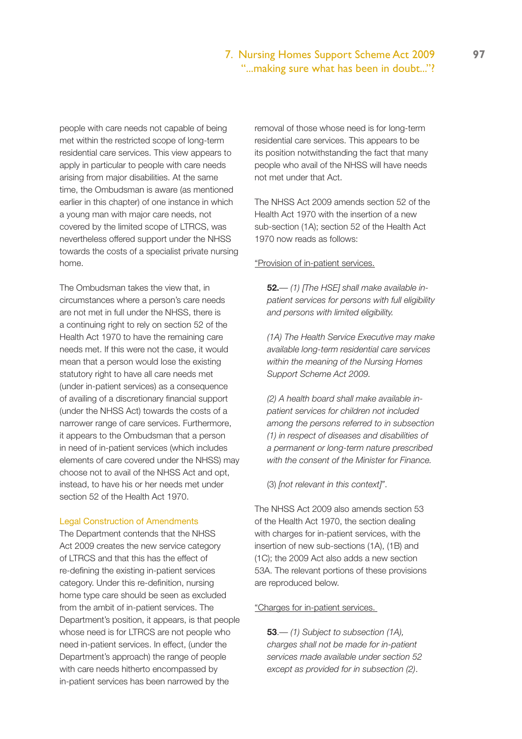people with care needs not capable of being met within the restricted scope of long-term residential care services. This view appears to apply in particular to people with care needs arising from major disabilities. At the same time, the Ombudsman is aware (as mentioned earlier in this chapter) of one instance in which a young man with major care needs, not covered by the limited scope of LTRCS, was nevertheless offered support under the NHSS towards the costs of a specialist private nursing home.

The Ombudsman takes the view that, in circumstances where a person's care needs are not met in full under the NHSS, there is a continuing right to rely on section 52 of the Health Act 1970 to have the remaining care needs met. If this were not the case, it would mean that a person would lose the existing statutory right to have all care needs met (under in-patient services) as a consequence of availing of a discretionary financial support (under the NHSS Act) towards the costs of a narrower range of care services. Furthermore, it appears to the Ombudsman that a person in need of in-patient services (which includes elements of care covered under the NHSS) may choose not to avail of the NHSS Act and opt, instead, to have his or her needs met under section 52 of the Health Act 1970.

### Legal Construction of Amendments

The Department contends that the NHSS Act 2009 creates the new service category of LTRCS and that this has the effect of re-defining the existing in-patient services category. Under this re-definition, nursing home type care should be seen as excluded from the ambit of in-patient services. The Department's position, it appears, is that people whose need is for LTRCS are not people who need in-patient services. In effect, (under the Department's approach) the range of people with care needs hitherto encompassed by in-patient services has been narrowed by the removal of those whose need is for long-term residential care services. This appears to be its position notwithstanding the fact that many people who avail of the NHSS will have needs not met under that Act.

The NHSS Act 2009 amends section 52 of the Health Act 1970 with the insertion of a new sub-section (1A); section 52 of the Health Act 1970 now reads as follows:

"Provision of in-patient services.

> **52.**— *(1) [The HSE] shall make available in-patient services for persons with full eligibility and persons with limited eligibility.*
>
> *(1A) The Health Service Executive may make available long-term residential care services within the meaning of the Nursing Homes Support Scheme Act 2009.*
>
> *(2) A health board shall make available in-patient services for children not included among the persons referred to in subsection (1) in respect of diseases and disabilities of a permanent or long-term nature prescribed with the consent of the Minister for Finance.*
>
> (3) *[not relevant in this context]*".

The NHSS Act 2009 also amends section 53 of the Health Act 1970, the section dealing with charges for in-patient services, with the insertion of new sub-sections (1A), (1B) and (1C); the 2009 Act also adds a new section 53A. The relevant portions of these provisions are reproduced below.

"Charges for in-patient services.

> **53**.— *(1) Subject to subsection (1A), charges shall not be made for in-patient services made available under section 52 except as provided for in subsection (2).*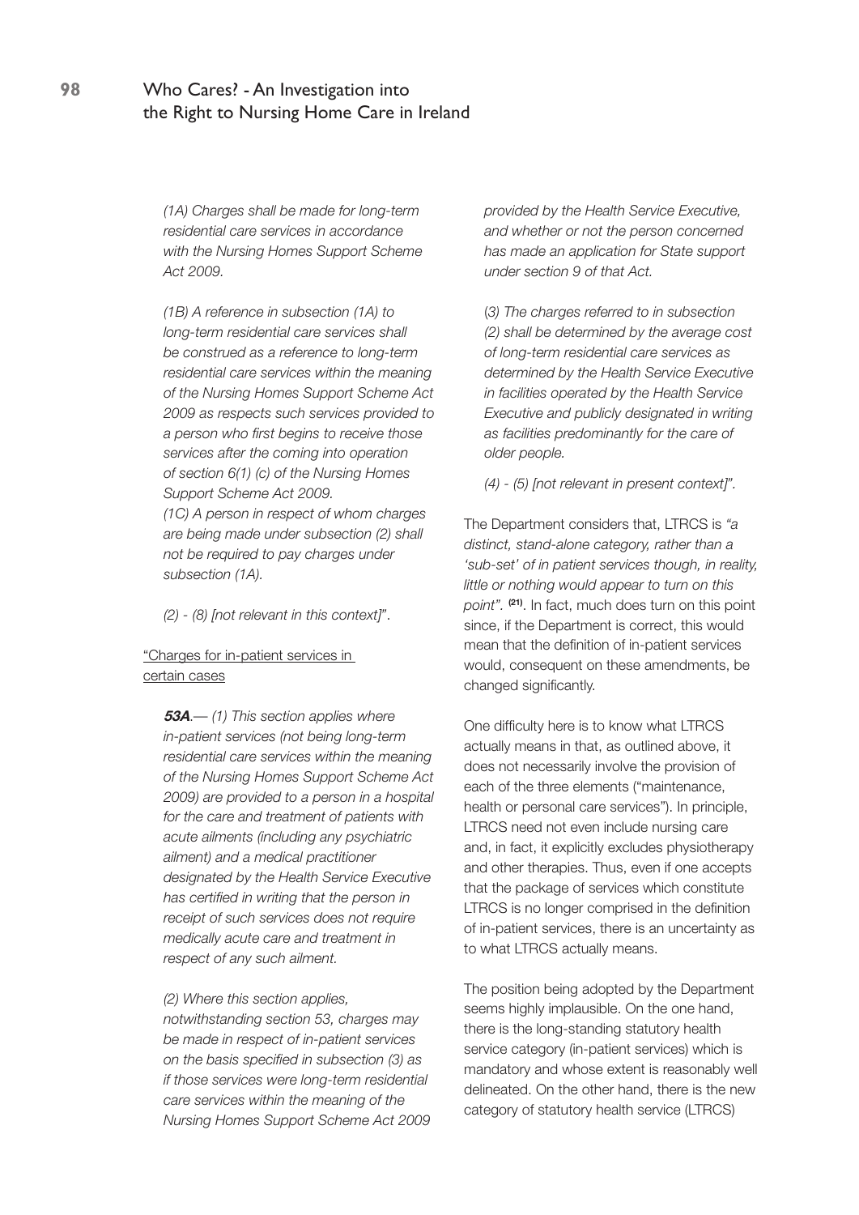*(1A) Charges shall be made for long-term residential care services in accordance with the Nursing Homes Support Scheme Act 2009.*

*(1B) A reference in subsection (1A) to long-term residential care services shall be construed as a reference to long-term residential care services within the meaning of the Nursing Homes Support Scheme Act 2009 as respects such services provided to a person who first begins to receive those services after the coming into operation of section 6(1) (c) of the Nursing Homes Support Scheme Act 2009.*

*(1C) A person in respect of whom charges are being made under subsection (2) shall not be required to pay charges under subsection (1A).*

*(2) - (8) [not relevant in this context]*".

"Charges for in-patient services in certain cases

***53A***.— *(1) This section applies where in-patient services (not being long-term residential care services within the meaning of the Nursing Homes Support Scheme Act 2009) are provided to a person in a hospital for the care and treatment of patients with acute ailments (including any psychiatric ailment) and a medical practitioner designated by the Health Service Executive has certified in writing that the person in receipt of such services does not require medically acute care and treatment in respect of any such ailment.*

*(2) Where this section applies, notwithstanding section 53, charges may be made in respect of in-patient services on the basis specified in subsection (3) as if those services were long-term residential care services within the meaning of the Nursing Homes Support Scheme Act 2009 provided by the Health Service Executive, and whether or not the person concerned has made an application for State support under section 9 of that Act.*

*(3) The charges referred to in subsection (2) shall be determined by the average cost of long-term residential care services as determined by the Health Service Executive in facilities operated by the Health Service Executive and publicly designated in writing as facilities predominantly for the care of older people.*

*(4) - (5) [not relevant in present context]*".

The Department considers that, LTRCS is *"a distinct, stand-alone category, rather than a 'sub-set' of in patient services though, in reality, little or nothing would appear to turn on this point"*. [21]. In fact, much does turn on this point since, if the Department is correct, this would mean that the definition of in-patient services would, consequent on these amendments, be changed significantly.

One difficulty here is to know what LTRCS actually means in that, as outlined above, it does not necessarily involve the provision of each of the three elements ("maintenance, health or personal care services"). In principle, LTRCS need not even include nursing care and, in fact, it explicitly excludes physiotherapy and other therapies. Thus, even if one accepts that the package of services which constitute LTRCS is no longer comprised in the definition of in-patient services, there is an uncertainty as to what LTRCS actually means.

The position being adopted by the Department seems highly implausible. On the one hand, there is the long-standing statutory health service category (in-patient services) which is mandatory and whose extent is reasonably well delineated. On the other hand, there is the new category of statutory health service (LTRCS)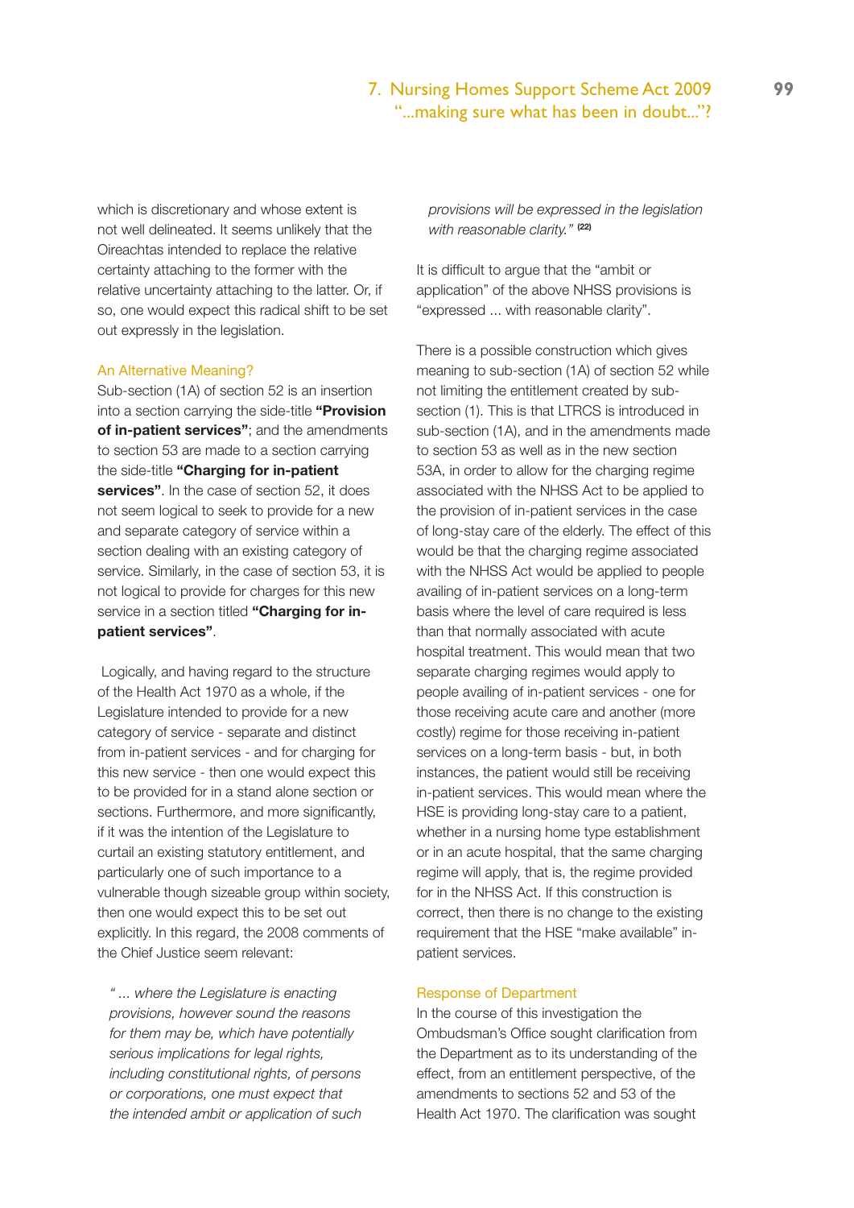which is discretionary and whose extent is not well delineated. It seems unlikely that the Oireachtas intended to replace the relative certainty attaching to the former with the relative uncertainty attaching to the latter. Or, if so, one would expect this radical shift to be set out expressly in the legislation.

### An Alternative Meaning?

Sub-section (1A) of section 52 is an insertion into a section carrying the side-title **"Provision of in-patient services"**; and the amendments to section 53 are made to a section carrying the side-title **"Charging for in-patient services"**. In the case of section 52, it does not seem logical to seek to provide for a new and separate category of service within a section dealing with an existing category of service. Similarly, in the case of section 53, it is not logical to provide for charges for this new service in a section titled **"Charging for in-patient services"**.

Logically, and having regard to the structure of the Health Act 1970 as a whole, if the Legislature intended to provide for a new category of service - separate and distinct from in-patient services - and for charging for this new service - then one would expect this to be provided for in a stand alone section or sections. Furthermore, and more significantly, if it was the intention of the Legislature to curtail an existing statutory entitlement, and particularly one of such importance to a vulnerable though sizeable group within society, then one would expect this to be set out explicitly. In this regard, the 2008 comments of the Chief Justice seem relevant:

> *"... where the Legislature is enacting provisions, however sound the reasons for them may be, which have potentially serious implications for legal rights, including constitutional rights, of persons or corporations, one must expect that the intended ambit or application of such provisions will be expressed in the legislation with reasonable clarity."* [22]

It is difficult to argue that the "ambit or application" of the above NHSS provisions is "expressed ... with reasonable clarity".

There is a possible construction which gives meaning to sub-section (1A) of section 52 while not limiting the entitlement created by sub-section (1). This is that LTRCS is introduced in sub-section (1A), and in the amendments made to section 53 as well as in the new section 53A, in order to allow for the charging regime associated with the NHSS Act to be applied to the provision of in-patient services in the case of long-stay care of the elderly. The effect of this would be that the charging regime associated with the NHSS Act would be applied to people availing of in-patient services on a long-term basis where the level of care required is less than that normally associated with acute hospital treatment. This would mean that two separate charging regimes would apply to people availing of in-patient services - one for those receiving acute care and another (more costly) regime for those receiving in-patient services on a long-term basis - but, in both instances, the patient would still be receiving in-patient services. This would mean where the HSE is providing long-stay care to a patient, whether in a nursing home type establishment or in an acute hospital, that the same charging regime will apply, that is, the regime provided for in the NHSS Act. If this construction is correct, then there is no change to the existing requirement that the HSE "make available" in-patient services.

### Response of Department

In the course of this investigation the Ombudsman's Office sought clarification from the Department as to its understanding of the effect, from an entitlement perspective, of the amendments to sections 52 and 53 of the Health Act 1970. The clarification was sought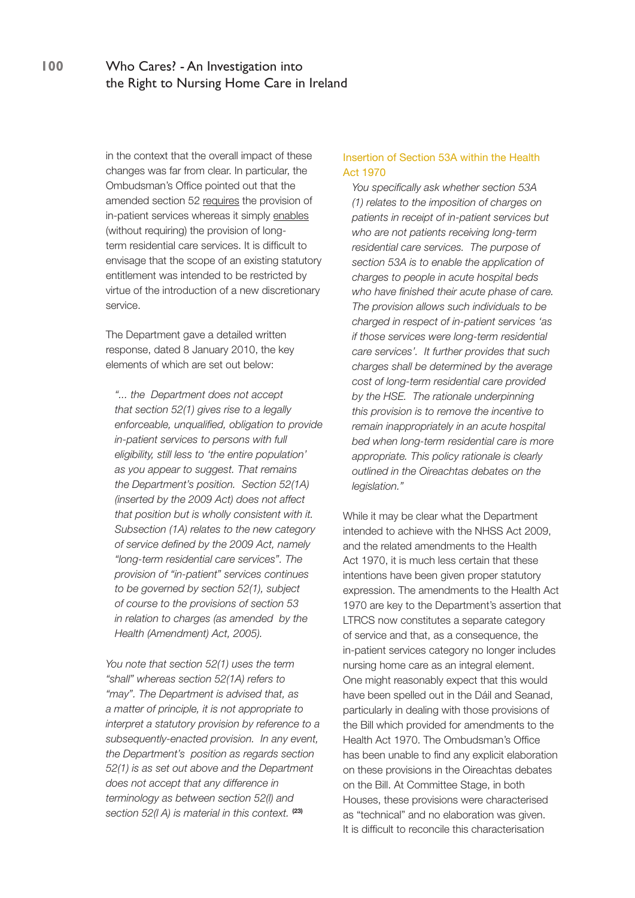in the context that the overall impact of these changes was far from clear. In particular, the Ombudsman's Office pointed out that the amended section 52 <u>requires</u> the provision of in-patient services whereas it simply <u>enables</u> (without requiring) the provision of long-term residential care services. It is difficult to envisage that the scope of an existing statutory entitlement was intended to be restricted by virtue of the introduction of a new discretionary service.

The Department gave a detailed written response, dated 8 January 2010, the key elements of which are set out below:

> *"... the Department does not accept that section 52(1) gives rise to a legally enforceable, unqualified, obligation to provide in-patient services to persons with full eligibility, still less to 'the entire population' as you appear to suggest. That remains the Department's position. Section 52(1A) (inserted by the 2009 Act) does not affect that position but is wholly consistent with it. Subsection (1A) relates to the new category of service defined by the 2009 Act, namely "long-term residential care services". The provision of "in-patient" services continues to be governed by section 52(1), subject of course to the provisions of section 53 in relation to charges (as amended by the Health (Amendment) Act, 2005).*

*You note that section 52(1) uses the term "shall" whereas section 52(1A) refers to "may". The Department is advised that, as a matter of principle, it is not appropriate to interpret a statutory provision by reference to a subsequently-enacted provision. In any event, the Department's position as regards section 52(1) is as set out above and the Department does not accept that any difference in terminology as between section 52(l) and section 52(l A) is material in this context.* [23]

### Insertion of Section 53A within the Health Act 1970

> *You specifically ask whether section 53A (1) relates to the imposition of charges on patients in receipt of in-patient services but who are not patients receiving long-term residential care services. The purpose of section 53A is to enable the application of charges to people in acute hospital beds who have finished their acute phase of care. The provision allows such individuals to be charged in respect of in-patient services 'as if those services were long-term residential care services'. It further provides that such charges shall be determined by the average cost of long-term residential care provided by the HSE. The rationale underpinning this provision is to remove the incentive to remain inappropriately in an acute hospital bed when long-term residential care is more appropriate. This policy rationale is clearly outlined in the Oireachtas debates on the legislation."*

While it may be clear what the Department intended to achieve with the NHSS Act 2009, and the related amendments to the Health Act 1970, it is much less certain that these intentions have been given proper statutory expression. The amendments to the Health Act 1970 are key to the Department's assertion that LTRCS now constitutes a separate category of service and that, as a consequence, the in-patient services category no longer includes nursing home care as an integral element. One might reasonably expect that this would have been spelled out in the Dáil and Seanad, particularly in dealing with those provisions of the Bill which provided for amendments to the Health Act 1970. The Ombudsman's Office has been unable to find any explicit elaboration on these provisions in the Oireachtas debates on the Bill. At Committee Stage, in both Houses, these provisions were characterised as "technical" and no elaboration was given. It is difficult to reconcile this characterisation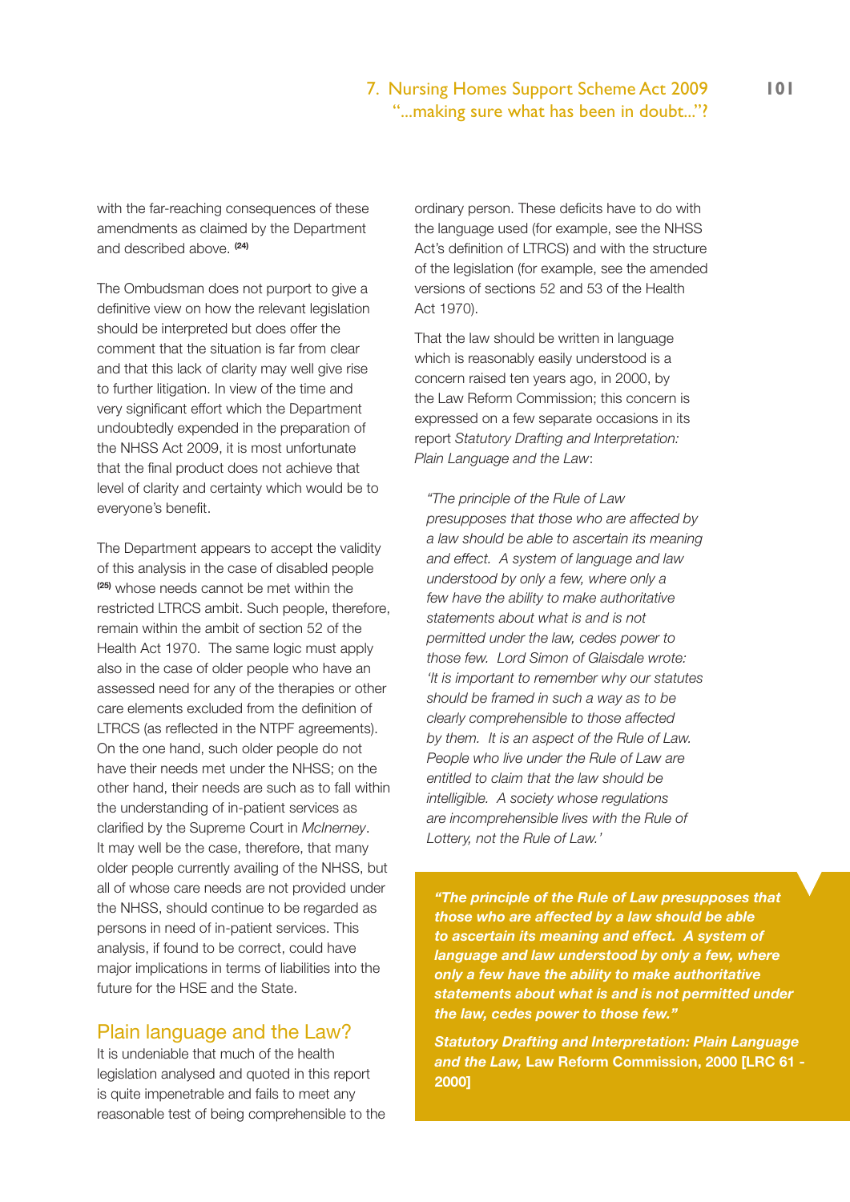with the far-reaching consequences of these amendments as claimed by the Department and described above. [24]

The Ombudsman does not purport to give a definitive view on how the relevant legislation should be interpreted but does offer the comment that the situation is far from clear and that this lack of clarity may well give rise to further litigation. In view of the time and very significant effort which the Department undoubtedly expended in the preparation of the NHSS Act 2009, it is most unfortunate that the final product does not achieve that level of clarity and certainty which would be to everyone's benefit.

The Department appears to accept the validity of this analysis in the case of disabled people [25] whose needs cannot be met within the restricted LTRCS ambit. Such people, therefore, remain within the ambit of section 52 of the Health Act 1970. The same logic must apply also in the case of older people who have an assessed need for any of the therapies or other care elements excluded from the definition of LTRCS (as reflected in the NTPF agreements). On the one hand, such older people do not have their needs met under the NHSS; on the other hand, their needs are such as to fall within the understanding of in-patient services as clarified by the Supreme Court in *McInerney*. It may well be the case, therefore, that many older people currently availing of the NHSS, but all of whose care needs are not provided under the NHSS, should continue to be regarded as persons in need of in-patient services. This analysis, if found to be correct, could have major implications in terms of liabilities into the future for the HSE and the State.

## Plain language and the Law?

It is undeniable that much of the health legislation analysed and quoted in this report is quite impenetrable and fails to meet any reasonable test of being comprehensible to the ordinary person. These deficits have to do with the language used (for example, see the NHSS Act's definition of LTRCS) and with the structure of the legislation (for example, see the amended versions of sections 52 and 53 of the Health Act 1970).

That the law should be written in language which is reasonably easily understood is a concern raised ten years ago, in 2000, by the Law Reform Commission; this concern is expressed on a few separate occasions in its report *Statutory Drafting and Interpretation: Plain Language and the Law*:

> *"The principle of the Rule of Law presupposes that those who are affected by a law should be able to ascertain its meaning and effect. A system of language and law understood by only a few, where only a few have the ability to make authoritative statements about what is and is not permitted under the law, cedes power to those few. Lord Simon of Glaisdale wrote: 'It is important to remember why our statutes should be framed in such a way as to be clearly comprehensible to those affected by them. It is an aspect of the Rule of Law. People who live under the Rule of Law are entitled to claim that the law should be intelligible. A society whose regulations are incomprehensible lives with the Rule of Lottery, not the Rule of Law.'*

> ***"The principle of the Rule of Law presupposes that those who are affected by a law should be able to ascertain its meaning and effect. A system of language and law understood by only a few, where only a few have the ability to make authoritative statements about what is and is not permitted under the law, cedes power to those few."***
>
> ***Statutory Drafting and Interpretation: Plain Language and the Law,*** **Law Reform Commission, 2000 [LRC 61 - 2000]**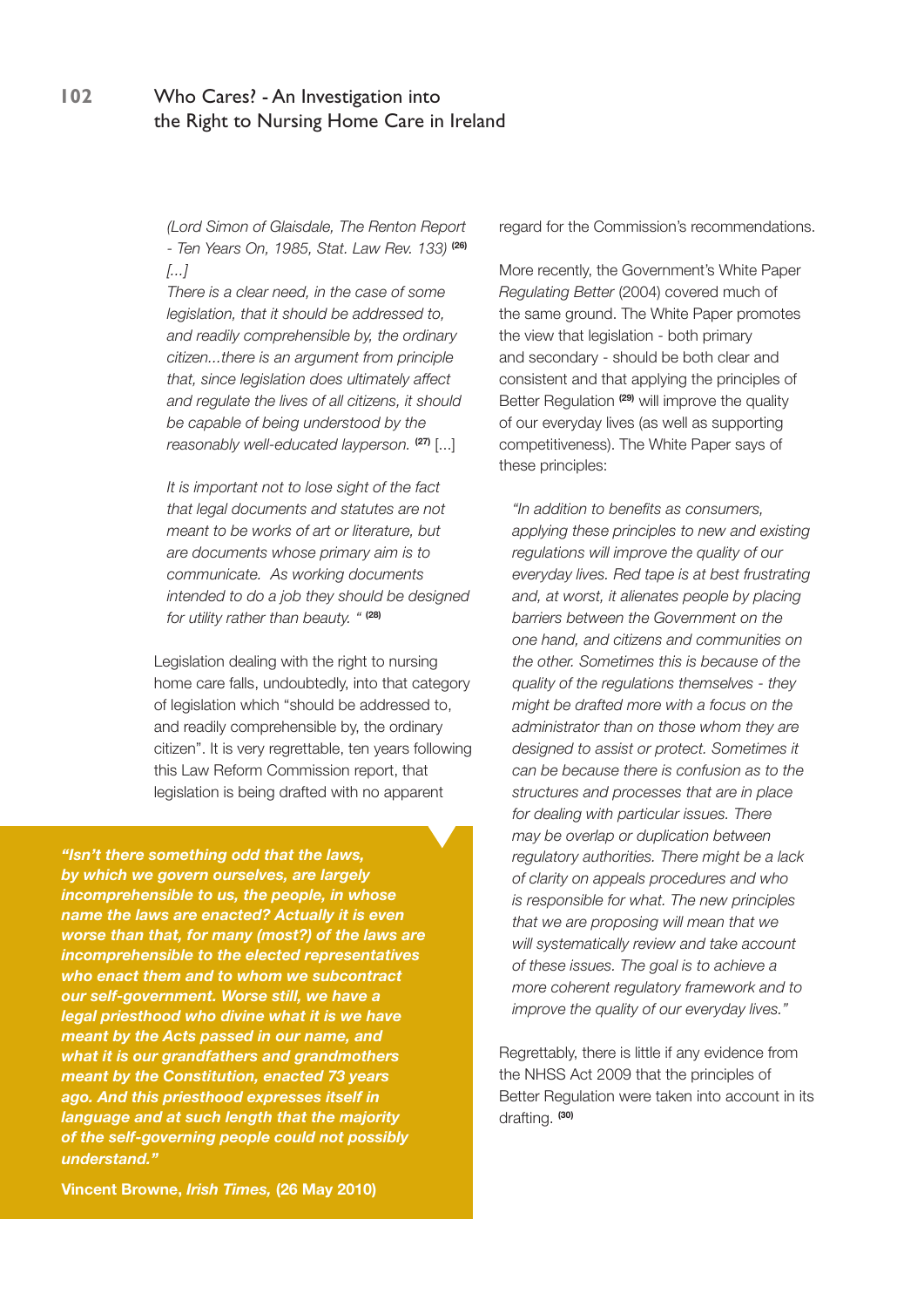*(Lord Simon of Glaisdale, The Renton Report - Ten Years On, 1985, Stat. Law Rev. 133)* [26]
*[...]*
*There is a clear need, in the case of some legislation, that it should be addressed to, and readily comprehensible by, the ordinary citizen...there is an argument from principle that, since legislation does ultimately affect and regulate the lives of all citizens, it should be capable of being understood by the reasonably well-educated layperson.* [27] [...]

*It is important not to lose sight of the fact that legal documents and statutes are not meant to be works of art or literature, but are documents whose primary aim is to communicate. As working documents intended to do a job they should be designed for utility rather than beauty. "* [28]

Legislation dealing with the right to nursing home care falls, undoubtedly, into that category of legislation which "should be addressed to, and readily comprehensible by, the ordinary citizen". It is very regrettable, ten years following this Law Reform Commission report, that legislation is being drafted with no apparent regard for the Commission's recommendations.

> ***"Isn't there something odd that the laws, by which we govern ourselves, are largely incomprehensible to us, the people, in whose name the laws are enacted? Actually it is even worse than that, for many (most?) of the laws are incomprehensible to the elected representatives who enact them and to whom we subcontract our self-government. Worse still, we have a legal priesthood who divine what it is we have meant by the Acts passed in our name, and what it is our grandfathers and grandmothers meant by the Constitution, enacted 73 years ago. And this priesthood expresses itself in language and at such length that the majority of the self-governing people could not possibly understand."***
>
> **Vincent Browne, *Irish Times,* (26 May 2010)**

More recently, the Government's White Paper *Regulating Better* (2004) covered much of the same ground. The White Paper promotes the view that legislation - both primary and secondary - should be both clear and consistent and that applying the principles of Better Regulation [29] will improve the quality of our everyday lives (as well as supporting competitiveness). The White Paper says of these principles:

*"In addition to benefits as consumers, applying these principles to new and existing regulations will improve the quality of our everyday lives. Red tape is at best frustrating and, at worst, it alienates people by placing barriers between the Government on the one hand, and citizens and communities on the other. Sometimes this is because of the quality of the regulations themselves - they might be drafted more with a focus on the administrator than on those whom they are designed to assist or protect. Sometimes it can be because there is confusion as to the structures and processes that are in place for dealing with particular issues. There may be overlap or duplication between regulatory authorities. There might be a lack of clarity on appeals procedures and who is responsible for what. The new principles that we are proposing will mean that we will systematically review and take account of these issues. The goal is to achieve a more coherent regulatory framework and to improve the quality of our everyday lives."*

Regrettably, there is little if any evidence from the NHSS Act 2009 that the principles of Better Regulation were taken into account in its drafting. [30]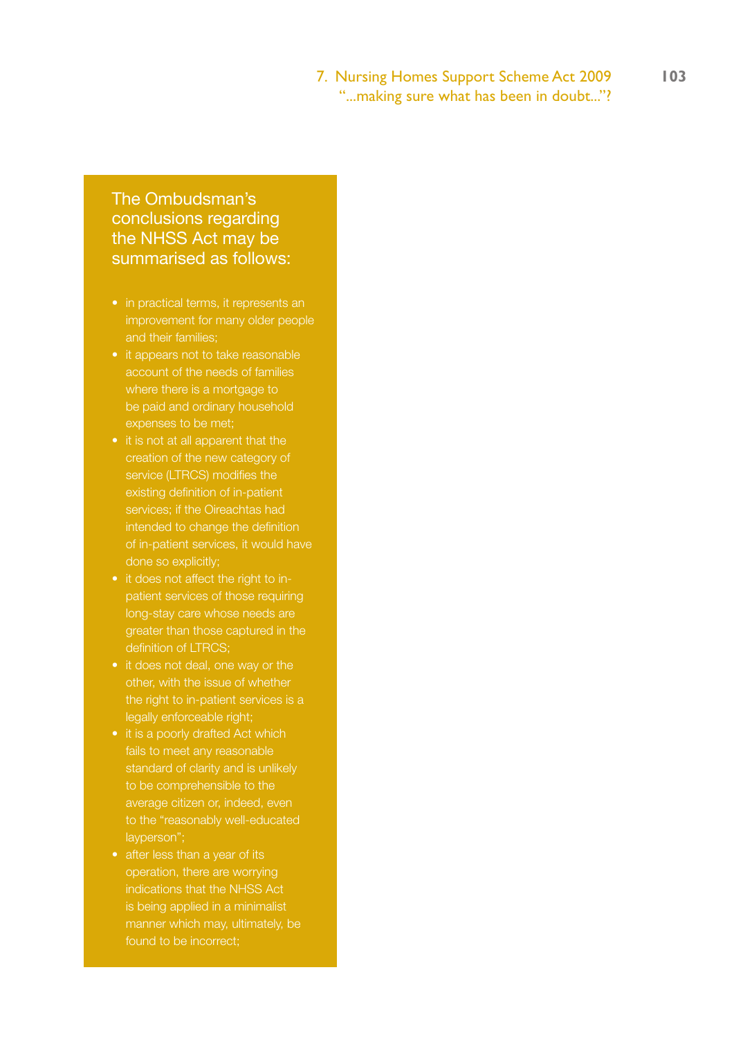## The Ombudsman's conclusions regarding the NHSS Act may be summarised as follows:

- in practical terms, it represents an improvement for many older people and their families;
- it appears not to take reasonable account of the needs of families where there is a mortgage to be paid and ordinary household expenses to be met;
- it is not at all apparent that the creation of the new category of service (LTRCS) modifies the existing definition of in-patient services; if the Oireachtas had intended to change the definition of in-patient services, it would have done so explicitly;
- it does not affect the right to in-patient services of those requiring long-stay care whose needs are greater than those captured in the definition of LTRCS;
- it does not deal, one way or the other, with the issue of whether the right to in-patient services is a legally enforceable right;
- it is a poorly drafted Act which fails to meet any reasonable standard of clarity and is unlikely to be comprehensible to the average citizen or, indeed, even to the "reasonably well-educated layperson";
- after less than a year of its operation, there are worrying indications that the NHSS Act is being applied in a minimalist manner which may, ultimately, be found to be incorrect;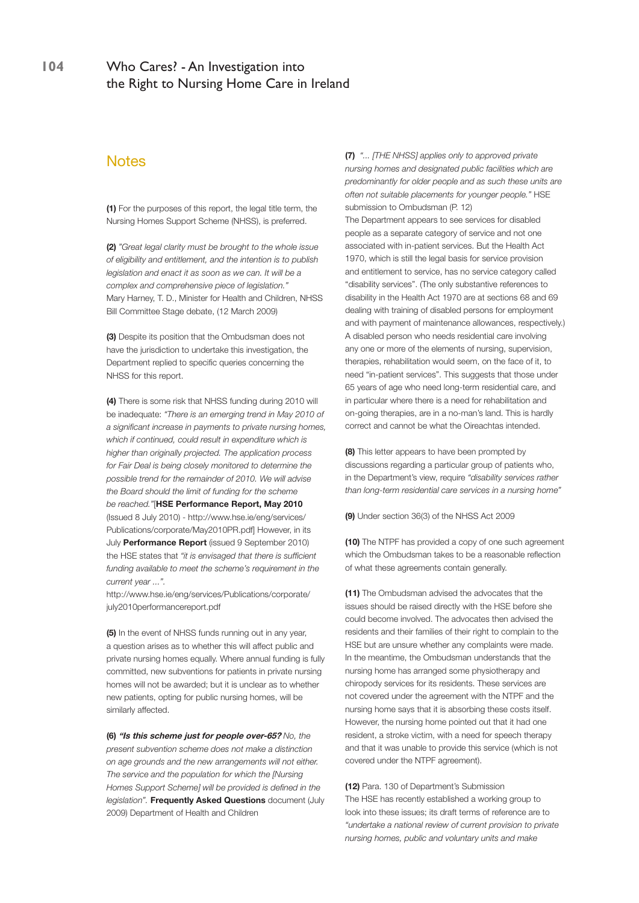## Notes

**(1)** For the purposes of this report, the legal title term, the Nursing Homes Support Scheme (NHSS), is preferred.

**(2)** *"Great legal clarity must be brought to the whole issue of eligibility and entitlement, and the intention is to publish legislation and enact it as soon as we can. It will be a complex and comprehensive piece of legislation."* Mary Harney, T. D., Minister for Health and Children, NHSS Bill Committee Stage debate, (12 March 2009)

**(3)** Despite its position that the Ombudsman does not have the jurisdiction to undertake this investigation, the Department replied to specific queries concerning the NHSS for this report.

**(4)** There is some risk that NHSS funding during 2010 will be inadequate: *"There is an emerging trend in May 2010 of a significant increase in payments to private nursing homes, which if continued, could result in expenditure which is higher than originally projected. The application process for Fair Deal is being closely monitored to determine the possible trend for the remainder of 2010. We will advise the Board should the limit of funding for the scheme be reached."*[**HSE Performance Report, May 2010** (Issued 8 July 2010) - http://www.hse.ie/eng/services/Publications/corporate/May2010PR.pdf] However, in its July **Performance Report** (issued 9 September 2010) the HSE states that *"it is envisaged that there is sufficient funding available to meet the scheme's requirement in the current year ..."*. http://www.hse.ie/eng/services/Publications/corporate/july2010performancereport.pdf

**(5)** In the event of NHSS funds running out in any year, a question arises as to whether this will affect public and private nursing homes equally. Where annual funding is fully committed, new subventions for patients in private nursing homes will not be awarded; but it is unclear as to whether new patients, opting for public nursing homes, will be similarly affected.

**(6)** ***"Is this scheme just for people over-65?*** *No, the present subvention scheme does not make a distinction on age grounds and the new arrangements will not either. The service and the population for which the [Nursing Homes Support Scheme] will be provided is defined in the legislation".* **Frequently Asked Questions** document (July 2009) Department of Health and Children

**(7)** *"... [THE NHSS] applies only to approved private nursing homes and designated public facilities which are predominantly for older people and as such these units are often not suitable placements for younger people."* HSE submission to Ombudsman (P. 12)
The Department appears to see services for disabled people as a separate category of service and not one associated with in-patient services. But the Health Act 1970, which is still the legal basis for service provision and entitlement to service, has no service category called "disability services". (The only substantive references to disability in the Health Act 1970 are at sections 68 and 69 dealing with training of disabled persons for employment and with payment of maintenance allowances, respectively.) A disabled person who needs residential care involving any one or more of the elements of nursing, supervision, therapies, rehabilitation would seem, on the face of it, to need "in-patient services". This suggests that those under 65 years of age who need long-term residential care, and in particular where there is a need for rehabilitation and on-going therapies, are in a no-man's land. This is hardly correct and cannot be what the Oireachtas intended.

**(8)** This letter appears to have been prompted by discussions regarding a particular group of patients who, in the Department's view, require *"disability services rather than long-term residential care services in a nursing home"*

**(9)** Under section 36(3) of the NHSS Act 2009

**(10)** The NTPF has provided a copy of one such agreement which the Ombudsman takes to be a reasonable reflection of what these agreements contain generally.

**(11)** The Ombudsman advised the advocates that the issues should be raised directly with the HSE before she could become involved. The advocates then advised the residents and their families of their right to complain to the HSE but are unsure whether any complaints were made. In the meantime, the Ombudsman understands that the nursing home has arranged some physiotherapy and chiropody services for its residents. These services are not covered under the agreement with the NTPF and the nursing home says that it is absorbing these costs itself. However, the nursing home pointed out that it had one resident, a stroke victim, with a need for speech therapy and that it was unable to provide this service (which is not covered under the NTPF agreement).

**(12)** Para. 130 of Department's Submission
The HSE has recently established a working group to look into these issues; its draft terms of reference are to *"undertake a national review of current provision to private nursing homes, public and voluntary units and make*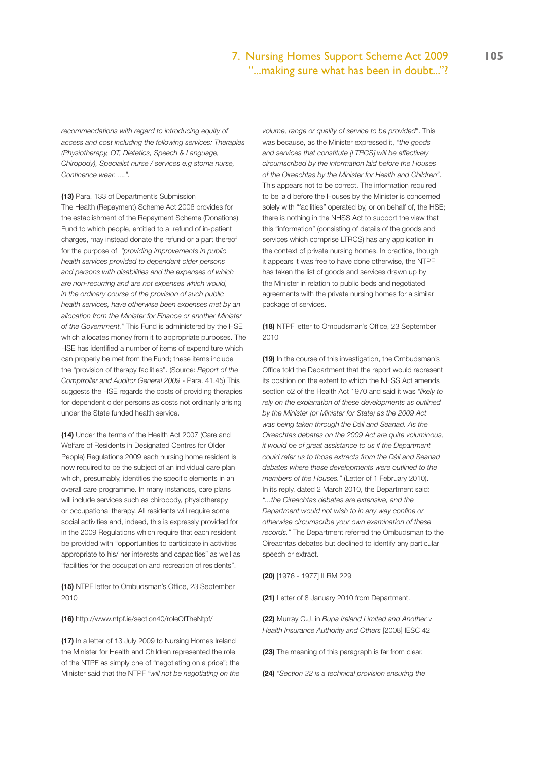*recommendations with regard to introducing equity of access and cost including the following services: Therapies (Physiotherapy, OT, Dietetics, Speech & Language, Chiropody), Specialist nurse / services e.g stoma nurse, Continence wear, ....".*

**(13)** Para. 133 of Department's Submission
The Health (Repayment) Scheme Act 2006 provides for the establishment of the Repayment Scheme (Donations) Fund to which people, entitled to a refund of in-patient charges, may instead donate the refund or a part thereof for the purpose of *"providing improvements in public health services provided to dependent older persons and persons with disabilities and the expenses of which are non-recurring and are not expenses which would, in the ordinary course of the provision of such public health services, have otherwise been expenses met by an allocation from the Minister for Finance or another Minister of the Government."* This Fund is administered by the HSE which allocates money from it to appropriate purposes. The HSE has identified a number of items of expenditure which can properly be met from the Fund; these items include the "provision of therapy facilities". (Source: *Report of the Comptroller and Auditor General 2009* - Para. 41.45) This suggests the HSE regards the costs of providing therapies for dependent older persons as costs not ordinarily arising under the State funded health service.

**(14)** Under the terms of the Health Act 2007 (Care and Welfare of Residents in Designated Centres for Older People) Regulations 2009 each nursing home resident is now required to be the subject of an individual care plan which, presumably, identifies the specific elements in an overall care programme. In many instances, care plans will include services such as chiropody, physiotherapy or occupational therapy. All residents will require some social activities and, indeed, this is expressly provided for in the 2009 Regulations which require that each resident be provided with "opportunities to participate in activities appropriate to his/ her interests and capacities" as well as "facilities for the occupation and recreation of residents".

**(15)** NTPF letter to Ombudsman's Office, 23 September 2010

**(16)** http://www.ntpf.ie/section40/roleOfTheNtpf/

**(17)** In a letter of 13 July 2009 to Nursing Homes Ireland the Minister for Health and Children represented the role of the NTPF as simply one of "negotiating on a price"; the Minister said that the NTPF *"will not be negotiating on the volume, range or quality of service to be provided"*. This was because, as the Minister expressed it, *"the goods and services that constitute [LTRCS] will be effectively circumscribed by the information laid before the Houses of the Oireachtas by the Minister for Health and Children"*. This appears not to be correct. The information required to be laid before the Houses by the Minister is concerned solely with "facilities" operated by, or on behalf of, the HSE; there is nothing in the NHSS Act to support the view that this "information" (consisting of details of the goods and services which comprise LTRCS) has any application in the context of private nursing homes. In practice, though it appears it was free to have done otherwise, the NTPF has taken the list of goods and services drawn up by the Minister in relation to public beds and negotiated agreements with the private nursing homes for a similar package of services.

**(18)** NTPF letter to Ombudsman's Office, 23 September 2010

**(19)** In the course of this investigation, the Ombudsman's Office told the Department that the report would represent its position on the extent to which the NHSS Act amends section 52 of the Health Act 1970 and said it was *"likely to rely on the explanation of these developments as outlined by the Minister (or Minister for State) as the 2009 Act was being taken through the Dáil and Seanad. As the Oireachtas debates on the 2009 Act are quite voluminous, it would be of great assistance to us if the Department could refer us to those extracts from the Dáil and Seanad debates where these developments were outlined to the members of the Houses."* (Letter of 1 February 2010). In its reply, dated 2 March 2010, the Department said: *"...the Oireachtas debates are extensive, and the Department would not wish to in any way confine or otherwise circumscribe your own examination of these records."* The Department referred the Ombudsman to the Oireachtas debates but declined to identify any particular speech or extract.

**(20)** [1976 - 1977] ILRM 229

**(21)** Letter of 8 January 2010 from Department.

**(22)** Murray C.J. in *Bupa Ireland Limited and Another v Health Insurance Authority and Others* [2008] IESC 42

**(23)** The meaning of this paragraph is far from clear.

**(24)** *"Section 32 is a technical provision ensuring the*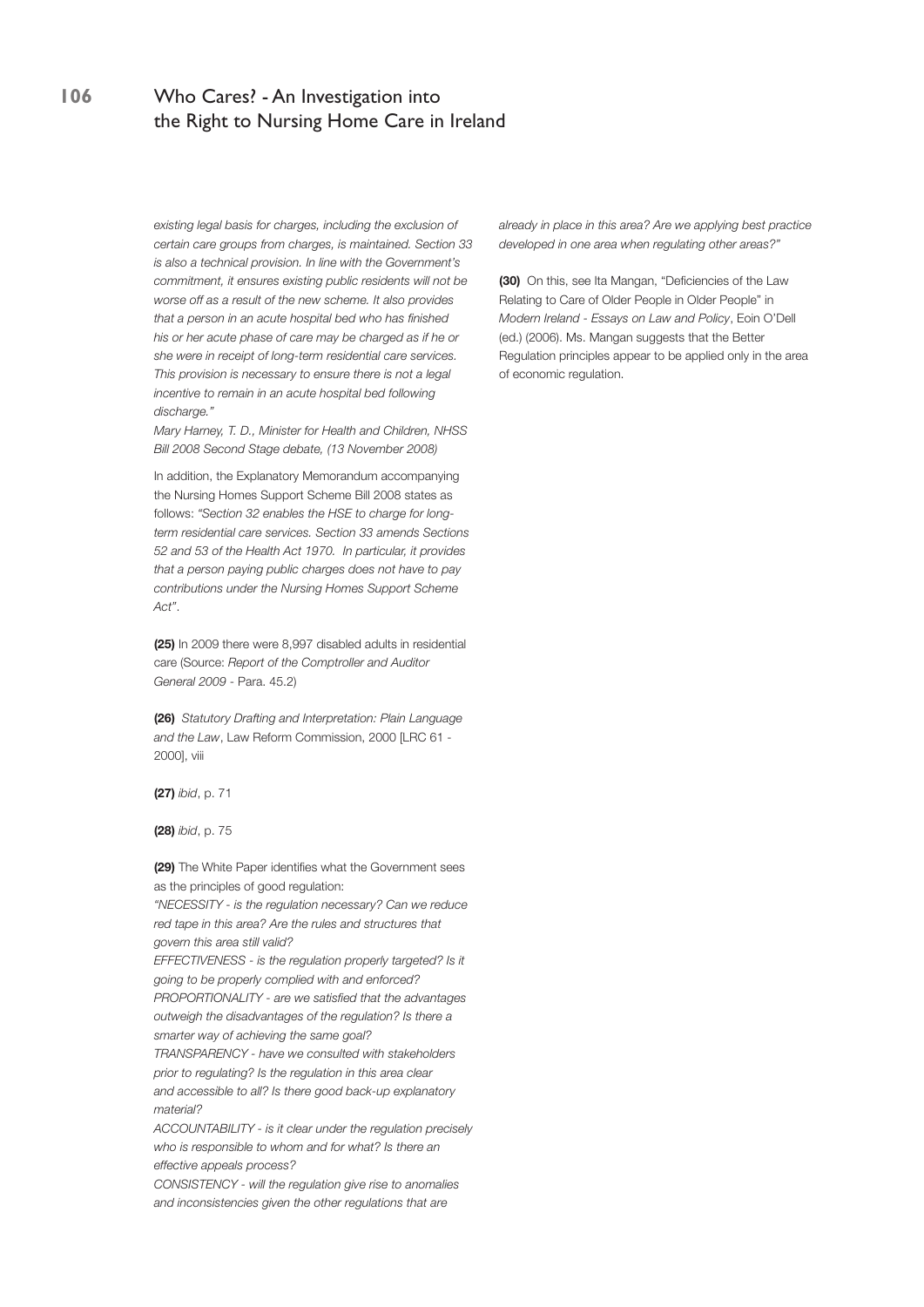*existing legal basis for charges, including the exclusion of certain care groups from charges, is maintained. Section 33 is also a technical provision. In line with the Government's commitment, it ensures existing public residents will not be worse off as a result of the new scheme. It also provides that a person in an acute hospital bed who has finished his or her acute phase of care may be charged as if he or she were in receipt of long-term residential care services. This provision is necessary to ensure there is not a legal incentive to remain in an acute hospital bed following discharge."*

*Mary Harney, T. D., Minister for Health and Children, NHSS Bill 2008 Second Stage debate, (13 November 2008)*

In addition, the Explanatory Memorandum accompanying the Nursing Homes Support Scheme Bill 2008 states as follows: *"Section 32 enables the HSE to charge for long-term residential care services. Section 33 amends Sections 52 and 53 of the Health Act 1970. In particular, it provides that a person paying public charges does not have to pay contributions under the Nursing Homes Support Scheme Act"*.

**(25)** In 2009 there were 8,997 disabled adults in residential care (Source: *Report of the Comptroller and Auditor General 2009* - Para. 45.2)

**(26)** *Statutory Drafting and Interpretation: Plain Language and the Law*, Law Reform Commission, 2000 [LRC 61 - 2000], viii

**(27)** *ibid*, p. 71

**(28)** *ibid*, p. 75

**(29)** The White Paper identifies what the Government sees as the principles of good regulation:
*"NECESSITY - is the regulation necessary? Can we reduce red tape in this area? Are the rules and structures that govern this area still valid?*
*EFFECTIVENESS - is the regulation properly targeted? Is it going to be properly complied with and enforced?*
*PROPORTIONALITY - are we satisfied that the advantages outweigh the disadvantages of the regulation? Is there a smarter way of achieving the same goal?*
*TRANSPARENCY - have we consulted with stakeholders prior to regulating? Is the regulation in this area clear and accessible to all? Is there good back-up explanatory material?*
*ACCOUNTABILITY - is it clear under the regulation precisely who is responsible to whom and for what? Is there an effective appeals process?*
*CONSISTENCY - will the regulation give rise to anomalies and inconsistencies given the other regulations that are already in place in this area? Are we applying best practice developed in one area when regulating other areas?"*

**(30)** On this, see Ita Mangan, "Deficiencies of the Law Relating to Care of Older People in Older People" in *Modern Ireland - Essays on Law and Policy*, Eoin O'Dell (ed.) (2006). Ms. Mangan suggests that the Better Regulation principles appear to be applied only in the area of economic regulation.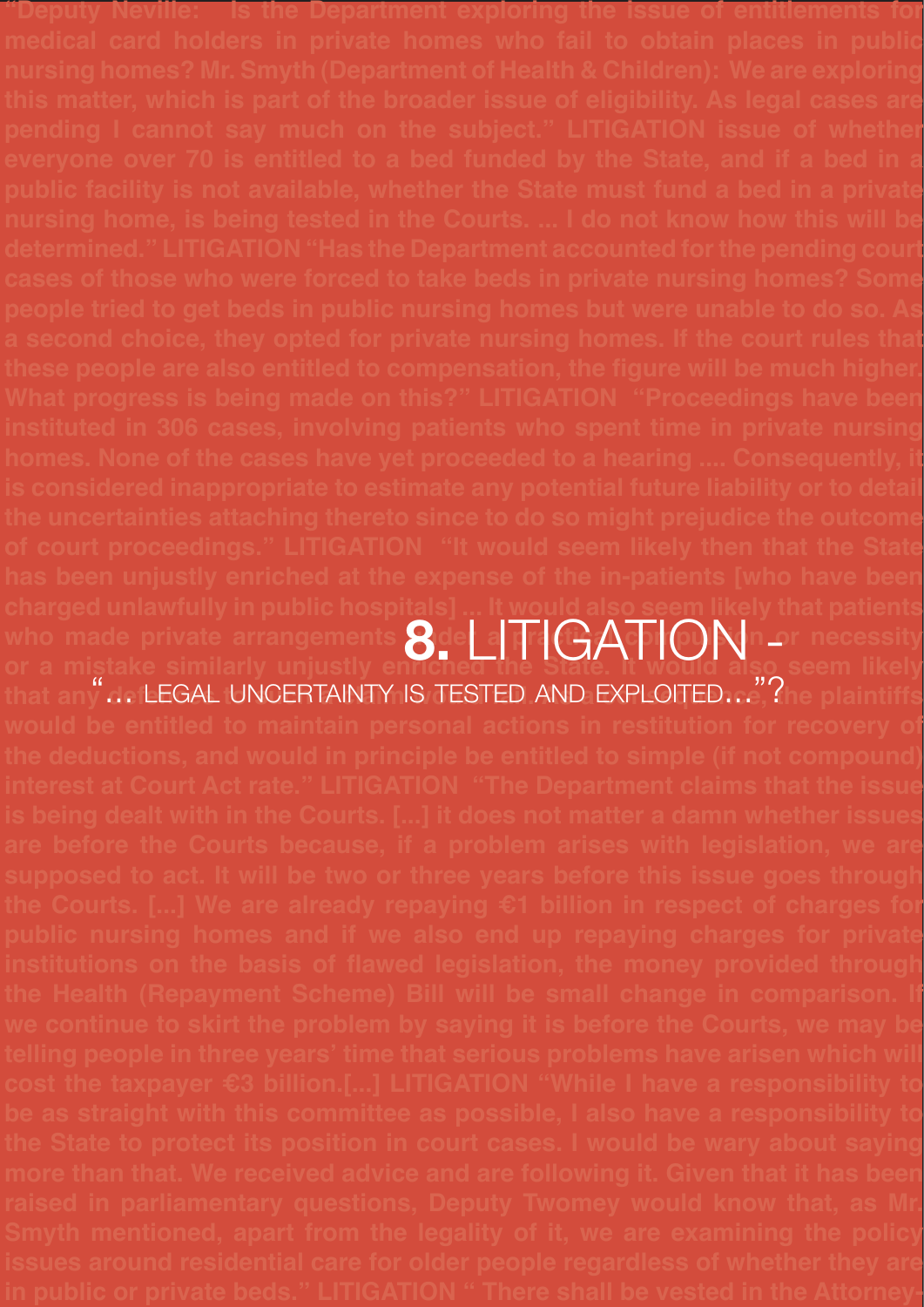"Deputy Neville: Is the Department exploring the issue of entitlements for medical card holders in private homes who fail to obtain places in public nursing homes? Mr. Smyth (Department of Health & Children): We are exploring this matter, which is part of the broader issue of eligibility. As legal cases are pending I cannot say much on the subject." LITIGATION issue of whether everyone over 70 is entitled to a bed funded by the State, and if a bed in a public facility is not available, whether the State must fund a bed in a private nursing home, is being tested in the Courts. ... I do not know how this will be determined." LITIGATION "Has the Department accounted for the pending court cases of those who were forced to take beds in private nursing homes? Some people tried to get beds in public nursing homes but were unable to do so. As a second choice, they opted for private nursing homes. If the court rules that these people are also entitled to compensation, the figure will be much higher. What progress is being made on this?" LITIGATION "Proceedings have been instituted in 306 cases, involving patients who spent time in private nursing homes. None of the cases have yet proceeded to a hearing .... Consequently, it is considered inappropriate to estimate any potential future liability or to detail the uncertainties attaching thereto since to do so might prejudice the outcome of court proceedings." LITIGATION "It would seem likely then that the State has been unjustly enriched at the expense of the in-patients [who have been charged unlawfully in public hospitals] ... It would also seem likely that patients who made private arrangements under a practical compulsion or necessity or a mistake similarly unjustly enriched the State. It would also seem likely that any deductions ... the plaintiffs would be entitled to maintain personal actions in restitution for recovery of the deductions, and would in principle be entitled to simple (if not compound) interest at Court Act rate." LITIGATION "The Department claims that the issue is being dealt with in the Courts. [...] it does not matter a damn whether issues are before the Courts because, if a problem arises with legislation, we are supposed to act. It will be two or three years before this issue goes through the Courts. [...] We are already repaying €1 billion in respect of charges for public nursing homes and if we also end up repaying charges for private institutions on the basis of flawed legislation, the money provided through the Health (Repayment Scheme) Bill will be small change in comparison. If we continue to skirt the problem by saying it is before the Courts, we may be telling people in three years' time that serious problems have arisen which will cost the taxpayer €3 billion.[...] LITIGATION "While I have a responsibility to be as straight with this committee as possible, I also have a responsibility to the State to protect its position in court cases. I would be wary about saying more than that. We received advice and are following it. Given that it has been raised in parliamentary questions, Deputy Twomey would know that, as Mr Smyth mentioned, apart from the legality of it, we are examining the policy issues around residential care for older people regardless of whether they are in public or private beds." LITIGATION " There shall be vested in the Attorney

# 8. LITIGATION - "... LEGAL UNCERTAINTY IS TESTED AND EXPLOITED..."?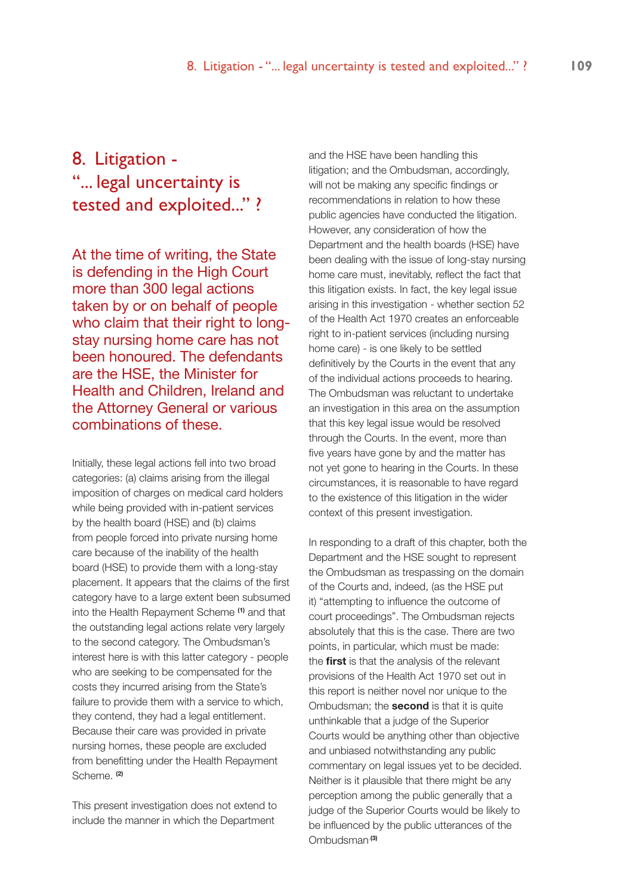# 8. Litigation - "... legal uncertainty is tested and exploited..." ?

At the time of writing, the State is defending in the High Court more than 300 legal actions taken by or on behalf of people who claim that their right to long-stay nursing home care has not been honoured. The defendants are the HSE, the Minister for Health and Children, Ireland and the Attorney General or various combinations of these.

Initially, these legal actions fell into two broad categories: (a) claims arising from the illegal imposition of charges on medical card holders while being provided with in-patient services by the health board (HSE) and (b) claims from people forced into private nursing home care because of the inability of the health board (HSE) to provide them with a long-stay placement. It appears that the claims of the first category have to a large extent been subsumed into the Health Repayment Scheme [1] and that the outstanding legal actions relate very largely to the second category. The Ombudsman's interest here is with this latter category - people who are seeking to be compensated for the costs they incurred arising from the State's failure to provide them with a service to which, they contend, they had a legal entitlement. Because their care was provided in private nursing homes, these people are excluded from benefitting under the Health Repayment Scheme. [2]

This present investigation does not extend to include the manner in which the Department and the HSE have been handling this litigation; and the Ombudsman, accordingly, will not be making any specific findings or recommendations in relation to how these public agencies have conducted the litigation. However, any consideration of how the Department and the health boards (HSE) have been dealing with the issue of long-stay nursing home care must, inevitably, reflect the fact that this litigation exists. In fact, the key legal issue arising in this investigation - whether section 52 of the Health Act 1970 creates an enforceable right to in-patient services (including nursing home care) - is one likely to be settled definitively by the Courts in the event that any of the individual actions proceeds to hearing. The Ombudsman was reluctant to undertake an investigation in this area on the assumption that this key legal issue would be resolved through the Courts. In the event, more than five years have gone by and the matter has not yet gone to hearing in the Courts. In these circumstances, it is reasonable to have regard to the existence of this litigation in the wider context of this present investigation.

In responding to a draft of this chapter, both the Department and the HSE sought to represent the Ombudsman as trespassing on the domain of the Courts and, indeed, (as the HSE put it) "attempting to influence the outcome of court proceedings". The Ombudsman rejects absolutely that this is the case. There are two points, in particular, which must be made: the **first** is that the analysis of the relevant provisions of the Health Act 1970 set out in this report is neither novel nor unique to the Ombudsman; the **second** is that it is quite unthinkable that a judge of the Superior Courts would be anything other than objective and unbiased notwithstanding any public commentary on legal issues yet to be decided. Neither is it plausible that there might be any perception among the public generally that a judge of the Superior Courts would be likely to be influenced by the public utterances of the Ombudsman.[3]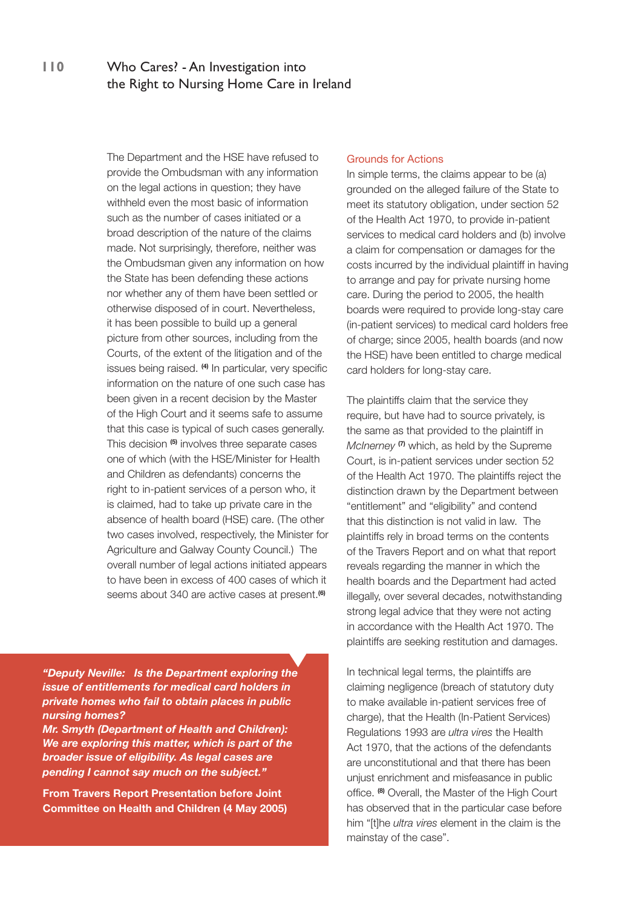The Department and the HSE have refused to provide the Ombudsman with any information on the legal actions in question; they have withheld even the most basic of information such as the number of cases initiated or a broad description of the nature of the claims made. Not surprisingly, therefore, neither was the Ombudsman given any information on how the State has been defending these actions nor whether any of them have been settled or otherwise disposed of in court. Nevertheless, it has been possible to build up a general picture from other sources, including from the Courts, of the extent of the litigation and of the issues being raised. [4] In particular, very specific information on the nature of one such case has been given in a recent decision by the Master of the High Court and it seems safe to assume that this case is typical of such cases generally. This decision [5] involves three separate cases one of which (with the HSE/Minister for Health and Children as defendants) concerns the right to in-patient services of a person who, it is claimed, had to take up private care in the absence of health board (HSE) care. (The other two cases involved, respectively, the Minister for Agriculture and Galway County Council.) The overall number of legal actions initiated appears to have been in excess of 400 cases of which it seems about 340 are active cases at present.[6]

***"Deputy Neville: Is the Department exploring the issue of entitlements for medical card holders in private homes who fail to obtain places in public nursing homes?***
***Mr. Smyth (Department of Health and Children): We are exploring this matter, which is part of the broader issue of eligibility. As legal cases are pending I cannot say much on the subject."***

**From Travers Report Presentation before Joint Committee on Health and Children (4 May 2005)**

## Grounds for Actions

In simple terms, the claims appear to be (a) grounded on the alleged failure of the State to meet its statutory obligation, under section 52 of the Health Act 1970, to provide in-patient services to medical card holders and (b) involve a claim for compensation or damages for the costs incurred by the individual plaintiff in having to arrange and pay for private nursing home care. During the period to 2005, the health boards were required to provide long-stay care (in-patient services) to medical card holders free of charge; since 2005, health boards (and now the HSE) have been entitled to charge medical card holders for long-stay care.

The plaintiffs claim that the service they require, but have had to source privately, is the same as that provided to the plaintiff in *McInerney* [7] which, as held by the Supreme Court, is in-patient services under section 52 of the Health Act 1970. The plaintiffs reject the distinction drawn by the Department between "entitlement" and "eligibility" and contend that this distinction is not valid in law. The plaintiffs rely in broad terms on the contents of the Travers Report and on what that report reveals regarding the manner in which the health boards and the Department had acted illegally, over several decades, notwithstanding strong legal advice that they were not acting in accordance with the Health Act 1970. The plaintiffs are seeking restitution and damages.

In technical legal terms, the plaintiffs are claiming negligence (breach of statutory duty to make available in-patient services free of charge), that the Health (In-Patient Services) Regulations 1993 are *ultra vires* the Health Act 1970, that the actions of the defendants are unconstitutional and that there has been unjust enrichment and misfeasance in public office. [8] Overall, the Master of the High Court has observed that in the particular case before him "[t]he *ultra vires* element in the claim is the mainstay of the case".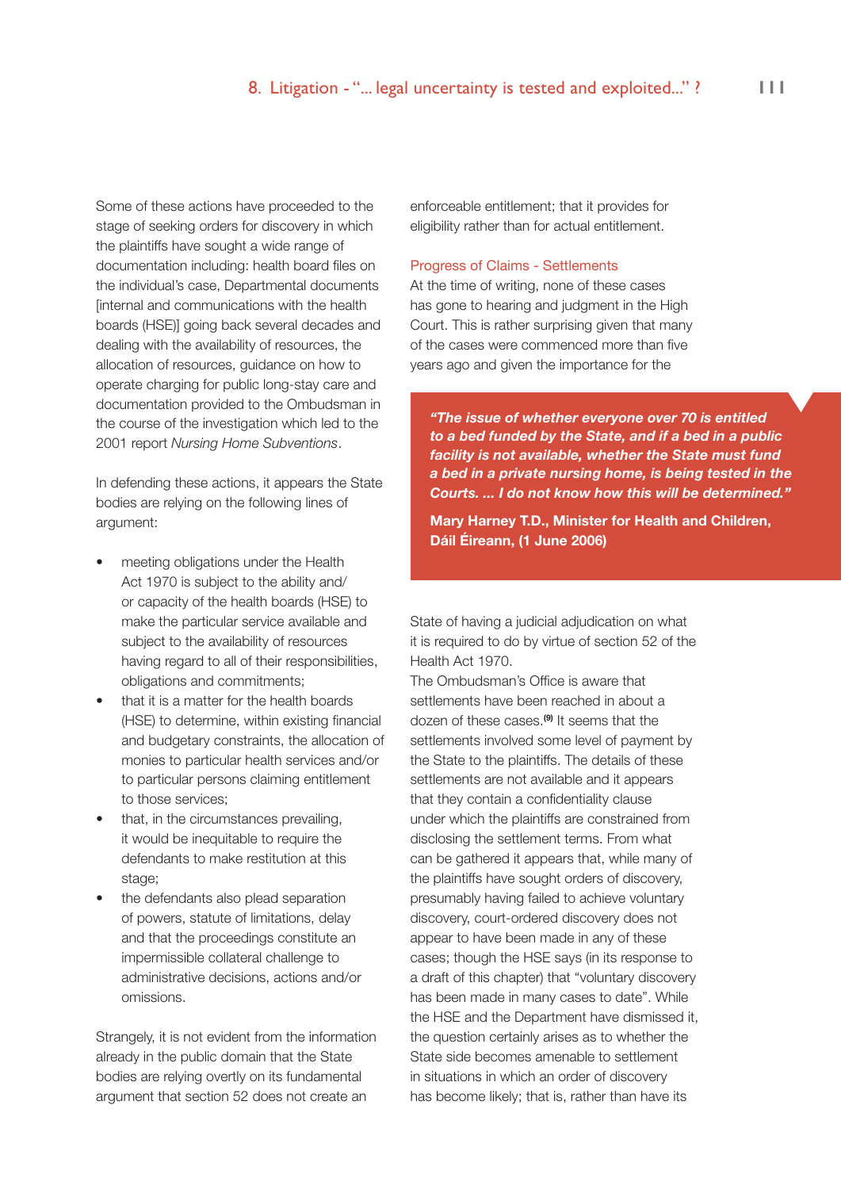Some of these actions have proceeded to the stage of seeking orders for discovery in which the plaintiffs have sought a wide range of documentation including: health board files on the individual's case, Departmental documents [internal and communications with the health boards (HSE)] going back several decades and dealing with the availability of resources, the allocation of resources, guidance on how to operate charging for public long-stay care and documentation provided to the Ombudsman in the course of the investigation which led to the 2001 report *Nursing Home Subventions*.

In defending these actions, it appears the State bodies are relying on the following lines of argument:

- meeting obligations under the Health Act 1970 is subject to the ability and/or capacity of the health boards (HSE) to make the particular service available and subject to the availability of resources having regard to all of their responsibilities, obligations and commitments;
- that it is a matter for the health boards (HSE) to determine, within existing financial and budgetary constraints, the allocation of monies to particular health services and/or to particular persons claiming entitlement to those services;
- that, in the circumstances prevailing, it would be inequitable to require the defendants to make restitution at this stage;
- the defendants also plead separation of powers, statute of limitations, delay and that the proceedings constitute an impermissible collateral challenge to administrative decisions, actions and/or omissions.

Strangely, it is not evident from the information already in the public domain that the State bodies are relying overtly on its fundamental argument that section 52 does not create an enforceable entitlement; that it provides for eligibility rather than for actual entitlement.

### Progress of Claims - Settlements

At the time of writing, none of these cases has gone to hearing and judgment in the High Court. This is rather surprising given that many of the cases were commenced more than five years ago and given the importance for the State of having a judicial adjudication on what it is required to do by virtue of section 52 of the Health Act 1970.

> ***"The issue of whether everyone over 70 is entitled to a bed funded by the State, and if a bed in a public facility is not available, whether the State must fund a bed in a private nursing home, is being tested in the Courts. ... I do not know how this will be determined."***
>
> **Mary Harney T.D., Minister for Health and Children, Dáil Éireann, (1 June 2006)**

The Ombudsman's Office is aware that settlements have been reached in about a dozen of these cases.[9] It seems that the settlements involved some level of payment by the State to the plaintiffs. The details of these settlements are not available and it appears that they contain a confidentiality clause under which the plaintiffs are constrained from disclosing the settlement terms. From what can be gathered it appears that, while many of the plaintiffs have sought orders of discovery, presumably having failed to achieve voluntary discovery, court-ordered discovery does not appear to have been made in any of these cases; though the HSE says (in its response to a draft of this chapter) that "voluntary discovery has been made in many cases to date". While the HSE and the Department have dismissed it, the question certainly arises as to whether the State side becomes amenable to settlement in situations in which an order of discovery has become likely; that is, rather than have its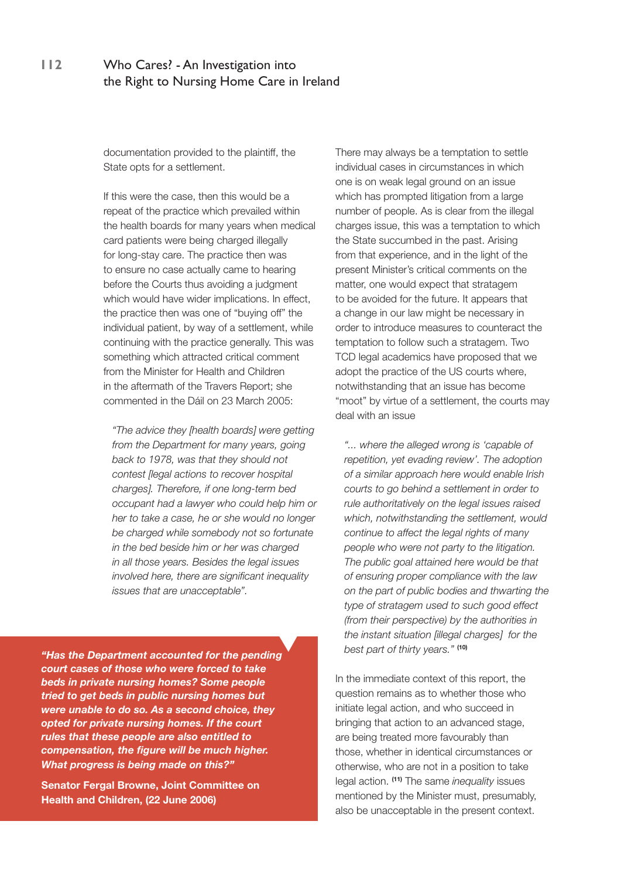documentation provided to the plaintiff, the State opts for a settlement.

If this were the case, then this would be a repeat of the practice which prevailed within the health boards for many years when medical card patients were being charged illegally for long-stay care. The practice then was to ensure no case actually came to hearing before the Courts thus avoiding a judgment which would have wider implications. In effect, the practice then was one of "buying off" the individual patient, by way of a settlement, while continuing with the practice generally. This was something which attracted critical comment from the Minister for Health and Children in the aftermath of the Travers Report; she commented in the Dáil on 23 March 2005:

> *"The advice they [health boards] were getting from the Department for many years, going back to 1978, was that they should not contest [legal actions to recover hospital charges]. Therefore, if one long-term bed occupant had a lawyer who could help him or her to take a case, he or she would no longer be charged while somebody not so fortunate in the bed beside him or her was charged in all those years. Besides the legal issues involved here, there are significant inequality issues that are unacceptable".*

> ***"Has the Department accounted for the pending court cases of those who were forced to take beds in private nursing homes? Some people tried to get beds in public nursing homes but were unable to do so. As a second choice, they opted for private nursing homes. If the court rules that these people are also entitled to compensation, the figure will be much higher. What progress is being made on this?"***
>
> **Senator Fergal Browne, Joint Committee on Health and Children, (22 June 2006)**

There may always be a temptation to settle individual cases in circumstances in which one is on weak legal ground on an issue which has prompted litigation from a large number of people. As is clear from the illegal charges issue, this was a temptation to which the State succumbed in the past. Arising from that experience, and in the light of the present Minister's critical comments on the matter, one would expect that stratagem to be avoided for the future. It appears that a change in our law might be necessary in order to introduce measures to counteract the temptation to follow such a stratagem. Two TCD legal academics have proposed that we adopt the practice of the US courts where, notwithstanding that an issue has become "moot" by virtue of a settlement, the courts may deal with an issue

> *"... where the alleged wrong is 'capable of repetition, yet evading review'. The adoption of a similar approach here would enable Irish courts to go behind a settlement in order to rule authoritatively on the legal issues raised which, notwithstanding the settlement, would continue to affect the legal rights of many people who were not party to the litigation. The public goal attained here would be that of ensuring proper compliance with the law on the part of public bodies and thwarting the type of stratagem used to such good effect (from their perspective) by the authorities in the instant situation [illegal charges] for the best part of thirty years."* **[10]**

In the immediate context of this report, the question remains as to whether those who initiate legal action, and who succeed in bringing that action to an advanced stage, are being treated more favourably than those, whether in identical circumstances or otherwise, who are not in a position to take legal action. **[11]** The same *inequality* issues mentioned by the Minister must, presumably, also be unacceptable in the present context.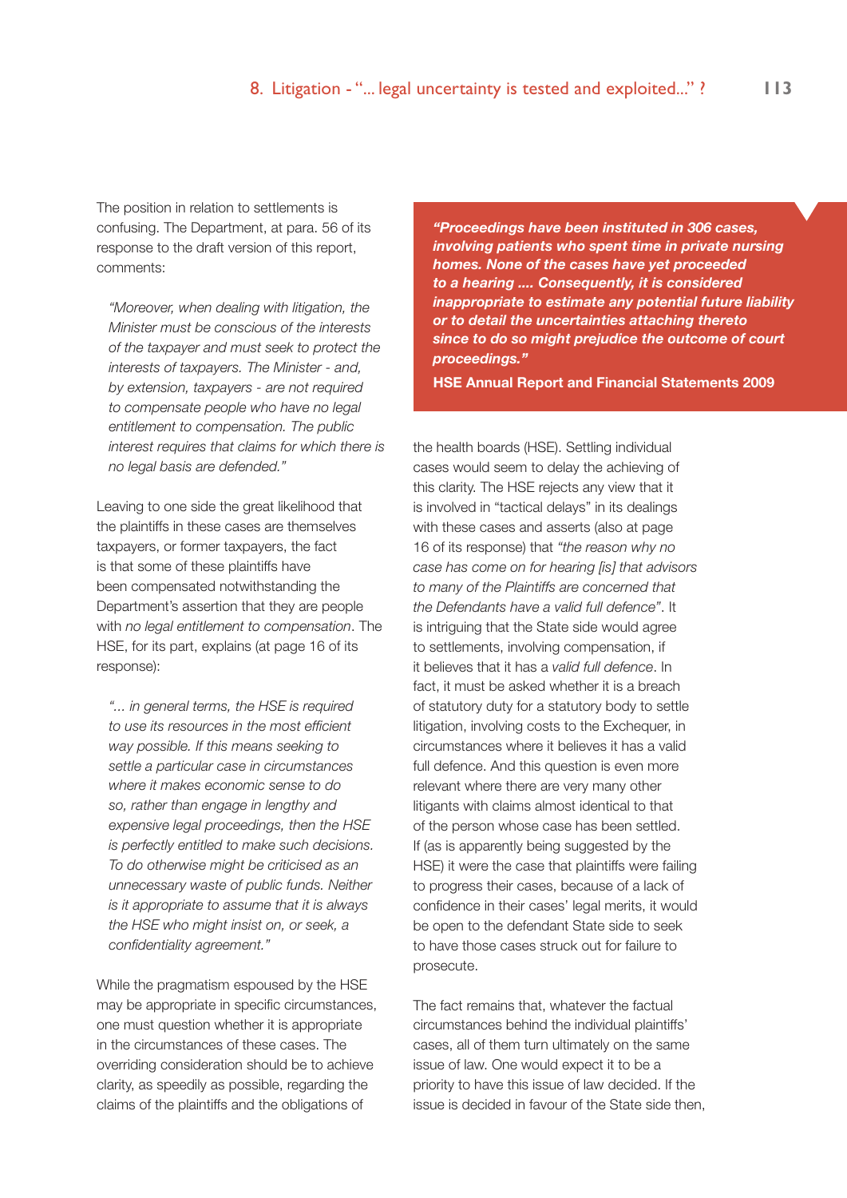The position in relation to settlements is confusing. The Department, at para. 56 of its response to the draft version of this report, comments:

> *"Moreover, when dealing with litigation, the Minister must be conscious of the interests of the taxpayer and must seek to protect the interests of taxpayers. The Minister - and, by extension, taxpayers - are not required to compensate people who have no legal entitlement to compensation. The public interest requires that claims for which there is no legal basis are defended."*

Leaving to one side the great likelihood that the plaintiffs in these cases are themselves taxpayers, or former taxpayers, the fact is that some of these plaintiffs have been compensated notwithstanding the Department's assertion that they are people with *no legal entitlement to compensation*. The HSE, for its part, explains (at page 16 of its response):

> *"... in general terms, the HSE is required to use its resources in the most efficient way possible. If this means seeking to settle a particular case in circumstances where it makes economic sense to do so, rather than engage in lengthy and expensive legal proceedings, then the HSE is perfectly entitled to make such decisions. To do otherwise might be criticised as an unnecessary waste of public funds. Neither is it appropriate to assume that it is always the HSE who might insist on, or seek, a confidentiality agreement."*

While the pragmatism espoused by the HSE may be appropriate in specific circumstances, one must question whether it is appropriate in the circumstances of these cases. The overriding consideration should be to achieve clarity, as speedily as possible, regarding the claims of the plaintiffs and the obligations of the health boards (HSE). Settling individual cases would seem to delay the achieving of this clarity. The HSE rejects any view that it is involved in "tactical delays" in its dealings with these cases and asserts (also at page 16 of its response) that *"the reason why no case has come on for hearing [is] that advisors to many of the Plaintiffs are concerned that the Defendants have a valid full defence"*. It is intriguing that the State side would agree to settlements, involving compensation, if it believes that it has a *valid full defence*. In fact, it must be asked whether it is a breach of statutory duty for a statutory body to settle litigation, involving costs to the Exchequer, in circumstances where it believes it has a valid full defence. And this question is even more relevant where there are very many other litigants with claims almost identical to that of the person whose case has been settled. If (as is apparently being suggested by the HSE) it were the case that plaintiffs were failing to progress their cases, because of a lack of confidence in their cases' legal merits, it would be open to the defendant State side to seek to have those cases struck out for failure to prosecute.

The fact remains that, whatever the factual circumstances behind the individual plaintiffs' cases, all of them turn ultimately on the same issue of law. One would expect it to be a priority to have this issue of law decided. If the issue is decided in favour of the State side then,

> ***"Proceedings have been instituted in 306 cases, involving patients who spent time in private nursing homes. None of the cases have yet proceeded to a hearing .... Consequently, it is considered inappropriate to estimate any potential future liability or to detail the uncertainties attaching thereto since to do so might prejudice the outcome of court proceedings."***
>
> **HSE Annual Report and Financial Statements 2009**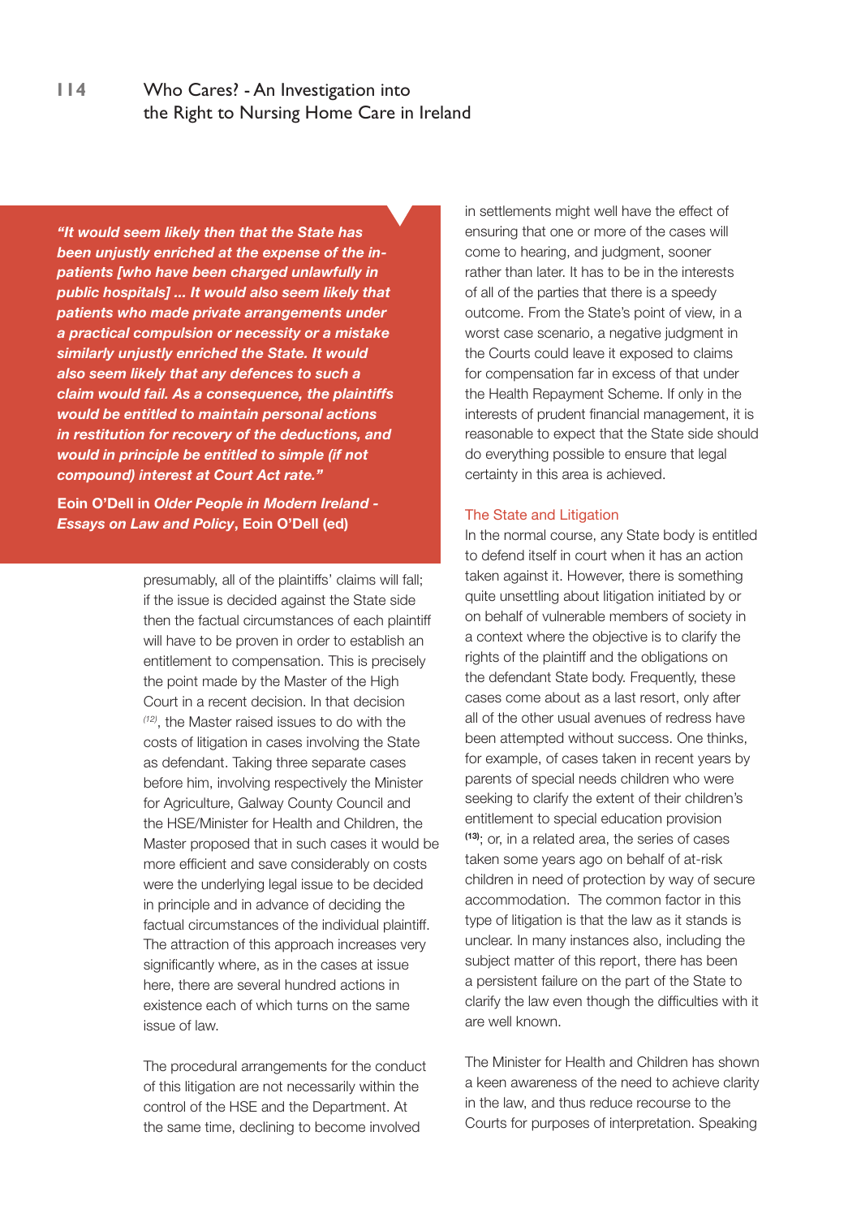> ***"It would seem likely then that the State has been unjustly enriched at the expense of the in-patients [who have been charged unlawfully in public hospitals] ... It would also seem likely that patients who made private arrangements under a practical compulsion or necessity or a mistake similarly unjustly enriched the State. It would also seem likely that any defences to such a claim would fail. As a consequence, the plaintiffs would be entitled to maintain personal actions in restitution for recovery of the deductions, and would in principle be entitled to simple (if not compound) interest at Court Act rate."***
>
> **Eoin O'Dell in *Older People in Modern Ireland - Essays on Law and Policy*, Eoin O'Dell (ed)**

presumably, all of the plaintiffs' claims will fall; if the issue is decided against the State side then the factual circumstances of each plaintiff will have to be proven in order to establish an entitlement to compensation. This is precisely the point made by the Master of the High Court in a recent decision. In that decision [(12)], the Master raised issues to do with the costs of litigation in cases involving the State as defendant. Taking three separate cases before him, involving respectively the Minister for Agriculture, Galway County Council and the HSE/Minister for Health and Children, the Master proposed that in such cases it would be more efficient and save considerably on costs were the underlying legal issue to be decided in principle and in advance of deciding the factual circumstances of the individual plaintiff. The attraction of this approach increases very significantly where, as in the cases at issue here, there are several hundred actions in existence each of which turns on the same issue of law.

The procedural arrangements for the conduct of this litigation are not necessarily within the control of the HSE and the Department. At the same time, declining to become involved in settlements might well have the effect of ensuring that one or more of the cases will come to hearing, and judgment, sooner rather than later. It has to be in the interests of all of the parties that there is a speedy outcome. From the State's point of view, in a worst case scenario, a negative judgment in the Courts could leave it exposed to claims for compensation far in excess of that under the Health Repayment Scheme. If only in the interests of prudent financial management, it is reasonable to expect that the State side should do everything possible to ensure that legal certainty in this area is achieved.

## The State and Litigation

In the normal course, any State body is entitled to defend itself in court when it has an action taken against it. However, there is something quite unsettling about litigation initiated by or on behalf of vulnerable members of society in a context where the objective is to clarify the rights of the plaintiff and the obligations on the defendant State body. Frequently, these cases come about as a last resort, only after all of the other usual avenues of redress have been attempted without success. One thinks, for example, of cases taken in recent years by parents of special needs children who were seeking to clarify the extent of their children's entitlement to special education provision [(13)]; or, in a related area, the series of cases taken some years ago on behalf of at-risk children in need of protection by way of secure accommodation. The common factor in this type of litigation is that the law as it stands is unclear. In many instances also, including the subject matter of this report, there has been a persistent failure on the part of the State to clarify the law even though the difficulties with it are well known.

The Minister for Health and Children has shown a keen awareness of the need to achieve clarity in the law, and thus reduce recourse to the Courts for purposes of interpretation. Speaking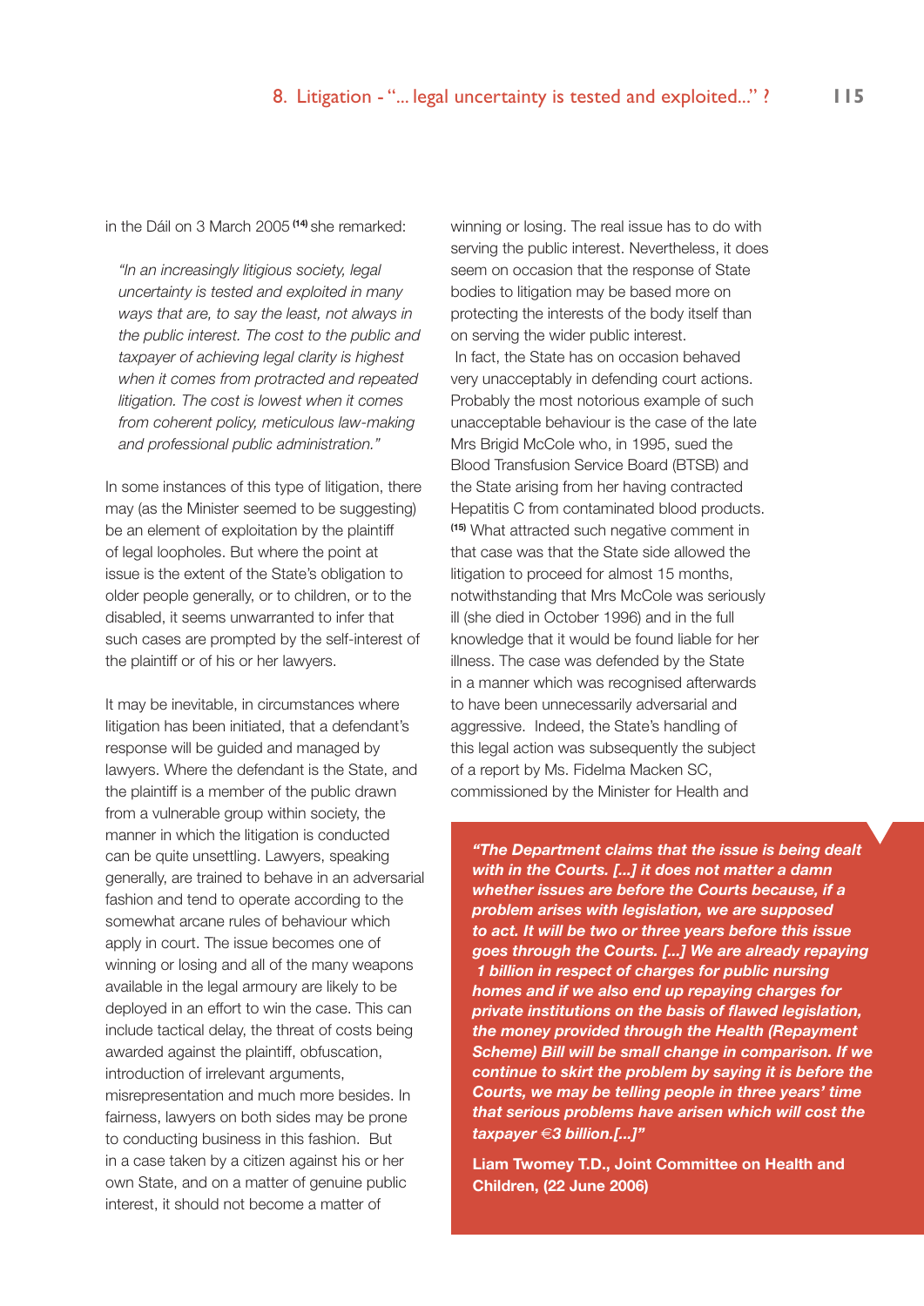in the Dáil on 3 March 2005 [14] she remarked:

*"In an increasingly litigious society, legal uncertainty is tested and exploited in many ways that are, to say the least, not always in the public interest. The cost to the public and taxpayer of achieving legal clarity is highest when it comes from protracted and repeated litigation. The cost is lowest when it comes from coherent policy, meticulous law-making and professional public administration."*

In some instances of this type of litigation, there may (as the Minister seemed to be suggesting) be an element of exploitation by the plaintiff of legal loopholes. But where the point at issue is the extent of the State's obligation to older people generally, or to children, or to the disabled, it seems unwarranted to infer that such cases are prompted by the self-interest of the plaintiff or of his or her lawyers.

It may be inevitable, in circumstances where litigation has been initiated, that a defendant's response will be guided and managed by lawyers. Where the defendant is the State, and the plaintiff is a member of the public drawn from a vulnerable group within society, the manner in which the litigation is conducted can be quite unsettling. Lawyers, speaking generally, are trained to behave in an adversarial fashion and tend to operate according to the somewhat arcane rules of behaviour which apply in court. The issue becomes one of winning or losing and all of the many weapons available in the legal armoury are likely to be deployed in an effort to win the case. This can include tactical delay, the threat of costs being awarded against the plaintiff, obfuscation, introduction of irrelevant arguments, misrepresentation and much more besides. In fairness, lawyers on both sides may be prone to conducting business in this fashion. But in a case taken by a citizen against his or her own State, and on a matter of genuine public interest, it should not become a matter of winning or losing. The real issue has to do with serving the public interest. Nevertheless, it does seem on occasion that the response of State bodies to litigation may be based more on protecting the interests of the body itself than on serving the wider public interest.

In fact, the State has on occasion behaved very unacceptably in defending court actions. Probably the most notorious example of such unacceptable behaviour is the case of the late Mrs Brigid McCole who, in 1995, sued the Blood Transfusion Service Board (BTSB) and the State arising from her having contracted Hepatitis C from contaminated blood products. [15] What attracted such negative comment in that case was that the State side allowed the litigation to proceed for almost 15 months, notwithstanding that Mrs McCole was seriously ill (she died in October 1996) and in the full knowledge that it would be found liable for her illness. The case was defended by the State in a manner which was recognised afterwards to have been unnecessarily adversarial and aggressive. Indeed, the State's handling of this legal action was subsequently the subject of a report by Ms. Fidelma Macken SC, commissioned by the Minister for Health and

> ***"The Department claims that the issue is being dealt with in the Courts. [...] it does not matter a damn whether issues are before the Courts because, if a problem arises with legislation, we are supposed to act. It will be two or three years before this issue goes through the Courts. [...] We are already repaying 1 billion in respect of charges for public nursing homes and if we also end up repaying charges for private institutions on the basis of flawed legislation, the money provided through the Health (Repayment Scheme) Bill will be small change in comparison. If we continue to skirt the problem by saying it is before the Courts, we may be telling people in three years' time that serious problems have arisen which will cost the taxpayer €3 billion.[...]"***
>
> **Liam Twomey T.D., Joint Committee on Health and Children, (22 June 2006)**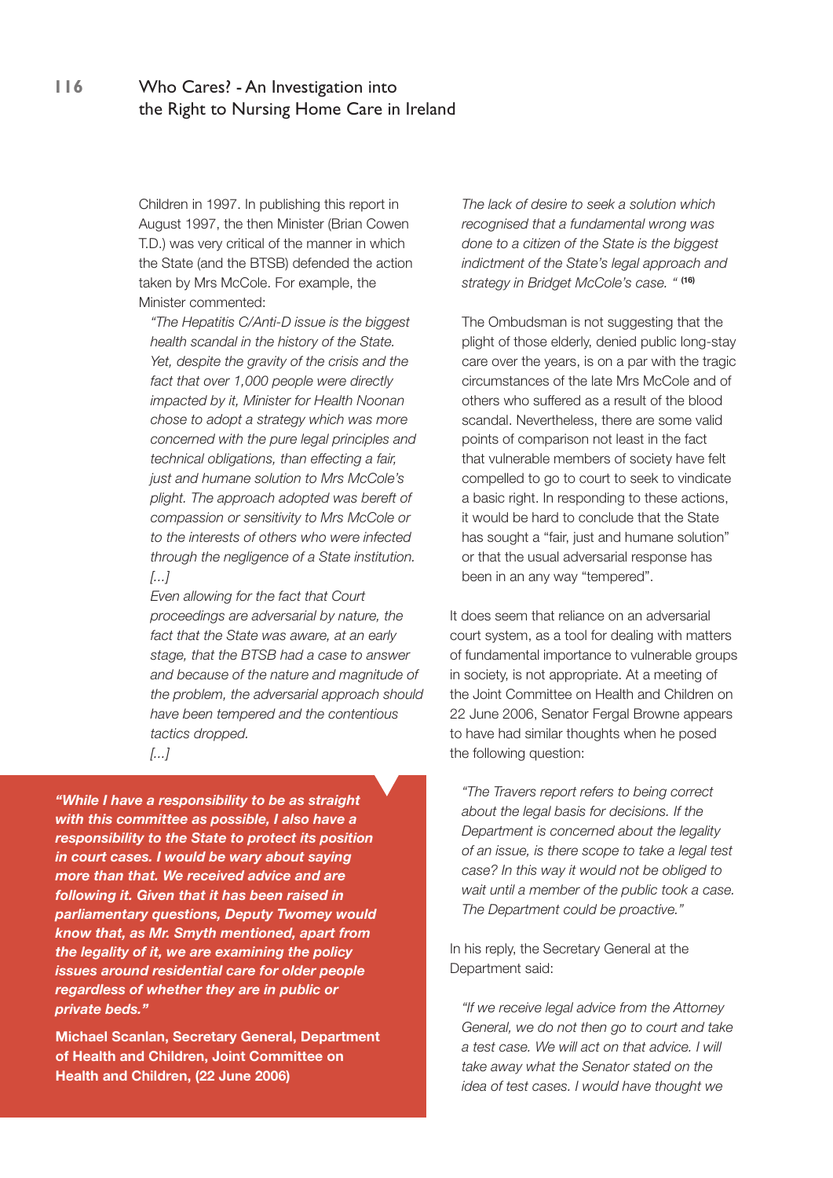Children in 1997. In publishing this report in August 1997, the then Minister (Brian Cowen T.D.) was very critical of the manner in which the State (and the BTSB) defended the action taken by Mrs McCole. For example, the Minister commented:

> *"The Hepatitis C/Anti-D issue is the biggest health scandal in the history of the State. Yet, despite the gravity of the crisis and the fact that over 1,000 people were directly impacted by it, Minister for Health Noonan chose to adopt a strategy which was more concerned with the pure legal principles and technical obligations, than effecting a fair, just and humane solution to Mrs McCole's plight. The approach adopted was bereft of compassion or sensitivity to Mrs McCole or to the interests of others who were infected through the negligence of a State institution.*
>
> *[...]*
>
> *Even allowing for the fact that Court proceedings are adversarial by nature, the fact that the State was aware, at an early stage, that the BTSB had a case to answer and because of the nature and magnitude of the problem, the adversarial approach should have been tempered and the contentious tactics dropped.*
>
> *[...]*
>
> *The lack of desire to seek a solution which recognised that a fundamental wrong was done to a citizen of the State is the biggest indictment of the State's legal approach and strategy in Bridget McCole's case. "* [16]

The Ombudsman is not suggesting that the plight of those elderly, denied public long-stay care over the years, is on a par with the tragic circumstances of the late Mrs McCole and of others who suffered as a result of the blood scandal. Nevertheless, there are some valid points of comparison not least in the fact that vulnerable members of society have felt compelled to go to court to seek to vindicate a basic right. In responding to these actions, it would be hard to conclude that the State has sought a "fair, just and humane solution" or that the usual adversarial response has been in an any way "tempered".

It does seem that reliance on an adversarial court system, as a tool for dealing with matters of fundamental importance to vulnerable groups in society, is not appropriate. At a meeting of the Joint Committee on Health and Children on 22 June 2006, Senator Fergal Browne appears to have had similar thoughts when he posed the following question:

> *"The Travers report refers to being correct about the legal basis for decisions. If the Department is concerned about the legality of an issue, is there scope to take a legal test case? In this way it would not be obliged to wait until a member of the public took a case. The Department could be proactive."*

In his reply, the Secretary General at the Department said:

> *"If we receive legal advice from the Attorney General, we do not then go to court and take a test case. We will act on that advice. I will take away what the Senator stated on the idea of test cases. I would have thought we*

> ***"While I have a responsibility to be as straight with this committee as possible, I also have a responsibility to the State to protect its position in court cases. I would be wary about saying more than that. We received advice and are following it. Given that it has been raised in parliamentary questions, Deputy Twomey would know that, as Mr. Smyth mentioned, apart from the legality of it, we are examining the policy issues around residential care for older people regardless of whether they are in public or private beds."***
>
> **Michael Scanlan, Secretary General, Department of Health and Children, Joint Committee on Health and Children, (22 June 2006)**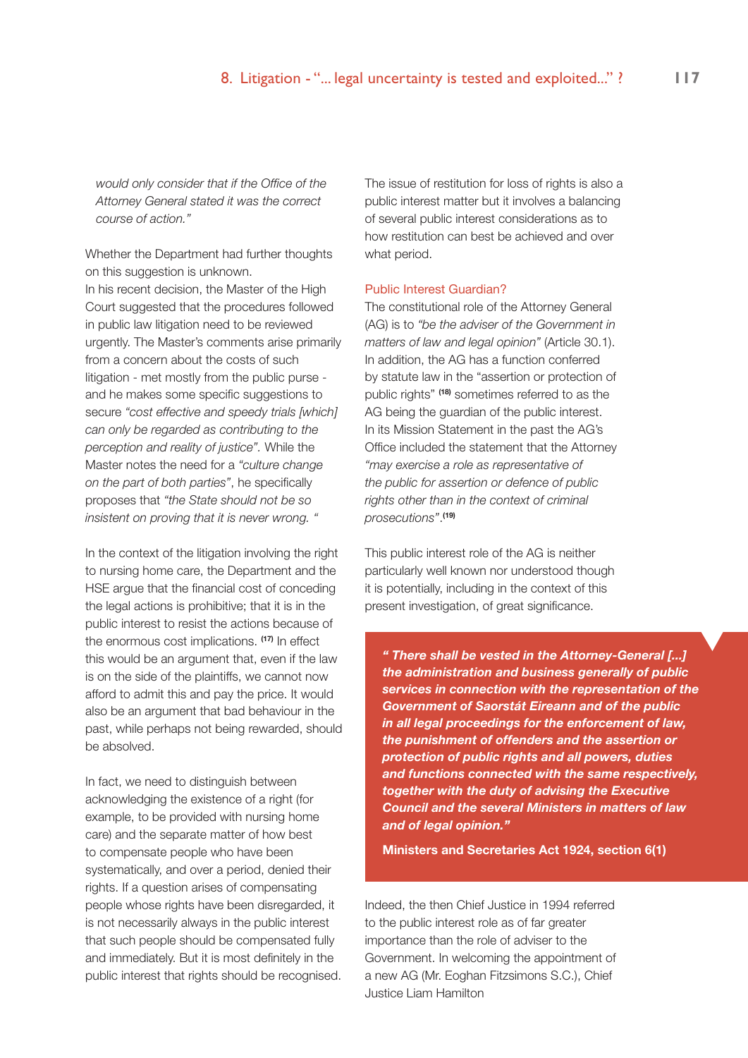*would only consider that if the Office of the Attorney General stated it was the correct course of action."*

Whether the Department had further thoughts on this suggestion is unknown.
In his recent decision, the Master of the High Court suggested that the procedures followed in public law litigation need to be reviewed urgently. The Master's comments arise primarily from a concern about the costs of such litigation - met mostly from the public purse - and he makes some specific suggestions to secure *"cost effective and speedy trials [which] can only be regarded as contributing to the perception and reality of justice"*. While the Master notes the need for a *"culture change on the part of both parties"*, he specifically proposes that *"the State should not be so insistent on proving that it is never wrong. "*

In the context of the litigation involving the right to nursing home care, the Department and the HSE argue that the financial cost of conceding the legal actions is prohibitive; that it is in the public interest to resist the actions because of the enormous cost implications. [17] In effect this would be an argument that, even if the law is on the side of the plaintiffs, we cannot now afford to admit this and pay the price. It would also be an argument that bad behaviour in the past, while perhaps not being rewarded, should be absolved.

In fact, we need to distinguish between acknowledging the existence of a right (for example, to be provided with nursing home care) and the separate matter of how best to compensate people who have been systematically, and over a period, denied their rights. If a question arises of compensating people whose rights have been disregarded, it is not necessarily always in the public interest that such people should be compensated fully and immediately. But it is most definitely in the public interest that rights should be recognised.

The issue of restitution for loss of rights is also a public interest matter but it involves a balancing of several public interest considerations as to how restitution can best be achieved and over what period.

### Public Interest Guardian?

The constitutional role of the Attorney General (AG) is to *"be the adviser of the Government in matters of law and legal opinion"* (Article 30.1). In addition, the AG has a function conferred by statute law in the "assertion or protection of public rights" [18] sometimes referred to as the AG being the guardian of the public interest. In its Mission Statement in the past the AG's Office included the statement that the Attorney *"may exercise a role as representative of the public for assertion or defence of public rights other than in the context of criminal prosecutions"*.[19]

This public interest role of the AG is neither particularly well known nor understood though it is potentially, including in the context of this present investigation, of great significance.

> ***" There shall be vested in the Attorney-General [...] the administration and business generally of public services in connection with the representation of the Government of Saorstát Eireann and of the public in all legal proceedings for the enforcement of law, the punishment of offenders and the assertion or protection of public rights and all powers, duties and functions connected with the same respectively, together with the duty of advising the Executive Council and the several Ministers in matters of law and of legal opinion."***
>
> **Ministers and Secretaries Act 1924, section 6(1)**

Indeed, the then Chief Justice in 1994 referred to the public interest role as of far greater importance than the role of adviser to the Government. In welcoming the appointment of a new AG (Mr. Eoghan Fitzsimons S.C.), Chief Justice Liam Hamilton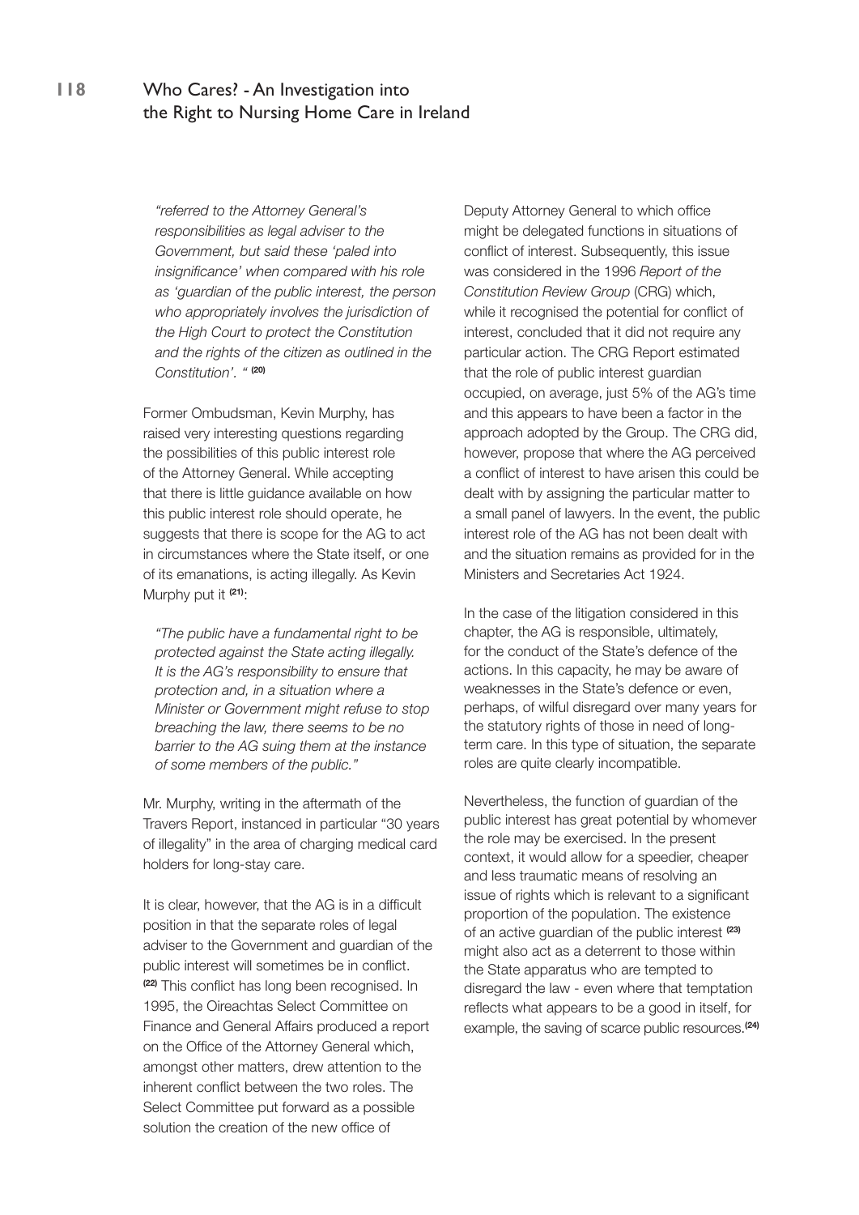*"referred to the Attorney General's responsibilities as legal adviser to the Government, but said these 'paled into insignificance' when compared with his role as 'guardian of the public interest, the person who appropriately involves the jurisdiction of the High Court to protect the Constitution and the rights of the citizen as outlined in the Constitution'. "* [20]

Former Ombudsman, Kevin Murphy, has raised very interesting questions regarding the possibilities of this public interest role of the Attorney General. While accepting that there is little guidance available on how this public interest role should operate, he suggests that there is scope for the AG to act in circumstances where the State itself, or one of its emanations, is acting illegally. As Kevin Murphy put it [21]:

*"The public have a fundamental right to be protected against the State acting illegally. It is the AG's responsibility to ensure that protection and, in a situation where a Minister or Government might refuse to stop breaching the law, there seems to be no barrier to the AG suing them at the instance of some members of the public."*

Mr. Murphy, writing in the aftermath of the Travers Report, instanced in particular "30 years of illegality" in the area of charging medical card holders for long-stay care.

It is clear, however, that the AG is in a difficult position in that the separate roles of legal adviser to the Government and guardian of the public interest will sometimes be in conflict. [22] This conflict has long been recognised. In 1995, the Oireachtas Select Committee on Finance and General Affairs produced a report on the Office of the Attorney General which, amongst other matters, drew attention to the inherent conflict between the two roles. The Select Committee put forward as a possible solution the creation of the new office of Deputy Attorney General to which office might be delegated functions in situations of conflict of interest. Subsequently, this issue was considered in the 1996 *Report of the Constitution Review Group* (CRG) which, while it recognised the potential for conflict of interest, concluded that it did not require any particular action. The CRG Report estimated that the role of public interest guardian occupied, on average, just 5% of the AG's time and this appears to have been a factor in the approach adopted by the Group. The CRG did, however, propose that where the AG perceived a conflict of interest to have arisen this could be dealt with by assigning the particular matter to a small panel of lawyers. In the event, the public interest role of the AG has not been dealt with and the situation remains as provided for in the Ministers and Secretaries Act 1924.

In the case of the litigation considered in this chapter, the AG is responsible, ultimately, for the conduct of the State's defence of the actions. In this capacity, he may be aware of weaknesses in the State's defence or even, perhaps, of wilful disregard over many years for the statutory rights of those in need of long-term care. In this type of situation, the separate roles are quite clearly incompatible.

Nevertheless, the function of guardian of the public interest has great potential by whomever the role may be exercised. In the present context, it would allow for a speedier, cheaper and less traumatic means of resolving an issue of rights which is relevant to a significant proportion of the population. The existence of an active guardian of the public interest [23] might also act as a deterrent to those within the State apparatus who are tempted to disregard the law - even where that temptation reflects what appears to be a good in itself, for example, the saving of scarce public resources.[24]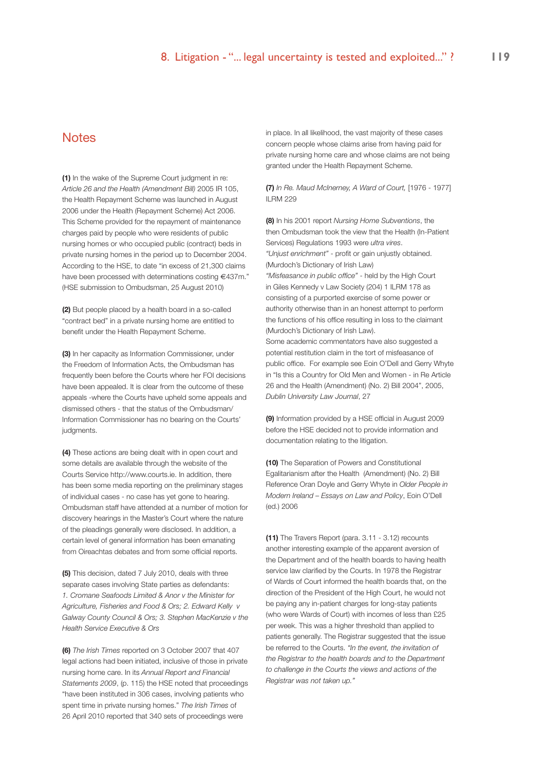## Notes

**(1)** In the wake of the Supreme Court judgment in re: *Article 26 and the Health (Amendment Bill)* 2005 IR 105, the Health Repayment Scheme was launched in August 2006 under the Health (Repayment Scheme) Act 2006. This Scheme provided for the repayment of maintenance charges paid by people who were residents of public nursing homes or who occupied public (contract) beds in private nursing homes in the period up to December 2004. According to the HSE, to date "in excess of 21,300 claims have been processed with determinations costing €437m." (HSE submission to Ombudsman, 25 August 2010)

**(2)** But people placed by a health board in a so-called "contract bed" in a private nursing home are entitled to benefit under the Health Repayment Scheme.

**(3)** In her capacity as Information Commissioner, under the Freedom of Information Acts, the Ombudsman has frequently been before the Courts where her FOI decisions have been appealed. It is clear from the outcome of these appeals -where the Courts have upheld some appeals and dismissed others - that the status of the Ombudsman/ Information Commissioner has no bearing on the Courts' judgments.

**(4)** These actions are being dealt with in open court and some details are available through the website of the Courts Service http://www.courts.ie. In addition, there has been some media reporting on the preliminary stages of individual cases - no case has yet gone to hearing. Ombudsman staff have attended at a number of motion for discovery hearings in the Master's Court where the nature of the pleadings generally were disclosed. In addition, a certain level of general information has been emanating from Oireachtas debates and from some official reports.

**(5)** This decision, dated 7 July 2010, deals with three separate cases involving State parties as defendants: *1. Cromane Seafoods Limited & Anor v the Minister for Agriculture, Fisheries and Food & Ors; 2. Edward Kelly v Galway County Council & Ors; 3. Stephen MacKenzie v the Health Service Executive & Ors*

**(6)** *The Irish Times* reported on 3 October 2007 that 407 legal actions had been initiated, inclusive of those in private nursing home care. In its *Annual Report and Financial Statements 2009*, (p. 115) the HSE noted that proceedings "have been instituted in 306 cases, involving patients who spent time in private nursing homes." *The Irish Times* of 26 April 2010 reported that 340 sets of proceedings were in place. In all likelihood, the vast majority of these cases concern people whose claims arise from having paid for private nursing home care and whose claims are not being granted under the Health Repayment Scheme.

**(7)** *In Re. Maud McInerney, A Ward of Court,* [1976 - 1977] ILRM 229

**(8)** In his 2001 report *Nursing Home Subventions*, the then Ombudsman took the view that the Health (In-Patient Services) Regulations 1993 were *ultra vires*.
*"Unjust enrichment"* - profit or gain unjustly obtained. (Murdoch's Dictionary of Irish Law)
*"Misfeasance in public office"* - held by the High Court in Giles Kennedy v Law Society (204) 1 ILRM 178 as consisting of a purported exercise of some power or authority otherwise than in an honest attempt to perform the functions of his office resulting in loss to the claimant (Murdoch's Dictionary of Irish Law).
Some academic commentators have also suggested a potential restitution claim in the tort of misfeasance of public office. For example see Eoin O'Dell and Gerry Whyte in "Is this a Country for Old Men and Women - in Re Article 26 and the Health (Amendment) (No. 2) Bill 2004", 2005, *Dublin University Law Journal*, 27

**(9)** Information provided by a HSE official in August 2009 before the HSE decided not to provide information and documentation relating to the litigation.

**(10)** The Separation of Powers and Constitutional Egalitarianism after the Health (Amendment) (No. 2) Bill Reference Oran Doyle and Gerry Whyte in *Older People in Modern Ireland – Essays on Law and Policy*, Eoin O'Dell (ed.) 2006

**(11)** The Travers Report (para. 3.11 - 3.12) recounts another interesting example of the apparent aversion of the Department and of the health boards to having health service law clarified by the Courts. In 1978 the Registrar of Wards of Court informed the health boards that, on the direction of the President of the High Court, he would not be paying any in-patient charges for long-stay patients (who were Wards of Court) with incomes of less than £25 per week. This was a higher threshold than applied to patients generally. The Registrar suggested that the issue be referred to the Courts. *"In the event, the invitation of the Registrar to the health boards and to the Department to challenge in the Courts the views and actions of the Registrar was not taken up."*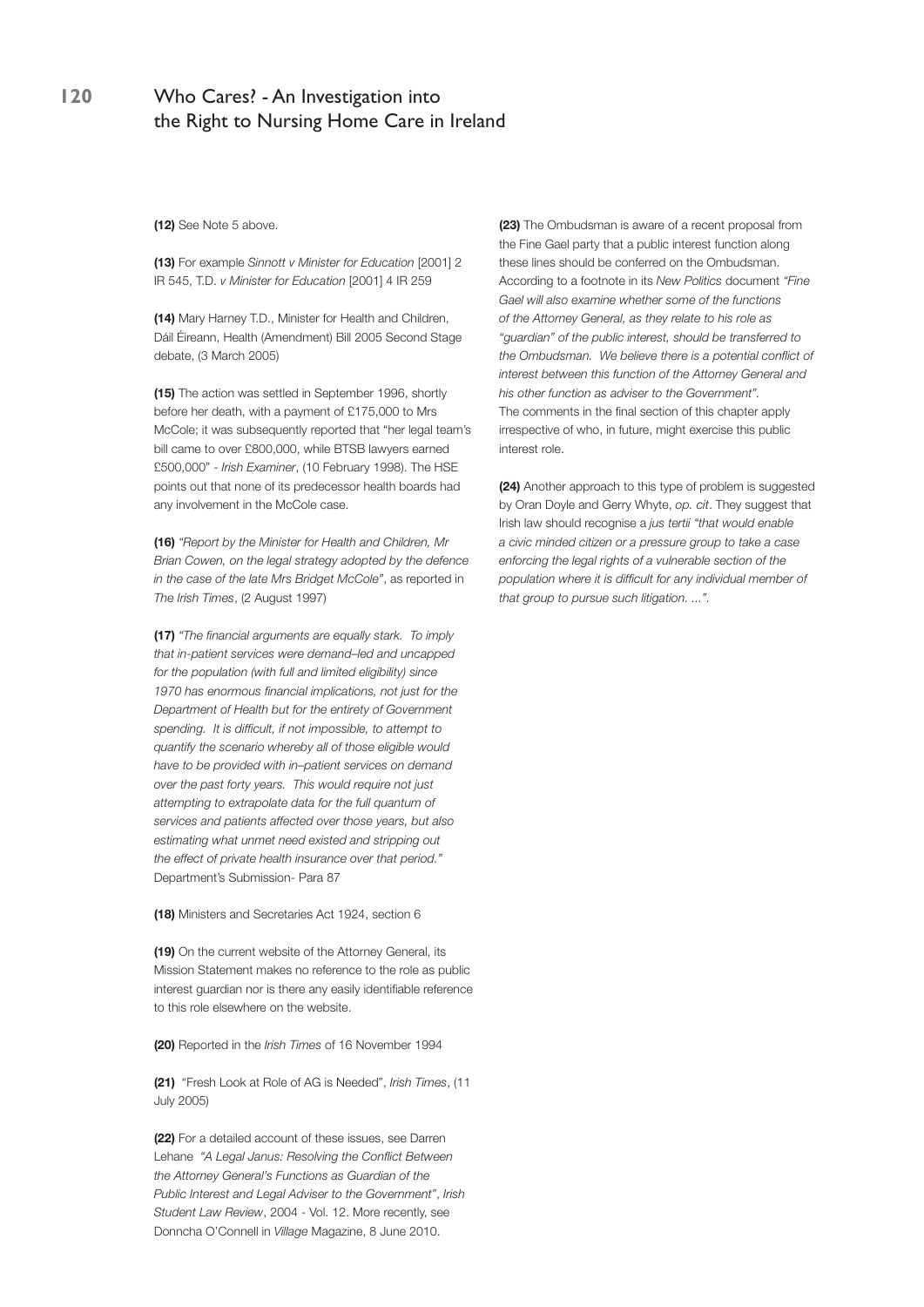**(12)** See Note 5 above.

**(13)** For example *Sinnott v Minister for Education* [2001] 2 IR 545, T.D. *v Minister for Education* [2001] 4 IR 259

**(14)** Mary Harney T.D., Minister for Health and Children, Dáil Éireann, Health (Amendment) Bill 2005 Second Stage debate, (3 March 2005)

**(15)** The action was settled in September 1996, shortly before her death, with a payment of £175,000 to Mrs McCole; it was subsequently reported that "her legal team's bill came to over £800,000, while BTSB lawyers earned £500,000" - *Irish Examiner*, (10 February 1998). The HSE points out that none of its predecessor health boards had any involvement in the McCole case.

**(16)** *"Report by the Minister for Health and Children, Mr Brian Cowen, on the legal strategy adopted by the defence in the case of the late Mrs Bridget McCole"*, as reported in *The Irish Times*, (2 August 1997)

**(17)** *"The financial arguments are equally stark. To imply that in-patient services were demand–led and uncapped for the population (with full and limited eligibility) since 1970 has enormous financial implications, not just for the Department of Health but for the entirety of Government spending. It is difficult, if not impossible, to attempt to quantify the scenario whereby all of those eligible would have to be provided with in–patient services on demand over the past forty years. This would require not just attempting to extrapolate data for the full quantum of services and patients affected over those years, but also estimating what unmet need existed and stripping out the effect of private health insurance over that period."* Department's Submission- Para 87

**(18)** Ministers and Secretaries Act 1924, section 6

**(19)** On the current website of the Attorney General, its Mission Statement makes no reference to the role as public interest guardian nor is there any easily identifiable reference to this role elsewhere on the website.

**(20)** Reported in the *Irish Times* of 16 November 1994

**(21)** "Fresh Look at Role of AG is Needed", *Irish Times*, (11 July 2005)

**(22)** For a detailed account of these issues, see Darren Lehane *"A Legal Janus: Resolving the Conflict Between the Attorney General's Functions as Guardian of the Public Interest and Legal Adviser to the Government"*, *Irish Student Law Review*, 2004 - Vol. 12. More recently, see Donncha O'Connell in *Village* Magazine, 8 June 2010.

**(23)** The Ombudsman is aware of a recent proposal from the Fine Gael party that a public interest function along these lines should be conferred on the Ombudsman. According to a footnote in its *New Politics* document *"Fine Gael will also examine whether some of the functions of the Attorney General, as they relate to his role as "guardian" of the public interest, should be transferred to the Ombudsman. We believe there is a potential conflict of interest between this function of the Attorney General and his other function as adviser to the Government".* The comments in the final section of this chapter apply irrespective of who, in future, might exercise this public interest role.

**(24)** Another approach to this type of problem is suggested by Oran Doyle and Gerry Whyte, *op. cit*. They suggest that Irish law should recognise a *jus tertii "that would enable a civic minded citizen or a pressure group to take a case enforcing the legal rights of a vulnerable section of the population where it is difficult for any individual member of that group to pursue such litigation. ...".*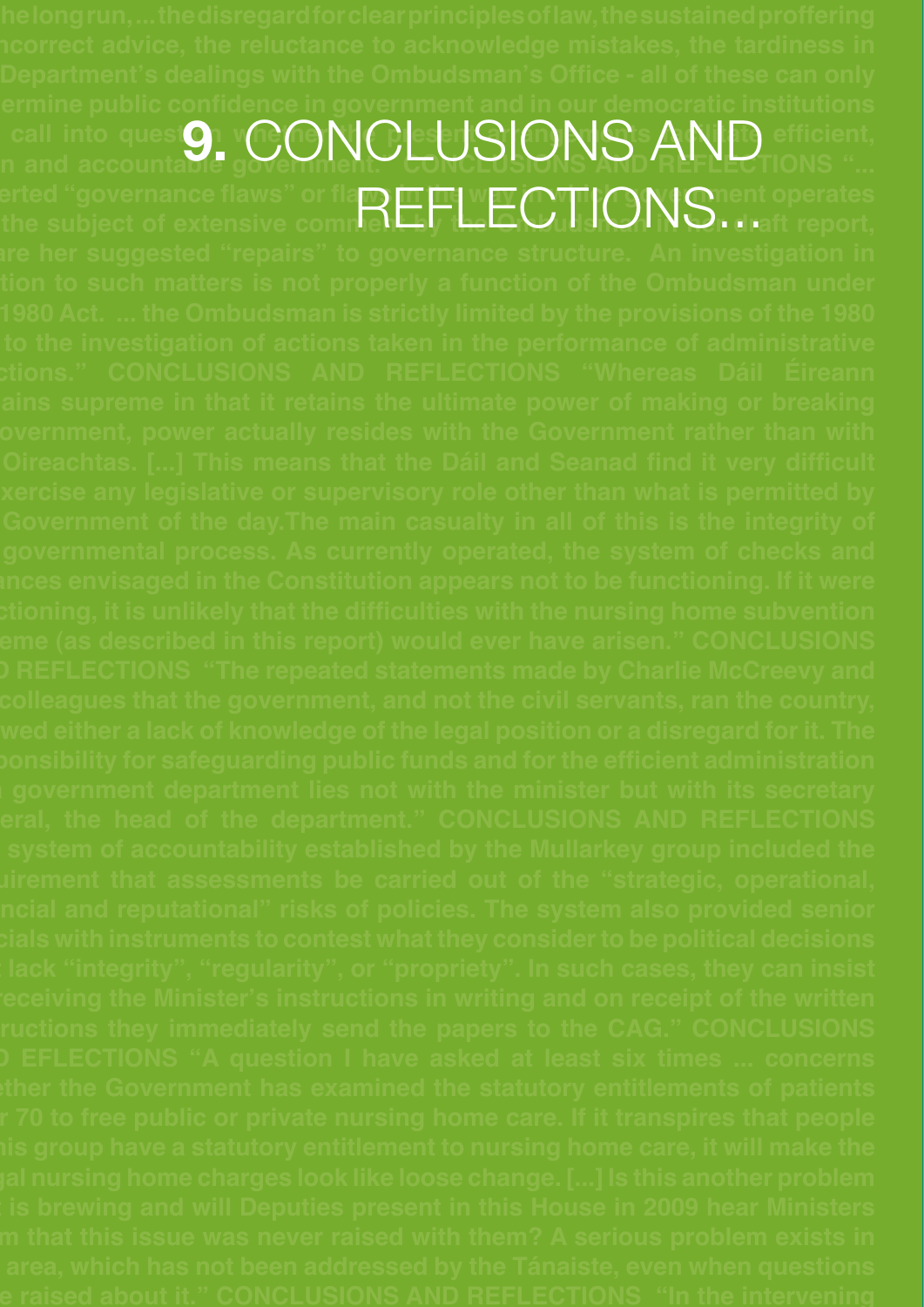# 9. CONCLUSIONS AND REFLECTIONS...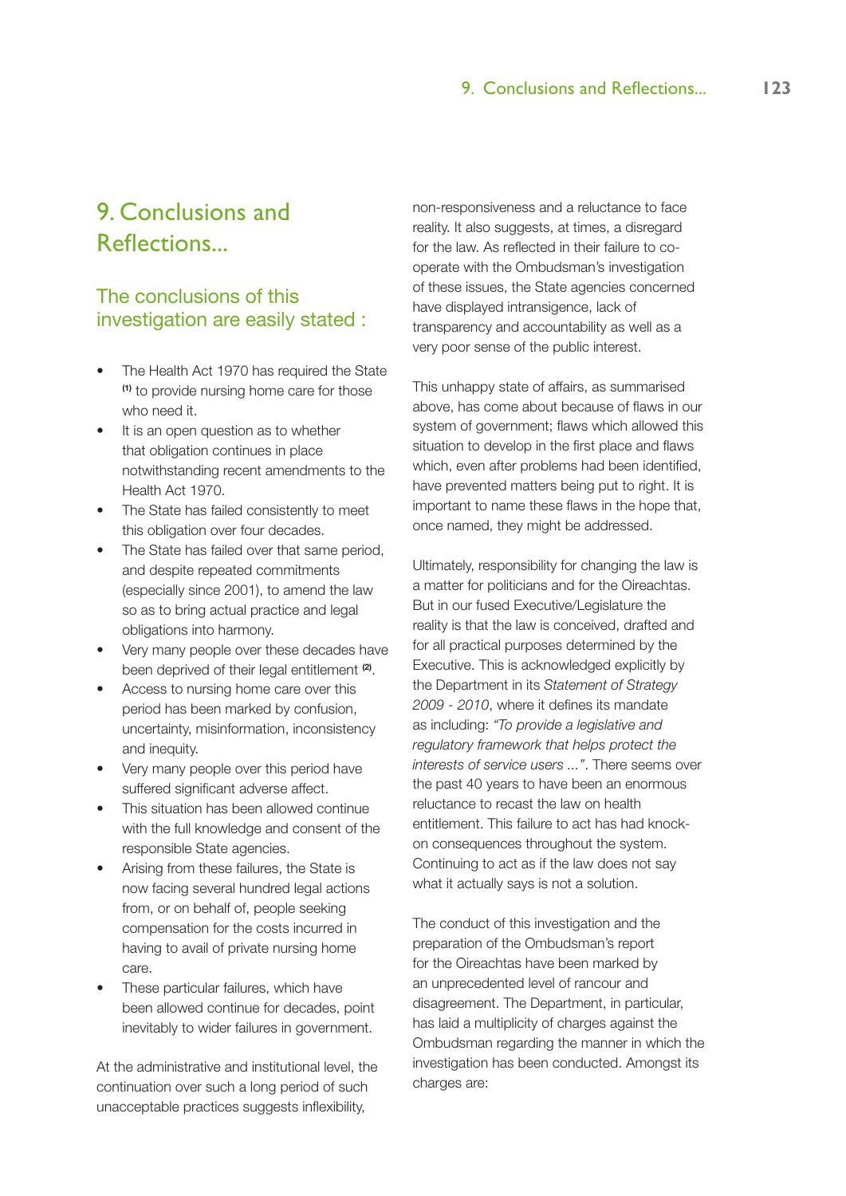# 9. Conclusions and Reflections...

## The conclusions of this investigation are easily stated :

- The Health Act 1970 has required the State [1] to provide nursing home care for those who need it.
- It is an open question as to whether that obligation continues in place notwithstanding recent amendments to the Health Act 1970.
- The State has failed consistently to meet this obligation over four decades.
- The State has failed over that same period, and despite repeated commitments (especially since 2001), to amend the law so as to bring actual practice and legal obligations into harmony.
- Very many people over these decades have been deprived of their legal entitlement [2].
- Access to nursing home care over this period has been marked by confusion, uncertainty, misinformation, inconsistency and inequity.
- Very many people over this period have suffered significant adverse affect.
- This situation has been allowed continue with the full knowledge and consent of the responsible State agencies.
- Arising from these failures, the State is now facing several hundred legal actions from, or on behalf of, people seeking compensation for the costs incurred in having to avail of private nursing home care.
- These particular failures, which have been allowed continue for decades, point inevitably to wider failures in government.

At the administrative and institutional level, the continuation over such a long period of such unacceptable practices suggests inflexibility, non-responsiveness and a reluctance to face reality. It also suggests, at times, a disregard for the law. As reflected in their failure to co-operate with the Ombudsman's investigation of these issues, the State agencies concerned have displayed intransigence, lack of transparency and accountability as well as a very poor sense of the public interest.

This unhappy state of affairs, as summarised above, has come about because of flaws in our system of government; flaws which allowed this situation to develop in the first place and flaws which, even after problems had been identified, have prevented matters being put to right. It is important to name these flaws in the hope that, once named, they might be addressed.

Ultimately, responsibility for changing the law is a matter for politicians and for the Oireachtas. But in our fused Executive/Legislature the reality is that the law is conceived, drafted and for all practical purposes determined by the Executive. This is acknowledged explicitly by the Department in its *Statement of Strategy 2009 - 2010*, where it defines its mandate as including: *"To provide a legislative and regulatory framework that helps protect the interests of service users ..."*. There seems over the past 40 years to have been an enormous reluctance to recast the law on health entitlement. This failure to act has had knock-on consequences throughout the system. Continuing to act as if the law does not say what it actually says is not a solution.

The conduct of this investigation and the preparation of the Ombudsman's report for the Oireachtas have been marked by an unprecedented level of rancour and disagreement. The Department, in particular, has laid a multiplicity of charges against the Ombudsman regarding the manner in which the investigation has been conducted. Amongst its charges are: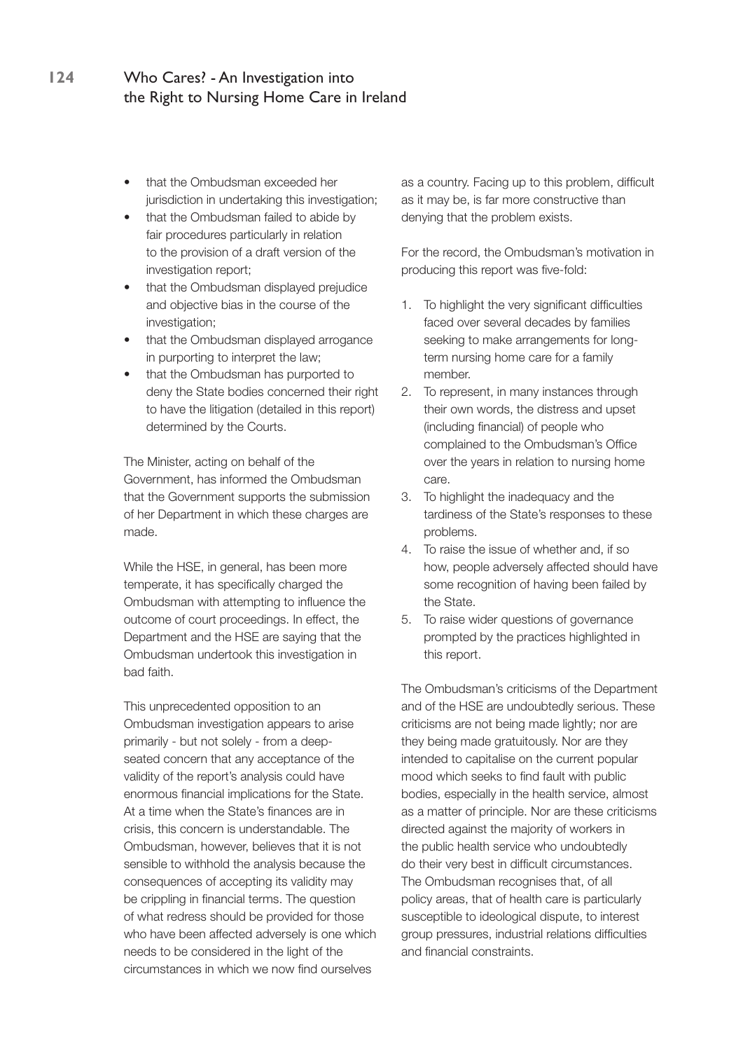- that the Ombudsman exceeded her jurisdiction in undertaking this investigation;
- that the Ombudsman failed to abide by fair procedures particularly in relation to the provision of a draft version of the investigation report;
- that the Ombudsman displayed prejudice and objective bias in the course of the investigation;
- that the Ombudsman displayed arrogance in purporting to interpret the law;
- that the Ombudsman has purported to deny the State bodies concerned their right to have the litigation (detailed in this report) determined by the Courts.

The Minister, acting on behalf of the Government, has informed the Ombudsman that the Government supports the submission of her Department in which these charges are made.

While the HSE, in general, has been more temperate, it has specifically charged the Ombudsman with attempting to influence the outcome of court proceedings. In effect, the Department and the HSE are saying that the Ombudsman undertook this investigation in bad faith.

This unprecedented opposition to an Ombudsman investigation appears to arise primarily - but not solely - from a deep-seated concern that any acceptance of the validity of the report's analysis could have enormous financial implications for the State. At a time when the State's finances are in crisis, this concern is understandable. The Ombudsman, however, believes that it is not sensible to withhold the analysis because the consequences of accepting its validity may be crippling in financial terms. The question of what redress should be provided for those who have been affected adversely is one which needs to be considered in the light of the circumstances in which we now find ourselves as a country. Facing up to this problem, difficult as it may be, is far more constructive than denying that the problem exists.

For the record, the Ombudsman's motivation in producing this report was five-fold:

1. To highlight the very significant difficulties faced over several decades by families seeking to make arrangements for long-term nursing home care for a family member.
2. To represent, in many instances through their own words, the distress and upset (including financial) of people who complained to the Ombudsman's Office over the years in relation to nursing home care.
3. To highlight the inadequacy and the tardiness of the State's responses to these problems.
4. To raise the issue of whether and, if so how, people adversely affected should have some recognition of having been failed by the State.
5. To raise wider questions of governance prompted by the practices highlighted in this report.

The Ombudsman's criticisms of the Department and of the HSE are undoubtedly serious. These criticisms are not being made lightly; nor are they being made gratuitously. Nor are they intended to capitalise on the current popular mood which seeks to find fault with public bodies, especially in the health service, almost as a matter of principle. Nor are these criticisms directed against the majority of workers in the public health service who undoubtedly do their very best in difficult circumstances. The Ombudsman recognises that, of all policy areas, that of health care is particularly susceptible to ideological dispute, to interest group pressures, industrial relations difficulties and financial constraints.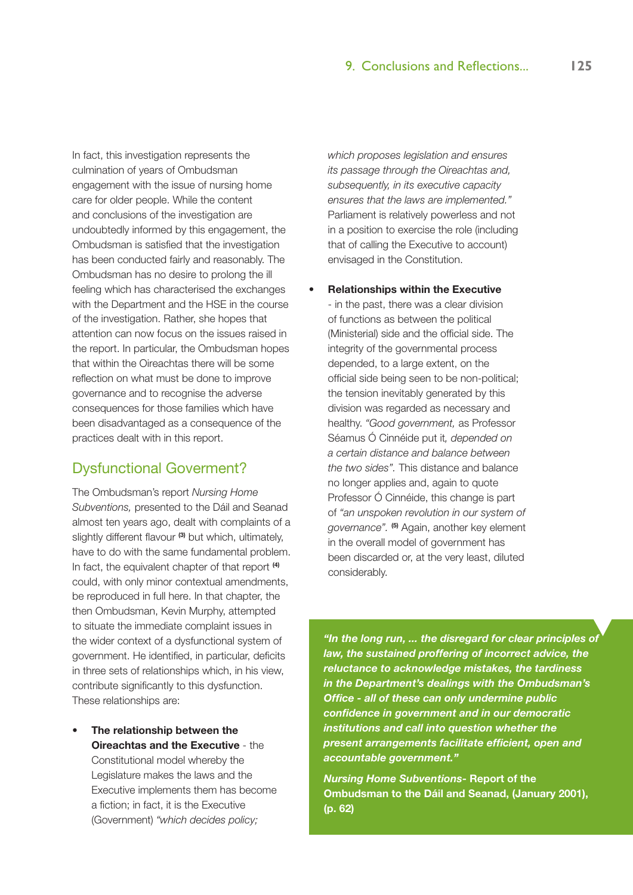In fact, this investigation represents the culmination of years of Ombudsman engagement with the issue of nursing home care for older people. While the content and conclusions of the investigation are undoubtedly informed by this engagement, the Ombudsman is satisfied that the investigation has been conducted fairly and reasonably. The Ombudsman has no desire to prolong the ill feeling which has characterised the exchanges with the Department and the HSE in the course of the investigation. Rather, she hopes that attention can now focus on the issues raised in the report. In particular, the Ombudsman hopes that within the Oireachtas there will be some reflection on what must be done to improve governance and to recognise the adverse consequences for those families which have been disadvantaged as a consequence of the practices dealt with in this report.

## Dysfunctional Goverment?

The Ombudsman's report *Nursing Home Subventions,* presented to the Dáil and Seanad almost ten years ago, dealt with complaints of a slightly different flavour [3] but which, ultimately, have to do with the same fundamental problem. In fact, the equivalent chapter of that report [4] could, with only minor contextual amendments, be reproduced in full here. In that chapter, the then Ombudsman, Kevin Murphy, attempted to situate the immediate complaint issues in the wider context of a dysfunctional system of government. He identified, in particular, deficits in three sets of relationships which, in his view, contribute significantly to this dysfunction. These relationships are:

- **The relationship between the Oireachtas and the Executive** - the Constitutional model whereby the Legislature makes the laws and the Executive implements them has become a fiction; in fact, it is the Executive (Government) *"which decides policy; which proposes legislation and ensures its passage through the Oireachtas and, subsequently, in its executive capacity ensures that the laws are implemented."* Parliament is relatively powerless and not in a position to exercise the role (including that of calling the Executive to account) envisaged in the Constitution.

- **Relationships within the Executive** - in the past, there was a clear division of functions as between the political (Ministerial) side and the official side. The integrity of the governmental process depended, to a large extent, on the official side being seen to be non-political; the tension inevitably generated by this division was regarded as necessary and healthy. *"Good government,* as Professor Séamus Ó Cinnéide put it*, depended on a certain distance and balance between the two sides".* This distance and balance no longer applies and, again to quote Professor Ó Cinnéide, this change is part of *"an unspoken revolution in our system of governance".* [5] Again, another key element in the overall model of government has been discarded or, at the very least, diluted considerably.

> ***"In the long run, ... the disregard for clear principles of law, the sustained proffering of incorrect advice, the reluctance to acknowledge mistakes, the tardiness in the Department's dealings with the Ombudsman's Office - all of these can only undermine public confidence in government and in our democratic institutions and call into question whether the present arrangements facilitate efficient, open and accountable government."***
>
> ***Nursing Home Subventions*- Report of the Ombudsman to the Dáil and Seanad, (January 2001), (p. 62)**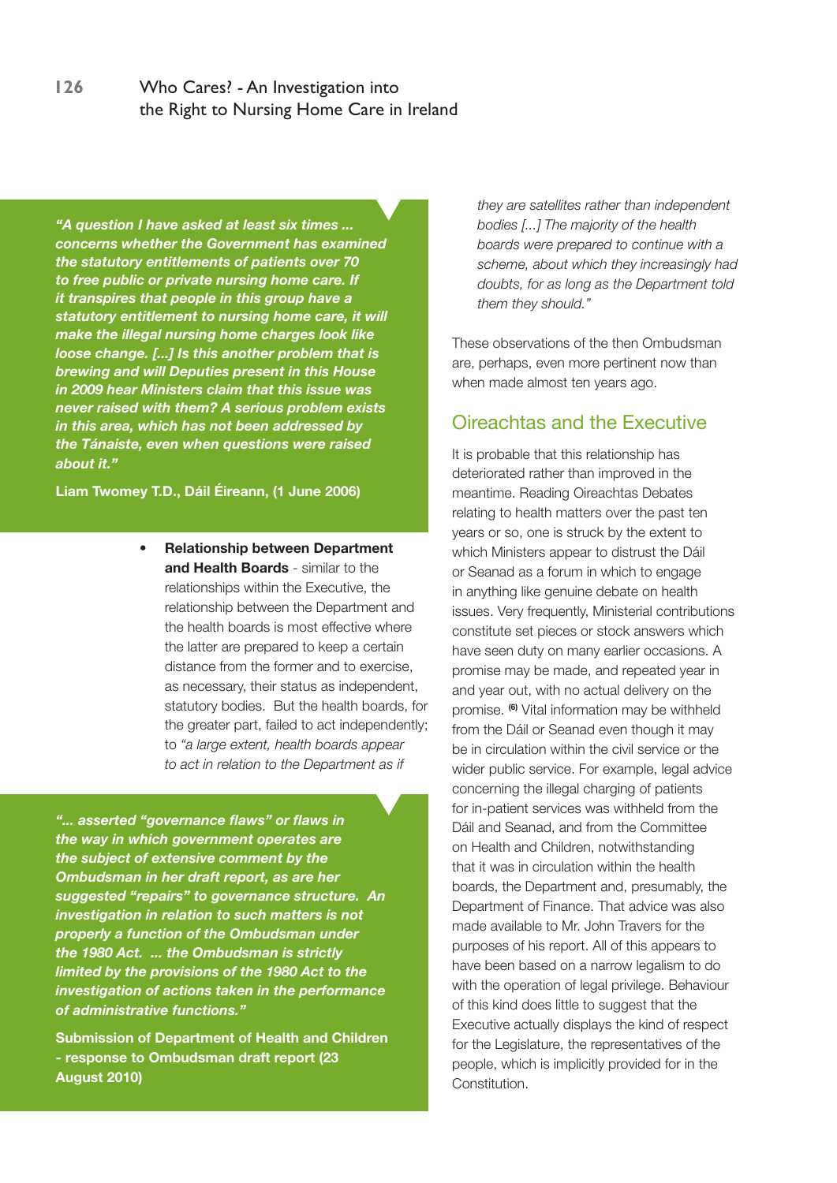> ***"A question I have asked at least six times ... concerns whether the Government has examined the statutory entitlements of patients over 70 to free public or private nursing home care. If it transpires that people in this group have a statutory entitlement to nursing home care, it will make the illegal nursing home charges look like loose change. [...] Is this another problem that is brewing and will Deputies present in this House in 2009 hear Ministers claim that this issue was never raised with them? A serious problem exists in this area, which has not been addressed by the Tánaiste, even when questions were raised about it."***
>
> **Liam Twomey T.D., Dáil Éireann, (1 June 2006)**

- **Relationship between Department and Health Boards** - similar to the relationships within the Executive, the relationship between the Department and the health boards is most effective where the latter are prepared to keep a certain distance from the former and to exercise, as necessary, their status as independent, statutory bodies. But the health boards, for the greater part, failed to act independently; to *"a large extent, health boards appear to act in relation to the Department as if they are satellites rather than independent bodies [...] The majority of the health boards were prepared to continue with a scheme, about which they increasingly had doubts, for as long as the Department told them they should."*

> ***"... asserted "governance flaws" or flaws in the way in which government operates are the subject of extensive comment by the Ombudsman in her draft report, as are her suggested "repairs" to governance structure. An investigation in relation to such matters is not properly a function of the Ombudsman under the 1980 Act. ... the Ombudsman is strictly limited by the provisions of the 1980 Act to the investigation of actions taken in the performance of administrative functions."***
>
> **Submission of Department of Health and Children - response to Ombudsman draft report (23 August 2010)**

These observations of the then Ombudsman are, perhaps, even more pertinent now than when made almost ten years ago.

## Oireachtas and the Executive

It is probable that this relationship has deteriorated rather than improved in the meantime. Reading Oireachtas Debates relating to health matters over the past ten years or so, one is struck by the extent to which Ministers appear to distrust the Dáil or Seanad as a forum in which to engage in anything like genuine debate on health issues. Very frequently, Ministerial contributions constitute set pieces or stock answers which have seen duty on many earlier occasions. A promise may be made, and repeated year in and year out, with no actual delivery on the promise. [6] Vital information may be withheld from the Dáil or Seanad even though it may be in circulation within the civil service or the wider public service. For example, legal advice concerning the illegal charging of patients for in-patient services was withheld from the Dáil and Seanad, and from the Committee on Health and Children, notwithstanding that it was in circulation within the health boards, the Department and, presumably, the Department of Finance. That advice was also made available to Mr. John Travers for the purposes of his report. All of this appears to have been based on a narrow legalism to do with the operation of legal privilege. Behaviour of this kind does little to suggest that the Executive actually displays the kind of respect for the Legislature, the representatives of the people, which is implicitly provided for in the Constitution.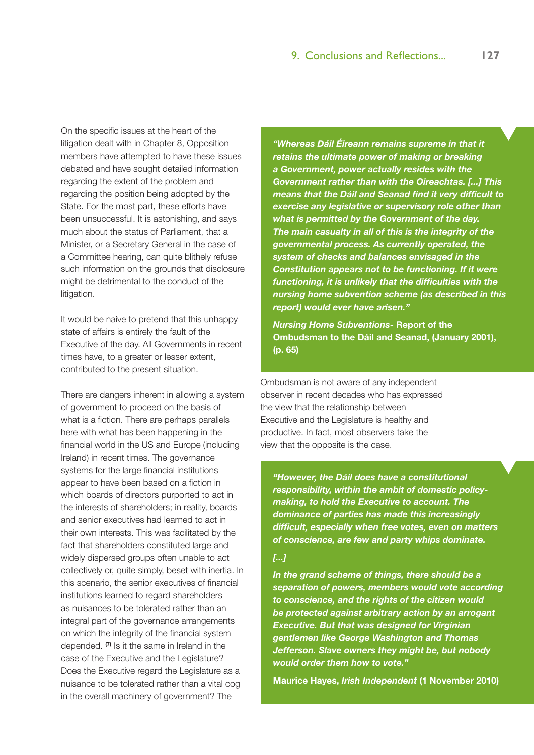On the specific issues at the heart of the litigation dealt with in Chapter 8, Opposition members have attempted to have these issues debated and have sought detailed information regarding the extent of the problem and regarding the position being adopted by the State. For the most part, these efforts have been unsuccessful. It is astonishing, and says much about the status of Parliament, that a Minister, or a Secretary General in the case of a Committee hearing, can quite blithely refuse such information on the grounds that disclosure might be detrimental to the conduct of the litigation.

It would be naive to pretend that this unhappy state of affairs is entirely the fault of the Executive of the day. All Governments in recent times have, to a greater or lesser extent, contributed to the present situation.

There are dangers inherent in allowing a system of government to proceed on the basis of what is a fiction. There are perhaps parallels here with what has been happening in the financial world in the US and Europe (including Ireland) in recent times. The governance systems for the large financial institutions appear to have been based on a fiction in which boards of directors purported to act in the interests of shareholders; in reality, boards and senior executives had learned to act in their own interests. This was facilitated by the fact that shareholders constituted large and widely dispersed groups often unable to act collectively or, quite simply, beset with inertia. In this scenario, the senior executives of financial institutions learned to regard shareholders as nuisances to be tolerated rather than an integral part of the governance arrangements on which the integrity of the financial system depended. [7] Is it the same in Ireland in the case of the Executive and the Legislature? Does the Executive regard the Legislature as a nuisance to be tolerated rather than a vital cog in the overall machinery of government? The Ombudsman is not aware of any independent observer in recent decades who has expressed the view that the relationship between Executive and the Legislature is healthy and productive. In fact, most observers take the view that the opposite is the case.

> ***"Whereas Dáil Éireann remains supreme in that it retains the ultimate power of making or breaking a Government, power actually resides with the Government rather than with the Oireachtas. [...] This means that the Dáil and Seanad find it very difficult to exercise any legislative or supervisory role other than what is permitted by the Government of the day. The main casualty in all of this is the integrity of the governmental process. As currently operated, the system of checks and balances envisaged in the Constitution appears not to be functioning. If it were functioning, it is unlikely that the difficulties with the nursing home subvention scheme (as described in this report) would ever have arisen."***
>
> ***Nursing Home Subventions*- Report of the Ombudsman to the Dáil and Seanad, (January 2001), (p. 65)**

> ***"However, the Dáil does have a constitutional responsibility, within the ambit of domestic policy-making, to hold the Executive to account. The dominance of parties has made this increasingly difficult, especially when free votes, even on matters of conscience, are few and party whips dominate.***
>
> ***[...]***
>
> ***In the grand scheme of things, there should be a separation of powers, members would vote according to conscience, and the rights of the citizen would be protected against arbitrary action by an arrogant Executive. But that was designed for Virginian gentlemen like George Washington and Thomas Jefferson. Slave owners they might be, but nobody would order them how to vote."***
>
> **Maurice Hayes, *Irish Independent* (1 November 2010)**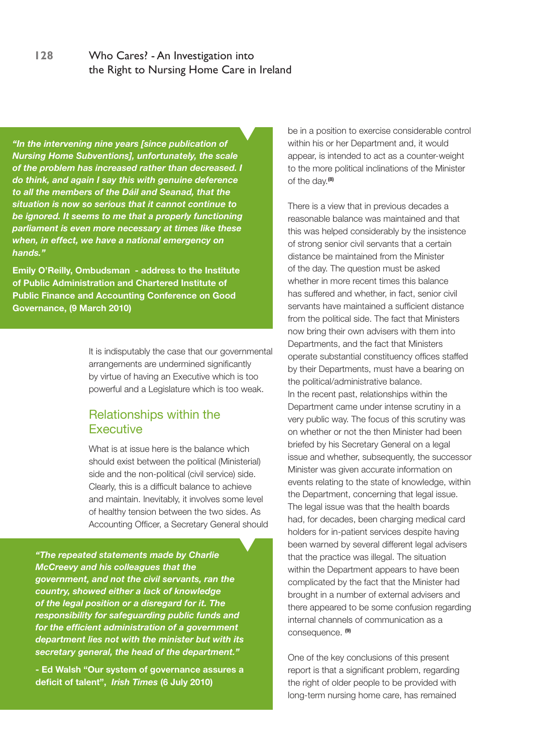> ***"In the intervening nine years [since publication of Nursing Home Subventions], unfortunately, the scale of the problem has increased rather than decreased. I do think, and again I say this with genuine deference to all the members of the Dáil and Seanad, that the situation is now so serious that it cannot continue to be ignored. It seems to me that a properly functioning parliament is even more necessary at times like these when, in effect, we have a national emergency on hands."***
>
> **Emily O'Reilly, Ombudsman - address to the Institute of Public Administration and Chartered Institute of Public Finance and Accounting Conference on Good Governance, (9 March 2010)**

It is indisputably the case that our governmental arrangements are undermined significantly by virtue of having an Executive which is too powerful and a Legislature which is too weak.

## Relationships within the Executive

What is at issue here is the balance which should exist between the political (Ministerial) side and the non-political (civil service) side. Clearly, this is a difficult balance to achieve and maintain. Inevitably, it involves some level of healthy tension between the two sides. As Accounting Officer, a Secretary General should be in a position to exercise considerable control within his or her Department and, it would appear, is intended to act as a counter-weight to the more political inclinations of the Minister of the day.[8]

> ***"The repeated statements made by Charlie McCreevy and his colleagues that the government, and not the civil servants, ran the country, showed either a lack of knowledge of the legal position or a disregard for it. The responsibility for safeguarding public funds and for the efficient administration of a government department lies not with the minister but with its secretary general, the head of the department."***
>
> **- Ed Walsh "Our system of governance assures a deficit of talent", *Irish Times* (6 July 2010)**

There is a view that in previous decades a reasonable balance was maintained and that this was helped considerably by the insistence of strong senior civil servants that a certain distance be maintained from the Minister of the day. The question must be asked whether in more recent times this balance has suffered and whether, in fact, senior civil servants have maintained a sufficient distance from the political side. The fact that Ministers now bring their own advisers with them into Departments, and the fact that Ministers operate substantial constituency offices staffed by their Departments, must have a bearing on the political/administrative balance.

In the recent past, relationships within the Department came under intense scrutiny in a very public way. The focus of this scrutiny was on whether or not the then Minister had been briefed by his Secretary General on a legal issue and whether, subsequently, the successor Minister was given accurate information on events relating to the state of knowledge, within the Department, concerning that legal issue. The legal issue was that the health boards had, for decades, been charging medical card holders for in-patient services despite having been warned by several different legal advisers that the practice was illegal. The situation within the Department appears to have been complicated by the fact that the Minister had brought in a number of external advisers and there appeared to be some confusion regarding internal channels of communication as a consequence. [9]

One of the key conclusions of this present report is that a significant problem, regarding the right of older people to be provided with long-term nursing home care, has remained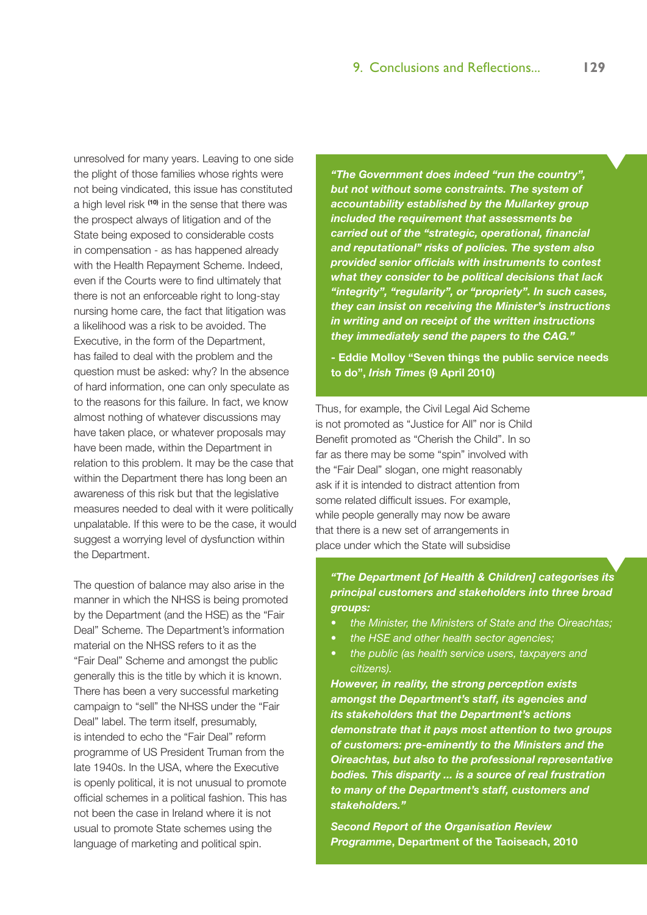unresolved for many years. Leaving to one side the plight of those families whose rights were not being vindicated, this issue has constituted a high level risk [10] in the sense that there was the prospect always of litigation and of the State being exposed to considerable costs in compensation - as has happened already with the Health Repayment Scheme. Indeed, even if the Courts were to find ultimately that there is not an enforceable right to long-stay nursing home care, the fact that litigation was a likelihood was a risk to be avoided. The Executive, in the form of the Department, has failed to deal with the problem and the question must be asked: why? In the absence of hard information, one can only speculate as to the reasons for this failure. In fact, we know almost nothing of whatever discussions may have taken place, or whatever proposals may have been made, within the Department in relation to this problem. It may be the case that within the Department there has long been an awareness of this risk but that the legislative measures needed to deal with it were politically unpalatable. If this were to be the case, it would suggest a worrying level of dysfunction within the Department.

The question of balance may also arise in the manner in which the NHSS is being promoted by the Department (and the HSE) as the "Fair Deal" Scheme. The Department's information material on the NHSS refers to it as the "Fair Deal" Scheme and amongst the public generally this is the title by which it is known. There has been a very successful marketing campaign to "sell" the NHSS under the "Fair Deal" label. The term itself, presumably, is intended to echo the "Fair Deal" reform programme of US President Truman from the late 1940s. In the USA, where the Executive is openly political, it is not unusual to promote official schemes in a political fashion. This has not been the case in Ireland where it is not usual to promote State schemes using the language of marketing and political spin.

> ***"The Government does indeed "run the country", but not without some constraints. The system of accountability established by the Mullarkey group included the requirement that assessments be carried out of the "strategic, operational, financial and reputational" risks of policies. The system also provided senior officials with instruments to contest what they consider to be political decisions that lack "integrity", "regularity", or "propriety". In such cases, they can insist on receiving the Minister's instructions in writing and on receipt of the written instructions they immediately send the papers to the CAG."***
>
> **- Eddie Molloy "Seven things the public service needs to do", *Irish Times* (9 April 2010)**

Thus, for example, the Civil Legal Aid Scheme is not promoted as "Justice for All" nor is Child Benefit promoted as "Cherish the Child". In so far as there may be some "spin" involved with the "Fair Deal" slogan, one might reasonably ask if it is intended to distract attention from some related difficult issues. For example, while people generally may now be aware that there is a new set of arrangements in place under which the State will subsidise

> ***"The Department [of Health & Children] categorises its principal customers and stakeholders into three broad groups:***
>
> - *the Minister, the Ministers of State and the Oireachtas;*
> - *the HSE and other health sector agencies;*
> - *the public (as health service users, taxpayers and citizens).*
>
> ***However, in reality, the strong perception exists amongst the Department's staff, its agencies and its stakeholders that the Department's actions demonstrate that it pays most attention to two groups of customers: pre-eminently to the Ministers and the Oireachtas, but also to the professional representative bodies. This disparity ... is a source of real frustration to many of the Department's staff, customers and stakeholders."***
>
> ***Second Report of the Organisation Review Programme*, Department of the Taoiseach, 2010**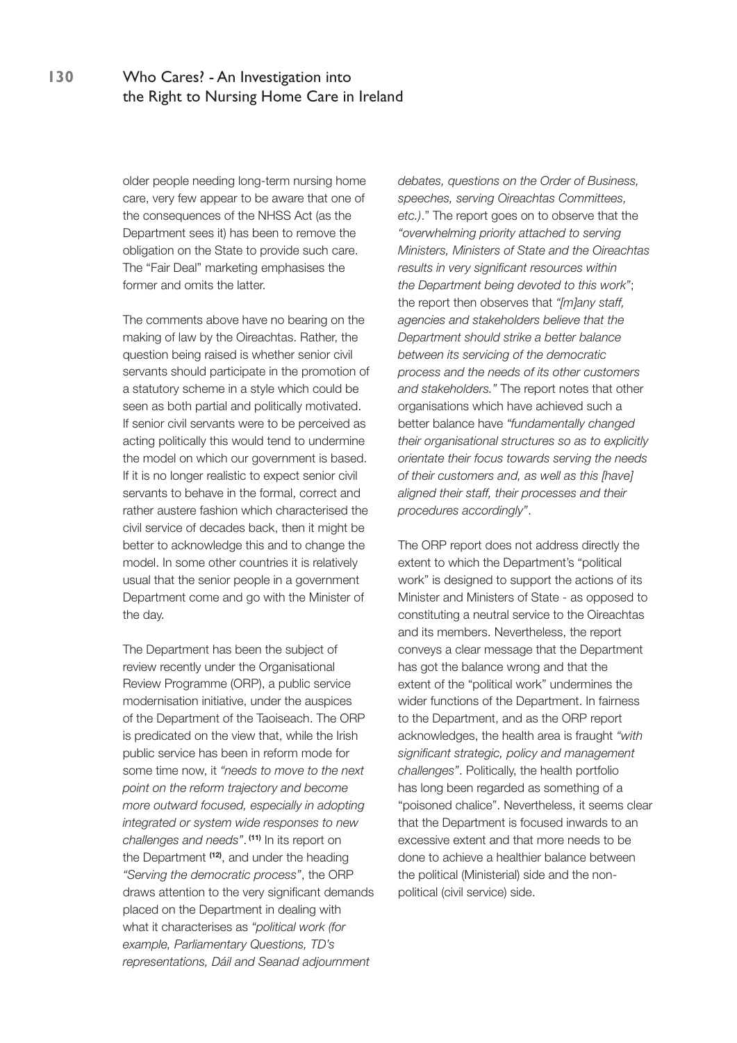older people needing long-term nursing home care, very few appear to be aware that one of the consequences of the NHSS Act (as the Department sees it) has been to remove the obligation on the State to provide such care. The "Fair Deal" marketing emphasises the former and omits the latter.

The comments above have no bearing on the making of law by the Oireachtas. Rather, the question being raised is whether senior civil servants should participate in the promotion of a statutory scheme in a style which could be seen as both partial and politically motivated. If senior civil servants were to be perceived as acting politically this would tend to undermine the model on which our government is based. If it is no longer realistic to expect senior civil servants to behave in the formal, correct and rather austere fashion which characterised the civil service of decades back, then it might be better to acknowledge this and to change the model. In some other countries it is relatively usual that the senior people in a government Department come and go with the Minister of the day.

The Department has been the subject of review recently under the Organisational Review Programme (ORP), a public service modernisation initiative, under the auspices of the Department of the Taoiseach. The ORP is predicated on the view that, while the Irish public service has been in reform mode for some time now, it *"needs to move to the next point on the reform trajectory and become more outward focused, especially in adopting integrated or system wide responses to new challenges and needs"*. [11] In its report on the Department [12], and under the heading *"Serving the democratic process"*, the ORP draws attention to the very significant demands placed on the Department in dealing with what it characterises as *"political work (for example, Parliamentary Questions, TD's representations, Dáil and Seanad adjournment debates, questions on the Order of Business, speeches, serving Oireachtas Committees, etc.)*." The report goes on to observe that the *"overwhelming priority attached to serving Ministers, Ministers of State and the Oireachtas results in very significant resources within the Department being devoted to this work"*; the report then observes that *"[m]any staff, agencies and stakeholders believe that the Department should strike a better balance between its servicing of the democratic process and the needs of its other customers and stakeholders."* The report notes that other organisations which have achieved such a better balance have *"fundamentally changed their organisational structures so as to explicitly orientate their focus towards serving the needs of their customers and, as well as this [have] aligned their staff, their processes and their procedures accordingly"*.

The ORP report does not address directly the extent to which the Department's "political work" is designed to support the actions of its Minister and Ministers of State - as opposed to constituting a neutral service to the Oireachtas and its members. Nevertheless, the report conveys a clear message that the Department has got the balance wrong and that the extent of the "political work" undermines the wider functions of the Department. In fairness to the Department, and as the ORP report acknowledges, the health area is fraught *"with significant strategic, policy and management challenges"*. Politically, the health portfolio has long been regarded as something of a "poisoned chalice". Nevertheless, it seems clear that the Department is focused inwards to an excessive extent and that more needs to be done to achieve a healthier balance between the political (Ministerial) side and the non-political (civil service) side.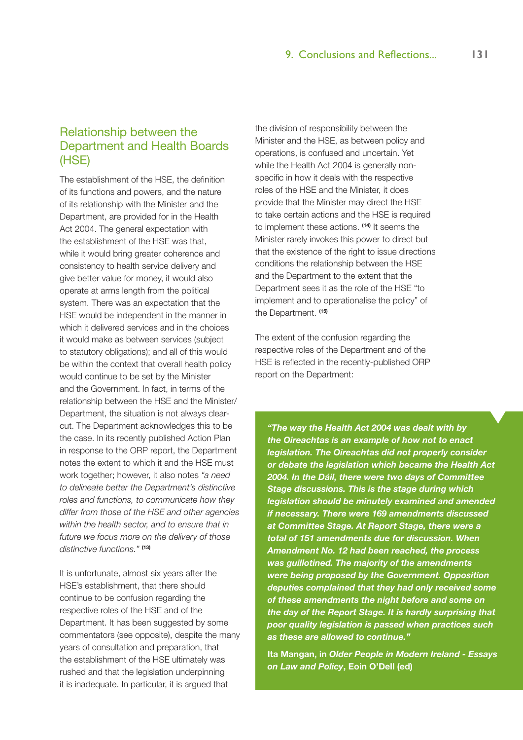## Relationship between the Department and Health Boards (HSE)

The establishment of the HSE, the definition of its functions and powers, and the nature of its relationship with the Minister and the Department, are provided for in the Health Act 2004. The general expectation with the establishment of the HSE was that, while it would bring greater coherence and consistency to health service delivery and give better value for money, it would also operate at arms length from the political system. There was an expectation that the HSE would be independent in the manner in which it delivered services and in the choices it would make as between services (subject to statutory obligations); and all of this would be within the context that overall health policy would continue to be set by the Minister and the Government. In fact, in terms of the relationship between the HSE and the Minister/Department, the situation is not always clear-cut. The Department acknowledges this to be the case. In its recently published Action Plan in response to the ORP report, the Department notes the extent to which it and the HSE must work together; however, it also notes *"a need to delineate better the Department's distinctive roles and functions, to communicate how they differ from those of the HSE and other agencies within the health sector, and to ensure that in future we focus more on the delivery of those distinctive functions."* [13]

It is unfortunate, almost six years after the HSE's establishment, that there should continue to be confusion regarding the respective roles of the HSE and of the Department. It has been suggested by some commentators (see opposite), despite the many years of consultation and preparation, that the establishment of the HSE ultimately was rushed and that the legislation underpinning it is inadequate. In particular, it is argued that the division of responsibility between the Minister and the HSE, as between policy and operations, is confused and uncertain. Yet while the Health Act 2004 is generally non-specific in how it deals with the respective roles of the HSE and the Minister, it does provide that the Minister may direct the HSE to take certain actions and the HSE is required to implement these actions. [14] It seems the Minister rarely invokes this power to direct but that the existence of the right to issue directions conditions the relationship between the HSE and the Department to the extent that the Department sees it as the role of the HSE "to implement and to operationalise the policy" of the Department. [15]

The extent of the confusion regarding the respective roles of the Department and of the HSE is reflected in the recently-published ORP report on the Department:

> ***"The way the Health Act 2004 was dealt with by the Oireachtas is an example of how not to enact legislation. The Oireachtas did not properly consider or debate the legislation which became the Health Act 2004. In the Dáil, there were two days of Committee Stage discussions. This is the stage during which legislation should be minutely examined and amended if necessary. There were 169 amendments discussed at Committee Stage. At Report Stage, there were a total of 151 amendments due for discussion. When Amendment No. 12 had been reached, the process was guillotined. The majority of the amendments were being proposed by the Government. Opposition deputies complained that they had only received some of these amendments the night before and some on the day of the Report Stage. It is hardly surprising that poor quality legislation is passed when practices such as these are allowed to continue."***
>
> **Ita Mangan, in *Older People in Modern Ireland - Essays on Law and Policy*, Eoin O'Dell (ed)**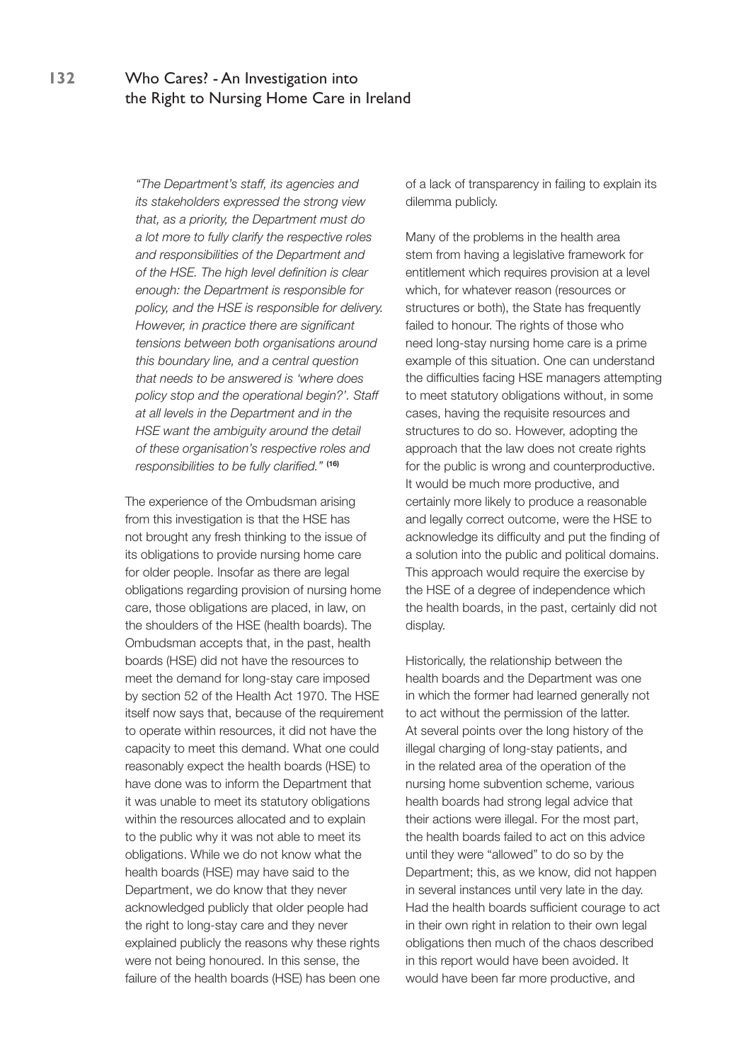*"The Department's staff, its agencies and its stakeholders expressed the strong view that, as a priority, the Department must do a lot more to fully clarify the respective roles and responsibilities of the Department and of the HSE. The high level definition is clear enough: the Department is responsible for policy, and the HSE is responsible for delivery. However, in practice there are significant tensions between both organisations around this boundary line, and a central question that needs to be answered is 'where does policy stop and the operational begin?'. Staff at all levels in the Department and in the HSE want the ambiguity around the detail of these organisation's respective roles and responsibilities to be fully clarified."* [16]

The experience of the Ombudsman arising from this investigation is that the HSE has not brought any fresh thinking to the issue of its obligations to provide nursing home care for older people. Insofar as there are legal obligations regarding provision of nursing home care, those obligations are placed, in law, on the shoulders of the HSE (health boards). The Ombudsman accepts that, in the past, health boards (HSE) did not have the resources to meet the demand for long-stay care imposed by section 52 of the Health Act 1970. The HSE itself now says that, because of the requirement to operate within resources, it did not have the capacity to meet this demand. What one could reasonably expect the health boards (HSE) to have done was to inform the Department that it was unable to meet its statutory obligations within the resources allocated and to explain to the public why it was not able to meet its obligations. While we do not know what the health boards (HSE) may have said to the Department, we do know that they never acknowledged publicly that older people had the right to long-stay care and they never explained publicly the reasons why these rights were not being honoured. In this sense, the failure of the health boards (HSE) has been one of a lack of transparency in failing to explain its dilemma publicly.

Many of the problems in the health area stem from having a legislative framework for entitlement which requires provision at a level which, for whatever reason (resources or structures or both), the State has frequently failed to honour. The rights of those who need long-stay nursing home care is a prime example of this situation. One can understand the difficulties facing HSE managers attempting to meet statutory obligations without, in some cases, having the requisite resources and structures to do so. However, adopting the approach that the law does not create rights for the public is wrong and counterproductive. It would be much more productive, and certainly more likely to produce a reasonable and legally correct outcome, were the HSE to acknowledge its difficulty and put the finding of a solution into the public and political domains. This approach would require the exercise by the HSE of a degree of independence which the health boards, in the past, certainly did not display.

Historically, the relationship between the health boards and the Department was one in which the former had learned generally not to act without the permission of the latter. At several points over the long history of the illegal charging of long-stay patients, and in the related area of the operation of the nursing home subvention scheme, various health boards had strong legal advice that their actions were illegal. For the most part, the health boards failed to act on this advice until they were "allowed" to do so by the Department; this, as we know, did not happen in several instances until very late in the day. Had the health boards sufficient courage to act in their own right in relation to their own legal obligations then much of the chaos described in this report would have been avoided. It would have been far more productive, and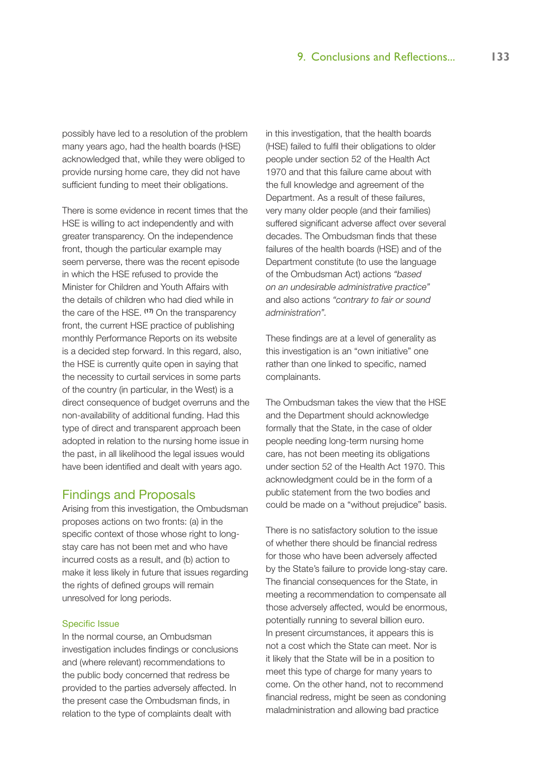possibly have led to a resolution of the problem many years ago, had the health boards (HSE) acknowledged that, while they were obliged to provide nursing home care, they did not have sufficient funding to meet their obligations.

There is some evidence in recent times that the HSE is willing to act independently and with greater transparency. On the independence front, though the particular example may seem perverse, there was the recent episode in which the HSE refused to provide the Minister for Children and Youth Affairs with the details of children who had died while in the care of the HSE. [17] On the transparency front, the current HSE practice of publishing monthly Performance Reports on its website is a decided step forward. In this regard, also, the HSE is currently quite open in saying that the necessity to curtail services in some parts of the country (in particular, in the West) is a direct consequence of budget overruns and the non-availability of additional funding. Had this type of direct and transparent approach been adopted in relation to the nursing home issue in the past, in all likelihood the legal issues would have been identified and dealt with years ago.

## Findings and Proposals

Arising from this investigation, the Ombudsman proposes actions on two fronts: (a) in the specific context of those whose right to long-stay care has not been met and who have incurred costs as a result, and (b) action to make it less likely in future that issues regarding the rights of defined groups will remain unresolved for long periods.

### Specific Issue

In the normal course, an Ombudsman investigation includes findings or conclusions and (where relevant) recommendations to the public body concerned that redress be provided to the parties adversely affected. In the present case the Ombudsman finds, in relation to the type of complaints dealt with in this investigation, that the health boards (HSE) failed to fulfil their obligations to older people under section 52 of the Health Act 1970 and that this failure came about with the full knowledge and agreement of the Department. As a result of these failures, very many older people (and their families) suffered significant adverse affect over several decades. The Ombudsman finds that these failures of the health boards (HSE) and of the Department constitute (to use the language of the Ombudsman Act) actions *"based on an undesirable administrative practice"* and also actions *"contrary to fair or sound administration"*.

These findings are at a level of generality as this investigation is an "own initiative" one rather than one linked to specific, named complainants.

The Ombudsman takes the view that the HSE and the Department should acknowledge formally that the State, in the case of older people needing long-term nursing home care, has not been meeting its obligations under section 52 of the Health Act 1970. This acknowledgment could be in the form of a public statement from the two bodies and could be made on a "without prejudice" basis.

There is no satisfactory solution to the issue of whether there should be financial redress for those who have been adversely affected by the State's failure to provide long-stay care. The financial consequences for the State, in meeting a recommendation to compensate all those adversely affected, would be enormous, potentially running to several billion euro. In present circumstances, it appears this is not a cost which the State can meet. Nor is it likely that the State will be in a position to meet this type of charge for many years to come. On the other hand, not to recommend financial redress, might be seen as condoning maladministration and allowing bad practice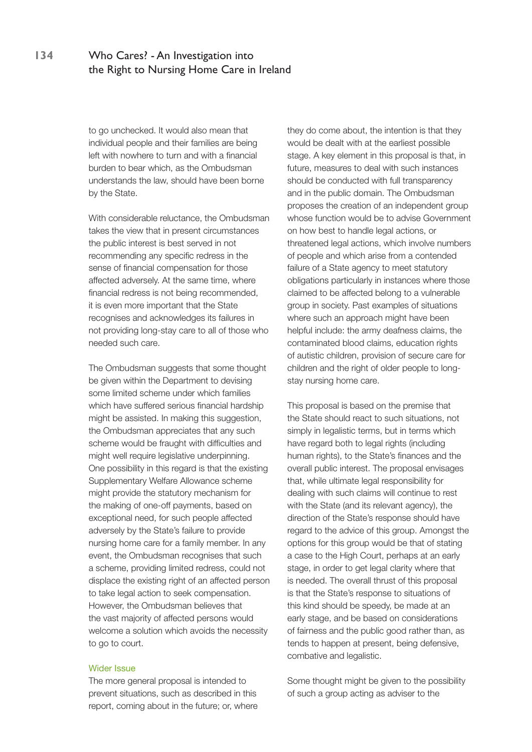to go unchecked. It would also mean that individual people and their families are being left with nowhere to turn and with a financial burden to bear which, as the Ombudsman understands the law, should have been borne by the State.

With considerable reluctance, the Ombudsman takes the view that in present circumstances the public interest is best served in not recommending any specific redress in the sense of financial compensation for those affected adversely. At the same time, where financial redress is not being recommended, it is even more important that the State recognises and acknowledges its failures in not providing long-stay care to all of those who needed such care.

The Ombudsman suggests that some thought be given within the Department to devising some limited scheme under which families which have suffered serious financial hardship might be assisted. In making this suggestion, the Ombudsman appreciates that any such scheme would be fraught with difficulties and might well require legislative underpinning. One possibility in this regard is that the existing Supplementary Welfare Allowance scheme might provide the statutory mechanism for the making of one-off payments, based on exceptional need, for such people affected adversely by the State's failure to provide nursing home care for a family member. In any event, the Ombudsman recognises that such a scheme, providing limited redress, could not displace the existing right of an affected person to take legal action to seek compensation. However, the Ombudsman believes that the vast majority of affected persons would welcome a solution which avoids the necessity to go to court.

### Wider Issue

The more general proposal is intended to prevent situations, such as described in this report, coming about in the future; or, where they do come about, the intention is that they would be dealt with at the earliest possible stage. A key element in this proposal is that, in future, measures to deal with such instances should be conducted with full transparency and in the public domain. The Ombudsman proposes the creation of an independent group whose function would be to advise Government on how best to handle legal actions, or threatened legal actions, which involve numbers of people and which arise from a contended failure of a State agency to meet statutory obligations particularly in instances where those claimed to be affected belong to a vulnerable group in society. Past examples of situations where such an approach might have been helpful include: the army deafness claims, the contaminated blood claims, education rights of autistic children, provision of secure care for children and the right of older people to long-stay nursing home care.

This proposal is based on the premise that the State should react to such situations, not simply in legalistic terms, but in terms which have regard both to legal rights (including human rights), to the State's finances and the overall public interest. The proposal envisages that, while ultimate legal responsibility for dealing with such claims will continue to rest with the State (and its relevant agency), the direction of the State's response should have regard to the advice of this group. Amongst the options for this group would be that of stating a case to the High Court, perhaps at an early stage, in order to get legal clarity where that is needed. The overall thrust of this proposal is that the State's response to situations of this kind should be speedy, be made at an early stage, and be based on considerations of fairness and the public good rather than, as tends to happen at present, being defensive, combative and legalistic.

Some thought might be given to the possibility of such a group acting as adviser to the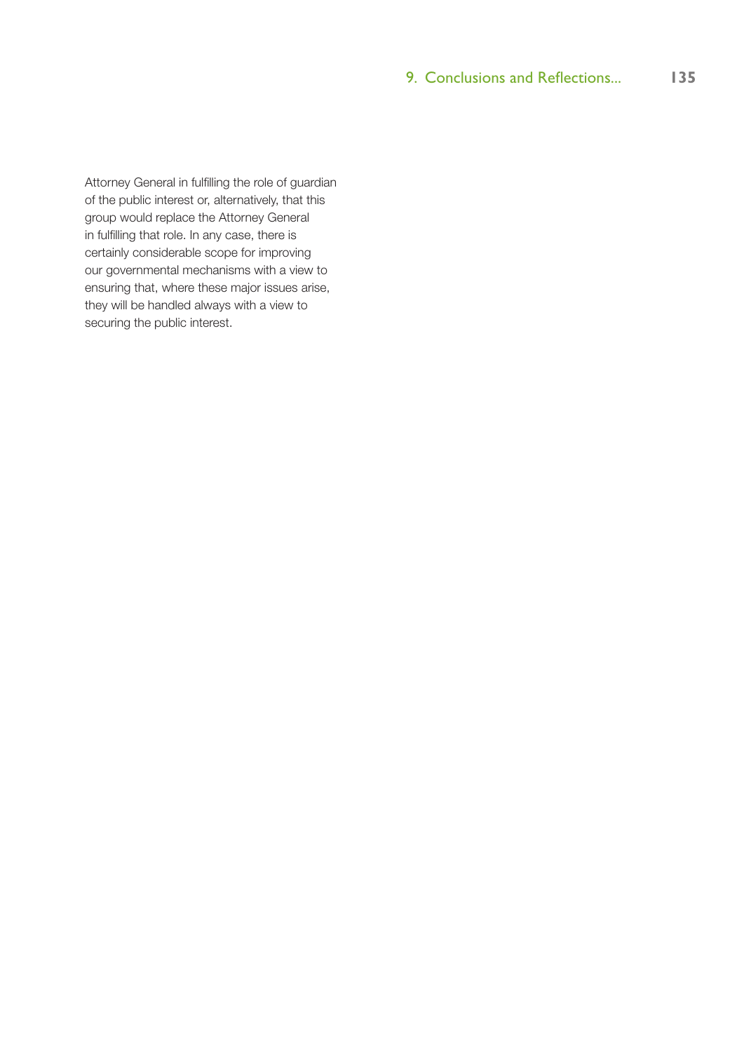Attorney General in fulfilling the role of guardian of the public interest or, alternatively, that this group would replace the Attorney General in fulfilling that role. In any case, there is certainly considerable scope for improving our governmental mechanisms with a view to ensuring that, where these major issues arise, they will be handled always with a view to securing the public interest.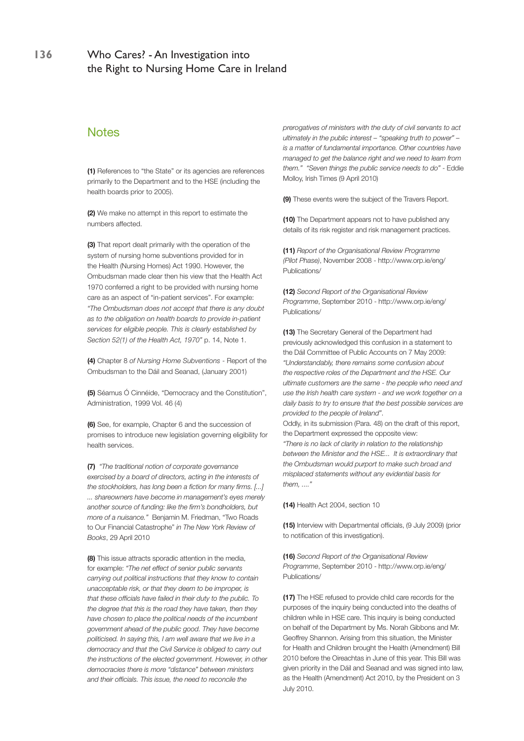## Notes

**(1)** References to "the State" or its agencies are references primarily to the Department and to the HSE (including the health boards prior to 2005).

**(2)** We make no attempt in this report to estimate the numbers affected.

**(3)** That report dealt primarily with the operation of the system of nursing home subventions provided for in the Health (Nursing Homes) Act 1990. However, the Ombudsman made clear then his view that the Health Act 1970 conferred a right to be provided with nursing home care as an aspect of "in-patient services". For example: *"The Ombudsman does not accept that there is any doubt as to the obligation on health boards to provide in-patient services for eligible people. This is clearly established by Section 52(1) of the Health Act, 1970"* p. 14, Note 1.

**(4)** Chapter 8 *of Nursing Home Subventions* - Report of the Ombudsman to the Dáil and Seanad, (January 2001)

**(5)** Séamus Ó Cinnéide, "Democracy and the Constitution", Administration, 1999 Vol. 46 (4)

**(6)** See, for example, Chapter 6 and the succession of promises to introduce new legislation governing eligibility for health services.

**(7)** *"The traditional notion of corporate governance exercised by a board of directors, acting in the interests of the stockholders, has long been a fiction for many firms. [...] ... shareowners have become in management's eyes merely another source of funding: like the firm's bondholders, but more of a nuisance."* Benjamin M. Friedman, "Two Roads to Our Financial Catastrophe" *in The New York Review of Books*, 29 April 2010

**(8)** This issue attracts sporadic attention in the media, for example: *"The net effect of senior public servants carrying out political instructions that they know to contain unacceptable risk, or that they deem to be improper, is that these officials have failed in their duty to the public. To the degree that this is the road they have taken, then they have chosen to place the political needs of the incumbent government ahead of the public good. They have become politicised. In saying this, I am well aware that we live in a democracy and that the Civil Service is obliged to carry out the instructions of the elected government. However, in other democracies there is more "distance" between ministers and their officials. This issue, the need to reconcile the prerogatives of ministers with the duty of civil servants to act ultimately in the public interest – "speaking truth to power" – is a matter of fundamental importance. Other countries have managed to get the balance right and we need to learn from them." "Seven things the public service needs to do"* - Eddie Molloy, Irish Times (9 April 2010)

**(9)** These events were the subject of the Travers Report.

**(10)** The Department appears not to have published any details of its risk register and risk management practices.

**(11)** *Report of the Organisational Review Programme (Pilot Phase)*, November 2008 - http://www.orp.ie/eng/Publications/

**(12)** *Second Report of the Organisational Review Programme*, September 2010 - http://www.orp.ie/eng/Publications/

**(13)** The Secretary General of the Department had previously acknowledged this confusion in a statement to the Dáil Committee of Public Accounts on 7 May 2009: *"Understandably, there remains some confusion about the respective roles of the Department and the HSE. Our ultimate customers are the same - the people who need and use the Irish health care system - and we work together on a daily basis to try to ensure that the best possible services are provided to the people of Ireland"*.
Oddly, in its submission (Para. 48) on the draft of this report, the Department expressed the opposite view:
*"There is no lack of clarity in relation to the relationship between the Minister and the HSE... It is extraordinary that the Ombudsman would purport to make such broad and misplaced statements without any evidential basis for them, ...."*

**(14)** Health Act 2004, section 10

**(15)** Interview with Departmental officials, (9 July 2009) (prior to notification of this investigation).

**(16)** *Second Report of the Organisational Review Programme*, September 2010 - http://www.orp.ie/eng/Publications/

**(17)** The HSE refused to provide child care records for the purposes of the inquiry being conducted into the deaths of children while in HSE care. This inquiry is being conducted on behalf of the Department by Ms. Norah Gibbons and Mr. Geoffrey Shannon. Arising from this situation, the Minister for Health and Children brought the Health (Amendment) Bill 2010 before the Oireachtas in June of this year. This Bill was given priority in the Dáil and Seanad and was signed into law, as the Health (Amendment) Act 2010, by the President on 3 July 2010.